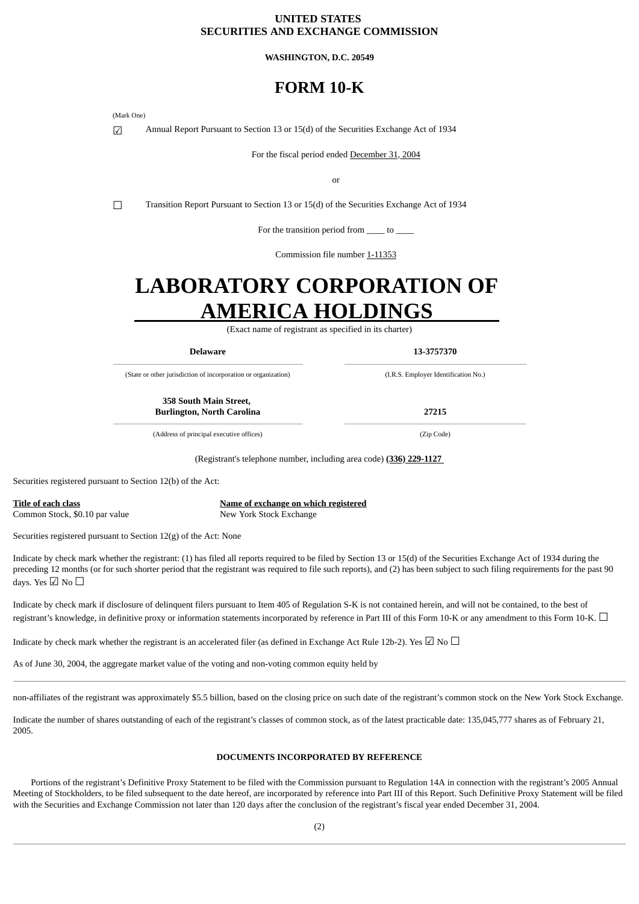**UNITED STATES**
**SECURITIES AND EXCHANGE COMMISSION**

**WASHINGTON, D.C. 20549**

# FORM 10-K

(Mark One)

☑ Annual Report Pursuant to Section 13 or 15(d) of the Securities Exchange Act of 1934

For the fiscal period ended December 31, 2004

or

☐ Transition Report Pursuant to Section 13 or 15(d) of the Securities Exchange Act of 1934

For the transition period from ____ to ____

Commission file number 1-11353

# LABORATORY CORPORATION OF AMERICA HOLDINGS

(Exact name of registrant as specified in its charter)

| **Delaware** | **13-3757370** |
|---|---|
| (State or other jurisdiction of incorporation or organization) | (I.R.S. Employer Identification No.) |
| **358 South Main Street, Burlington, North Carolina** | **27215** |
| (Address of principal executive offices) | (Zip Code) |

(Registrant's telephone number, including area code) **(336) 229-1127**

Securities registered pursuant to Section 12(b) of the Act:

| Title of each class | Name of exchange on which registered |
|---|---|
| Common Stock, $0.10 par value | New York Stock Exchange |

Securities registered pursuant to Section 12(g) of the Act: None

Indicate by check mark whether the registrant: (1) has filed all reports required to be filed by Section 13 or 15(d) of the Securities Exchange Act of 1934 during the preceding 12 months (or for such shorter period that the registrant was required to file such reports), and (2) has been subject to such filing requirements for the past 90 days. Yes ☑ No ☐

Indicate by check mark if disclosure of delinquent filers pursuant to Item 405 of Regulation S-K is not contained herein, and will not be contained, to the best of registrant's knowledge, in definitive proxy or information statements incorporated by reference in Part III of this Form 10-K or any amendment to this Form 10-K. ☐

Indicate by check mark whether the registrant is an accelerated filer (as defined in Exchange Act Rule 12b-2). Yes ☑ No ☐

As of June 30, 2004, the aggregate market value of the voting and non-voting common equity held by non-affiliates of the registrant was approximately $5.5 billion, based on the closing price on such date of the registrant's common stock on the New York Stock Exchange.

Indicate the number of shares outstanding of each of the registrant's classes of common stock, as of the latest practicable date: 135,045,777 shares as of February 21, 2005.

**DOCUMENTS INCORPORATED BY REFERENCE**

Portions of the registrant's Definitive Proxy Statement to be filed with the Commission pursuant to Regulation 14A in connection with the registrant's 2005 Annual Meeting of Stockholders, to be filed subsequent to the date hereof, are incorporated by reference into Part III of this Report. Such Definitive Proxy Statement will be filed with the Securities and Exchange Commission not later than 120 days after the conclusion of the registrant's fiscal year ended December 31, 2004.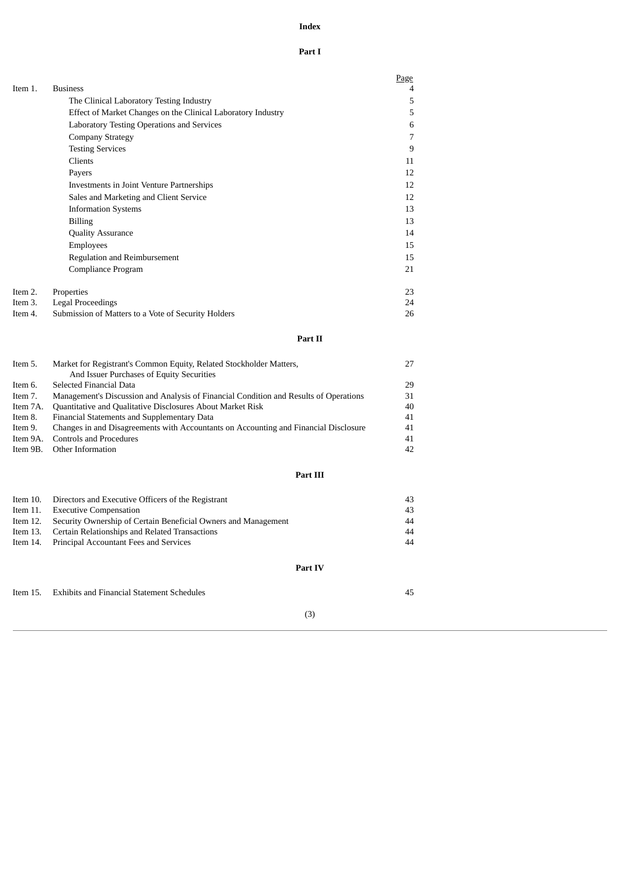**Index**

**Part I**

| | | Page |
|---|---|---|
| Item 1. | Business | 4 |
| | The Clinical Laboratory Testing Industry | 5 |
| | Effect of Market Changes on the Clinical Laboratory Industry | 5 |
| | Laboratory Testing Operations and Services | 6 |
| | Company Strategy | 7 |
| | Testing Services | 9 |
| | Clients | 11 |
| | Payers | 12 |
| | Investments in Joint Venture Partnerships | 12 |
| | Sales and Marketing and Client Service | 12 |
| | Information Systems | 13 |
| | Billing | 13 |
| | Quality Assurance | 14 |
| | Employees | 15 |
| | Regulation and Reimbursement | 15 |
| | Compliance Program | 21 |
| Item 2. | Properties | 23 |
| Item 3. | Legal Proceedings | 24 |
| Item 4. | Submission of Matters to a Vote of Security Holders | 26 |

**Part II**

| | | |
|---|---|---|
| Item 5. | Market for Registrant's Common Equity, Related Stockholder Matters, And Issuer Purchases of Equity Securities | 27 |
| Item 6. | Selected Financial Data | 29 |
| Item 7. | Management's Discussion and Analysis of Financial Condition and Results of Operations | 31 |
| Item 7A. | Quantitative and Qualitative Disclosures About Market Risk | 40 |
| Item 8. | Financial Statements and Supplementary Data | 41 |
| Item 9. | Changes in and Disagreements with Accountants on Accounting and Financial Disclosure | 41 |
| Item 9A. | Controls and Procedures | 41 |
| Item 9B. | Other Information | 42 |

**Part III**

| | | |
|---|---|---|
| Item 10. | Directors and Executive Officers of the Registrant | 43 |
| Item 11. | Executive Compensation | 43 |
| Item 12. | Security Ownership of Certain Beneficial Owners and Management | 44 |
| Item 13. | Certain Relationships and Related Transactions | 44 |
| Item 14. | Principal Accountant Fees and Services | 44 |

**Part IV**

| | | |
|---|---|---|
| Item 15. | Exhibits and Financial Statement Schedules | 45 |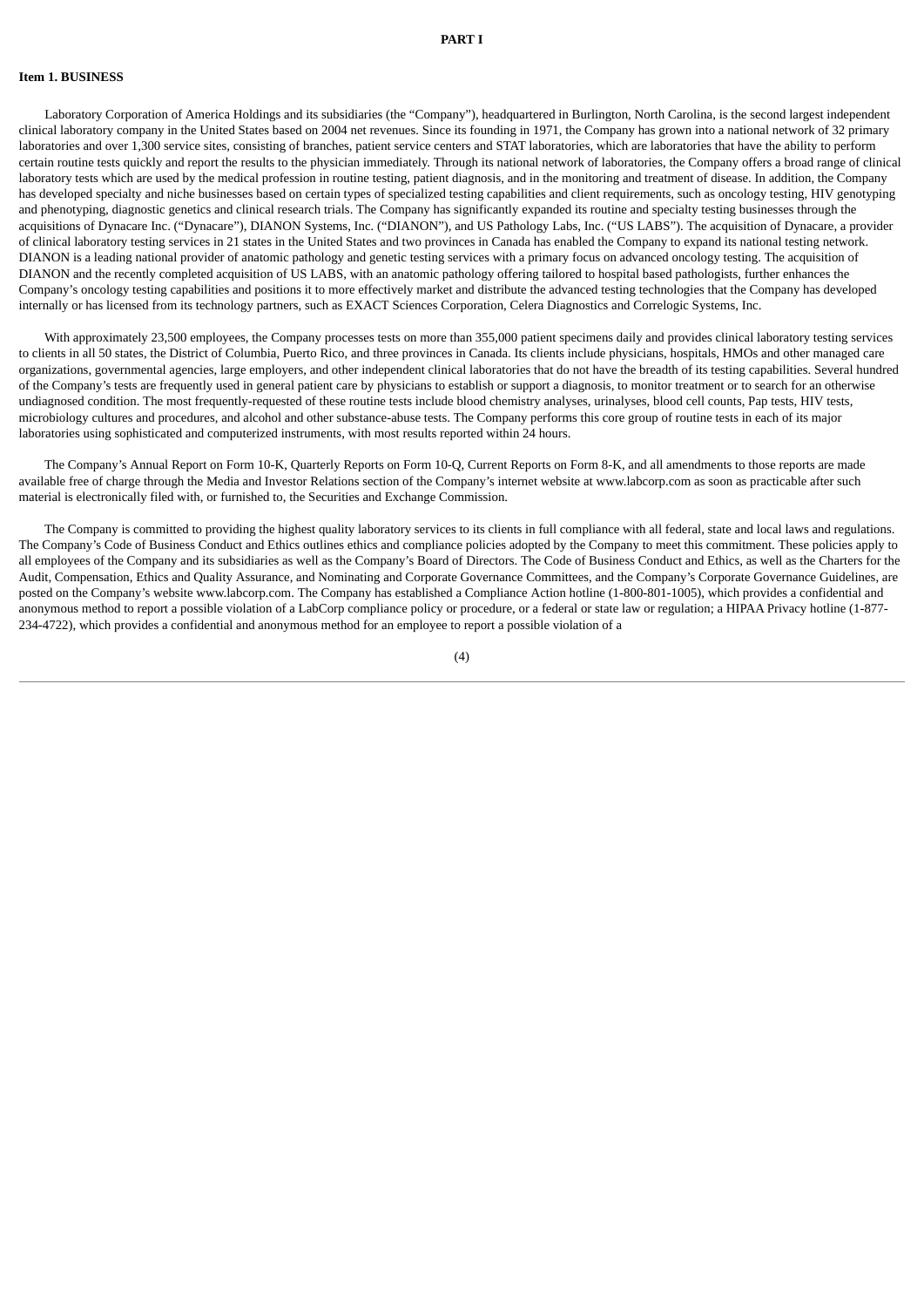# PART I

## Item 1. BUSINESS

Laboratory Corporation of America Holdings and its subsidiaries (the "Company"), headquartered in Burlington, North Carolina, is the second largest independent clinical laboratory company in the United States based on 2004 net revenues. Since its founding in 1971, the Company has grown into a national network of 32 primary laboratories and over 1,300 service sites, consisting of branches, patient service centers and STAT laboratories, which are laboratories that have the ability to perform certain routine tests quickly and report the results to the physician immediately. Through its national network of laboratories, the Company offers a broad range of clinical laboratory tests which are used by the medical profession in routine testing, patient diagnosis, and in the monitoring and treatment of disease. In addition, the Company has developed specialty and niche businesses based on certain types of specialized testing capabilities and client requirements, such as oncology testing, HIV genotyping and phenotyping, diagnostic genetics and clinical research trials. The Company has significantly expanded its routine and specialty testing businesses through the acquisitions of Dynacare Inc. ("Dynacare"), DIANON Systems, Inc. ("DIANON"), and US Pathology Labs, Inc. ("US LABS"). The acquisition of Dynacare, a provider of clinical laboratory testing services in 21 states in the United States and two provinces in Canada has enabled the Company to expand its national testing network. DIANON is a leading national provider of anatomic pathology and genetic testing services with a primary focus on advanced oncology testing. The acquisition of DIANON and the recently completed acquisition of US LABS, with an anatomic pathology offering tailored to hospital based pathologists, further enhances the Company's oncology testing capabilities and positions it to more effectively market and distribute the advanced testing technologies that the Company has developed internally or has licensed from its technology partners, such as EXACT Sciences Corporation, Celera Diagnostics and Correlogic Systems, Inc.

With approximately 23,500 employees, the Company processes tests on more than 355,000 patient specimens daily and provides clinical laboratory testing services to clients in all 50 states, the District of Columbia, Puerto Rico, and three provinces in Canada. Its clients include physicians, hospitals, HMOs and other managed care organizations, governmental agencies, large employers, and other independent clinical laboratories that do not have the breadth of its testing capabilities. Several hundred of the Company's tests are frequently used in general patient care by physicians to establish or support a diagnosis, to monitor treatment or to search for an otherwise undiagnosed condition. The most frequently-requested of these routine tests include blood chemistry analyses, urinalyses, blood cell counts, Pap tests, HIV tests, microbiology cultures and procedures, and alcohol and other substance-abuse tests. The Company performs this core group of routine tests in each of its major laboratories using sophisticated and computerized instruments, with most results reported within 24 hours.

The Company's Annual Report on Form 10-K, Quarterly Reports on Form 10-Q, Current Reports on Form 8-K, and all amendments to those reports are made available free of charge through the Media and Investor Relations section of the Company's internet website at www.labcorp.com as soon as practicable after such material is electronically filed with, or furnished to, the Securities and Exchange Commission.

The Company is committed to providing the highest quality laboratory services to its clients in full compliance with all federal, state and local laws and regulations. The Company's Code of Business Conduct and Ethics outlines ethics and compliance policies adopted by the Company to meet this commitment. These policies apply to all employees of the Company and its subsidiaries as well as the Company's Board of Directors. The Code of Business Conduct and Ethics, as well as the Charters for the Audit, Compensation, Ethics and Quality Assurance, and Nominating and Corporate Governance Committees, and the Company's Corporate Governance Guidelines, are posted on the Company's website www.labcorp.com. The Company has established a Compliance Action hotline (1-800-801-1005), which provides a confidential and anonymous method to report a possible violation of a LabCorp compliance policy or procedure, or a federal or state law or regulation; a HIPAA Privacy hotline (1-877-234-4722), which provides a confidential and anonymous method for an employee to report a possible violation of a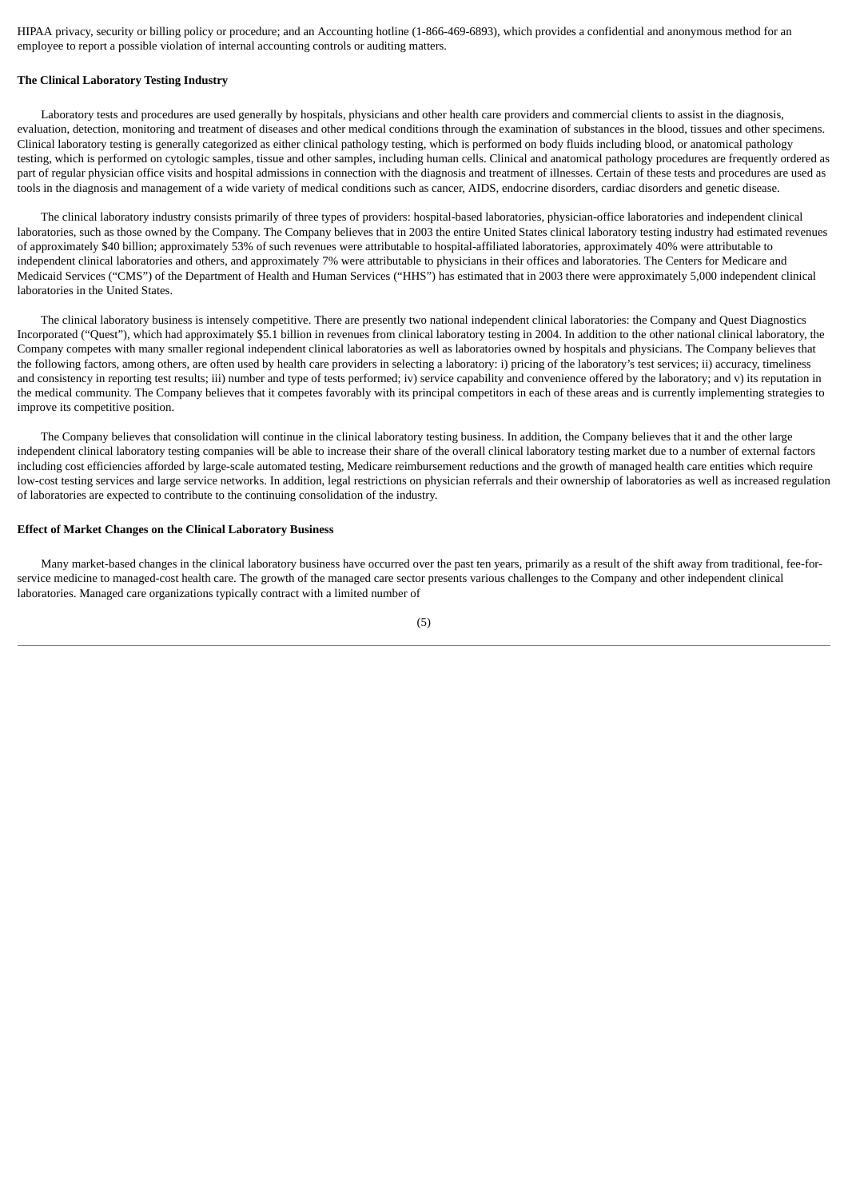HIPAA privacy, security or billing policy or procedure; and an Accounting hotline (1-866-469-6893), which provides a confidential and anonymous method for an employee to report a possible violation of internal accounting controls or auditing matters.

**The Clinical Laboratory Testing Industry**

Laboratory tests and procedures are used generally by hospitals, physicians and other health care providers and commercial clients to assist in the diagnosis, evaluation, detection, monitoring and treatment of diseases and other medical conditions through the examination of substances in the blood, tissues and other specimens. Clinical laboratory testing is generally categorized as either clinical pathology testing, which is performed on body fluids including blood, or anatomical pathology testing, which is performed on cytologic samples, tissue and other samples, including human cells. Clinical and anatomical pathology procedures are frequently ordered as part of regular physician office visits and hospital admissions in connection with the diagnosis and treatment of illnesses. Certain of these tests and procedures are used as tools in the diagnosis and management of a wide variety of medical conditions such as cancer, AIDS, endocrine disorders, cardiac disorders and genetic disease.

The clinical laboratory industry consists primarily of three types of providers: hospital-based laboratories, physician-office laboratories and independent clinical laboratories, such as those owned by the Company. The Company believes that in 2003 the entire United States clinical laboratory testing industry had estimated revenues of approximately $40 billion; approximately 53% of such revenues were attributable to hospital-affiliated laboratories, approximately 40% were attributable to independent clinical laboratories and others, and approximately 7% were attributable to physicians in their offices and laboratories. The Centers for Medicare and Medicaid Services ("CMS") of the Department of Health and Human Services ("HHS") has estimated that in 2003 there were approximately 5,000 independent clinical laboratories in the United States.

The clinical laboratory business is intensely competitive. There are presently two national independent clinical laboratories: the Company and Quest Diagnostics Incorporated ("Quest"), which had approximately $5.1 billion in revenues from clinical laboratory testing in 2004. In addition to the other national clinical laboratory, the Company competes with many smaller regional independent clinical laboratories as well as laboratories owned by hospitals and physicians. The Company believes that the following factors, among others, are often used by health care providers in selecting a laboratory: i) pricing of the laboratory's test services; ii) accuracy, timeliness and consistency in reporting test results; iii) number and type of tests performed; iv) service capability and convenience offered by the laboratory; and v) its reputation in the medical community. The Company believes that it competes favorably with its principal competitors in each of these areas and is currently implementing strategies to improve its competitive position.

The Company believes that consolidation will continue in the clinical laboratory testing business. In addition, the Company believes that it and the other large independent clinical laboratory testing companies will be able to increase their share of the overall clinical laboratory testing market due to a number of external factors including cost efficiencies afforded by large-scale automated testing, Medicare reimbursement reductions and the growth of managed health care entities which require low-cost testing services and large service networks. In addition, legal restrictions on physician referrals and their ownership of laboratories as well as increased regulation of laboratories are expected to contribute to the continuing consolidation of the industry.

**Effect of Market Changes on the Clinical Laboratory Business**

Many market-based changes in the clinical laboratory business have occurred over the past ten years, primarily as a result of the shift away from traditional, fee-for-service medicine to managed-cost health care. The growth of the managed care sector presents various challenges to the Company and other independent clinical laboratories. Managed care organizations typically contract with a limited number of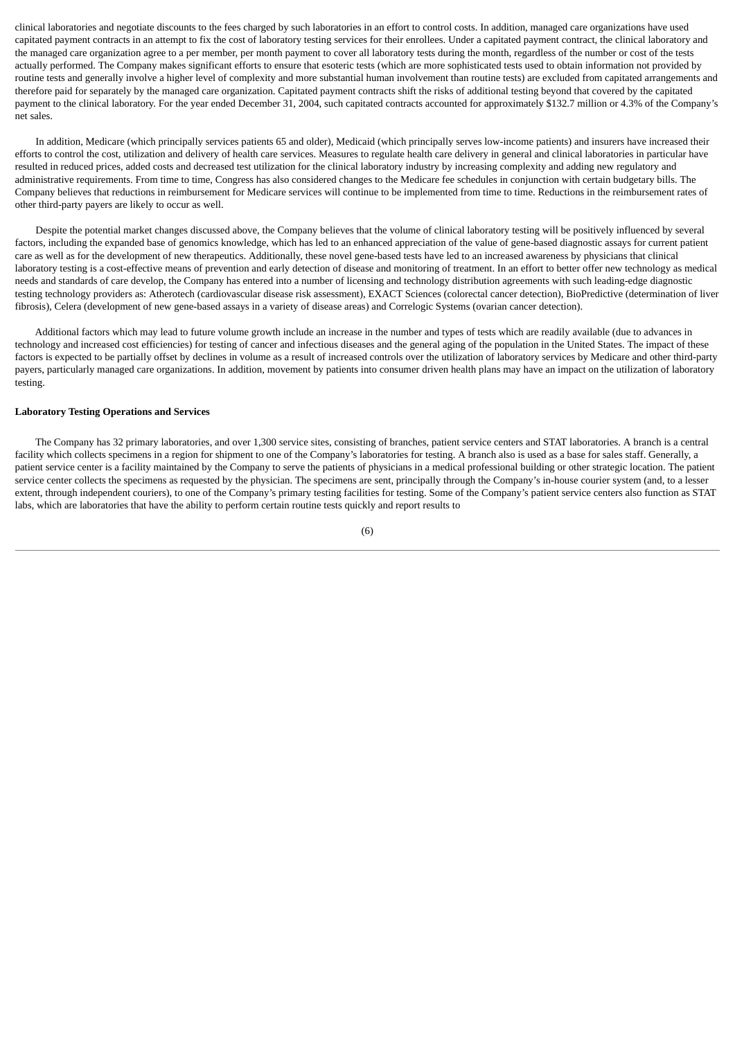clinical laboratories and negotiate discounts to the fees charged by such laboratories in an effort to control costs. In addition, managed care organizations have used capitated payment contracts in an attempt to fix the cost of laboratory testing services for their enrollees. Under a capitated payment contract, the clinical laboratory and the managed care organization agree to a per member, per month payment to cover all laboratory tests during the month, regardless of the number or cost of the tests actually performed. The Company makes significant efforts to ensure that esoteric tests (which are more sophisticated tests used to obtain information not provided by routine tests and generally involve a higher level of complexity and more substantial human involvement than routine tests) are excluded from capitated arrangements and therefore paid for separately by the managed care organization. Capitated payment contracts shift the risks of additional testing beyond that covered by the capitated payment to the clinical laboratory. For the year ended December 31, 2004, such capitated contracts accounted for approximately $132.7 million or 4.3% of the Company's net sales.

In addition, Medicare (which principally services patients 65 and older), Medicaid (which principally serves low-income patients) and insurers have increased their efforts to control the cost, utilization and delivery of health care services. Measures to regulate health care delivery in general and clinical laboratories in particular have resulted in reduced prices, added costs and decreased test utilization for the clinical laboratory industry by increasing complexity and adding new regulatory and administrative requirements. From time to time, Congress has also considered changes to the Medicare fee schedules in conjunction with certain budgetary bills. The Company believes that reductions in reimbursement for Medicare services will continue to be implemented from time to time. Reductions in the reimbursement rates of other third-party payers are likely to occur as well.

Despite the potential market changes discussed above, the Company believes that the volume of clinical laboratory testing will be positively influenced by several factors, including the expanded base of genomics knowledge, which has led to an enhanced appreciation of the value of gene-based diagnostic assays for current patient care as well as for the development of new therapeutics. Additionally, these novel gene-based tests have led to an increased awareness by physicians that clinical laboratory testing is a cost-effective means of prevention and early detection of disease and monitoring of treatment. In an effort to better offer new technology as medical needs and standards of care develop, the Company has entered into a number of licensing and technology distribution agreements with such leading-edge diagnostic testing technology providers as: Atherotech (cardiovascular disease risk assessment), EXACT Sciences (colorectal cancer detection), BioPredictive (determination of liver fibrosis), Celera (development of new gene-based assays in a variety of disease areas) and Correlogic Systems (ovarian cancer detection).

Additional factors which may lead to future volume growth include an increase in the number and types of tests which are readily available (due to advances in technology and increased cost efficiencies) for testing of cancer and infectious diseases and the general aging of the population in the United States. The impact of these factors is expected to be partially offset by declines in volume as a result of increased controls over the utilization of laboratory services by Medicare and other third-party payers, particularly managed care organizations. In addition, movement by patients into consumer driven health plans may have an impact on the utilization of laboratory testing.

**Laboratory Testing Operations and Services**

The Company has 32 primary laboratories, and over 1,300 service sites, consisting of branches, patient service centers and STAT laboratories. A branch is a central facility which collects specimens in a region for shipment to one of the Company's laboratories for testing. A branch also is used as a base for sales staff. Generally, a patient service center is a facility maintained by the Company to serve the patients of physicians in a medical professional building or other strategic location. The patient service center collects the specimens as requested by the physician. The specimens are sent, principally through the Company's in-house courier system (and, to a lesser extent, through independent couriers), to one of the Company's primary testing facilities for testing. Some of the Company's patient service centers also function as STAT labs, which are laboratories that have the ability to perform certain routine tests quickly and report results to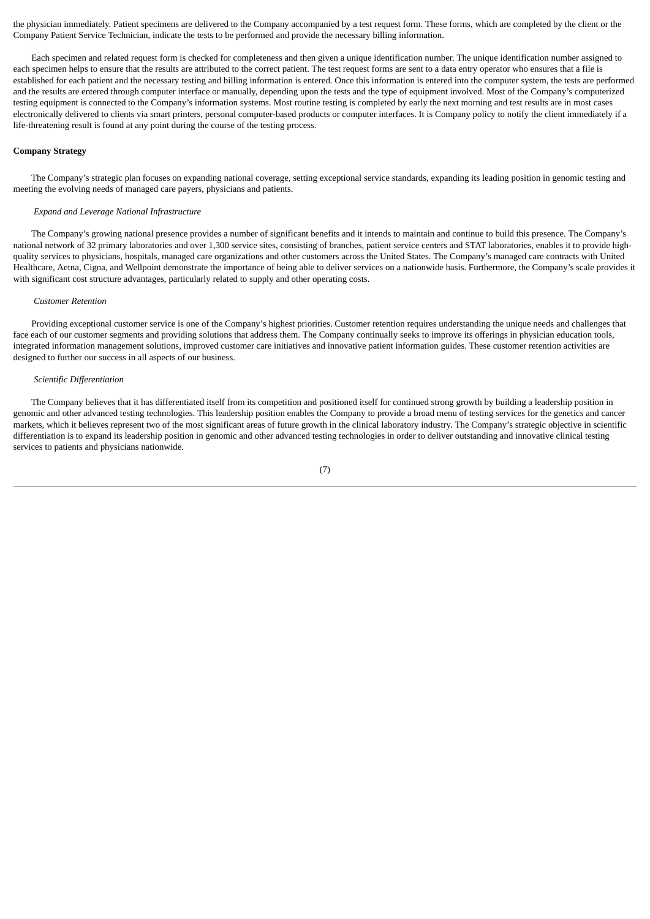the physician immediately. Patient specimens are delivered to the Company accompanied by a test request form. These forms, which are completed by the client or the Company Patient Service Technician, indicate the tests to be performed and provide the necessary billing information.

Each specimen and related request form is checked for completeness and then given a unique identification number. The unique identification number assigned to each specimen helps to ensure that the results are attributed to the correct patient. The test request forms are sent to a data entry operator who ensures that a file is established for each patient and the necessary testing and billing information is entered. Once this information is entered into the computer system, the tests are performed and the results are entered through computer interface or manually, depending upon the tests and the type of equipment involved. Most of the Company's computerized testing equipment is connected to the Company's information systems. Most routine testing is completed by early the next morning and test results are in most cases electronically delivered to clients via smart printers, personal computer-based products or computer interfaces. It is Company policy to notify the client immediately if a life-threatening result is found at any point during the course of the testing process.

**Company Strategy**

The Company's strategic plan focuses on expanding national coverage, setting exceptional service standards, expanding its leading position in genomic testing and meeting the evolving needs of managed care payers, physicians and patients.

*Expand and Leverage National Infrastructure*

The Company's growing national presence provides a number of significant benefits and it intends to maintain and continue to build this presence. The Company's national network of 32 primary laboratories and over 1,300 service sites, consisting of branches, patient service centers and STAT laboratories, enables it to provide high-quality services to physicians, hospitals, managed care organizations and other customers across the United States. The Company's managed care contracts with United Healthcare, Aetna, Cigna, and Wellpoint demonstrate the importance of being able to deliver services on a nationwide basis. Furthermore, the Company's scale provides it with significant cost structure advantages, particularly related to supply and other operating costs.

*Customer Retention*

Providing exceptional customer service is one of the Company's highest priorities. Customer retention requires understanding the unique needs and challenges that face each of our customer segments and providing solutions that address them. The Company continually seeks to improve its offerings in physician education tools, integrated information management solutions, improved customer care initiatives and innovative patient information guides. These customer retention activities are designed to further our success in all aspects of our business.

*Scientific Differentiation*

The Company believes that it has differentiated itself from its competition and positioned itself for continued strong growth by building a leadership position in genomic and other advanced testing technologies. This leadership position enables the Company to provide a broad menu of testing services for the genetics and cancer markets, which it believes represent two of the most significant areas of future growth in the clinical laboratory industry. The Company's strategic objective in scientific differentiation is to expand its leadership position in genomic and other advanced testing technologies in order to deliver outstanding and innovative clinical testing services to patients and physicians nationwide.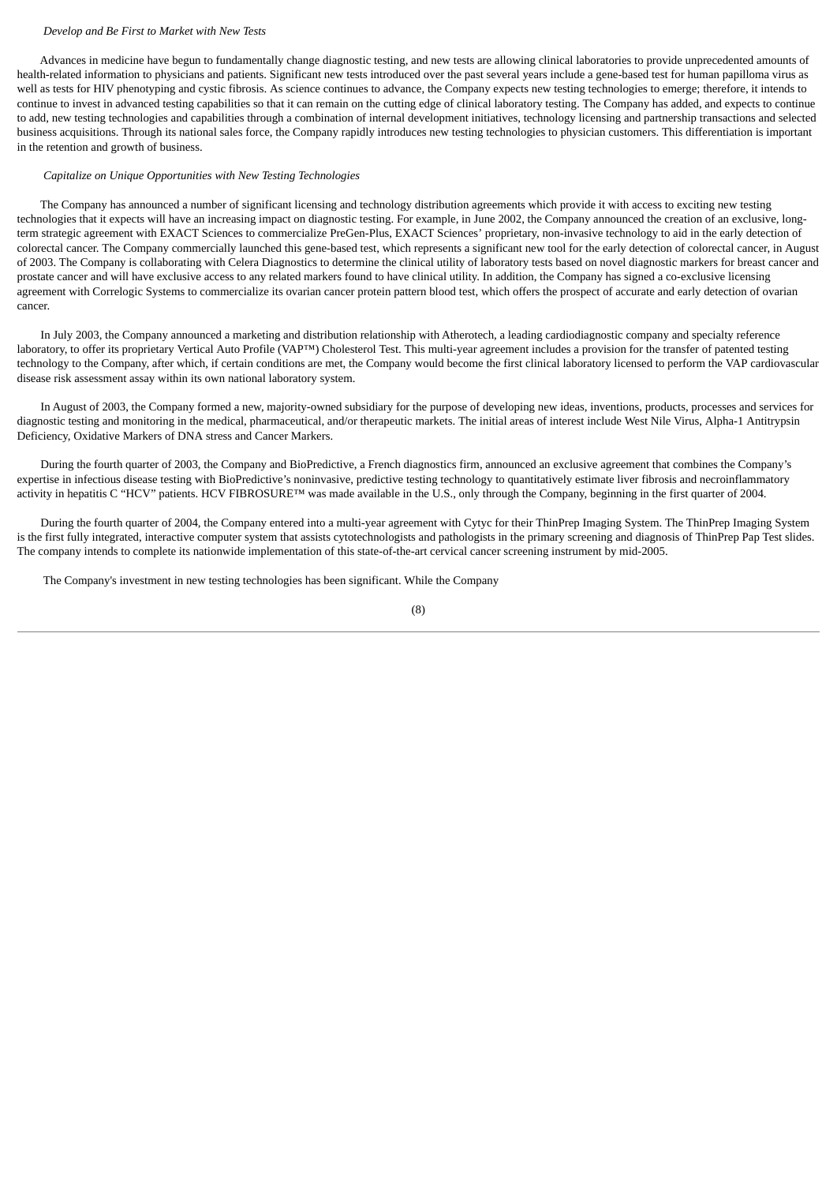*Develop and Be First to Market with New Tests*

Advances in medicine have begun to fundamentally change diagnostic testing, and new tests are allowing clinical laboratories to provide unprecedented amounts of health-related information to physicians and patients. Significant new tests introduced over the past several years include a gene-based test for human papilloma virus as well as tests for HIV phenotyping and cystic fibrosis. As science continues to advance, the Company expects new testing technologies to emerge; therefore, it intends to continue to invest in advanced testing capabilities so that it can remain on the cutting edge of clinical laboratory testing. The Company has added, and expects to continue to add, new testing technologies and capabilities through a combination of internal development initiatives, technology licensing and partnership transactions and selected business acquisitions. Through its national sales force, the Company rapidly introduces new testing technologies to physician customers. This differentiation is important in the retention and growth of business.

*Capitalize on Unique Opportunities with New Testing Technologies*

The Company has announced a number of significant licensing and technology distribution agreements which provide it with access to exciting new testing technologies that it expects will have an increasing impact on diagnostic testing. For example, in June 2002, the Company announced the creation of an exclusive, long-term strategic agreement with EXACT Sciences to commercialize PreGen-Plus, EXACT Sciences' proprietary, non-invasive technology to aid in the early detection of colorectal cancer. The Company commercially launched this gene-based test, which represents a significant new tool for the early detection of colorectal cancer, in August of 2003. The Company is collaborating with Celera Diagnostics to determine the clinical utility of laboratory tests based on novel diagnostic markers for breast cancer and prostate cancer and will have exclusive access to any related markers found to have clinical utility. In addition, the Company has signed a co-exclusive licensing agreement with Correlogic Systems to commercialize its ovarian cancer protein pattern blood test, which offers the prospect of accurate and early detection of ovarian cancer.

In July 2003, the Company announced a marketing and distribution relationship with Atherotech, a leading cardiodiagnostic company and specialty reference laboratory, to offer its proprietary Vertical Auto Profile (VAP™) Cholesterol Test. This multi-year agreement includes a provision for the transfer of patented testing technology to the Company, after which, if certain conditions are met, the Company would become the first clinical laboratory licensed to perform the VAP cardiovascular disease risk assessment assay within its own national laboratory system.

In August of 2003, the Company formed a new, majority-owned subsidiary for the purpose of developing new ideas, inventions, products, processes and services for diagnostic testing and monitoring in the medical, pharmaceutical, and/or therapeutic markets. The initial areas of interest include West Nile Virus, Alpha-1 Antitrypsin Deficiency, Oxidative Markers of DNA stress and Cancer Markers.

During the fourth quarter of 2003, the Company and BioPredictive, a French diagnostics firm, announced an exclusive agreement that combines the Company's expertise in infectious disease testing with BioPredictive's noninvasive, predictive testing technology to quantitatively estimate liver fibrosis and necroinflammatory activity in hepatitis C "HCV" patients. HCV FIBROSURE™ was made available in the U.S., only through the Company, beginning in the first quarter of 2004.

During the fourth quarter of 2004, the Company entered into a multi-year agreement with Cytyc for their ThinPrep Imaging System. The ThinPrep Imaging System is the first fully integrated, interactive computer system that assists cytotechnologists and pathologists in the primary screening and diagnosis of ThinPrep Pap Test slides. The company intends to complete its nationwide implementation of this state-of-the-art cervical cancer screening instrument by mid-2005.

The Company's investment in new testing technologies has been significant. While the Company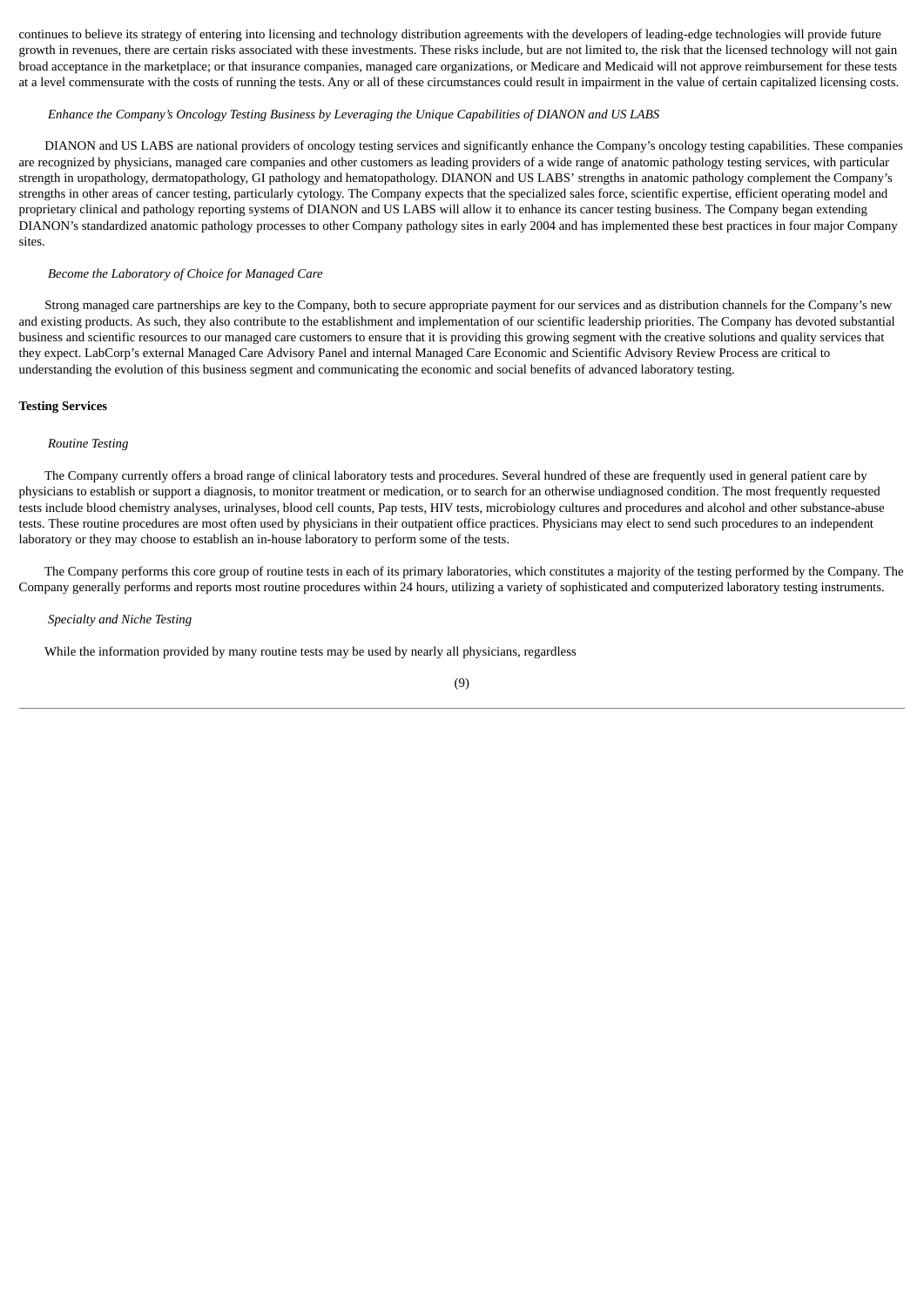continues to believe its strategy of entering into licensing and technology distribution agreements with the developers of leading-edge technologies will provide future growth in revenues, there are certain risks associated with these investments. These risks include, but are not limited to, the risk that the licensed technology will not gain broad acceptance in the marketplace; or that insurance companies, managed care organizations, or Medicare and Medicaid will not approve reimbursement for these tests at a level commensurate with the costs of running the tests. Any or all of these circumstances could result in impairment in the value of certain capitalized licensing costs.

*Enhance the Company's Oncology Testing Business by Leveraging the Unique Capabilities of DIANON and US LABS*

DIANON and US LABS are national providers of oncology testing services and significantly enhance the Company's oncology testing capabilities. These companies are recognized by physicians, managed care companies and other customers as leading providers of a wide range of anatomic pathology testing services, with particular strength in uropathology, dermatopathology, GI pathology and hematopathology. DIANON and US LABS' strengths in anatomic pathology complement the Company's strengths in other areas of cancer testing, particularly cytology. The Company expects that the specialized sales force, scientific expertise, efficient operating model and proprietary clinical and pathology reporting systems of DIANON and US LABS will allow it to enhance its cancer testing business. The Company began extending DIANON's standardized anatomic pathology processes to other Company pathology sites in early 2004 and has implemented these best practices in four major Company sites.

*Become the Laboratory of Choice for Managed Care*

Strong managed care partnerships are key to the Company, both to secure appropriate payment for our services and as distribution channels for the Company's new and existing products. As such, they also contribute to the establishment and implementation of our scientific leadership priorities. The Company has devoted substantial business and scientific resources to our managed care customers to ensure that it is providing this growing segment with the creative solutions and quality services that they expect. LabCorp's external Managed Care Advisory Panel and internal Managed Care Economic and Scientific Advisory Review Process are critical to understanding the evolution of this business segment and communicating the economic and social benefits of advanced laboratory testing.

**Testing Services**

*Routine Testing*

The Company currently offers a broad range of clinical laboratory tests and procedures. Several hundred of these are frequently used in general patient care by physicians to establish or support a diagnosis, to monitor treatment or medication, or to search for an otherwise undiagnosed condition. The most frequently requested tests include blood chemistry analyses, urinalyses, blood cell counts, Pap tests, HIV tests, microbiology cultures and procedures and alcohol and other substance-abuse tests. These routine procedures are most often used by physicians in their outpatient office practices. Physicians may elect to send such procedures to an independent laboratory or they may choose to establish an in-house laboratory to perform some of the tests.

The Company performs this core group of routine tests in each of its primary laboratories, which constitutes a majority of the testing performed by the Company. The Company generally performs and reports most routine procedures within 24 hours, utilizing a variety of sophisticated and computerized laboratory testing instruments.

*Specialty and Niche Testing*

While the information provided by many routine tests may be used by nearly all physicians, regardless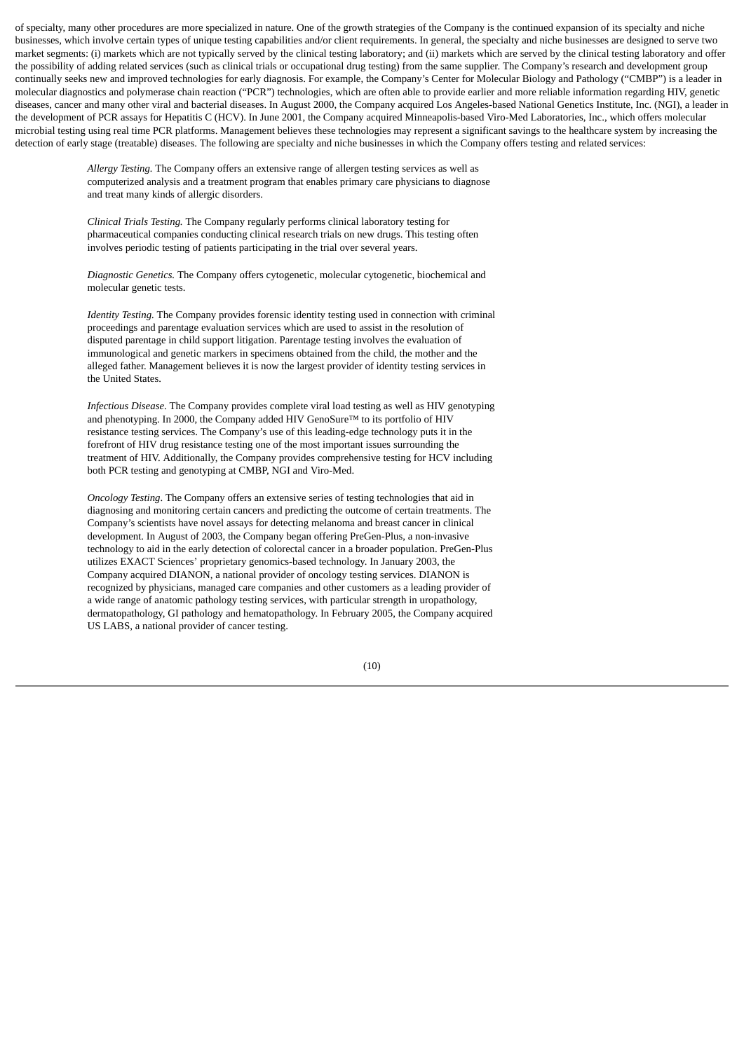of specialty, many other procedures are more specialized in nature. One of the growth strategies of the Company is the continued expansion of its specialty and niche businesses, which involve certain types of unique testing capabilities and/or client requirements. In general, the specialty and niche businesses are designed to serve two market segments: (i) markets which are not typically served by the clinical testing laboratory; and (ii) markets which are served by the clinical testing laboratory and offer the possibility of adding related services (such as clinical trials or occupational drug testing) from the same supplier. The Company's research and development group continually seeks new and improved technologies for early diagnosis. For example, the Company's Center for Molecular Biology and Pathology ("CMBP") is a leader in molecular diagnostics and polymerase chain reaction ("PCR") technologies, which are often able to provide earlier and more reliable information regarding HIV, genetic diseases, cancer and many other viral and bacterial diseases. In August 2000, the Company acquired Los Angeles-based National Genetics Institute, Inc. (NGI), a leader in the development of PCR assays for Hepatitis C (HCV). In June 2001, the Company acquired Minneapolis-based Viro-Med Laboratories, Inc., which offers molecular microbial testing using real time PCR platforms. Management believes these technologies may represent a significant savings to the healthcare system by increasing the detection of early stage (treatable) diseases. The following are specialty and niche businesses in which the Company offers testing and related services:

*Allergy Testing.* The Company offers an extensive range of allergen testing services as well as computerized analysis and a treatment program that enables primary care physicians to diagnose and treat many kinds of allergic disorders.

*Clinical Trials Testing.* The Company regularly performs clinical laboratory testing for pharmaceutical companies conducting clinical research trials on new drugs. This testing often involves periodic testing of patients participating in the trial over several years.

*Diagnostic Genetics.* The Company offers cytogenetic, molecular cytogenetic, biochemical and molecular genetic tests.

*Identity Testing.* The Company provides forensic identity testing used in connection with criminal proceedings and parentage evaluation services which are used to assist in the resolution of disputed parentage in child support litigation. Parentage testing involves the evaluation of immunological and genetic markers in specimens obtained from the child, the mother and the alleged father. Management believes it is now the largest provider of identity testing services in the United States.

*Infectious Disease.* The Company provides complete viral load testing as well as HIV genotyping and phenotyping. In 2000, the Company added HIV GenoSure™ to its portfolio of HIV resistance testing services. The Company's use of this leading-edge technology puts it in the forefront of HIV drug resistance testing one of the most important issues surrounding the treatment of HIV. Additionally, the Company provides comprehensive testing for HCV including both PCR testing and genotyping at CMBP, NGI and Viro-Med.

*Oncology Testing.* The Company offers an extensive series of testing technologies that aid in diagnosing and monitoring certain cancers and predicting the outcome of certain treatments. The Company's scientists have novel assays for detecting melanoma and breast cancer in clinical development. In August of 2003, the Company began offering PreGen-Plus, a non-invasive technology to aid in the early detection of colorectal cancer in a broader population. PreGen-Plus utilizes EXACT Sciences' proprietary genomics-based technology. In January 2003, the Company acquired DIANON, a national provider of oncology testing services. DIANON is recognized by physicians, managed care companies and other customers as a leading provider of a wide range of anatomic pathology testing services, with particular strength in uropathology, dermatopathology, GI pathology and hematopathology. In February 2005, the Company acquired US LABS, a national provider of cancer testing.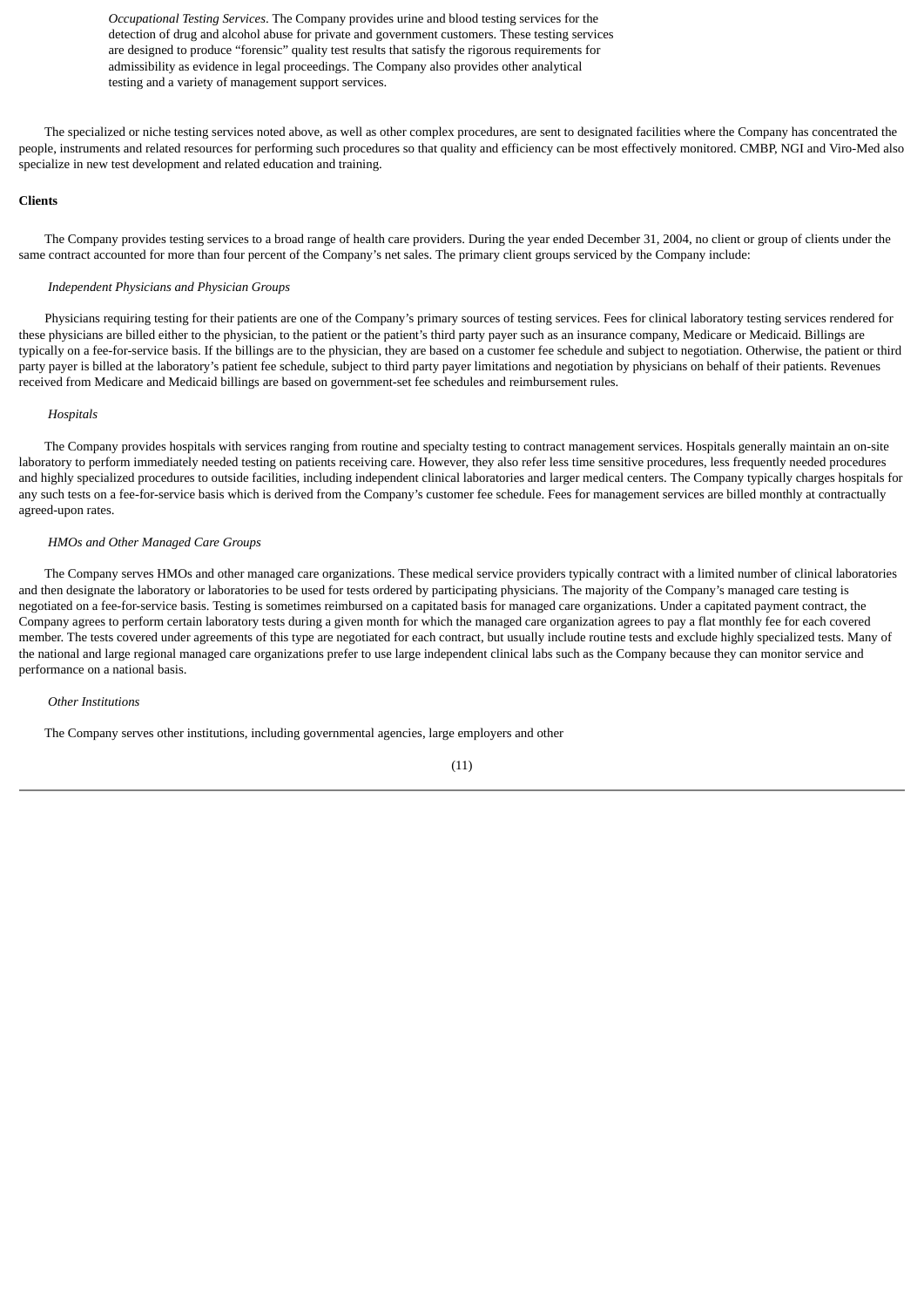*Occupational Testing Services*. The Company provides urine and blood testing services for the detection of drug and alcohol abuse for private and government customers. These testing services are designed to produce "forensic" quality test results that satisfy the rigorous requirements for admissibility as evidence in legal proceedings. The Company also provides other analytical testing and a variety of management support services.

The specialized or niche testing services noted above, as well as other complex procedures, are sent to designated facilities where the Company has concentrated the people, instruments and related resources for performing such procedures so that quality and efficiency can be most effectively monitored. CMBP, NGI and Viro-Med also specialize in new test development and related education and training.

**Clients**

The Company provides testing services to a broad range of health care providers. During the year ended December 31, 2004, no client or group of clients under the same contract accounted for more than four percent of the Company's net sales. The primary client groups serviced by the Company include:

*Independent Physicians and Physician Groups*

Physicians requiring testing for their patients are one of the Company's primary sources of testing services. Fees for clinical laboratory testing services rendered for these physicians are billed either to the physician, to the patient or the patient's third party payer such as an insurance company, Medicare or Medicaid. Billings are typically on a fee-for-service basis. If the billings are to the physician, they are based on a customer fee schedule and subject to negotiation. Otherwise, the patient or third party payer is billed at the laboratory's patient fee schedule, subject to third party payer limitations and negotiation by physicians on behalf of their patients. Revenues received from Medicare and Medicaid billings are based on government-set fee schedules and reimbursement rules.

*Hospitals*

The Company provides hospitals with services ranging from routine and specialty testing to contract management services. Hospitals generally maintain an on-site laboratory to perform immediately needed testing on patients receiving care. However, they also refer less time sensitive procedures, less frequently needed procedures and highly specialized procedures to outside facilities, including independent clinical laboratories and larger medical centers. The Company typically charges hospitals for any such tests on a fee-for-service basis which is derived from the Company's customer fee schedule. Fees for management services are billed monthly at contractually agreed-upon rates.

*HMOs and Other Managed Care Groups*

The Company serves HMOs and other managed care organizations. These medical service providers typically contract with a limited number of clinical laboratories and then designate the laboratory or laboratories to be used for tests ordered by participating physicians. The majority of the Company's managed care testing is negotiated on a fee-for-service basis. Testing is sometimes reimbursed on a capitated basis for managed care organizations. Under a capitated payment contract, the Company agrees to perform certain laboratory tests during a given month for which the managed care organization agrees to pay a flat monthly fee for each covered member. The tests covered under agreements of this type are negotiated for each contract, but usually include routine tests and exclude highly specialized tests. Many of the national and large regional managed care organizations prefer to use large independent clinical labs such as the Company because they can monitor service and performance on a national basis.

*Other Institutions*

The Company serves other institutions, including governmental agencies, large employers and other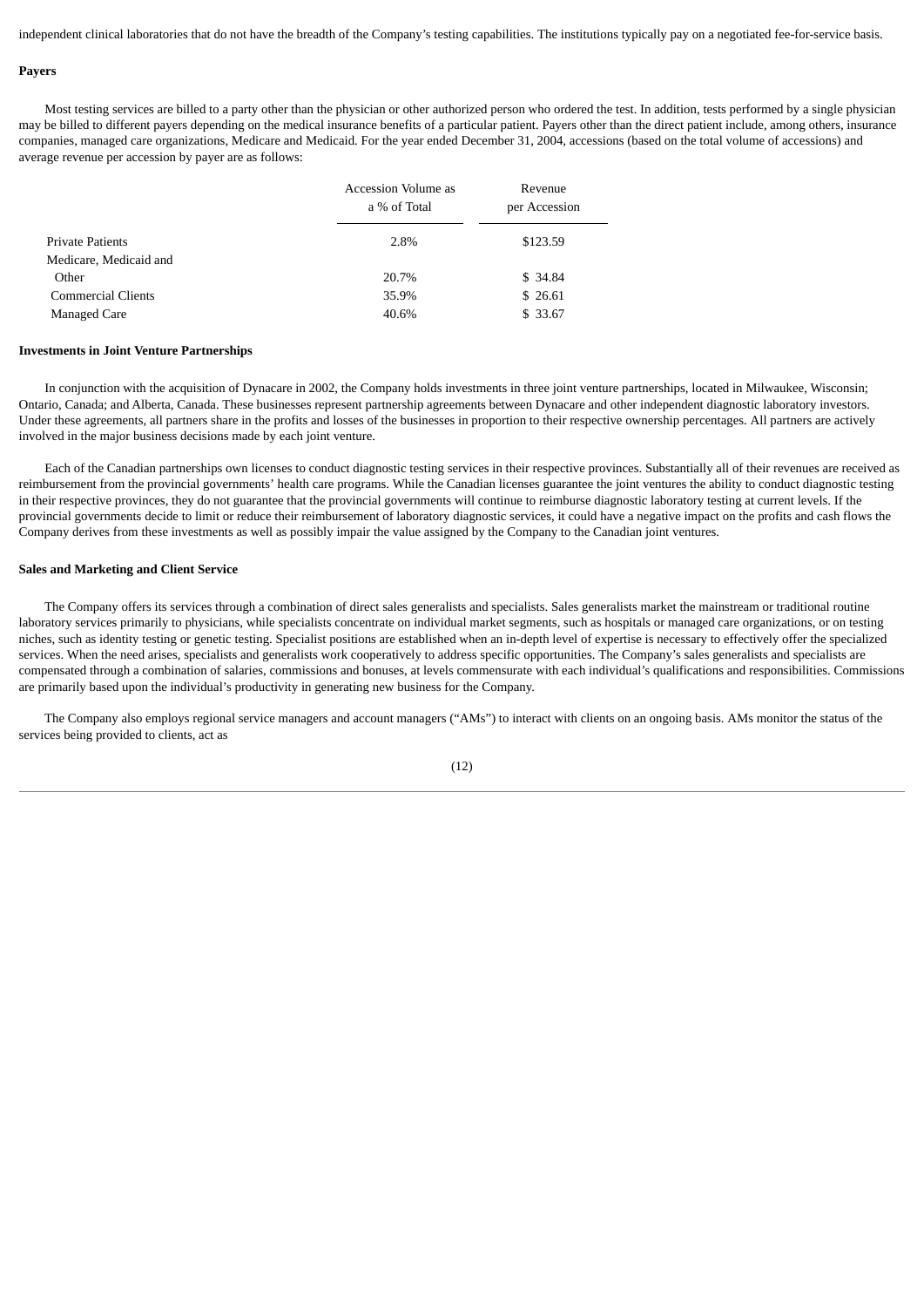independent clinical laboratories that do not have the breadth of the Company's testing capabilities. The institutions typically pay on a negotiated fee-for-service basis.

**Payers**

Most testing services are billed to a party other than the physician or other authorized person who ordered the test. In addition, tests performed by a single physician may be billed to different payers depending on the medical insurance benefits of a particular patient. Payers other than the direct patient include, among others, insurance companies, managed care organizations, Medicare and Medicaid. For the year ended December 31, 2004, accessions (based on the total volume of accessions) and average revenue per accession by payer are as follows:

| | Accession Volume as a % of Total | Revenue per Accession |
|---|---|---|
| Private Patients | 2.8% | $123.59 |
| Medicare, Medicaid and Other | 20.7% | $ 34.84 |
| Commercial Clients | 35.9% | $ 26.61 |
| Managed Care | 40.6% | $ 33.67 |

**Investments in Joint Venture Partnerships**

In conjunction with the acquisition of Dynacare in 2002, the Company holds investments in three joint venture partnerships, located in Milwaukee, Wisconsin; Ontario, Canada; and Alberta, Canada. These businesses represent partnership agreements between Dynacare and other independent diagnostic laboratory investors. Under these agreements, all partners share in the profits and losses of the businesses in proportion to their respective ownership percentages. All partners are actively involved in the major business decisions made by each joint venture.

Each of the Canadian partnerships own licenses to conduct diagnostic testing services in their respective provinces. Substantially all of their revenues are received as reimbursement from the provincial governments' health care programs. While the Canadian licenses guarantee the joint ventures the ability to conduct diagnostic testing in their respective provinces, they do not guarantee that the provincial governments will continue to reimburse diagnostic laboratory testing at current levels. If the provincial governments decide to limit or reduce their reimbursement of laboratory diagnostic services, it could have a negative impact on the profits and cash flows the Company derives from these investments as well as possibly impair the value assigned by the Company to the Canadian joint ventures.

**Sales and Marketing and Client Service**

The Company offers its services through a combination of direct sales generalists and specialists. Sales generalists market the mainstream or traditional routine laboratory services primarily to physicians, while specialists concentrate on individual market segments, such as hospitals or managed care organizations, or on testing niches, such as identity testing or genetic testing. Specialist positions are established when an in-depth level of expertise is necessary to effectively offer the specialized services. When the need arises, specialists and generalists work cooperatively to address specific opportunities. The Company's sales generalists and specialists are compensated through a combination of salaries, commissions and bonuses, at levels commensurate with each individual's qualifications and responsibilities. Commissions are primarily based upon the individual's productivity in generating new business for the Company.

The Company also employs regional service managers and account managers ("AMs") to interact with clients on an ongoing basis. AMs monitor the status of the services being provided to clients, act as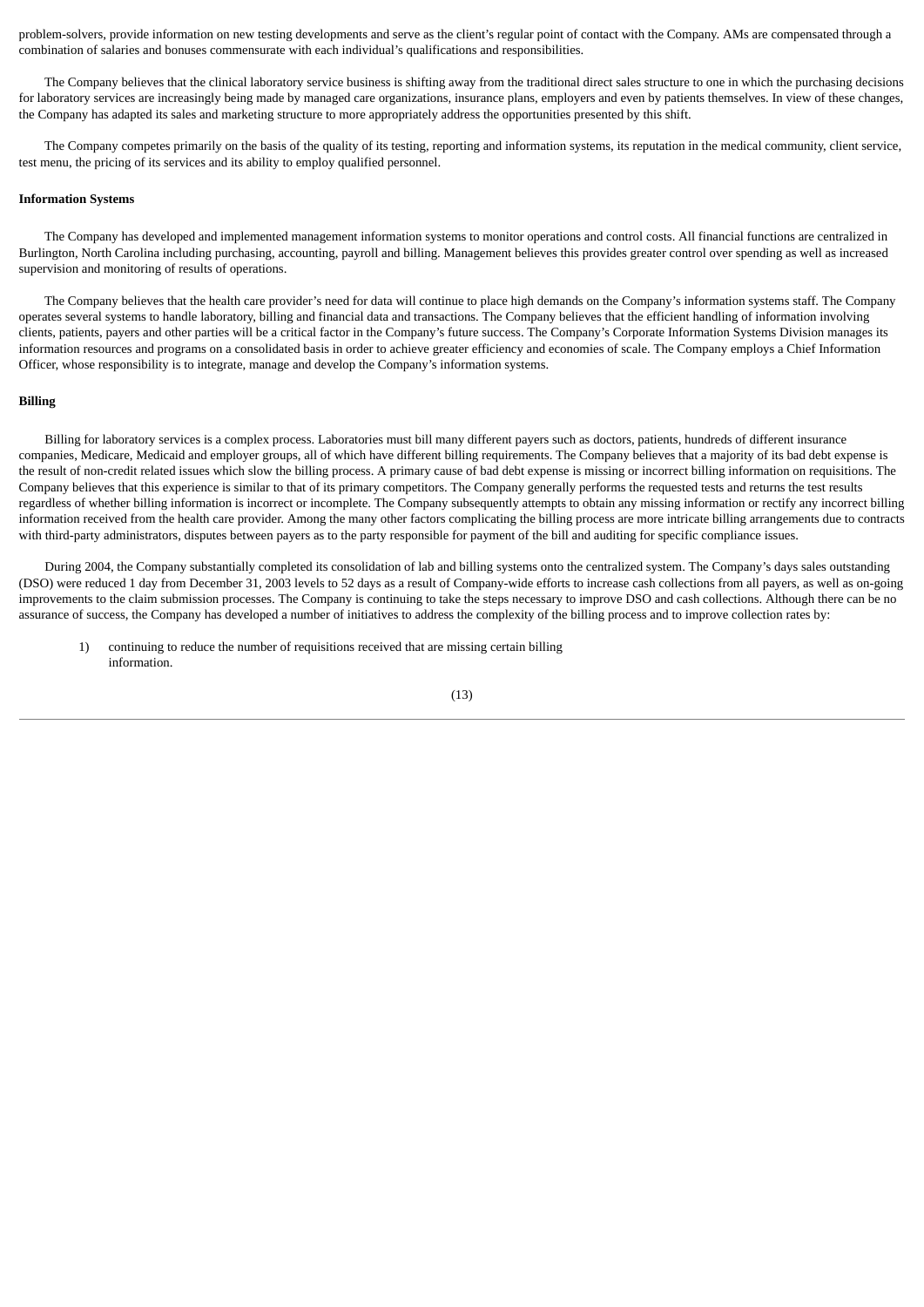problem-solvers, provide information on new testing developments and serve as the client's regular point of contact with the Company. AMs are compensated through a combination of salaries and bonuses commensurate with each individual's qualifications and responsibilities.

The Company believes that the clinical laboratory service business is shifting away from the traditional direct sales structure to one in which the purchasing decisions for laboratory services are increasingly being made by managed care organizations, insurance plans, employers and even by patients themselves. In view of these changes, the Company has adapted its sales and marketing structure to more appropriately address the opportunities presented by this shift.

The Company competes primarily on the basis of the quality of its testing, reporting and information systems, its reputation in the medical community, client service, test menu, the pricing of its services and its ability to employ qualified personnel.

**Information Systems**

The Company has developed and implemented management information systems to monitor operations and control costs. All financial functions are centralized in Burlington, North Carolina including purchasing, accounting, payroll and billing. Management believes this provides greater control over spending as well as increased supervision and monitoring of results of operations.

The Company believes that the health care provider's need for data will continue to place high demands on the Company's information systems staff. The Company operates several systems to handle laboratory, billing and financial data and transactions. The Company believes that the efficient handling of information involving clients, patients, payers and other parties will be a critical factor in the Company's future success. The Company's Corporate Information Systems Division manages its information resources and programs on a consolidated basis in order to achieve greater efficiency and economies of scale. The Company employs a Chief Information Officer, whose responsibility is to integrate, manage and develop the Company's information systems.

**Billing**

Billing for laboratory services is a complex process. Laboratories must bill many different payers such as doctors, patients, hundreds of different insurance companies, Medicare, Medicaid and employer groups, all of which have different billing requirements. The Company believes that a majority of its bad debt expense is the result of non-credit related issues which slow the billing process. A primary cause of bad debt expense is missing or incorrect billing information on requisitions. The Company believes that this experience is similar to that of its primary competitors. The Company generally performs the requested tests and returns the test results regardless of whether billing information is incorrect or incomplete. The Company subsequently attempts to obtain any missing information or rectify any incorrect billing information received from the health care provider. Among the many other factors complicating the billing process are more intricate billing arrangements due to contracts with third-party administrators, disputes between payers as to the party responsible for payment of the bill and auditing for specific compliance issues.

During 2004, the Company substantially completed its consolidation of lab and billing systems onto the centralized system. The Company's days sales outstanding (DSO) were reduced 1 day from December 31, 2003 levels to 52 days as a result of Company-wide efforts to increase cash collections from all payers, as well as on-going improvements to the claim submission processes. The Company is continuing to take the steps necessary to improve DSO and cash collections. Although there can be no assurance of success, the Company has developed a number of initiatives to address the complexity of the billing process and to improve collection rates by:

1) continuing to reduce the number of requisitions received that are missing certain billing information.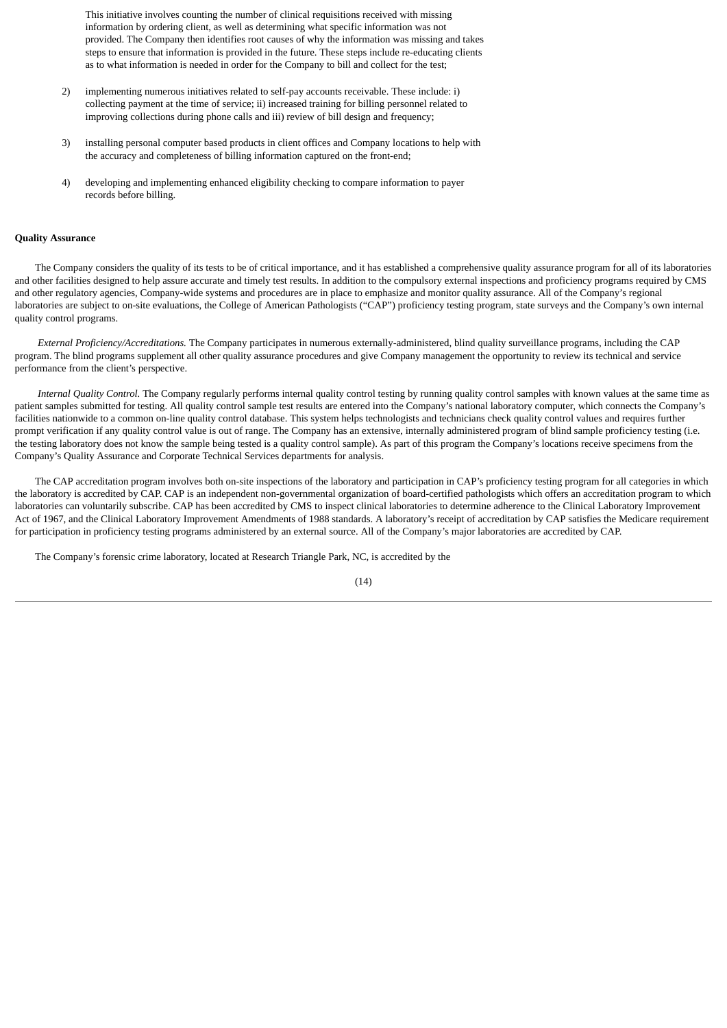This initiative involves counting the number of clinical requisitions received with missing information by ordering client, as well as determining what specific information was not provided. The Company then identifies root causes of why the information was missing and takes steps to ensure that information is provided in the future. These steps include re-educating clients as to what information is needed in order for the Company to bill and collect for the test;

2) implementing numerous initiatives related to self-pay accounts receivable. These include: i) collecting payment at the time of service; ii) increased training for billing personnel related to improving collections during phone calls and iii) review of bill design and frequency;

3) installing personal computer based products in client offices and Company locations to help with the accuracy and completeness of billing information captured on the front-end;

4) developing and implementing enhanced eligibility checking to compare information to payer records before billing.

**Quality Assurance**

The Company considers the quality of its tests to be of critical importance, and it has established a comprehensive quality assurance program for all of its laboratories and other facilities designed to help assure accurate and timely test results. In addition to the compulsory external inspections and proficiency programs required by CMS and other regulatory agencies, Company-wide systems and procedures are in place to emphasize and monitor quality assurance. All of the Company's regional laboratories are subject to on-site evaluations, the College of American Pathologists ("CAP") proficiency testing program, state surveys and the Company's own internal quality control programs.

*External Proficiency/Accreditations.* The Company participates in numerous externally-administered, blind quality surveillance programs, including the CAP program. The blind programs supplement all other quality assurance procedures and give Company management the opportunity to review its technical and service performance from the client's perspective.

*Internal Quality Control.* The Company regularly performs internal quality control testing by running quality control samples with known values at the same time as patient samples submitted for testing. All quality control sample test results are entered into the Company's national laboratory computer, which connects the Company's facilities nationwide to a common on-line quality control database. This system helps technologists and technicians check quality control values and requires further prompt verification if any quality control value is out of range. The Company has an extensive, internally administered program of blind sample proficiency testing (i.e. the testing laboratory does not know the sample being tested is a quality control sample). As part of this program the Company's locations receive specimens from the Company's Quality Assurance and Corporate Technical Services departments for analysis.

The CAP accreditation program involves both on-site inspections of the laboratory and participation in CAP's proficiency testing program for all categories in which the laboratory is accredited by CAP. CAP is an independent non-governmental organization of board-certified pathologists which offers an accreditation program to which laboratories can voluntarily subscribe. CAP has been accredited by CMS to inspect clinical laboratories to determine adherence to the Clinical Laboratory Improvement Act of 1967, and the Clinical Laboratory Improvement Amendments of 1988 standards. A laboratory's receipt of accreditation by CAP satisfies the Medicare requirement for participation in proficiency testing programs administered by an external source. All of the Company's major laboratories are accredited by CAP.

The Company's forensic crime laboratory, located at Research Triangle Park, NC, is accredited by the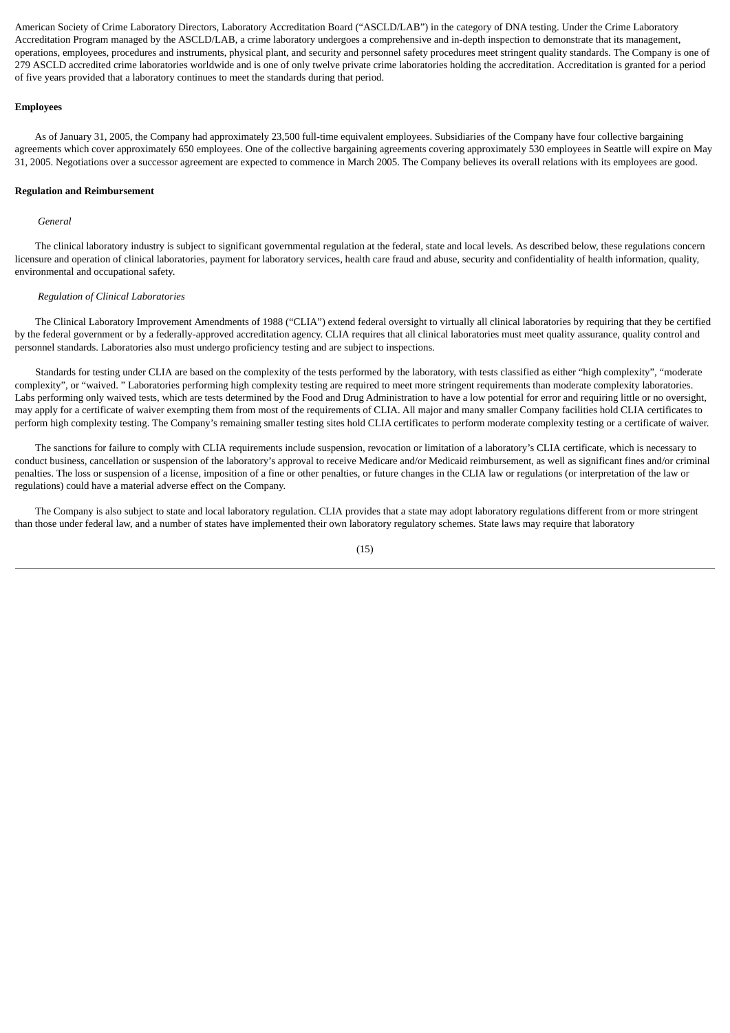American Society of Crime Laboratory Directors, Laboratory Accreditation Board ("ASCLD/LAB") in the category of DNA testing. Under the Crime Laboratory Accreditation Program managed by the ASCLD/LAB, a crime laboratory undergoes a comprehensive and in-depth inspection to demonstrate that its management, operations, employees, procedures and instruments, physical plant, and security and personnel safety procedures meet stringent quality standards. The Company is one of 279 ASCLD accredited crime laboratories worldwide and is one of only twelve private crime laboratories holding the accreditation. Accreditation is granted for a period of five years provided that a laboratory continues to meet the standards during that period.

**Employees**

As of January 31, 2005, the Company had approximately 23,500 full-time equivalent employees. Subsidiaries of the Company have four collective bargaining agreements which cover approximately 650 employees. One of the collective bargaining agreements covering approximately 530 employees in Seattle will expire on May 31, 2005. Negotiations over a successor agreement are expected to commence in March 2005. The Company believes its overall relations with its employees are good.

**Regulation and Reimbursement**

*General*

The clinical laboratory industry is subject to significant governmental regulation at the federal, state and local levels. As described below, these regulations concern licensure and operation of clinical laboratories, payment for laboratory services, health care fraud and abuse, security and confidentiality of health information, quality, environmental and occupational safety.

*Regulation of Clinical Laboratories*

The Clinical Laboratory Improvement Amendments of 1988 ("CLIA") extend federal oversight to virtually all clinical laboratories by requiring that they be certified by the federal government or by a federally-approved accreditation agency. CLIA requires that all clinical laboratories must meet quality assurance, quality control and personnel standards. Laboratories also must undergo proficiency testing and are subject to inspections.

Standards for testing under CLIA are based on the complexity of the tests performed by the laboratory, with tests classified as either "high complexity", "moderate complexity", or "waived. " Laboratories performing high complexity testing are required to meet more stringent requirements than moderate complexity laboratories. Labs performing only waived tests, which are tests determined by the Food and Drug Administration to have a low potential for error and requiring little or no oversight, may apply for a certificate of waiver exempting them from most of the requirements of CLIA. All major and many smaller Company facilities hold CLIA certificates to perform high complexity testing. The Company's remaining smaller testing sites hold CLIA certificates to perform moderate complexity testing or a certificate of waiver.

The sanctions for failure to comply with CLIA requirements include suspension, revocation or limitation of a laboratory's CLIA certificate, which is necessary to conduct business, cancellation or suspension of the laboratory's approval to receive Medicare and/or Medicaid reimbursement, as well as significant fines and/or criminal penalties. The loss or suspension of a license, imposition of a fine or other penalties, or future changes in the CLIA law or regulations (or interpretation of the law or regulations) could have a material adverse effect on the Company.

The Company is also subject to state and local laboratory regulation. CLIA provides that a state may adopt laboratory regulations different from or more stringent than those under federal law, and a number of states have implemented their own laboratory regulatory schemes. State laws may require that laboratory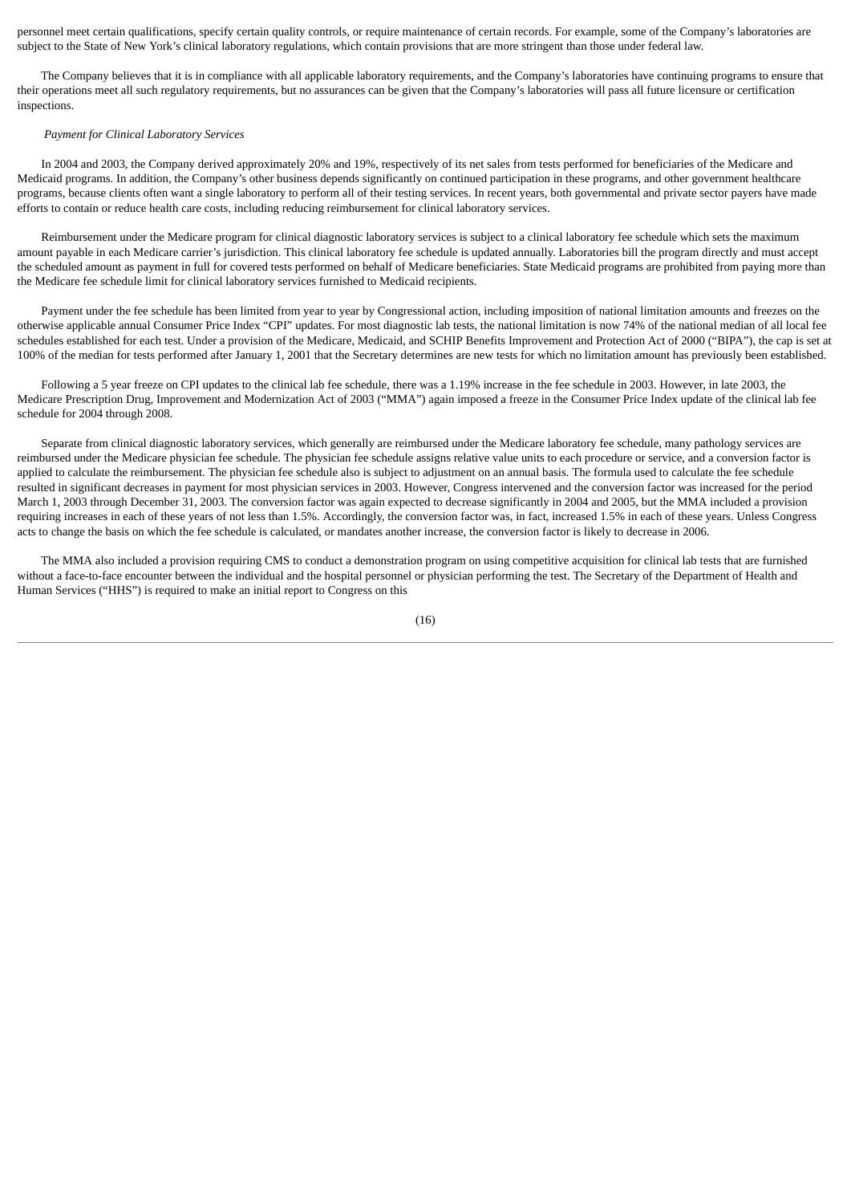personnel meet certain qualifications, specify certain quality controls, or require maintenance of certain records. For example, some of the Company's laboratories are subject to the State of New York's clinical laboratory regulations, which contain provisions that are more stringent than those under federal law.

The Company believes that it is in compliance with all applicable laboratory requirements, and the Company's laboratories have continuing programs to ensure that their operations meet all such regulatory requirements, but no assurances can be given that the Company's laboratories will pass all future licensure or certification inspections.

*Payment for Clinical Laboratory Services*

In 2004 and 2003, the Company derived approximately 20% and 19%, respectively of its net sales from tests performed for beneficiaries of the Medicare and Medicaid programs. In addition, the Company's other business depends significantly on continued participation in these programs, and other government healthcare programs, because clients often want a single laboratory to perform all of their testing services. In recent years, both governmental and private sector payers have made efforts to contain or reduce health care costs, including reducing reimbursement for clinical laboratory services.

Reimbursement under the Medicare program for clinical diagnostic laboratory services is subject to a clinical laboratory fee schedule which sets the maximum amount payable in each Medicare carrier's jurisdiction. This clinical laboratory fee schedule is updated annually. Laboratories bill the program directly and must accept the scheduled amount as payment in full for covered tests performed on behalf of Medicare beneficiaries. State Medicaid programs are prohibited from paying more than the Medicare fee schedule limit for clinical laboratory services furnished to Medicaid recipients.

Payment under the fee schedule has been limited from year to year by Congressional action, including imposition of national limitation amounts and freezes on the otherwise applicable annual Consumer Price Index "CPI" updates. For most diagnostic lab tests, the national limitation is now 74% of the national median of all local fee schedules established for each test. Under a provision of the Medicare, Medicaid, and SCHIP Benefits Improvement and Protection Act of 2000 ("BIPA"), the cap is set at 100% of the median for tests performed after January 1, 2001 that the Secretary determines are new tests for which no limitation amount has previously been established.

Following a 5 year freeze on CPI updates to the clinical lab fee schedule, there was a 1.19% increase in the fee schedule in 2003. However, in late 2003, the Medicare Prescription Drug, Improvement and Modernization Act of 2003 ("MMA") again imposed a freeze in the Consumer Price Index update of the clinical lab fee schedule for 2004 through 2008.

Separate from clinical diagnostic laboratory services, which generally are reimbursed under the Medicare laboratory fee schedule, many pathology services are reimbursed under the Medicare physician fee schedule. The physician fee schedule assigns relative value units to each procedure or service, and a conversion factor is applied to calculate the reimbursement. The physician fee schedule also is subject to adjustment on an annual basis. The formula used to calculate the fee schedule resulted in significant decreases in payment for most physician services in 2003. However, Congress intervened and the conversion factor was increased for the period March 1, 2003 through December 31, 2003. The conversion factor was again expected to decrease significantly in 2004 and 2005, but the MMA included a provision requiring increases in each of these years of not less than 1.5%. Accordingly, the conversion factor was, in fact, increased 1.5% in each of these years. Unless Congress acts to change the basis on which the fee schedule is calculated, or mandates another increase, the conversion factor is likely to decrease in 2006.

The MMA also included a provision requiring CMS to conduct a demonstration program on using competitive acquisition for clinical lab tests that are furnished without a face-to-face encounter between the individual and the hospital personnel or physician performing the test. The Secretary of the Department of Health and Human Services ("HHS") is required to make an initial report to Congress on this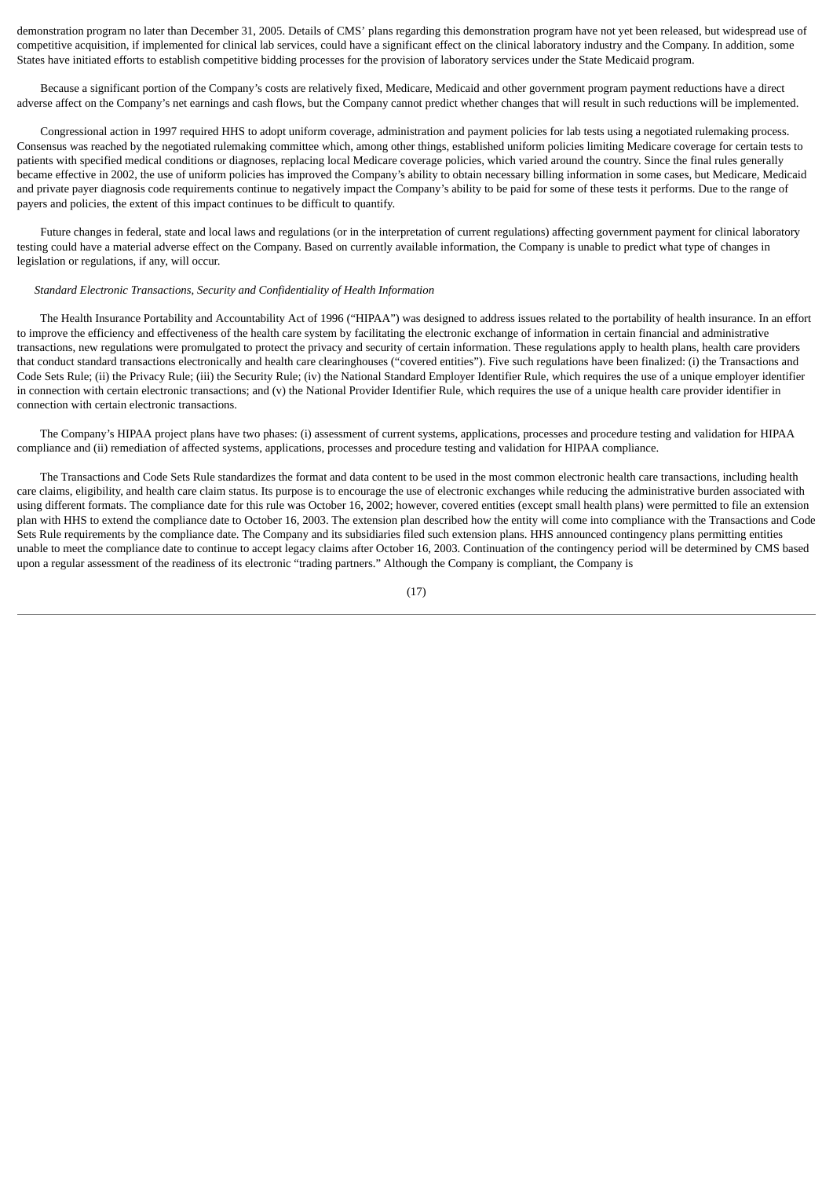demonstration program no later than December 31, 2005. Details of CMS' plans regarding this demonstration program have not yet been released, but widespread use of competitive acquisition, if implemented for clinical lab services, could have a significant effect on the clinical laboratory industry and the Company. In addition, some States have initiated efforts to establish competitive bidding processes for the provision of laboratory services under the State Medicaid program.

Because a significant portion of the Company's costs are relatively fixed, Medicare, Medicaid and other government program payment reductions have a direct adverse affect on the Company's net earnings and cash flows, but the Company cannot predict whether changes that will result in such reductions will be implemented.

Congressional action in 1997 required HHS to adopt uniform coverage, administration and payment policies for lab tests using a negotiated rulemaking process. Consensus was reached by the negotiated rulemaking committee which, among other things, established uniform policies limiting Medicare coverage for certain tests to patients with specified medical conditions or diagnoses, replacing local Medicare coverage policies, which varied around the country. Since the final rules generally became effective in 2002, the use of uniform policies has improved the Company's ability to obtain necessary billing information in some cases, but Medicare, Medicaid and private payer diagnosis code requirements continue to negatively impact the Company's ability to be paid for some of these tests it performs. Due to the range of payers and policies, the extent of this impact continues to be difficult to quantify.

Future changes in federal, state and local laws and regulations (or in the interpretation of current regulations) affecting government payment for clinical laboratory testing could have a material adverse effect on the Company. Based on currently available information, the Company is unable to predict what type of changes in legislation or regulations, if any, will occur.

*Standard Electronic Transactions, Security and Confidentiality of Health Information*

The Health Insurance Portability and Accountability Act of 1996 ("HIPAA") was designed to address issues related to the portability of health insurance. In an effort to improve the efficiency and effectiveness of the health care system by facilitating the electronic exchange of information in certain financial and administrative transactions, new regulations were promulgated to protect the privacy and security of certain information. These regulations apply to health plans, health care providers that conduct standard transactions electronically and health care clearinghouses ("covered entities"). Five such regulations have been finalized: (i) the Transactions and Code Sets Rule; (ii) the Privacy Rule; (iii) the Security Rule; (iv) the National Standard Employer Identifier Rule, which requires the use of a unique employer identifier in connection with certain electronic transactions; and (v) the National Provider Identifier Rule, which requires the use of a unique health care provider identifier in connection with certain electronic transactions.

The Company's HIPAA project plans have two phases: (i) assessment of current systems, applications, processes and procedure testing and validation for HIPAA compliance and (ii) remediation of affected systems, applications, processes and procedure testing and validation for HIPAA compliance.

The Transactions and Code Sets Rule standardizes the format and data content to be used in the most common electronic health care transactions, including health care claims, eligibility, and health care claim status. Its purpose is to encourage the use of electronic exchanges while reducing the administrative burden associated with using different formats. The compliance date for this rule was October 16, 2002; however, covered entities (except small health plans) were permitted to file an extension plan with HHS to extend the compliance date to October 16, 2003. The extension plan described how the entity will come into compliance with the Transactions and Code Sets Rule requirements by the compliance date. The Company and its subsidiaries filed such extension plans. HHS announced contingency plans permitting entities unable to meet the compliance date to continue to accept legacy claims after October 16, 2003. Continuation of the contingency period will be determined by CMS based upon a regular assessment of the readiness of its electronic "trading partners." Although the Company is compliant, the Company is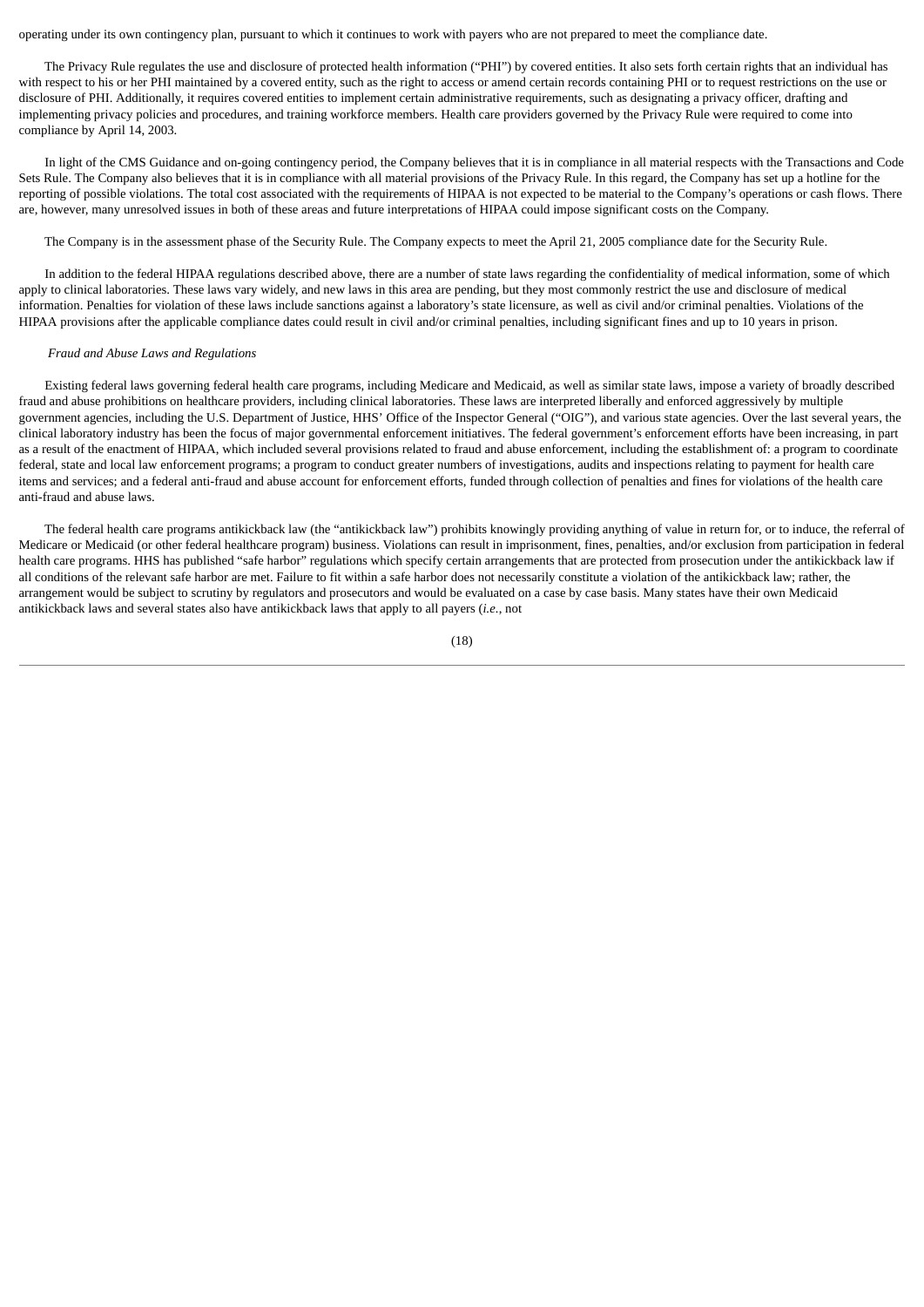operating under its own contingency plan, pursuant to which it continues to work with payers who are not prepared to meet the compliance date.

The Privacy Rule regulates the use and disclosure of protected health information ("PHI") by covered entities. It also sets forth certain rights that an individual has with respect to his or her PHI maintained by a covered entity, such as the right to access or amend certain records containing PHI or to request restrictions on the use or disclosure of PHI. Additionally, it requires covered entities to implement certain administrative requirements, such as designating a privacy officer, drafting and implementing privacy policies and procedures, and training workforce members. Health care providers governed by the Privacy Rule were required to come into compliance by April 14, 2003.

In light of the CMS Guidance and on-going contingency period, the Company believes that it is in compliance in all material respects with the Transactions and Code Sets Rule. The Company also believes that it is in compliance with all material provisions of the Privacy Rule. In this regard, the Company has set up a hotline for the reporting of possible violations. The total cost associated with the requirements of HIPAA is not expected to be material to the Company's operations or cash flows. There are, however, many unresolved issues in both of these areas and future interpretations of HIPAA could impose significant costs on the Company.

The Company is in the assessment phase of the Security Rule. The Company expects to meet the April 21, 2005 compliance date for the Security Rule.

In addition to the federal HIPAA regulations described above, there are a number of state laws regarding the confidentiality of medical information, some of which apply to clinical laboratories. These laws vary widely, and new laws in this area are pending, but they most commonly restrict the use and disclosure of medical information. Penalties for violation of these laws include sanctions against a laboratory's state licensure, as well as civil and/or criminal penalties. Violations of the HIPAA provisions after the applicable compliance dates could result in civil and/or criminal penalties, including significant fines and up to 10 years in prison.

*Fraud and Abuse Laws and Regulations*

Existing federal laws governing federal health care programs, including Medicare and Medicaid, as well as similar state laws, impose a variety of broadly described fraud and abuse prohibitions on healthcare providers, including clinical laboratories. These laws are interpreted liberally and enforced aggressively by multiple government agencies, including the U.S. Department of Justice, HHS' Office of the Inspector General ("OIG"), and various state agencies. Over the last several years, the clinical laboratory industry has been the focus of major governmental enforcement initiatives. The federal government's enforcement efforts have been increasing, in part as a result of the enactment of HIPAA, which included several provisions related to fraud and abuse enforcement, including the establishment of: a program to coordinate federal, state and local law enforcement programs; a program to conduct greater numbers of investigations, audits and inspections relating to payment for health care items and services; and a federal anti-fraud and abuse account for enforcement efforts, funded through collection of penalties and fines for violations of the health care anti-fraud and abuse laws.

The federal health care programs antikickback law (the "antikickback law") prohibits knowingly providing anything of value in return for, or to induce, the referral of Medicare or Medicaid (or other federal healthcare program) business. Violations can result in imprisonment, fines, penalties, and/or exclusion from participation in federal health care programs. HHS has published "safe harbor" regulations which specify certain arrangements that are protected from prosecution under the antikickback law if all conditions of the relevant safe harbor are met. Failure to fit within a safe harbor does not necessarily constitute a violation of the antikickback law; rather, the arrangement would be subject to scrutiny by regulators and prosecutors and would be evaluated on a case by case basis. Many states have their own Medicaid antikickback laws and several states also have antikickback laws that apply to all payers (*i.e.*, not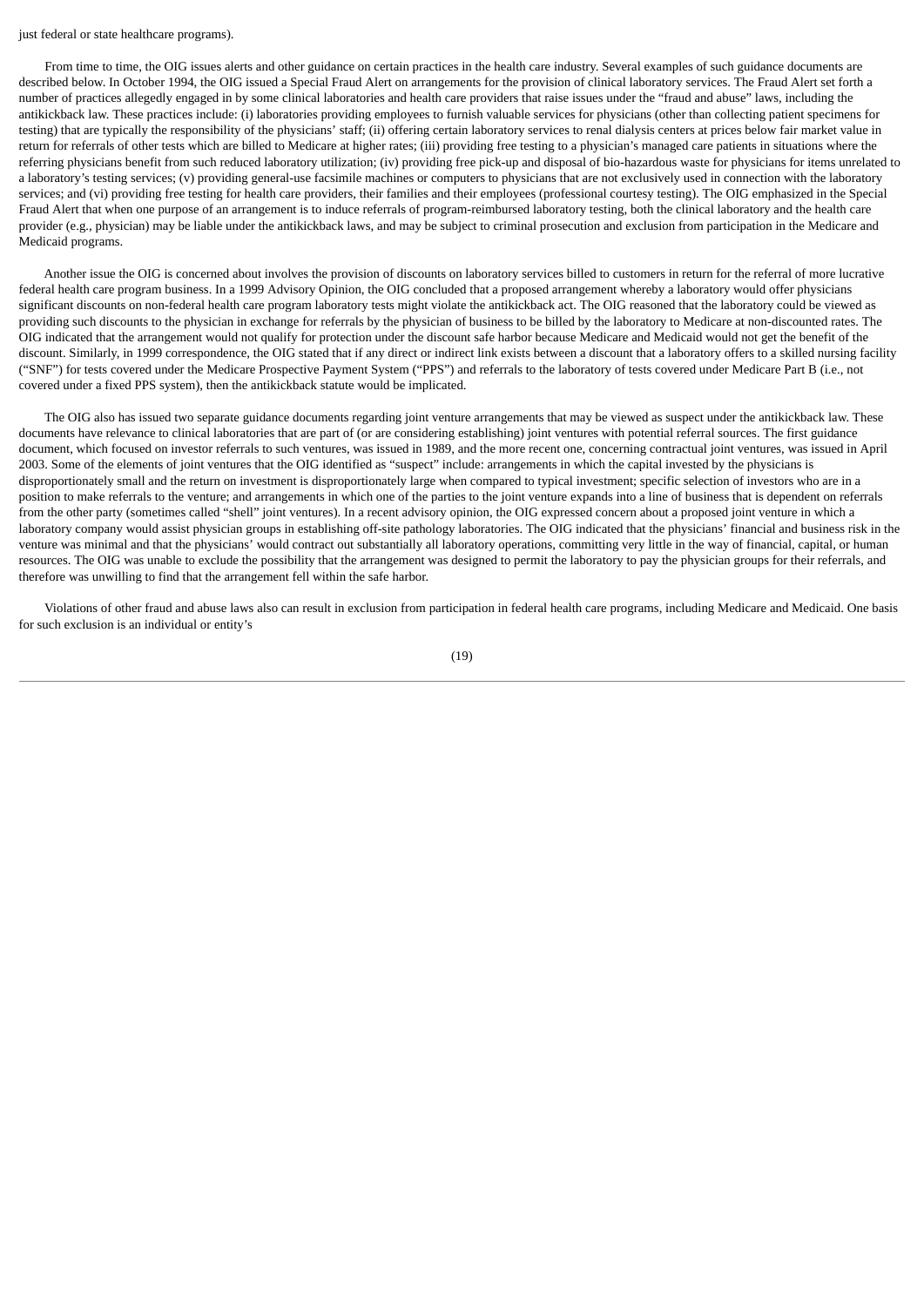just federal or state healthcare programs).

From time to time, the OIG issues alerts and other guidance on certain practices in the health care industry. Several examples of such guidance documents are described below. In October 1994, the OIG issued a Special Fraud Alert on arrangements for the provision of clinical laboratory services. The Fraud Alert set forth a number of practices allegedly engaged in by some clinical laboratories and health care providers that raise issues under the "fraud and abuse" laws, including the antikickback law. These practices include: (i) laboratories providing employees to furnish valuable services for physicians (other than collecting patient specimens for testing) that are typically the responsibility of the physicians' staff; (ii) offering certain laboratory services to renal dialysis centers at prices below fair market value in return for referrals of other tests which are billed to Medicare at higher rates; (iii) providing free testing to a physician's managed care patients in situations where the referring physicians benefit from such reduced laboratory utilization; (iv) providing free pick-up and disposal of bio-hazardous waste for physicians for items unrelated to a laboratory's testing services; (v) providing general-use facsimile machines or computers to physicians that are not exclusively used in connection with the laboratory services; and (vi) providing free testing for health care providers, their families and their employees (professional courtesy testing). The OIG emphasized in the Special Fraud Alert that when one purpose of an arrangement is to induce referrals of program-reimbursed laboratory testing, both the clinical laboratory and the health care provider (e.g., physician) may be liable under the antikickback laws, and may be subject to criminal prosecution and exclusion from participation in the Medicare and Medicaid programs.

Another issue the OIG is concerned about involves the provision of discounts on laboratory services billed to customers in return for the referral of more lucrative federal health care program business. In a 1999 Advisory Opinion, the OIG concluded that a proposed arrangement whereby a laboratory would offer physicians significant discounts on non-federal health care program laboratory tests might violate the antikickback act. The OIG reasoned that the laboratory could be viewed as providing such discounts to the physician in exchange for referrals by the physician of business to be billed by the laboratory to Medicare at non-discounted rates. The OIG indicated that the arrangement would not qualify for protection under the discount safe harbor because Medicare and Medicaid would not get the benefit of the discount. Similarly, in 1999 correspondence, the OIG stated that if any direct or indirect link exists between a discount that a laboratory offers to a skilled nursing facility ("SNF") for tests covered under the Medicare Prospective Payment System ("PPS") and referrals to the laboratory of tests covered under Medicare Part B (i.e., not covered under a fixed PPS system), then the antikickback statute would be implicated.

The OIG also has issued two separate guidance documents regarding joint venture arrangements that may be viewed as suspect under the antikickback law. These documents have relevance to clinical laboratories that are part of (or are considering establishing) joint ventures with potential referral sources. The first guidance document, which focused on investor referrals to such ventures, was issued in 1989, and the more recent one, concerning contractual joint ventures, was issued in April 2003. Some of the elements of joint ventures that the OIG identified as "suspect" include: arrangements in which the capital invested by the physicians is disproportionately small and the return on investment is disproportionately large when compared to typical investment; specific selection of investors who are in a position to make referrals to the venture; and arrangements in which one of the parties to the joint venture expands into a line of business that is dependent on referrals from the other party (sometimes called "shell" joint ventures). In a recent advisory opinion, the OIG expressed concern about a proposed joint venture in which a laboratory company would assist physician groups in establishing off-site pathology laboratories. The OIG indicated that the physicians' financial and business risk in the venture was minimal and that the physicians' would contract out substantially all laboratory operations, committing very little in the way of financial, capital, or human resources. The OIG was unable to exclude the possibility that the arrangement was designed to permit the laboratory to pay the physician groups for their referrals, and therefore was unwilling to find that the arrangement fell within the safe harbor.

Violations of other fraud and abuse laws also can result in exclusion from participation in federal health care programs, including Medicare and Medicaid. One basis for such exclusion is an individual or entity's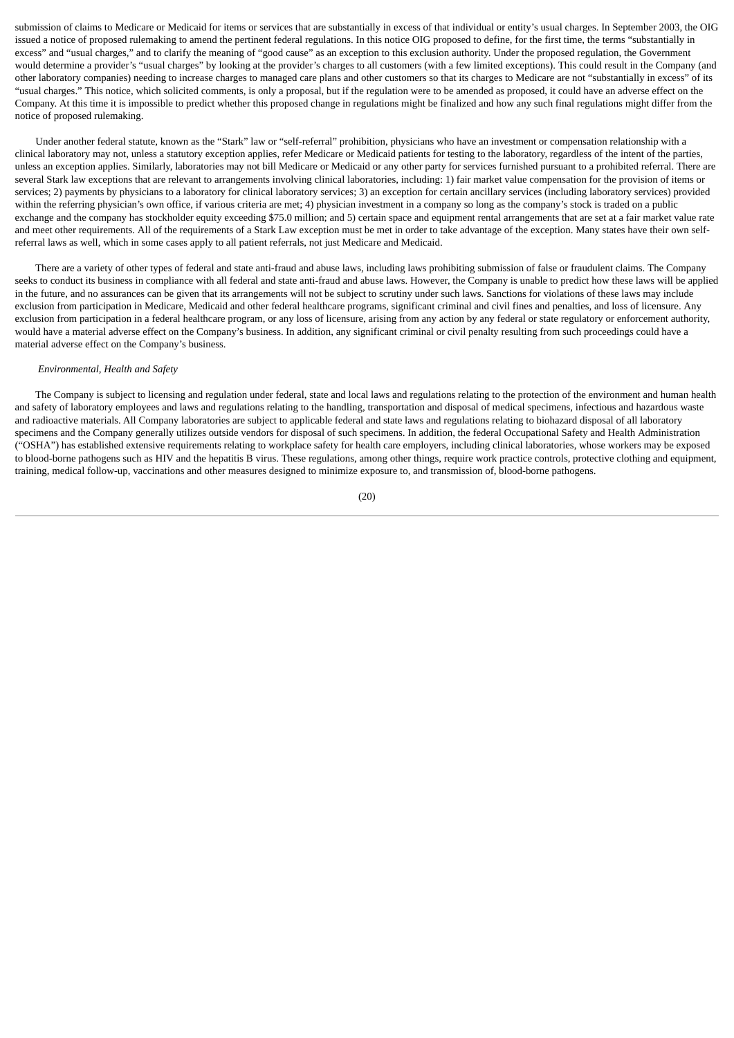submission of claims to Medicare or Medicaid for items or services that are substantially in excess of that individual or entity's usual charges. In September 2003, the OIG issued a notice of proposed rulemaking to amend the pertinent federal regulations. In this notice OIG proposed to define, for the first time, the terms "substantially in excess" and "usual charges," and to clarify the meaning of "good cause" as an exception to this exclusion authority. Under the proposed regulation, the Government would determine a provider's "usual charges" by looking at the provider's charges to all customers (with a few limited exceptions). This could result in the Company (and other laboratory companies) needing to increase charges to managed care plans and other customers so that its charges to Medicare are not "substantially in excess" of its "usual charges." This notice, which solicited comments, is only a proposal, but if the regulation were to be amended as proposed, it could have an adverse effect on the Company. At this time it is impossible to predict whether this proposed change in regulations might be finalized and how any such final regulations might differ from the notice of proposed rulemaking.

Under another federal statute, known as the "Stark" law or "self-referral" prohibition, physicians who have an investment or compensation relationship with a clinical laboratory may not, unless a statutory exception applies, refer Medicare or Medicaid patients for testing to the laboratory, regardless of the intent of the parties, unless an exception applies. Similarly, laboratories may not bill Medicare or Medicaid or any other party for services furnished pursuant to a prohibited referral. There are several Stark law exceptions that are relevant to arrangements involving clinical laboratories, including: 1) fair market value compensation for the provision of items or services; 2) payments by physicians to a laboratory for clinical laboratory services; 3) an exception for certain ancillary services (including laboratory services) provided within the referring physician's own office, if various criteria are met; 4) physician investment in a company so long as the company's stock is traded on a public exchange and the company has stockholder equity exceeding $75.0 million; and 5) certain space and equipment rental arrangements that are set at a fair market value rate and meet other requirements. All of the requirements of a Stark Law exception must be met in order to take advantage of the exception. Many states have their own self-referral laws as well, which in some cases apply to all patient referrals, not just Medicare and Medicaid.

There are a variety of other types of federal and state anti-fraud and abuse laws, including laws prohibiting submission of false or fraudulent claims. The Company seeks to conduct its business in compliance with all federal and state anti-fraud and abuse laws. However, the Company is unable to predict how these laws will be applied in the future, and no assurances can be given that its arrangements will not be subject to scrutiny under such laws. Sanctions for violations of these laws may include exclusion from participation in Medicare, Medicaid and other federal healthcare programs, significant criminal and civil fines and penalties, and loss of licensure. Any exclusion from participation in a federal healthcare program, or any loss of licensure, arising from any action by any federal or state regulatory or enforcement authority, would have a material adverse effect on the Company's business. In addition, any significant criminal or civil penalty resulting from such proceedings could have a material adverse effect on the Company's business.

*Environmental, Health and Safety*

The Company is subject to licensing and regulation under federal, state and local laws and regulations relating to the protection of the environment and human health and safety of laboratory employees and laws and regulations relating to the handling, transportation and disposal of medical specimens, infectious and hazardous waste and radioactive materials. All Company laboratories are subject to applicable federal and state laws and regulations relating to biohazard disposal of all laboratory specimens and the Company generally utilizes outside vendors for disposal of such specimens. In addition, the federal Occupational Safety and Health Administration ("OSHA") has established extensive requirements relating to workplace safety for health care employers, including clinical laboratories, whose workers may be exposed to blood-borne pathogens such as HIV and the hepatitis B virus. These regulations, among other things, require work practice controls, protective clothing and equipment, training, medical follow-up, vaccinations and other measures designed to minimize exposure to, and transmission of, blood-borne pathogens.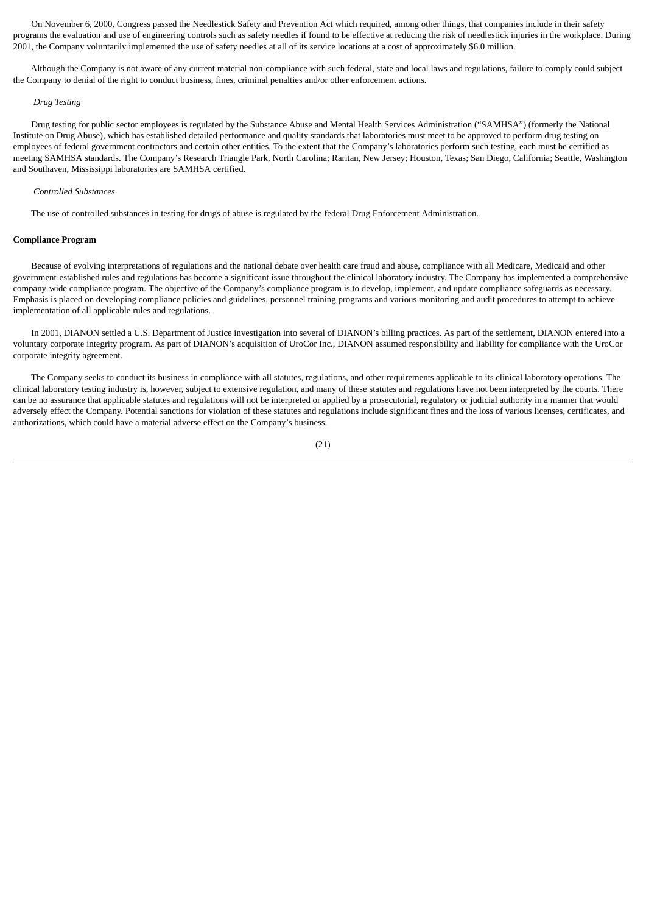On November 6, 2000, Congress passed the Needlestick Safety and Prevention Act which required, among other things, that companies include in their safety programs the evaluation and use of engineering controls such as safety needles if found to be effective at reducing the risk of needlestick injuries in the workplace. During 2001, the Company voluntarily implemented the use of safety needles at all of its service locations at a cost of approximately $6.0 million.

Although the Company is not aware of any current material non-compliance with such federal, state and local laws and regulations, failure to comply could subject the Company to denial of the right to conduct business, fines, criminal penalties and/or other enforcement actions.

*Drug Testing*

Drug testing for public sector employees is regulated by the Substance Abuse and Mental Health Services Administration (“SAMHSA”) (formerly the National Institute on Drug Abuse), which has established detailed performance and quality standards that laboratories must meet to be approved to perform drug testing on employees of federal government contractors and certain other entities. To the extent that the Company’s laboratories perform such testing, each must be certified as meeting SAMHSA standards. The Company’s Research Triangle Park, North Carolina; Raritan, New Jersey; Houston, Texas; San Diego, California; Seattle, Washington and Southaven, Mississippi laboratories are SAMHSA certified.

*Controlled Substances*

The use of controlled substances in testing for drugs of abuse is regulated by the federal Drug Enforcement Administration.

**Compliance Program**

Because of evolving interpretations of regulations and the national debate over health care fraud and abuse, compliance with all Medicare, Medicaid and other government-established rules and regulations has become a significant issue throughout the clinical laboratory industry. The Company has implemented a comprehensive company-wide compliance program. The objective of the Company’s compliance program is to develop, implement, and update compliance safeguards as necessary. Emphasis is placed on developing compliance policies and guidelines, personnel training programs and various monitoring and audit procedures to attempt to achieve implementation of all applicable rules and regulations.

In 2001, DIANON settled a U.S. Department of Justice investigation into several of DIANON’s billing practices. As part of the settlement, DIANON entered into a voluntary corporate integrity program. As part of DIANON’s acquisition of UroCor Inc., DIANON assumed responsibility and liability for compliance with the UroCor corporate integrity agreement.

The Company seeks to conduct its business in compliance with all statutes, regulations, and other requirements applicable to its clinical laboratory operations. The clinical laboratory testing industry is, however, subject to extensive regulation, and many of these statutes and regulations have not been interpreted by the courts. There can be no assurance that applicable statutes and regulations will not be interpreted or applied by a prosecutorial, regulatory or judicial authority in a manner that would adversely effect the Company. Potential sanctions for violation of these statutes and regulations include significant fines and the loss of various licenses, certificates, and authorizations, which could have a material adverse effect on the Company’s business.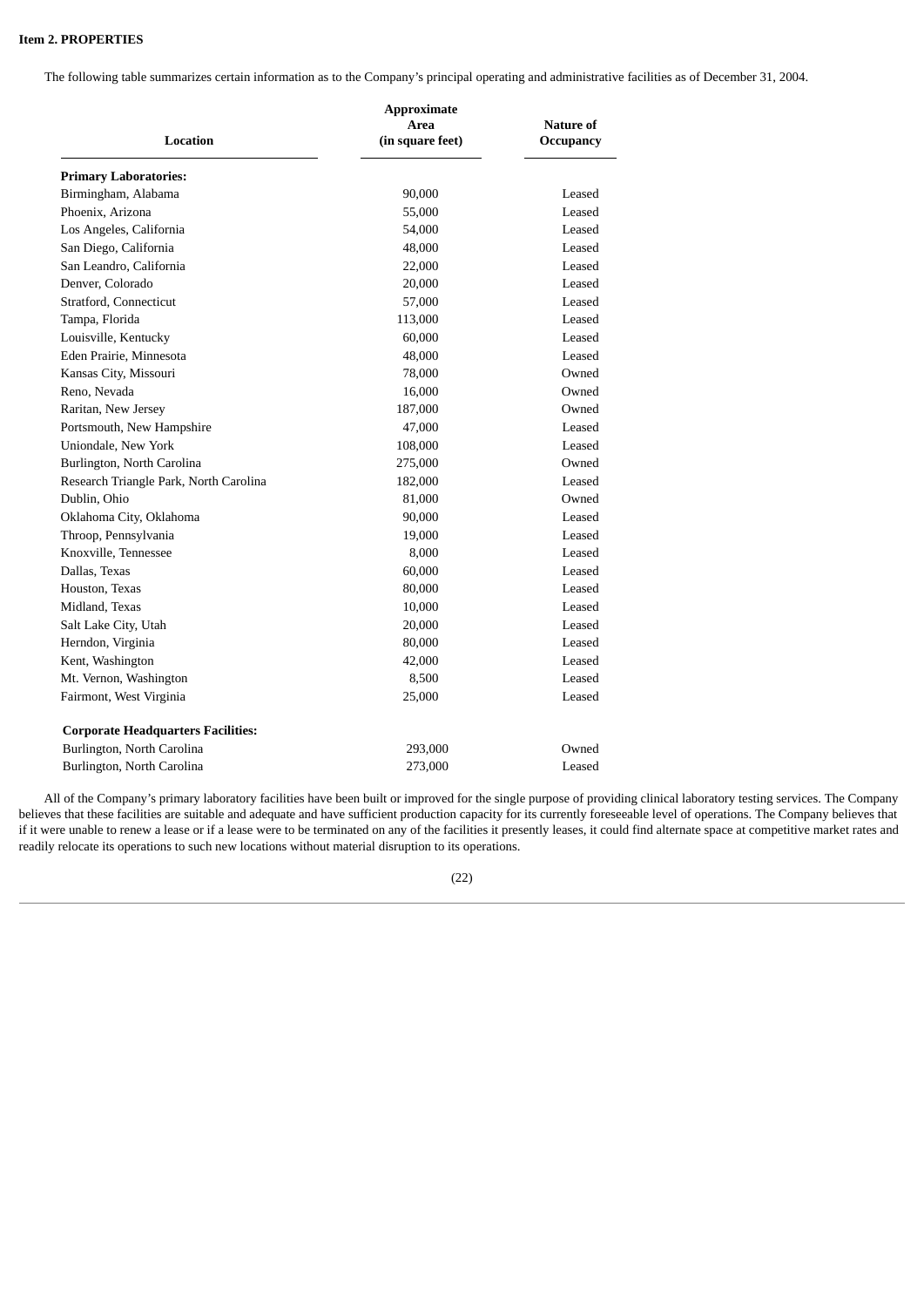**Item 2. PROPERTIES**

The following table summarizes certain information as to the Company's principal operating and administrative facilities as of December 31, 2004.

| Location | Approximate Area (in square feet) | Nature of Occupancy |
|---|---|---|
| **Primary Laboratories:** | | |
| Birmingham, Alabama | 90,000 | Leased |
| Phoenix, Arizona | 55,000 | Leased |
| Los Angeles, California | 54,000 | Leased |
| San Diego, California | 48,000 | Leased |
| San Leandro, California | 22,000 | Leased |
| Denver, Colorado | 20,000 | Leased |
| Stratford, Connecticut | 57,000 | Leased |
| Tampa, Florida | 113,000 | Leased |
| Louisville, Kentucky | 60,000 | Leased |
| Eden Prairie, Minnesota | 48,000 | Leased |
| Kansas City, Missouri | 78,000 | Owned |
| Reno, Nevada | 16,000 | Owned |
| Raritan, New Jersey | 187,000 | Owned |
| Portsmouth, New Hampshire | 47,000 | Leased |
| Uniondale, New York | 108,000 | Leased |
| Burlington, North Carolina | 275,000 | Owned |
| Research Triangle Park, North Carolina | 182,000 | Leased |
| Dublin, Ohio | 81,000 | Owned |
| Oklahoma City, Oklahoma | 90,000 | Leased |
| Throop, Pennsylvania | 19,000 | Leased |
| Knoxville, Tennessee | 8,000 | Leased |
| Dallas, Texas | 60,000 | Leased |
| Houston, Texas | 80,000 | Leased |
| Midland, Texas | 10,000 | Leased |
| Salt Lake City, Utah | 20,000 | Leased |
| Herndon, Virginia | 80,000 | Leased |
| Kent, Washington | 42,000 | Leased |
| Mt. Vernon, Washington | 8,500 | Leased |
| Fairmont, West Virginia | 25,000 | Leased |
| **Corporate Headquarters Facilities:** | | |
| Burlington, North Carolina | 293,000 | Owned |
| Burlington, North Carolina | 273,000 | Leased |

All of the Company's primary laboratory facilities have been built or improved for the single purpose of providing clinical laboratory testing services. The Company believes that these facilities are suitable and adequate and have sufficient production capacity for its currently foreseeable level of operations. The Company believes that if it were unable to renew a lease or if a lease were to be terminated on any of the facilities it presently leases, it could find alternate space at competitive market rates and readily relocate its operations to such new locations without material disruption to its operations.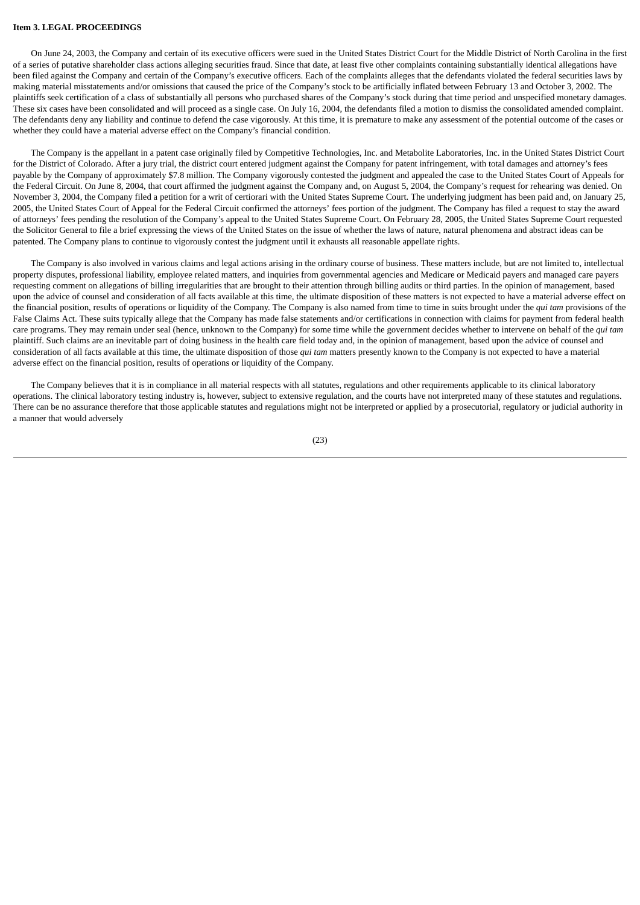**Item 3. LEGAL PROCEEDINGS**

On June 24, 2003, the Company and certain of its executive officers were sued in the United States District Court for the Middle District of North Carolina in the first of a series of putative shareholder class actions alleging securities fraud. Since that date, at least five other complaints containing substantially identical allegations have been filed against the Company and certain of the Company's executive officers. Each of the complaints alleges that the defendants violated the federal securities laws by making material misstatements and/or omissions that caused the price of the Company's stock to be artificially inflated between February 13 and October 3, 2002. The plaintiffs seek certification of a class of substantially all persons who purchased shares of the Company's stock during that time period and unspecified monetary damages. These six cases have been consolidated and will proceed as a single case. On July 16, 2004, the defendants filed a motion to dismiss the consolidated amended complaint. The defendants deny any liability and continue to defend the case vigorously. At this time, it is premature to make any assessment of the potential outcome of the cases or whether they could have a material adverse effect on the Company's financial condition.

The Company is the appellant in a patent case originally filed by Competitive Technologies, Inc. and Metabolite Laboratories, Inc. in the United States District Court for the District of Colorado. After a jury trial, the district court entered judgment against the Company for patent infringement, with total damages and attorney's fees payable by the Company of approximately $7.8 million. The Company vigorously contested the judgment and appealed the case to the United States Court of Appeals for the Federal Circuit. On June 8, 2004, that court affirmed the judgment against the Company and, on August 5, 2004, the Company's request for rehearing was denied. On November 3, 2004, the Company filed a petition for a writ of certiorari with the United States Supreme Court. The underlying judgment has been paid and, on January 25, 2005, the United States Court of Appeal for the Federal Circuit confirmed the attorneys' fees portion of the judgment. The Company has filed a request to stay the award of attorneys' fees pending the resolution of the Company's appeal to the United States Supreme Court. On February 28, 2005, the United States Supreme Court requested the Solicitor General to file a brief expressing the views of the United States on the issue of whether the laws of nature, natural phenomena and abstract ideas can be patented. The Company plans to continue to vigorously contest the judgment until it exhausts all reasonable appellate rights.

The Company is also involved in various claims and legal actions arising in the ordinary course of business. These matters include, but are not limited to, intellectual property disputes, professional liability, employee related matters, and inquiries from governmental agencies and Medicare or Medicaid payers and managed care payers requesting comment on allegations of billing irregularities that are brought to their attention through billing audits or third parties. In the opinion of management, based upon the advice of counsel and consideration of all facts available at this time, the ultimate disposition of these matters is not expected to have a material adverse effect on the financial position, results of operations or liquidity of the Company. The Company is also named from time to time in suits brought under the *qui tam* provisions of the False Claims Act. These suits typically allege that the Company has made false statements and/or certifications in connection with claims for payment from federal health care programs. They may remain under seal (hence, unknown to the Company) for some time while the government decides whether to intervene on behalf of the *qui tam* plaintiff. Such claims are an inevitable part of doing business in the health care field today and, in the opinion of management, based upon the advice of counsel and consideration of all facts available at this time, the ultimate disposition of those *qui tam* matters presently known to the Company is not expected to have a material adverse effect on the financial position, results of operations or liquidity of the Company.

The Company believes that it is in compliance in all material respects with all statutes, regulations and other requirements applicable to its clinical laboratory operations. The clinical laboratory testing industry is, however, subject to extensive regulation, and the courts have not interpreted many of these statutes and regulations. There can be no assurance therefore that those applicable statutes and regulations might not be interpreted or applied by a prosecutorial, regulatory or judicial authority in a manner that would adversely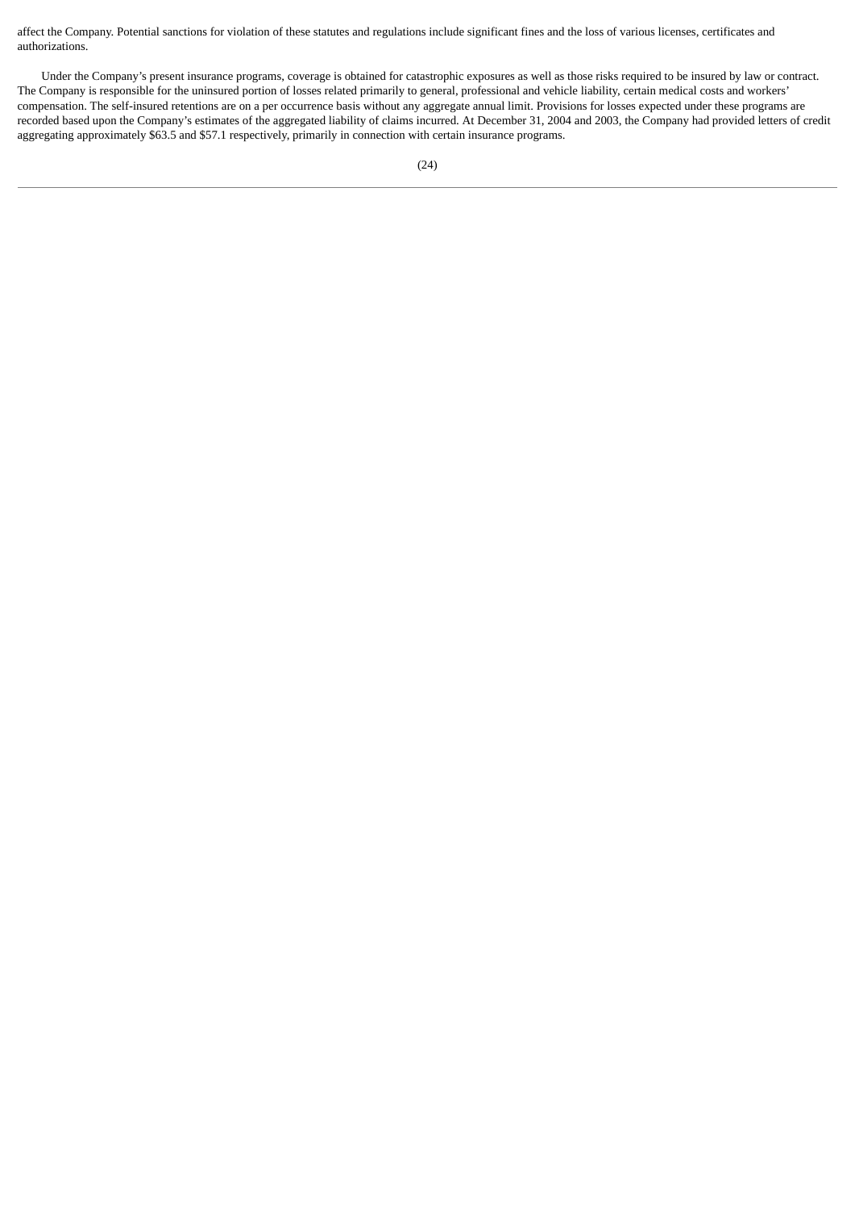affect the Company. Potential sanctions for violation of these statutes and regulations include significant fines and the loss of various licenses, certificates and authorizations.

Under the Company's present insurance programs, coverage is obtained for catastrophic exposures as well as those risks required to be insured by law or contract. The Company is responsible for the uninsured portion of losses related primarily to general, professional and vehicle liability, certain medical costs and workers' compensation. The self-insured retentions are on a per occurrence basis without any aggregate annual limit. Provisions for losses expected under these programs are recorded based upon the Company's estimates of the aggregated liability of claims incurred. At December 31, 2004 and 2003, the Company had provided letters of credit aggregating approximately $63.5 and $57.1 respectively, primarily in connection with certain insurance programs.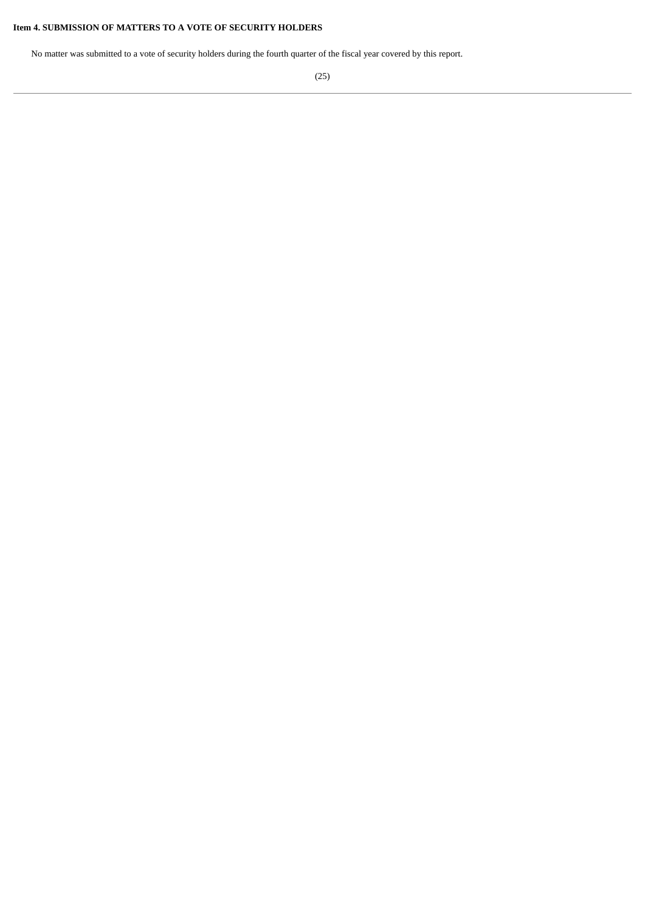**Item 4. SUBMISSION OF MATTERS TO A VOTE OF SECURITY HOLDERS**

No matter was submitted to a vote of security holders during the fourth quarter of the fiscal year covered by this report.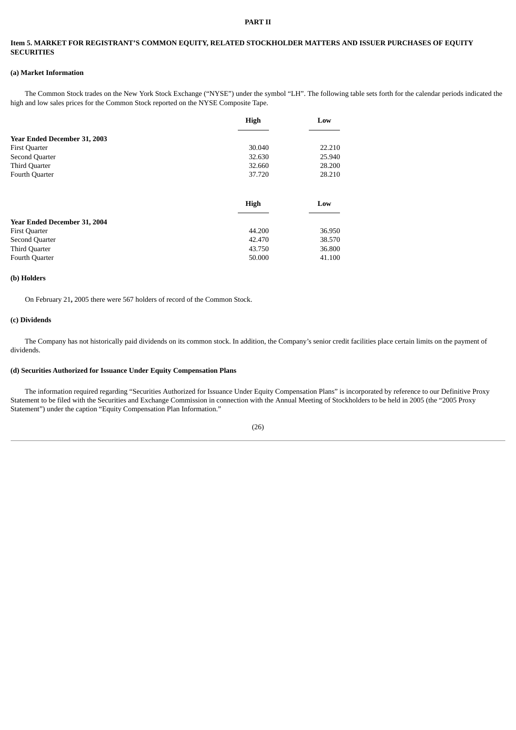# PART II

## Item 5. MARKET FOR REGISTRANT'S COMMON EQUITY, RELATED STOCKHOLDER MATTERS AND ISSUER PURCHASES OF EQUITY SECURITIES

### (a) Market Information

The Common Stock trades on the New York Stock Exchange ("NYSE") under the symbol "LH". The following table sets forth for the calendar periods indicated the high and low sales prices for the Common Stock reported on the NYSE Composite Tape.

| | High | Low |
|---|---|---|
| **Year Ended December 31, 2003** | | |
| First Quarter | 30.040 | 22.210 |
| Second Quarter | 32.630 | 25.940 |
| Third Quarter | 32.660 | 28.200 |
| Fourth Quarter | 37.720 | 28.210 |

| | High | Low |
|---|---|---|
| **Year Ended December 31, 2004** | | |
| First Quarter | 44.200 | 36.950 |
| Second Quarter | 42.470 | 38.570 |
| Third Quarter | 43.750 | 36.800 |
| Fourth Quarter | 50.000 | 41.100 |

### (b) Holders

On February 21, 2005 there were 567 holders of record of the Common Stock.

### (c) Dividends

The Company has not historically paid dividends on its common stock. In addition, the Company's senior credit facilities place certain limits on the payment of dividends.

### (d) Securities Authorized for Issuance Under Equity Compensation Plans

The information required regarding "Securities Authorized for Issuance Under Equity Compensation Plans" is incorporated by reference to our Definitive Proxy Statement to be filed with the Securities and Exchange Commission in connection with the Annual Meeting of Stockholders to be held in 2005 (the "2005 Proxy Statement") under the caption "Equity Compensation Plan Information."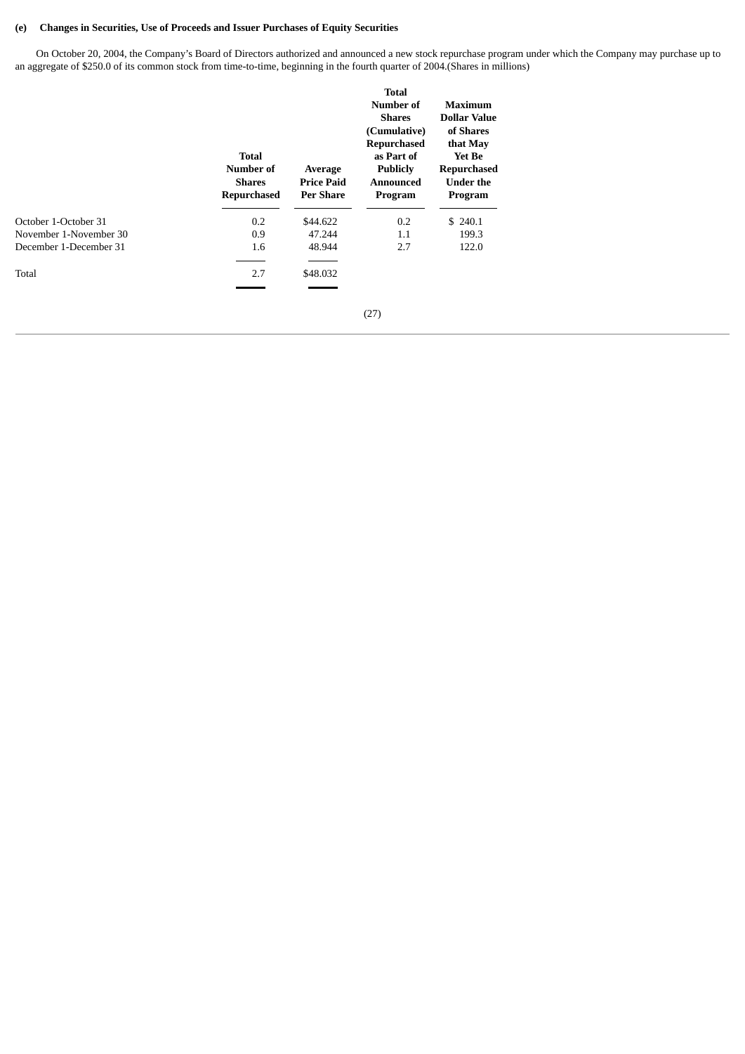**(e) Changes in Securities, Use of Proceeds and Issuer Purchases of Equity Securities**

On October 20, 2004, the Company's Board of Directors authorized and announced a new stock repurchase program under which the Company may purchase up to an aggregate of $250.0 of its common stock from time-to-time, beginning in the fourth quarter of 2004.(Shares in millions)

| | Total Number of Shares Repurchased | Average Price Paid Per Share | Total Number of Shares (Cumulative) Repurchased as Part of Publicly Announced Program | Maximum Dollar Value of Shares that May Yet Be Repurchased Under the Program |
|---|---|---|---|---|
| October 1-October 31 | 0.2 | $44.622 | 0.2 | $ 240.1 |
| November 1-November 30 | 0.9 | 47.244 | 1.1 | 199.3 |
| December 1-December 31 | 1.6 | 48.944 | 2.7 | 122.0 |
| Total | 2.7 | $48.032 | | |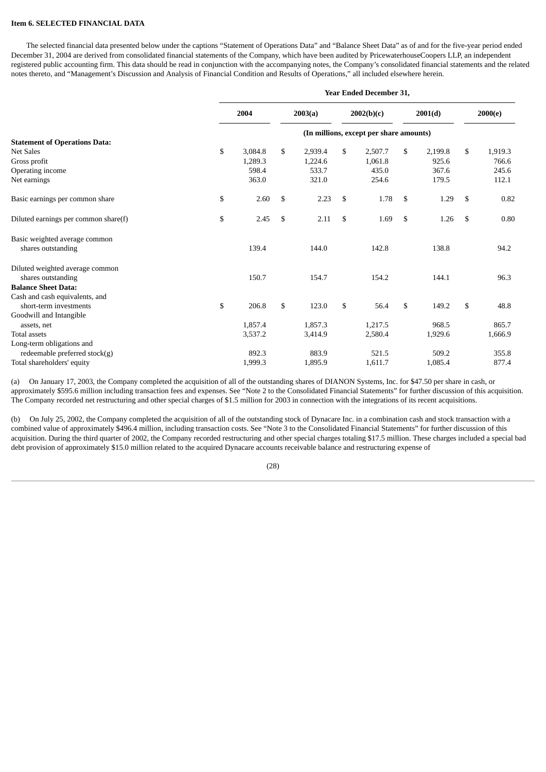**Item 6. SELECTED FINANCIAL DATA**

The selected financial data presented below under the captions “Statement of Operations Data” and “Balance Sheet Data” as of and for the five-year period ended December 31, 2004 are derived from consolidated financial statements of the Company, which have been audited by PricewaterhouseCoopers LLP, an independent registered public accounting firm. This data should be read in conjunction with the accompanying notes, the Company’s consolidated financial statements and the related notes thereto, and “Management’s Discussion and Analysis of Financial Condition and Results of Operations,” all included elsewhere herein.

| | Year Ended December 31, | | | | |
|---|---|---|---|---|---|
| | 2004 | 2003(a) | 2002(b)(c) | 2001(d) | 2000(e) |
| | (In millions, except per share amounts) | | | | |
| **Statement of Operations Data:** | | | | | |
| Net Sales | $ 3,084.8 | $ 2,939.4 | $ 2,507.7 | $ 2,199.8 | $ 1,919.3 |
| Gross profit | 1,289.3 | 1,224.6 | 1,061.8 | 925.6 | 766.6 |
| Operating income | 598.4 | 533.7 | 435.0 | 367.6 | 245.6 |
| Net earnings | 363.0 | 321.0 | 254.6 | 179.5 | 112.1 |
| Basic earnings per common share | $ 2.60 | $ 2.23 | $ 1.78 | $ 1.29 | $ 0.82 |
| Diluted earnings per common share(f) | $ 2.45 | $ 2.11 | $ 1.69 | $ 1.26 | $ 0.80 |
| Basic weighted average common shares outstanding | 139.4 | 144.0 | 142.8 | 138.8 | 94.2 |
| Diluted weighted average common shares outstanding | 150.7 | 154.7 | 154.2 | 144.1 | 96.3 |
| **Balance Sheet Data:** | | | | | |
| Cash and cash equivalents, and short-term investments | $ 206.8 | $ 123.0 | $ 56.4 | $ 149.2 | $ 48.8 |
| Goodwill and Intangible assets, net | 1,857.4 | 1,857.3 | 1,217.5 | 968.5 | 865.7 |
| Total assets | 3,537.2 | 3,414.9 | 2,580.4 | 1,929.6 | 1,666.9 |
| Long-term obligations and redeemable preferred stock(g) | 892.3 | 883.9 | 521.5 | 509.2 | 355.8 |
| Total shareholders' equity | 1,999.3 | 1,895.9 | 1,611.7 | 1,085.4 | 877.4 |

(a) On January 17, 2003, the Company completed the acquisition of all of the outstanding shares of DIANON Systems, Inc. for $47.50 per share in cash, or approximately $595.6 million including transaction fees and expenses. See “Note 2 to the Consolidated Financial Statements” for further discussion of this acquisition. The Company recorded net restructuring and other special charges of $1.5 million for 2003 in connection with the integrations of its recent acquisitions.

(b) On July 25, 2002, the Company completed the acquisition of all of the outstanding stock of Dynacare Inc. in a combination cash and stock transaction with a combined value of approximately $496.4 million, including transaction costs. See “Note 3 to the Consolidated Financial Statements” for further discussion of this acquisition. During the third quarter of 2002, the Company recorded restructuring and other special charges totaling $17.5 million. These charges included a special bad debt provision of approximately $15.0 million related to the acquired Dynacare accounts receivable balance and restructuring expense of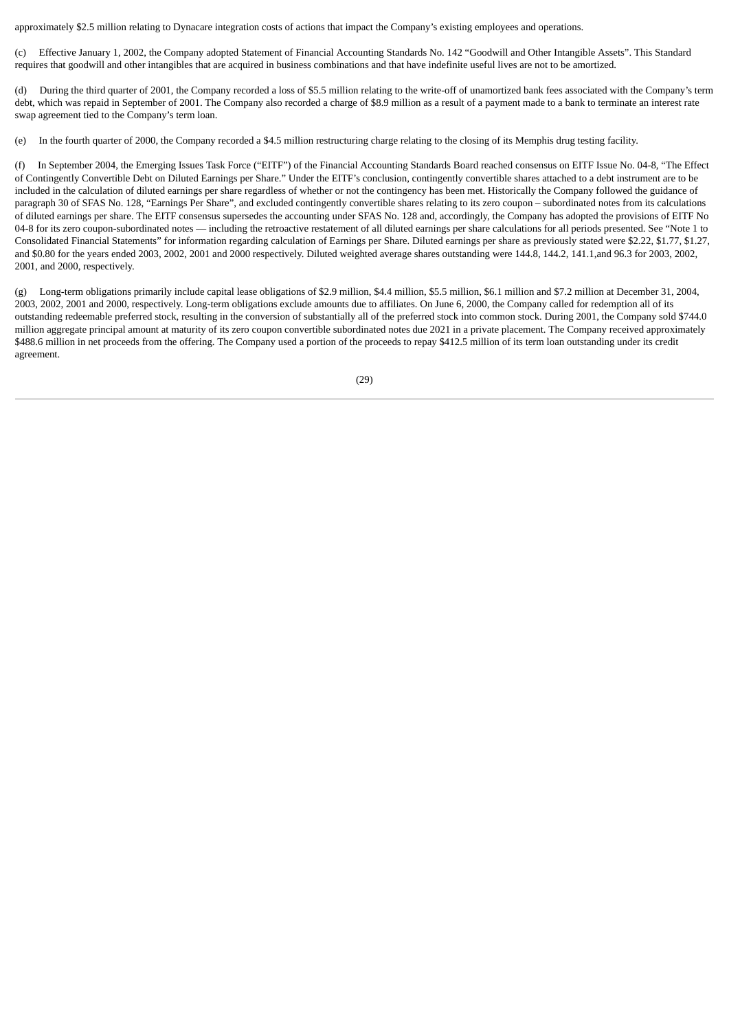approximately $2.5 million relating to Dynacare integration costs of actions that impact the Company's existing employees and operations.

(c) Effective January 1, 2002, the Company adopted Statement of Financial Accounting Standards No. 142 "Goodwill and Other Intangible Assets". This Standard requires that goodwill and other intangibles that are acquired in business combinations and that have indefinite useful lives are not to be amortized.

(d) During the third quarter of 2001, the Company recorded a loss of $5.5 million relating to the write-off of unamortized bank fees associated with the Company's term debt, which was repaid in September of 2001. The Company also recorded a charge of $8.9 million as a result of a payment made to a bank to terminate an interest rate swap agreement tied to the Company's term loan.

(e) In the fourth quarter of 2000, the Company recorded a $4.5 million restructuring charge relating to the closing of its Memphis drug testing facility.

(f) In September 2004, the Emerging Issues Task Force ("EITF") of the Financial Accounting Standards Board reached consensus on EITF Issue No. 04-8, "The Effect of Contingently Convertible Debt on Diluted Earnings per Share." Under the EITF's conclusion, contingently convertible shares attached to a debt instrument are to be included in the calculation of diluted earnings per share regardless of whether or not the contingency has been met. Historically the Company followed the guidance of paragraph 30 of SFAS No. 128, "Earnings Per Share", and excluded contingently convertible shares relating to its zero coupon – subordinated notes from its calculations of diluted earnings per share. The EITF consensus supersedes the accounting under SFAS No. 128 and, accordingly, the Company has adopted the provisions of EITF No 04-8 for its zero coupon-subordinated notes — including the retroactive restatement of all diluted earnings per share calculations for all periods presented. See "Note 1 to Consolidated Financial Statements" for information regarding calculation of Earnings per Share. Diluted earnings per share as previously stated were $2.22, $1.77, $1.27, and $0.80 for the years ended 2003, 2002, 2001 and 2000 respectively. Diluted weighted average shares outstanding were 144.8, 144.2, 141.1,and 96.3 for 2003, 2002, 2001, and 2000, respectively.

(g) Long-term obligations primarily include capital lease obligations of $2.9 million, $4.4 million, $5.5 million, $6.1 million and $7.2 million at December 31, 2004, 2003, 2002, 2001 and 2000, respectively. Long-term obligations exclude amounts due to affiliates. On June 6, 2000, the Company called for redemption all of its outstanding redeemable preferred stock, resulting in the conversion of substantially all of the preferred stock into common stock. During 2001, the Company sold $744.0 million aggregate principal amount at maturity of its zero coupon convertible subordinated notes due 2021 in a private placement. The Company received approximately $488.6 million in net proceeds from the offering. The Company used a portion of the proceeds to repay $412.5 million of its term loan outstanding under its credit agreement.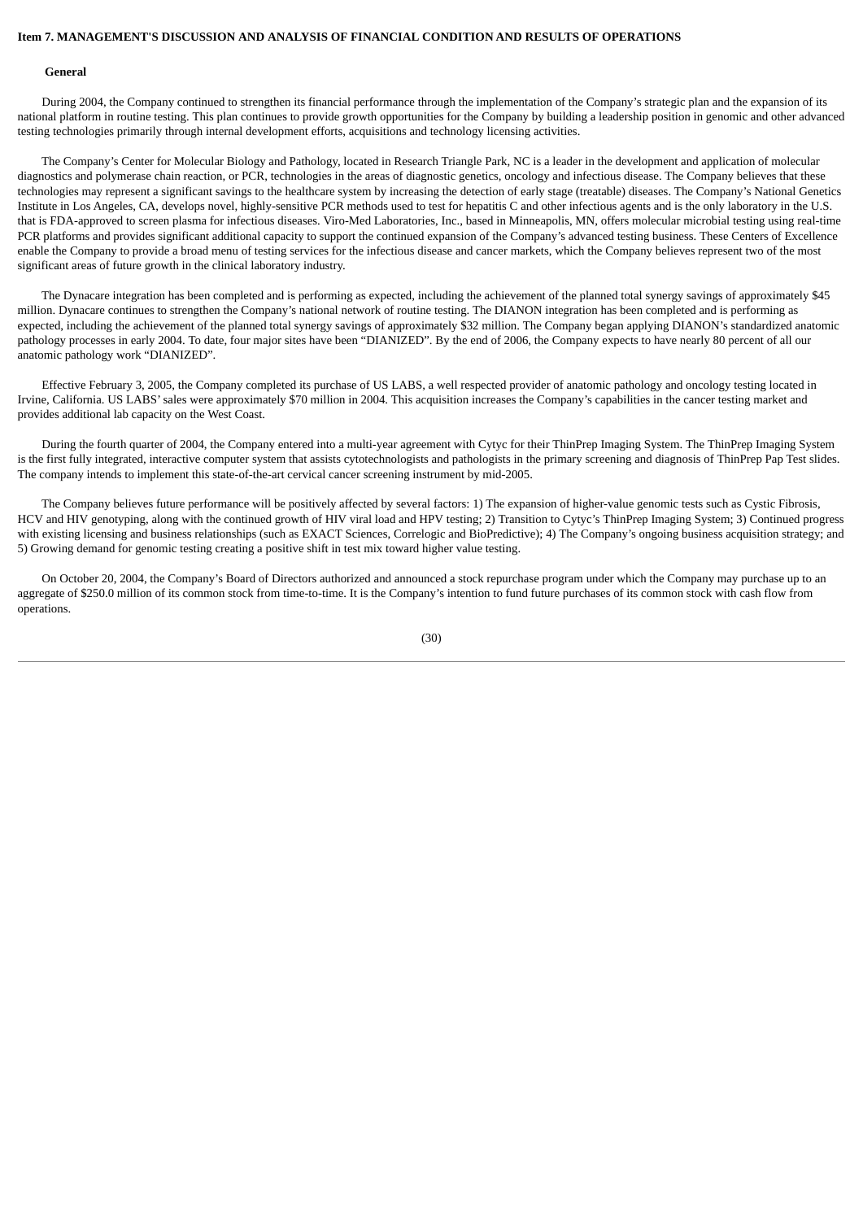## Item 7. MANAGEMENT'S DISCUSSION AND ANALYSIS OF FINANCIAL CONDITION AND RESULTS OF OPERATIONS

### General

During 2004, the Company continued to strengthen its financial performance through the implementation of the Company's strategic plan and the expansion of its national platform in routine testing. This plan continues to provide growth opportunities for the Company by building a leadership position in genomic and other advanced testing technologies primarily through internal development efforts, acquisitions and technology licensing activities.

The Company's Center for Molecular Biology and Pathology, located in Research Triangle Park, NC is a leader in the development and application of molecular diagnostics and polymerase chain reaction, or PCR, technologies in the areas of diagnostic genetics, oncology and infectious disease. The Company believes that these technologies may represent a significant savings to the healthcare system by increasing the detection of early stage (treatable) diseases. The Company's National Genetics Institute in Los Angeles, CA, develops novel, highly-sensitive PCR methods used to test for hepatitis C and other infectious agents and is the only laboratory in the U.S. that is FDA-approved to screen plasma for infectious diseases. Viro-Med Laboratories, Inc., based in Minneapolis, MN, offers molecular microbial testing using real-time PCR platforms and provides significant additional capacity to support the continued expansion of the Company's advanced testing business. These Centers of Excellence enable the Company to provide a broad menu of testing services for the infectious disease and cancer markets, which the Company believes represent two of the most significant areas of future growth in the clinical laboratory industry.

The Dynacare integration has been completed and is performing as expected, including the achievement of the planned total synergy savings of approximately $45 million. Dynacare continues to strengthen the Company's national network of routine testing. The DIANON integration has been completed and is performing as expected, including the achievement of the planned total synergy savings of approximately $32 million. The Company began applying DIANON's standardized anatomic pathology processes in early 2004. To date, four major sites have been "DIANIZED". By the end of 2006, the Company expects to have nearly 80 percent of all our anatomic pathology work "DIANIZED".

Effective February 3, 2005, the Company completed its purchase of US LABS, a well respected provider of anatomic pathology and oncology testing located in Irvine, California. US LABS' sales were approximately $70 million in 2004. This acquisition increases the Company's capabilities in the cancer testing market and provides additional lab capacity on the West Coast.

During the fourth quarter of 2004, the Company entered into a multi-year agreement with Cytyc for their ThinPrep Imaging System. The ThinPrep Imaging System is the first fully integrated, interactive computer system that assists cytotechnologists and pathologists in the primary screening and diagnosis of ThinPrep Pap Test slides. The company intends to implement this state-of-the-art cervical cancer screening instrument by mid-2005.

The Company believes future performance will be positively affected by several factors: 1) The expansion of higher-value genomic tests such as Cystic Fibrosis, HCV and HIV genotyping, along with the continued growth of HIV viral load and HPV testing; 2) Transition to Cytyc's ThinPrep Imaging System; 3) Continued progress with existing licensing and business relationships (such as EXACT Sciences, Correlogic and BioPredictive); 4) The Company's ongoing business acquisition strategy; and 5) Growing demand for genomic testing creating a positive shift in test mix toward higher value testing.

On October 20, 2004, the Company's Board of Directors authorized and announced a stock repurchase program under which the Company may purchase up to an aggregate of $250.0 million of its common stock from time-to-time. It is the Company's intention to fund future purchases of its common stock with cash flow from operations.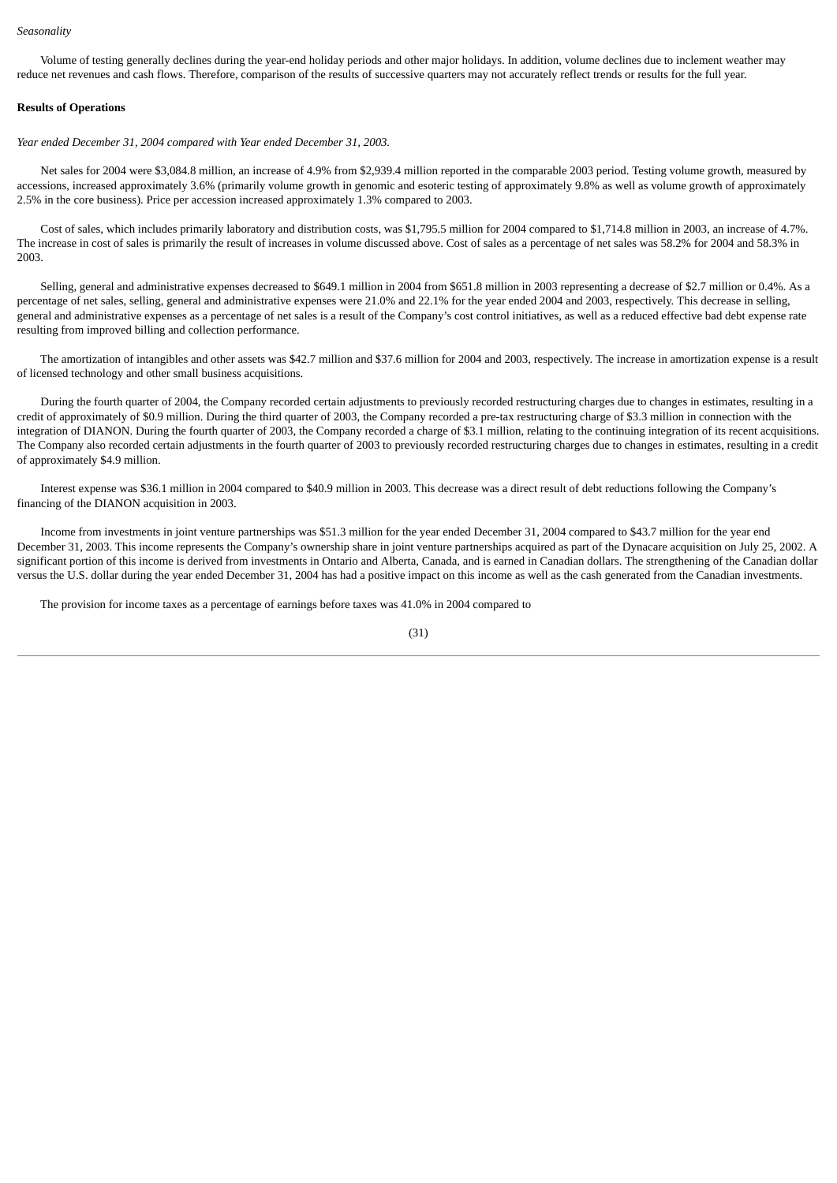*Seasonality*

Volume of testing generally declines during the year-end holiday periods and other major holidays. In addition, volume declines due to inclement weather may reduce net revenues and cash flows. Therefore, comparison of the results of successive quarters may not accurately reflect trends or results for the full year.

**Results of Operations**

*Year ended December 31, 2004 compared with Year ended December 31, 2003.*

Net sales for 2004 were $3,084.8 million, an increase of 4.9% from $2,939.4 million reported in the comparable 2003 period. Testing volume growth, measured by accessions, increased approximately 3.6% (primarily volume growth in genomic and esoteric testing of approximately 9.8% as well as volume growth of approximately 2.5% in the core business). Price per accession increased approximately 1.3% compared to 2003.

Cost of sales, which includes primarily laboratory and distribution costs, was $1,795.5 million for 2004 compared to $1,714.8 million in 2003, an increase of 4.7%. The increase in cost of sales is primarily the result of increases in volume discussed above. Cost of sales as a percentage of net sales was 58.2% for 2004 and 58.3% in 2003.

Selling, general and administrative expenses decreased to $649.1 million in 2004 from $651.8 million in 2003 representing a decrease of $2.7 million or 0.4%. As a percentage of net sales, selling, general and administrative expenses were 21.0% and 22.1% for the year ended 2004 and 2003, respectively. This decrease in selling, general and administrative expenses as a percentage of net sales is a result of the Company's cost control initiatives, as well as a reduced effective bad debt expense rate resulting from improved billing and collection performance.

The amortization of intangibles and other assets was $42.7 million and $37.6 million for 2004 and 2003, respectively. The increase in amortization expense is a result of licensed technology and other small business acquisitions.

During the fourth quarter of 2004, the Company recorded certain adjustments to previously recorded restructuring charges due to changes in estimates, resulting in a credit of approximately of $0.9 million. During the third quarter of 2003, the Company recorded a pre-tax restructuring charge of $3.3 million in connection with the integration of DIANON. During the fourth quarter of 2003, the Company recorded a charge of $3.1 million, relating to the continuing integration of its recent acquisitions. The Company also recorded certain adjustments in the fourth quarter of 2003 to previously recorded restructuring charges due to changes in estimates, resulting in a credit of approximately $4.9 million.

Interest expense was $36.1 million in 2004 compared to $40.9 million in 2003. This decrease was a direct result of debt reductions following the Company's financing of the DIANON acquisition in 2003.

Income from investments in joint venture partnerships was $51.3 million for the year ended December 31, 2004 compared to $43.7 million for the year end December 31, 2003. This income represents the Company's ownership share in joint venture partnerships acquired as part of the Dynacare acquisition on July 25, 2002. A significant portion of this income is derived from investments in Ontario and Alberta, Canada, and is earned in Canadian dollars. The strengthening of the Canadian dollar versus the U.S. dollar during the year ended December 31, 2004 has had a positive impact on this income as well as the cash generated from the Canadian investments.

The provision for income taxes as a percentage of earnings before taxes was 41.0% in 2004 compared to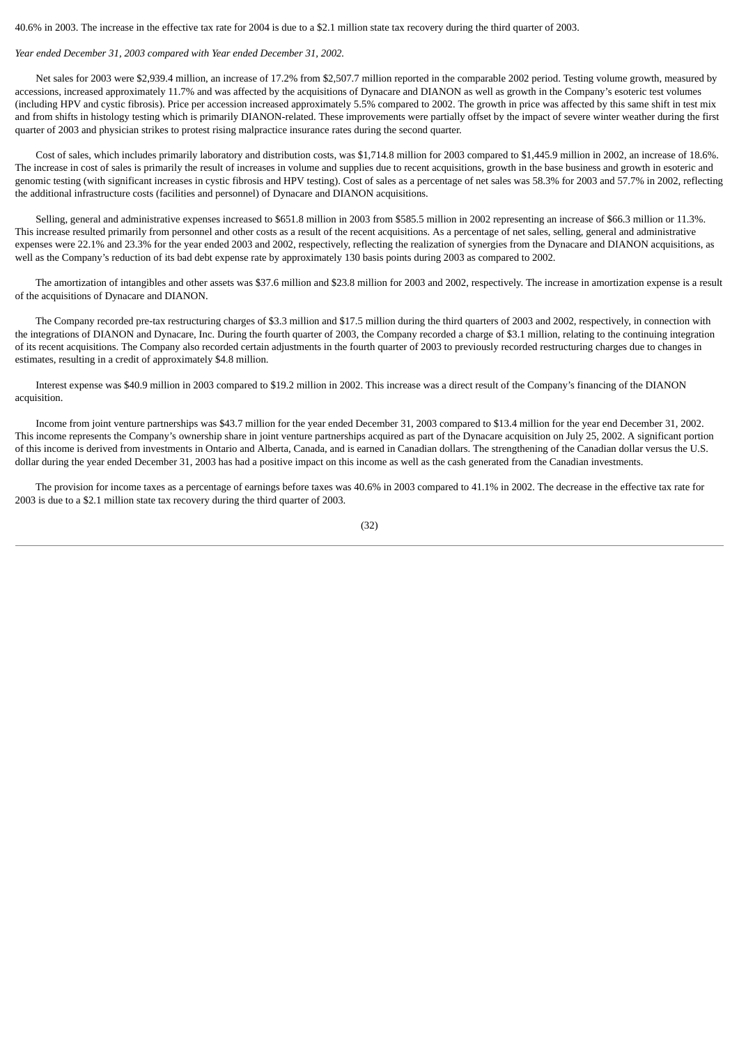40.6% in 2003. The increase in the effective tax rate for 2004 is due to a $2.1 million state tax recovery during the third quarter of 2003.

*Year ended December 31, 2003 compared with Year ended December 31, 2002.*

Net sales for 2003 were $2,939.4 million, an increase of 17.2% from $2,507.7 million reported in the comparable 2002 period. Testing volume growth, measured by accessions, increased approximately 11.7% and was affected by the acquisitions of Dynacare and DIANON as well as growth in the Company's esoteric test volumes (including HPV and cystic fibrosis). Price per accession increased approximately 5.5% compared to 2002. The growth in price was affected by this same shift in test mix and from shifts in histology testing which is primarily DIANON-related. These improvements were partially offset by the impact of severe winter weather during the first quarter of 2003 and physician strikes to protest rising malpractice insurance rates during the second quarter.

Cost of sales, which includes primarily laboratory and distribution costs, was $1,714.8 million for 2003 compared to $1,445.9 million in 2002, an increase of 18.6%. The increase in cost of sales is primarily the result of increases in volume and supplies due to recent acquisitions, growth in the base business and growth in esoteric and genomic testing (with significant increases in cystic fibrosis and HPV testing). Cost of sales as a percentage of net sales was 58.3% for 2003 and 57.7% in 2002, reflecting the additional infrastructure costs (facilities and personnel) of Dynacare and DIANON acquisitions.

Selling, general and administrative expenses increased to $651.8 million in 2003 from $585.5 million in 2002 representing an increase of $66.3 million or 11.3%. This increase resulted primarily from personnel and other costs as a result of the recent acquisitions. As a percentage of net sales, selling, general and administrative expenses were 22.1% and 23.3% for the year ended 2003 and 2002, respectively, reflecting the realization of synergies from the Dynacare and DIANON acquisitions, as well as the Company's reduction of its bad debt expense rate by approximately 130 basis points during 2003 as compared to 2002.

The amortization of intangibles and other assets was $37.6 million and $23.8 million for 2003 and 2002, respectively. The increase in amortization expense is a result of the acquisitions of Dynacare and DIANON.

The Company recorded pre-tax restructuring charges of $3.3 million and $17.5 million during the third quarters of 2003 and 2002, respectively, in connection with the integrations of DIANON and Dynacare, Inc. During the fourth quarter of 2003, the Company recorded a charge of $3.1 million, relating to the continuing integration of its recent acquisitions. The Company also recorded certain adjustments in the fourth quarter of 2003 to previously recorded restructuring charges due to changes in estimates, resulting in a credit of approximately $4.8 million.

Interest expense was $40.9 million in 2003 compared to $19.2 million in 2002. This increase was a direct result of the Company's financing of the DIANON acquisition.

Income from joint venture partnerships was $43.7 million for the year ended December 31, 2003 compared to $13.4 million for the year end December 31, 2002. This income represents the Company's ownership share in joint venture partnerships acquired as part of the Dynacare acquisition on July 25, 2002. A significant portion of this income is derived from investments in Ontario and Alberta, Canada, and is earned in Canadian dollars. The strengthening of the Canadian dollar versus the U.S. dollar during the year ended December 31, 2003 has had a positive impact on this income as well as the cash generated from the Canadian investments.

The provision for income taxes as a percentage of earnings before taxes was 40.6% in 2003 compared to 41.1% in 2002. The decrease in the effective tax rate for 2003 is due to a $2.1 million state tax recovery during the third quarter of 2003.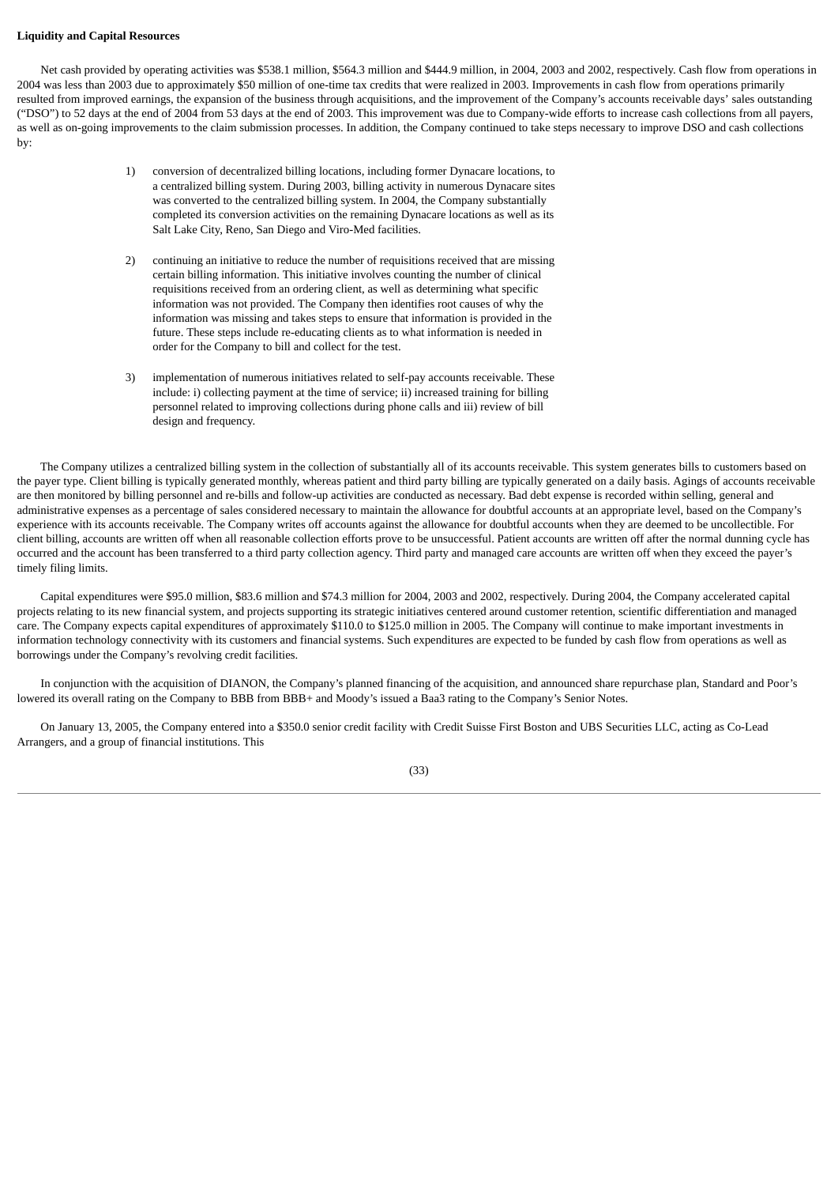**Liquidity and Capital Resources**

Net cash provided by operating activities was $538.1 million, $564.3 million and $444.9 million, in 2004, 2003 and 2002, respectively. Cash flow from operations in 2004 was less than 2003 due to approximately $50 million of one-time tax credits that were realized in 2003. Improvements in cash flow from operations primarily resulted from improved earnings, the expansion of the business through acquisitions, and the improvement of the Company's accounts receivable days' sales outstanding ("DSO") to 52 days at the end of 2004 from 53 days at the end of 2003. This improvement was due to Company-wide efforts to increase cash collections from all payers, as well as on-going improvements to the claim submission processes. In addition, the Company continued to take steps necessary to improve DSO and cash collections by:

1) conversion of decentralized billing locations, including former Dynacare locations, to a centralized billing system. During 2003, billing activity in numerous Dynacare sites was converted to the centralized billing system. In 2004, the Company substantially completed its conversion activities on the remaining Dynacare locations as well as its Salt Lake City, Reno, San Diego and Viro-Med facilities.

2) continuing an initiative to reduce the number of requisitions received that are missing certain billing information. This initiative involves counting the number of clinical requisitions received from an ordering client, as well as determining what specific information was not provided. The Company then identifies root causes of why the information was missing and takes steps to ensure that information is provided in the future. These steps include re-educating clients as to what information is needed in order for the Company to bill and collect for the test.

3) implementation of numerous initiatives related to self-pay accounts receivable. These include: i) collecting payment at the time of service; ii) increased training for billing personnel related to improving collections during phone calls and iii) review of bill design and frequency.

The Company utilizes a centralized billing system in the collection of substantially all of its accounts receivable. This system generates bills to customers based on the payer type. Client billing is typically generated monthly, whereas patient and third party billing are typically generated on a daily basis. Agings of accounts receivable are then monitored by billing personnel and re-bills and follow-up activities are conducted as necessary. Bad debt expense is recorded within selling, general and administrative expenses as a percentage of sales considered necessary to maintain the allowance for doubtful accounts at an appropriate level, based on the Company's experience with its accounts receivable. The Company writes off accounts against the allowance for doubtful accounts when they are deemed to be uncollectible. For client billing, accounts are written off when all reasonable collection efforts prove to be unsuccessful. Patient accounts are written off after the normal dunning cycle has occurred and the account has been transferred to a third party collection agency. Third party and managed care accounts are written off when they exceed the payer's timely filing limits.

Capital expenditures were $95.0 million, $83.6 million and $74.3 million for 2004, 2003 and 2002, respectively. During 2004, the Company accelerated capital projects relating to its new financial system, and projects supporting its strategic initiatives centered around customer retention, scientific differentiation and managed care. The Company expects capital expenditures of approximately $110.0 to $125.0 million in 2005. The Company will continue to make important investments in information technology connectivity with its customers and financial systems. Such expenditures are expected to be funded by cash flow from operations as well as borrowings under the Company's revolving credit facilities.

In conjunction with the acquisition of DIANON, the Company's planned financing of the acquisition, and announced share repurchase plan, Standard and Poor's lowered its overall rating on the Company to BBB from BBB+ and Moody's issued a Baa3 rating to the Company's Senior Notes.

On January 13, 2005, the Company entered into a $350.0 senior credit facility with Credit Suisse First Boston and UBS Securities LLC, acting as Co-Lead Arrangers, and a group of financial institutions. This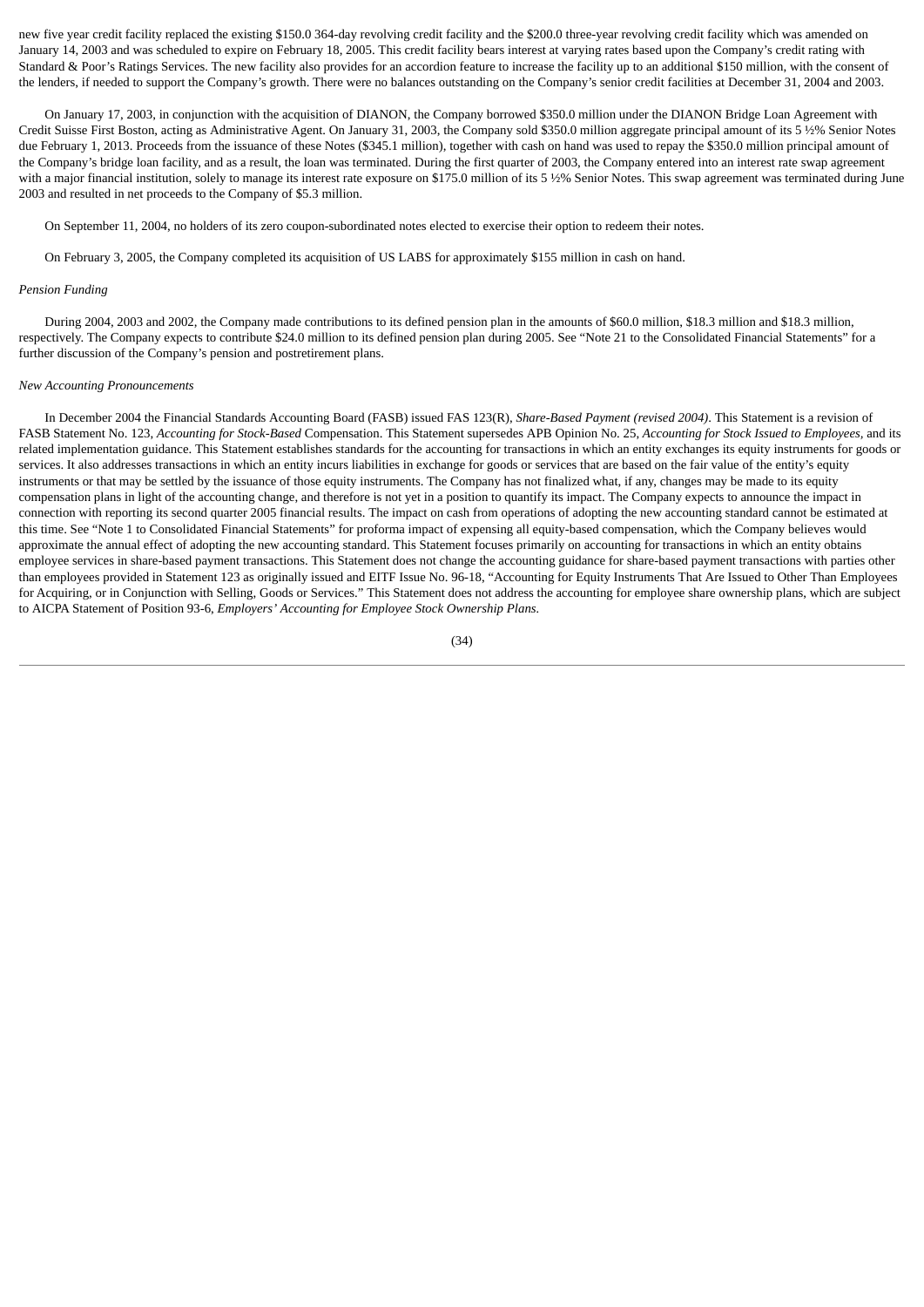new five year credit facility replaced the existing $150.0 364-day revolving credit facility and the $200.0 three-year revolving credit facility which was amended on January 14, 2003 and was scheduled to expire on February 18, 2005. This credit facility bears interest at varying rates based upon the Company's credit rating with Standard & Poor's Ratings Services. The new facility also provides for an accordion feature to increase the facility up to an additional $150 million, with the consent of the lenders, if needed to support the Company's growth. There were no balances outstanding on the Company's senior credit facilities at December 31, 2004 and 2003.

On January 17, 2003, in conjunction with the acquisition of DIANON, the Company borrowed $350.0 million under the DIANON Bridge Loan Agreement with Credit Suisse First Boston, acting as Administrative Agent. On January 31, 2003, the Company sold $350.0 million aggregate principal amount of its 5 ½% Senior Notes due February 1, 2013. Proceeds from the issuance of these Notes ($345.1 million), together with cash on hand was used to repay the $350.0 million principal amount of the Company's bridge loan facility, and as a result, the loan was terminated. During the first quarter of 2003, the Company entered into an interest rate swap agreement with a major financial institution, solely to manage its interest rate exposure on $175.0 million of its 5 ½% Senior Notes. This swap agreement was terminated during June 2003 and resulted in net proceeds to the Company of $5.3 million.

On September 11, 2004, no holders of its zero coupon-subordinated notes elected to exercise their option to redeem their notes.

On February 3, 2005, the Company completed its acquisition of US LABS for approximately $155 million in cash on hand.

*Pension Funding*

During 2004, 2003 and 2002, the Company made contributions to its defined pension plan in the amounts of $60.0 million, $18.3 million and $18.3 million, respectively. The Company expects to contribute $24.0 million to its defined pension plan during 2005. See "Note 21 to the Consolidated Financial Statements" for a further discussion of the Company's pension and postretirement plans.

*New Accounting Pronouncements*

In December 2004 the Financial Standards Accounting Board (FASB) issued FAS 123(R), *Share-Based Payment (revised 2004)*. This Statement is a revision of FASB Statement No. 123, *Accounting for Stock-Based* Compensation. This Statement supersedes APB Opinion No. 25, *Accounting for Stock Issued to Employees*, and its related implementation guidance. This Statement establishes standards for the accounting for transactions in which an entity exchanges its equity instruments for goods or services. It also addresses transactions in which an entity incurs liabilities in exchange for goods or services that are based on the fair value of the entity's equity instruments or that may be settled by the issuance of those equity instruments. The Company has not finalized what, if any, changes may be made to its equity compensation plans in light of the accounting change, and therefore is not yet in a position to quantify its impact. The Company expects to announce the impact in connection with reporting its second quarter 2005 financial results. The impact on cash from operations of adopting the new accounting standard cannot be estimated at this time. See "Note 1 to Consolidated Financial Statements" for proforma impact of expensing all equity-based compensation, which the Company believes would approximate the annual effect of adopting the new accounting standard. This Statement focuses primarily on accounting for transactions in which an entity obtains employee services in share-based payment transactions. This Statement does not change the accounting guidance for share-based payment transactions with parties other than employees provided in Statement 123 as originally issued and EITF Issue No. 96-18, "Accounting for Equity Instruments That Are Issued to Other Than Employees for Acquiring, or in Conjunction with Selling, Goods or Services." This Statement does not address the accounting for employee share ownership plans, which are subject to AICPA Statement of Position 93-6, *Employers' Accounting for Employee Stock Ownership Plans.*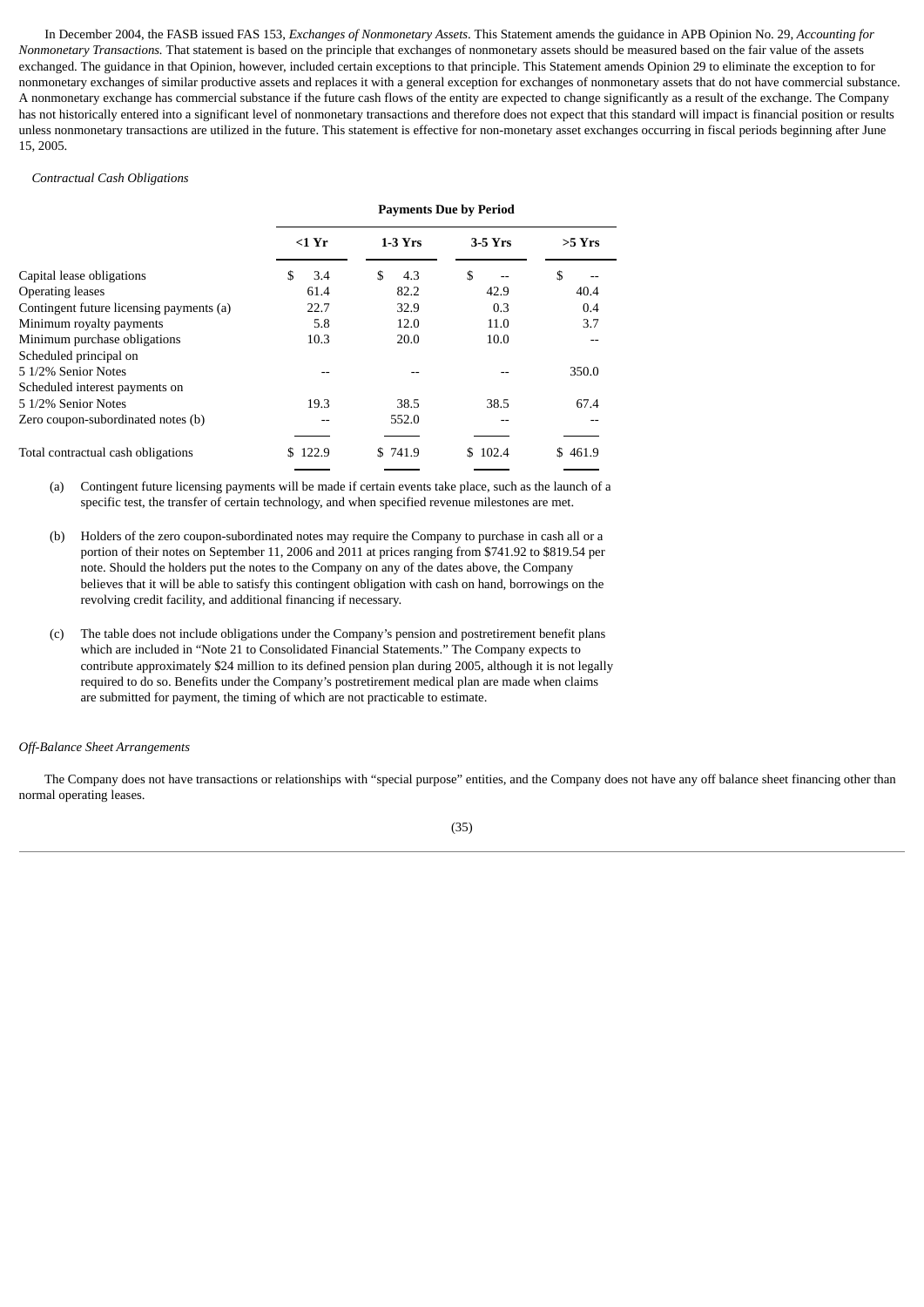In December 2004, the FASB issued FAS 153, *Exchanges of Nonmonetary Assets*. This Statement amends the guidance in APB Opinion No. 29, *Accounting for Nonmonetary Transactions.* That statement is based on the principle that exchanges of nonmonetary assets should be measured based on the fair value of the assets exchanged. The guidance in that Opinion, however, included certain exceptions to that principle. This Statement amends Opinion 29 to eliminate the exception to for nonmonetary exchanges of similar productive assets and replaces it with a general exception for exchanges of nonmonetary assets that do not have commercial substance. A nonmonetary exchange has commercial substance if the future cash flows of the entity are expected to change significantly as a result of the exchange. The Company has not historically entered into a significant level of nonmonetary transactions and therefore does not expect that this standard will impact is financial position or results unless nonmonetary transactions are utilized in the future. This statement is effective for non-monetary asset exchanges occurring in fiscal periods beginning after June 15, 2005.

*Contractual Cash Obligations*

| | Payments Due by Period | | | |
|---|---|---|---|---|
| | <1 Yr | 1-3 Yrs | 3-5 Yrs | >5 Yrs |
| Capital lease obligations | $ 3.4 | $ 4.3 | $ -- | $ -- |
| Operating leases | 61.4 | 82.2 | 42.9 | 40.4 |
| Contingent future licensing payments (a) | 22.7 | 32.9 | 0.3 | 0.4 |
| Minimum royalty payments | 5.8 | 12.0 | 11.0 | 3.7 |
| Minimum purchase obligations | 10.3 | 20.0 | 10.0 | -- |
| Scheduled principal on 5 1/2% Senior Notes | -- | -- | -- | 350.0 |
| Scheduled interest payments on 5 1/2% Senior Notes | 19.3 | 38.5 | 38.5 | 67.4 |
| Zero coupon-subordinated notes (b) | -- | 552.0 | -- | -- |
| Total contractual cash obligations | $ 122.9 | $ 741.9 | $ 102.4 | $ 461.9 |

(a) Contingent future licensing payments will be made if certain events take place, such as the launch of a specific test, the transfer of certain technology, and when specified revenue milestones are met.

(b) Holders of the zero coupon-subordinated notes may require the Company to purchase in cash all or a portion of their notes on September 11, 2006 and 2011 at prices ranging from $741.92 to $819.54 per note. Should the holders put the notes to the Company on any of the dates above, the Company believes that it will be able to satisfy this contingent obligation with cash on hand, borrowings on the revolving credit facility, and additional financing if necessary.

(c) The table does not include obligations under the Company's pension and postretirement benefit plans which are included in "Note 21 to Consolidated Financial Statements." The Company expects to contribute approximately $24 million to its defined pension plan during 2005, although it is not legally required to do so. Benefits under the Company's postretirement medical plan are made when claims are submitted for payment, the timing of which are not practicable to estimate.

*Off-Balance Sheet Arrangements*

The Company does not have transactions or relationships with "special purpose" entities, and the Company does not have any off balance sheet financing other than normal operating leases.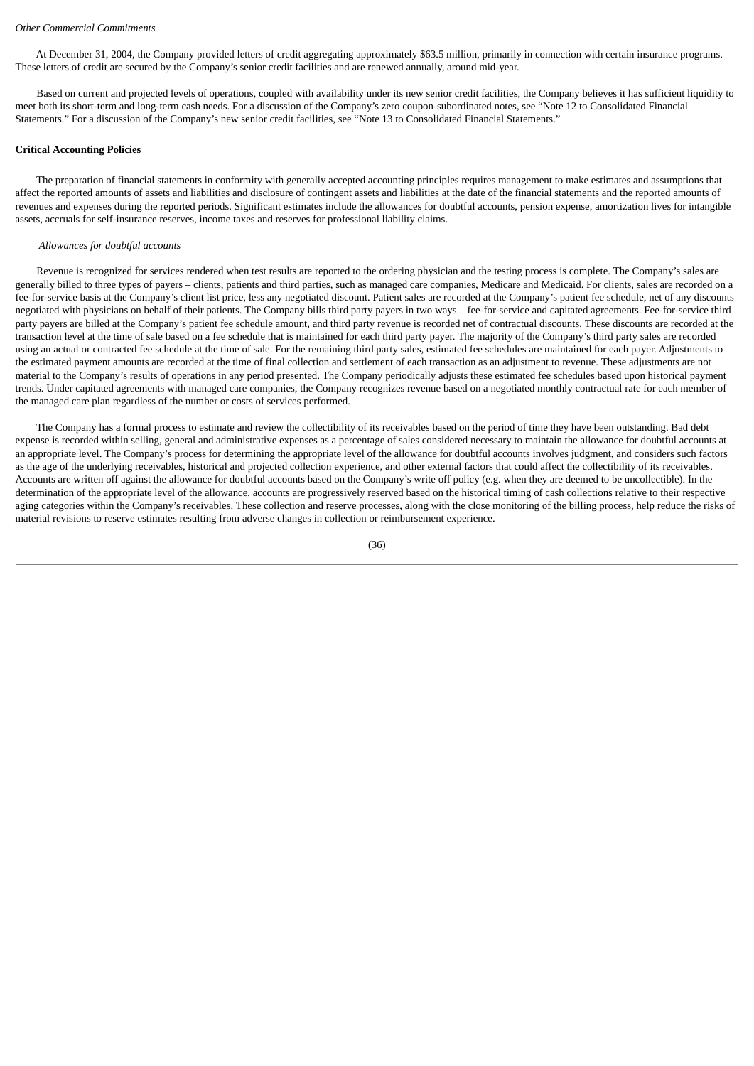*Other Commercial Commitments*

At December 31, 2004, the Company provided letters of credit aggregating approximately $63.5 million, primarily in connection with certain insurance programs. These letters of credit are secured by the Company's senior credit facilities and are renewed annually, around mid-year.

Based on current and projected levels of operations, coupled with availability under its new senior credit facilities, the Company believes it has sufficient liquidity to meet both its short-term and long-term cash needs. For a discussion of the Company's zero coupon-subordinated notes, see "Note 12 to Consolidated Financial Statements." For a discussion of the Company's new senior credit facilities, see "Note 13 to Consolidated Financial Statements."

**Critical Accounting Policies**

The preparation of financial statements in conformity with generally accepted accounting principles requires management to make estimates and assumptions that affect the reported amounts of assets and liabilities and disclosure of contingent assets and liabilities at the date of the financial statements and the reported amounts of revenues and expenses during the reported periods. Significant estimates include the allowances for doubtful accounts, pension expense, amortization lives for intangible assets, accruals for self-insurance reserves, income taxes and reserves for professional liability claims.

*Allowances for doubtful accounts*

Revenue is recognized for services rendered when test results are reported to the ordering physician and the testing process is complete. The Company's sales are generally billed to three types of payers – clients, patients and third parties, such as managed care companies, Medicare and Medicaid. For clients, sales are recorded on a fee-for-service basis at the Company's client list price, less any negotiated discount. Patient sales are recorded at the Company's patient fee schedule, net of any discounts negotiated with physicians on behalf of their patients. The Company bills third party payers in two ways – fee-for-service and capitated agreements. Fee-for-service third party payers are billed at the Company's patient fee schedule amount, and third party revenue is recorded net of contractual discounts. These discounts are recorded at the transaction level at the time of sale based on a fee schedule that is maintained for each third party payer. The majority of the Company's third party sales are recorded using an actual or contracted fee schedule at the time of sale. For the remaining third party sales, estimated fee schedules are maintained for each payer. Adjustments to the estimated payment amounts are recorded at the time of final collection and settlement of each transaction as an adjustment to revenue. These adjustments are not material to the Company's results of operations in any period presented. The Company periodically adjusts these estimated fee schedules based upon historical payment trends. Under capitated agreements with managed care companies, the Company recognizes revenue based on a negotiated monthly contractual rate for each member of the managed care plan regardless of the number or costs of services performed.

The Company has a formal process to estimate and review the collectibility of its receivables based on the period of time they have been outstanding. Bad debt expense is recorded within selling, general and administrative expenses as a percentage of sales considered necessary to maintain the allowance for doubtful accounts at an appropriate level. The Company's process for determining the appropriate level of the allowance for doubtful accounts involves judgment, and considers such factors as the age of the underlying receivables, historical and projected collection experience, and other external factors that could affect the collectibility of its receivables. Accounts are written off against the allowance for doubtful accounts based on the Company's write off policy (e.g. when they are deemed to be uncollectible). In the determination of the appropriate level of the allowance, accounts are progressively reserved based on the historical timing of cash collections relative to their respective aging categories within the Company's receivables. These collection and reserve processes, along with the close monitoring of the billing process, help reduce the risks of material revisions to reserve estimates resulting from adverse changes in collection or reimbursement experience.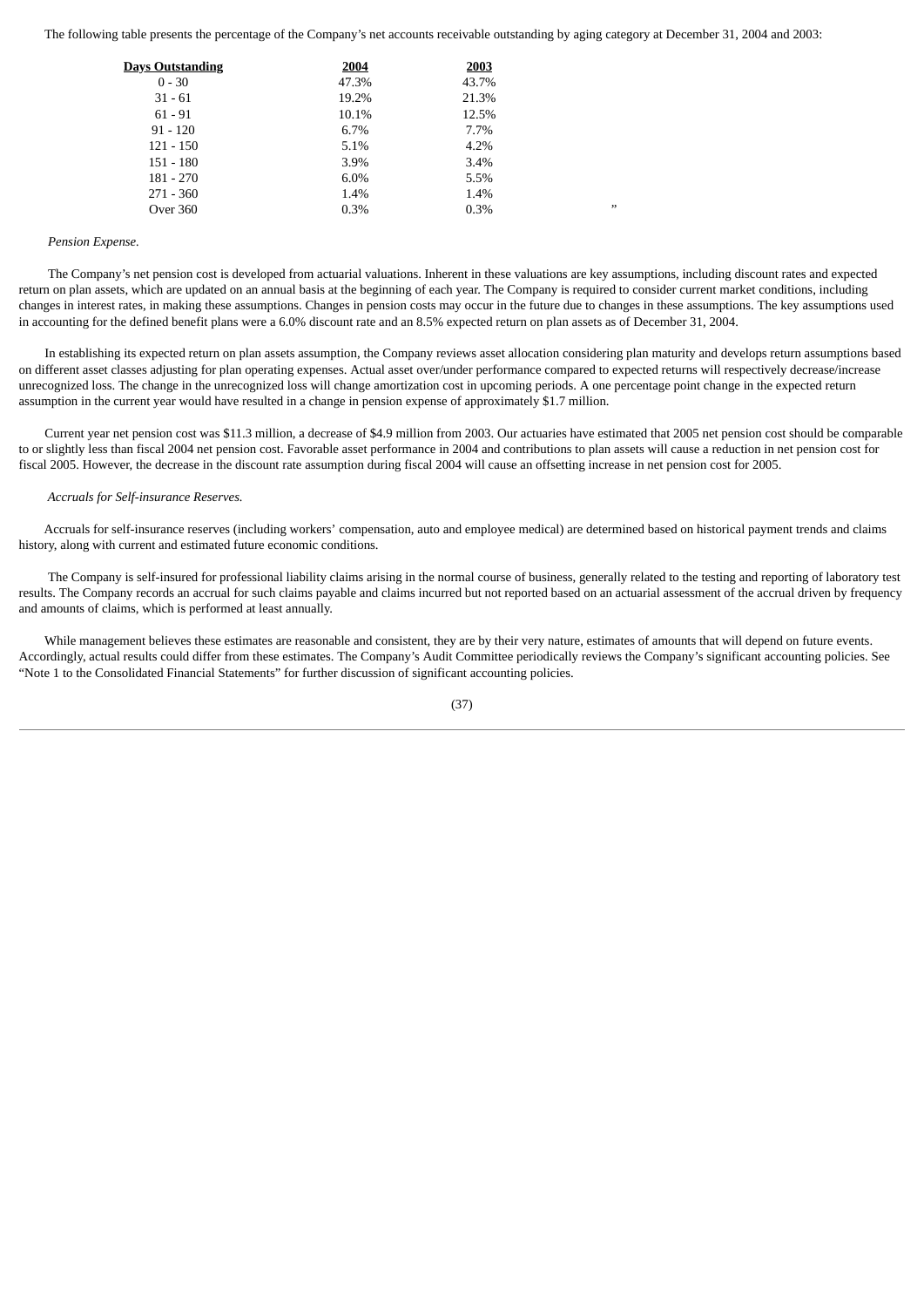The following table presents the percentage of the Company's net accounts receivable outstanding by aging category at December 31, 2004 and 2003:

| Days Outstanding | 2004 | 2003 |
|---|---|---|
| 0 - 30 | 47.3% | 43.7% |
| 31 - 61 | 19.2% | 21.3% |
| 61 - 91 | 10.1% | 12.5% |
| 91 - 120 | 6.7% | 7.7% |
| 121 - 150 | 5.1% | 4.2% |
| 151 - 180 | 3.9% | 3.4% |
| 181 - 270 | 6.0% | 5.5% |
| 271 - 360 | 1.4% | 1.4% |
| Over 360 | 0.3% | 0.3% |

"

*Pension Expense.*

The Company's net pension cost is developed from actuarial valuations. Inherent in these valuations are key assumptions, including discount rates and expected return on plan assets, which are updated on an annual basis at the beginning of each year. The Company is required to consider current market conditions, including changes in interest rates, in making these assumptions. Changes in pension costs may occur in the future due to changes in these assumptions. The key assumptions used in accounting for the defined benefit plans were a 6.0% discount rate and an 8.5% expected return on plan assets as of December 31, 2004.

In establishing its expected return on plan assets assumption, the Company reviews asset allocation considering plan maturity and develops return assumptions based on different asset classes adjusting for plan operating expenses. Actual asset over/under performance compared to expected returns will respectively decrease/increase unrecognized loss. The change in the unrecognized loss will change amortization cost in upcoming periods. A one percentage point change in the expected return assumption in the current year would have resulted in a change in pension expense of approximately $1.7 million.

Current year net pension cost was $11.3 million, a decrease of $4.9 million from 2003. Our actuaries have estimated that 2005 net pension cost should be comparable to or slightly less than fiscal 2004 net pension cost. Favorable asset performance in 2004 and contributions to plan assets will cause a reduction in net pension cost for fiscal 2005. However, the decrease in the discount rate assumption during fiscal 2004 will cause an offsetting increase in net pension cost for 2005.

*Accruals for Self-insurance Reserves.*

Accruals for self-insurance reserves (including workers' compensation, auto and employee medical) are determined based on historical payment trends and claims history, along with current and estimated future economic conditions.

The Company is self-insured for professional liability claims arising in the normal course of business, generally related to the testing and reporting of laboratory test results. The Company records an accrual for such claims payable and claims incurred but not reported based on an actuarial assessment of the accrual driven by frequency and amounts of claims, which is performed at least annually.

While management believes these estimates are reasonable and consistent, they are by their very nature, estimates of amounts that will depend on future events. Accordingly, actual results could differ from these estimates. The Company's Audit Committee periodically reviews the Company's significant accounting policies. See "Note 1 to the Consolidated Financial Statements" for further discussion of significant accounting policies.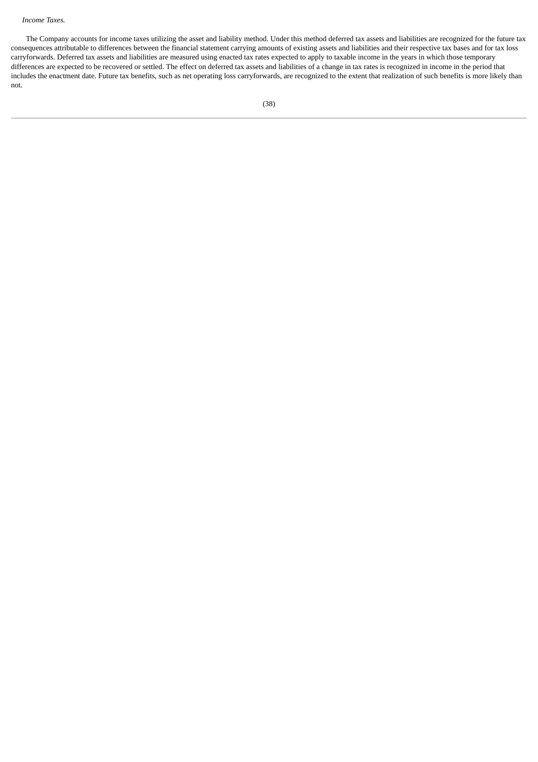*Income Taxes.*

The Company accounts for income taxes utilizing the asset and liability method. Under this method deferred tax assets and liabilities are recognized for the future tax consequences attributable to differences between the financial statement carrying amounts of existing assets and liabilities and their respective tax bases and for tax loss carryforwards. Deferred tax assets and liabilities are measured using enacted tax rates expected to apply to taxable income in the years in which those temporary differences are expected to be recovered or settled. The effect on deferred tax assets and liabilities of a change in tax rates is recognized in income in the period that includes the enactment date. Future tax benefits, such as net operating loss carryforwards, are recognized to the extent that realization of such benefits is more likely than not.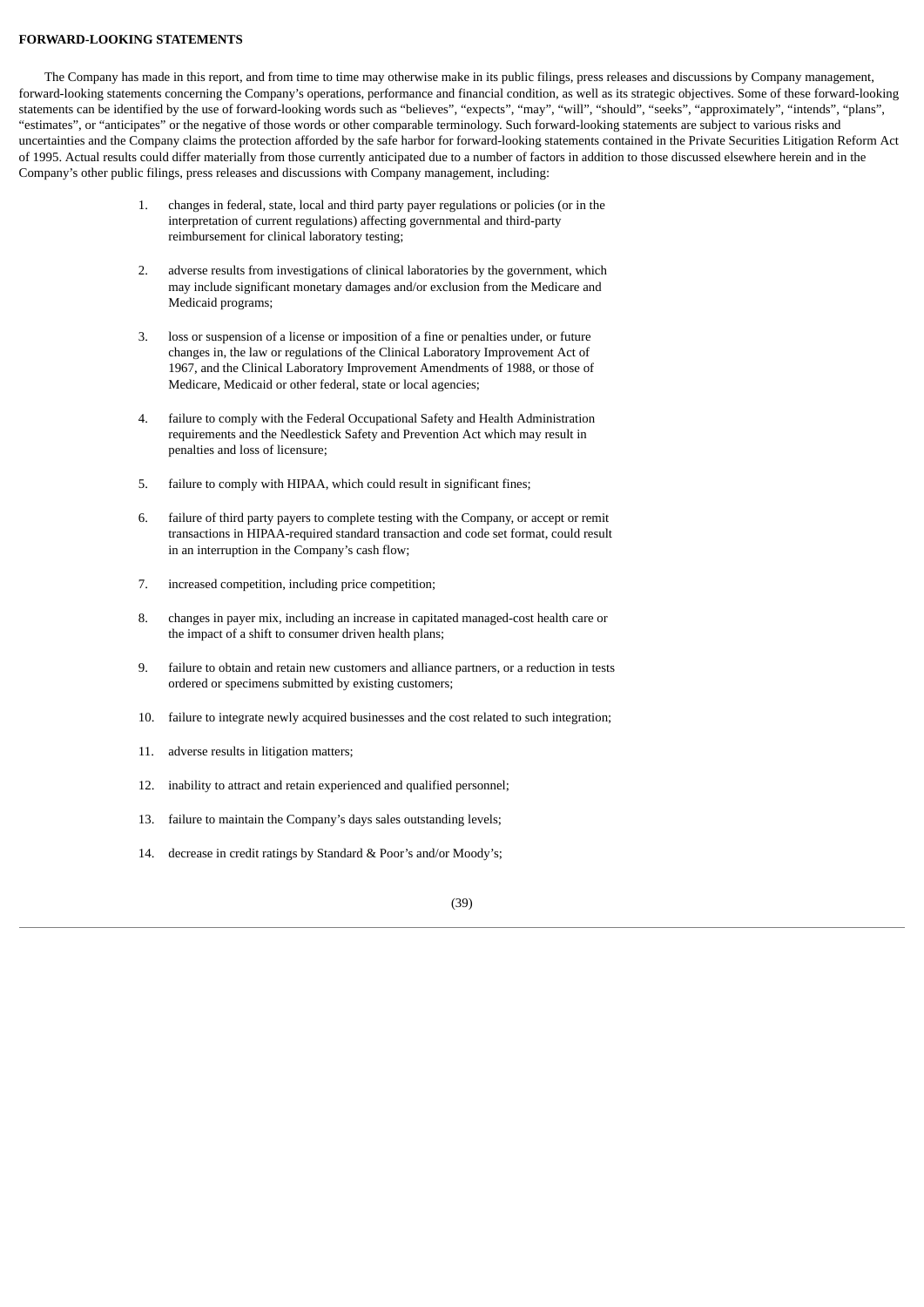**FORWARD-LOOKING STATEMENTS**

The Company has made in this report, and from time to time may otherwise make in its public filings, press releases and discussions by Company management, forward-looking statements concerning the Company's operations, performance and financial condition, as well as its strategic objectives. Some of these forward-looking statements can be identified by the use of forward-looking words such as "believes", "expects", "may", "will", "should", "seeks", "approximately", "intends", "plans", "estimates", or "anticipates" or the negative of those words or other comparable terminology. Such forward-looking statements are subject to various risks and uncertainties and the Company claims the protection afforded by the safe harbor for forward-looking statements contained in the Private Securities Litigation Reform Act of 1995. Actual results could differ materially from those currently anticipated due to a number of factors in addition to those discussed elsewhere herein and in the Company's other public filings, press releases and discussions with Company management, including:

1. changes in federal, state, local and third party payer regulations or policies (or in the interpretation of current regulations) affecting governmental and third-party reimbursement for clinical laboratory testing;

2. adverse results from investigations of clinical laboratories by the government, which may include significant monetary damages and/or exclusion from the Medicare and Medicaid programs;

3. loss or suspension of a license or imposition of a fine or penalties under, or future changes in, the law or regulations of the Clinical Laboratory Improvement Act of 1967, and the Clinical Laboratory Improvement Amendments of 1988, or those of Medicare, Medicaid or other federal, state or local agencies;

4. failure to comply with the Federal Occupational Safety and Health Administration requirements and the Needlestick Safety and Prevention Act which may result in penalties and loss of licensure;

5. failure to comply with HIPAA, which could result in significant fines;

6. failure of third party payers to complete testing with the Company, or accept or remit transactions in HIPAA-required standard transaction and code set format, could result in an interruption in the Company's cash flow;

7. increased competition, including price competition;

8. changes in payer mix, including an increase in capitated managed-cost health care or the impact of a shift to consumer driven health plans;

9. failure to obtain and retain new customers and alliance partners, or a reduction in tests ordered or specimens submitted by existing customers;

10. failure to integrate newly acquired businesses and the cost related to such integration;

11. adverse results in litigation matters;

12. inability to attract and retain experienced and qualified personnel;

13. failure to maintain the Company's days sales outstanding levels;

14. decrease in credit ratings by Standard & Poor's and/or Moody's;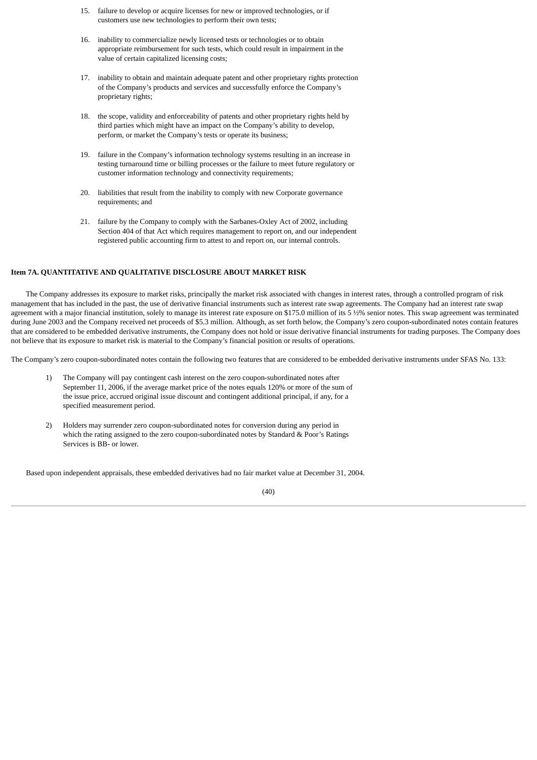15. failure to develop or acquire licenses for new or improved technologies, or if customers use new technologies to perform their own tests;

16. inability to commercialize newly licensed tests or technologies or to obtain appropriate reimbursement for such tests, which could result in impairment in the value of certain capitalized licensing costs;

17. inability to obtain and maintain adequate patent and other proprietary rights protection of the Company's products and services and successfully enforce the Company's proprietary rights;

18. the scope, validity and enforceability of patents and other proprietary rights held by third parties which might have an impact on the Company's ability to develop, perform, or market the Company's tests or operate its business;

19. failure in the Company's information technology systems resulting in an increase in testing turnaround time or billing processes or the failure to meet future regulatory or customer information technology and connectivity requirements;

20. liabilities that result from the inability to comply with new Corporate governance requirements; and

21. failure by the Company to comply with the Sarbanes-Oxley Act of 2002, including Section 404 of that Act which requires management to report on, and our independent registered public accounting firm to attest to and report on, our internal controls.

**Item 7A. QUANTITATIVE AND QUALITATIVE DISCLOSURE ABOUT MARKET RISK**

The Company addresses its exposure to market risks, principally the market risk associated with changes in interest rates, through a controlled program of risk management that has included in the past, the use of derivative financial instruments such as interest rate swap agreements. The Company had an interest rate swap agreement with a major financial institution, solely to manage its interest rate exposure on $175.0 million of its 5 ½% senior notes. This swap agreement was terminated during June 2003 and the Company received net proceeds of $5.3 million. Although, as set forth below, the Company's zero coupon-subordinated notes contain features that are considered to be embedded derivative instruments, the Company does not hold or issue derivative financial instruments for trading purposes. The Company does not believe that its exposure to market risk is material to the Company's financial position or results of operations.

The Company's zero coupon-subordinated notes contain the following two features that are considered to be embedded derivative instruments under SFAS No. 133:

1) The Company will pay contingent cash interest on the zero coupon-subordinated notes after September 11, 2006, if the average market price of the notes equals 120% or more of the sum of the issue price, accrued original issue discount and contingent additional principal, if any, for a specified measurement period.

2) Holders may surrender zero coupon-subordinated notes for conversion during any period in which the rating assigned to the zero coupon-subordinated notes by Standard & Poor's Ratings Services is BB- or lower.

Based upon independent appraisals, these embedded derivatives had no fair market value at December 31, 2004.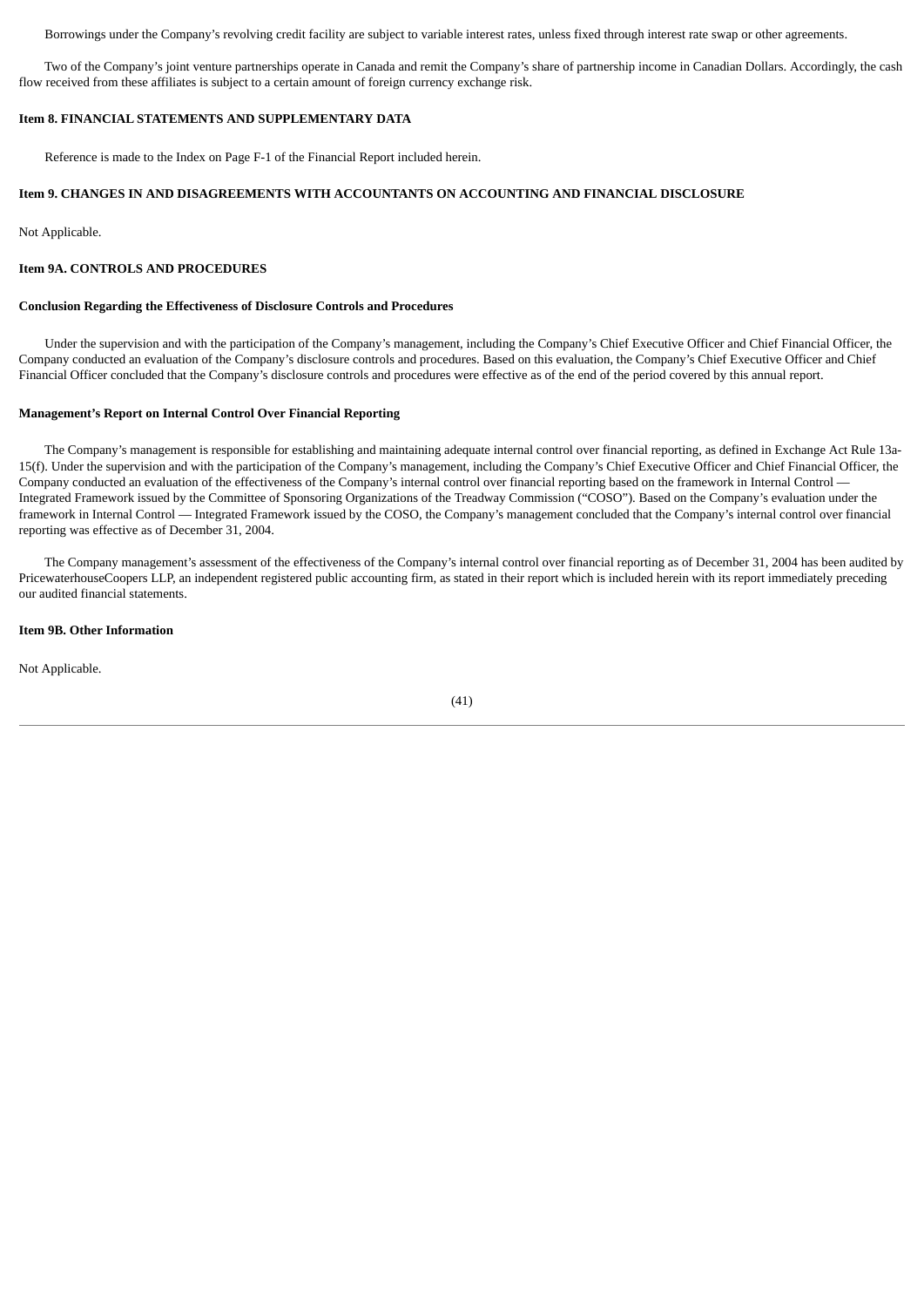Borrowings under the Company's revolving credit facility are subject to variable interest rates, unless fixed through interest rate swap or other agreements.

Two of the Company's joint venture partnerships operate in Canada and remit the Company's share of partnership income in Canadian Dollars. Accordingly, the cash flow received from these affiliates is subject to a certain amount of foreign currency exchange risk.

**Item 8. FINANCIAL STATEMENTS AND SUPPLEMENTARY DATA**

Reference is made to the Index on Page F-1 of the Financial Report included herein.

**Item 9. CHANGES IN AND DISAGREEMENTS WITH ACCOUNTANTS ON ACCOUNTING AND FINANCIAL DISCLOSURE**

Not Applicable.

**Item 9A. CONTROLS AND PROCEDURES**

**Conclusion Regarding the Effectiveness of Disclosure Controls and Procedures**

Under the supervision and with the participation of the Company's management, including the Company's Chief Executive Officer and Chief Financial Officer, the Company conducted an evaluation of the Company's disclosure controls and procedures. Based on this evaluation, the Company's Chief Executive Officer and Chief Financial Officer concluded that the Company's disclosure controls and procedures were effective as of the end of the period covered by this annual report.

**Management's Report on Internal Control Over Financial Reporting**

The Company's management is responsible for establishing and maintaining adequate internal control over financial reporting, as defined in Exchange Act Rule 13a-15(f). Under the supervision and with the participation of the Company's management, including the Company's Chief Executive Officer and Chief Financial Officer, the Company conducted an evaluation of the effectiveness of the Company's internal control over financial reporting based on the framework in Internal Control — Integrated Framework issued by the Committee of Sponsoring Organizations of the Treadway Commission ("COSO"). Based on the Company's evaluation under the framework in Internal Control — Integrated Framework issued by the COSO, the Company's management concluded that the Company's internal control over financial reporting was effective as of December 31, 2004.

The Company management's assessment of the effectiveness of the Company's internal control over financial reporting as of December 31, 2004 has been audited by PricewaterhouseCoopers LLP, an independent registered public accounting firm, as stated in their report which is included herein with its report immediately preceding our audited financial statements.

**Item 9B. Other Information**

Not Applicable.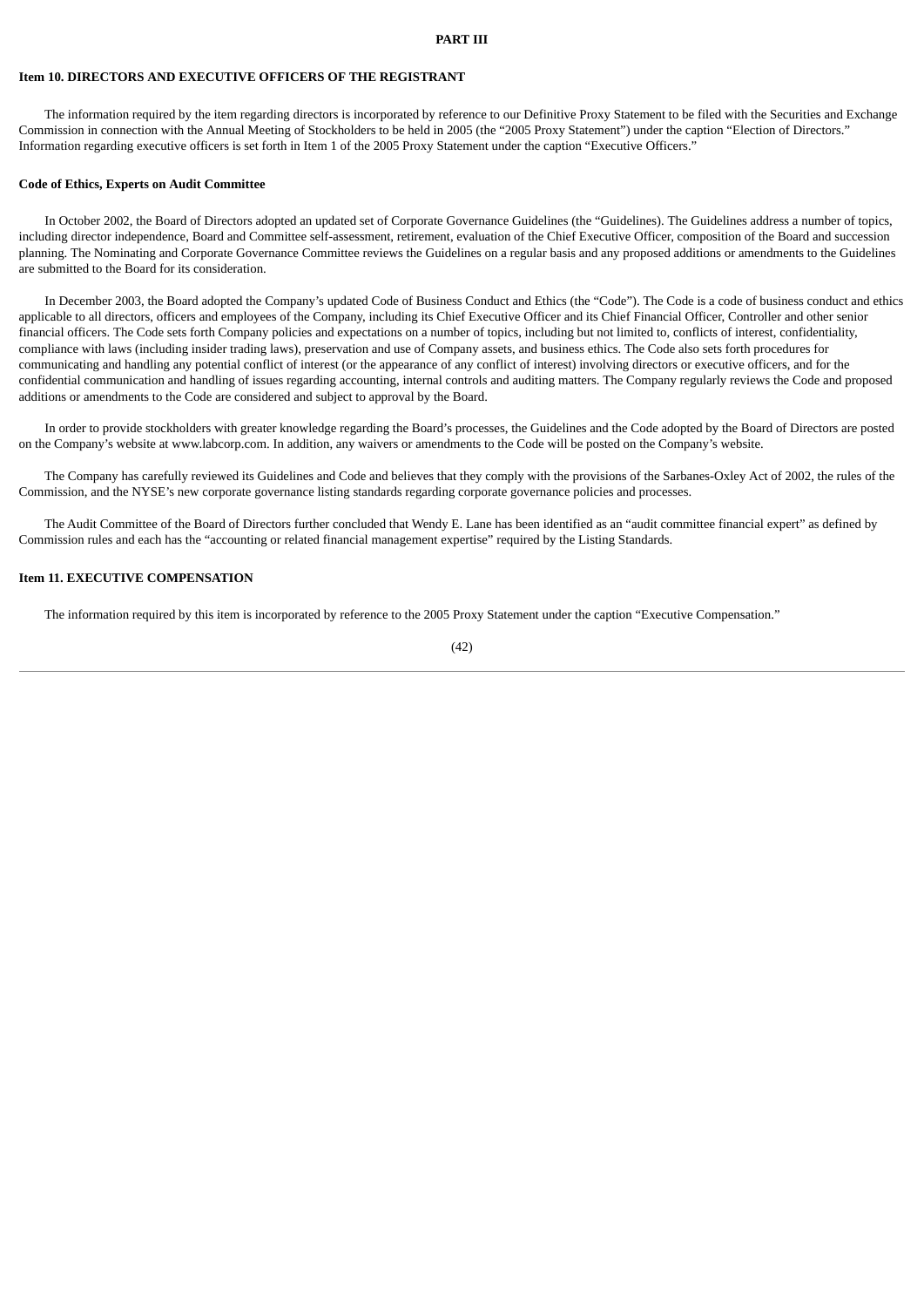# PART III

## Item 10. DIRECTORS AND EXECUTIVE OFFICERS OF THE REGISTRANT

The information required by the item regarding directors is incorporated by reference to our Definitive Proxy Statement to be filed with the Securities and Exchange Commission in connection with the Annual Meeting of Stockholders to be held in 2005 (the "2005 Proxy Statement") under the caption "Election of Directors." Information regarding executive officers is set forth in Item 1 of the 2005 Proxy Statement under the caption "Executive Officers."

### Code of Ethics, Experts on Audit Committee

In October 2002, the Board of Directors adopted an updated set of Corporate Governance Guidelines (the "Guidelines). The Guidelines address a number of topics, including director independence, Board and Committee self-assessment, retirement, evaluation of the Chief Executive Officer, composition of the Board and succession planning. The Nominating and Corporate Governance Committee reviews the Guidelines on a regular basis and any proposed additions or amendments to the Guidelines are submitted to the Board for its consideration.

In December 2003, the Board adopted the Company's updated Code of Business Conduct and Ethics (the "Code"). The Code is a code of business conduct and ethics applicable to all directors, officers and employees of the Company, including its Chief Executive Officer and its Chief Financial Officer, Controller and other senior financial officers. The Code sets forth Company policies and expectations on a number of topics, including but not limited to, conflicts of interest, confidentiality, compliance with laws (including insider trading laws), preservation and use of Company assets, and business ethics. The Code also sets forth procedures for communicating and handling any potential conflict of interest (or the appearance of any conflict of interest) involving directors or executive officers, and for the confidential communication and handling of issues regarding accounting, internal controls and auditing matters. The Company regularly reviews the Code and proposed additions or amendments to the Code are considered and subject to approval by the Board.

In order to provide stockholders with greater knowledge regarding the Board's processes, the Guidelines and the Code adopted by the Board of Directors are posted on the Company's website at www.labcorp.com. In addition, any waivers or amendments to the Code will be posted on the Company's website.

The Company has carefully reviewed its Guidelines and Code and believes that they comply with the provisions of the Sarbanes-Oxley Act of 2002, the rules of the Commission, and the NYSE's new corporate governance listing standards regarding corporate governance policies and processes.

The Audit Committee of the Board of Directors further concluded that Wendy E. Lane has been identified as an "audit committee financial expert" as defined by Commission rules and each has the "accounting or related financial management expertise" required by the Listing Standards.

## Item 11. EXECUTIVE COMPENSATION

The information required by this item is incorporated by reference to the 2005 Proxy Statement under the caption "Executive Compensation."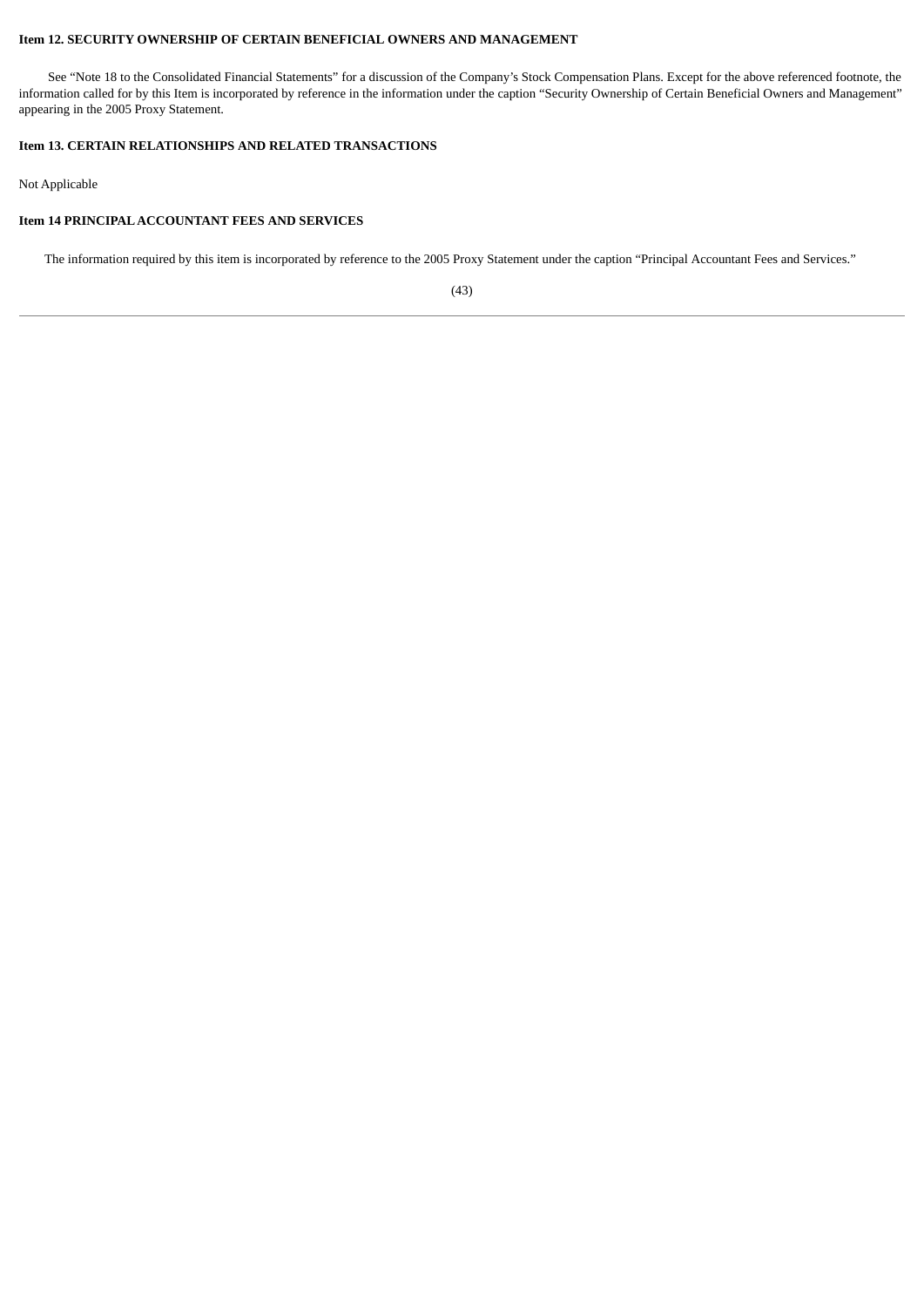### Item 12. SECURITY OWNERSHIP OF CERTAIN BENEFICIAL OWNERS AND MANAGEMENT

See “Note 18 to the Consolidated Financial Statements” for a discussion of the Company’s Stock Compensation Plans. Except for the above referenced footnote, the information called for by this Item is incorporated by reference in the information under the caption “Security Ownership of Certain Beneficial Owners and Management” appearing in the 2005 Proxy Statement.

### Item 13. CERTAIN RELATIONSHIPS AND RELATED TRANSACTIONS

Not Applicable

### Item 14 PRINCIPAL ACCOUNTANT FEES AND SERVICES

The information required by this item is incorporated by reference to the 2005 Proxy Statement under the caption “Principal Accountant Fees and Services.”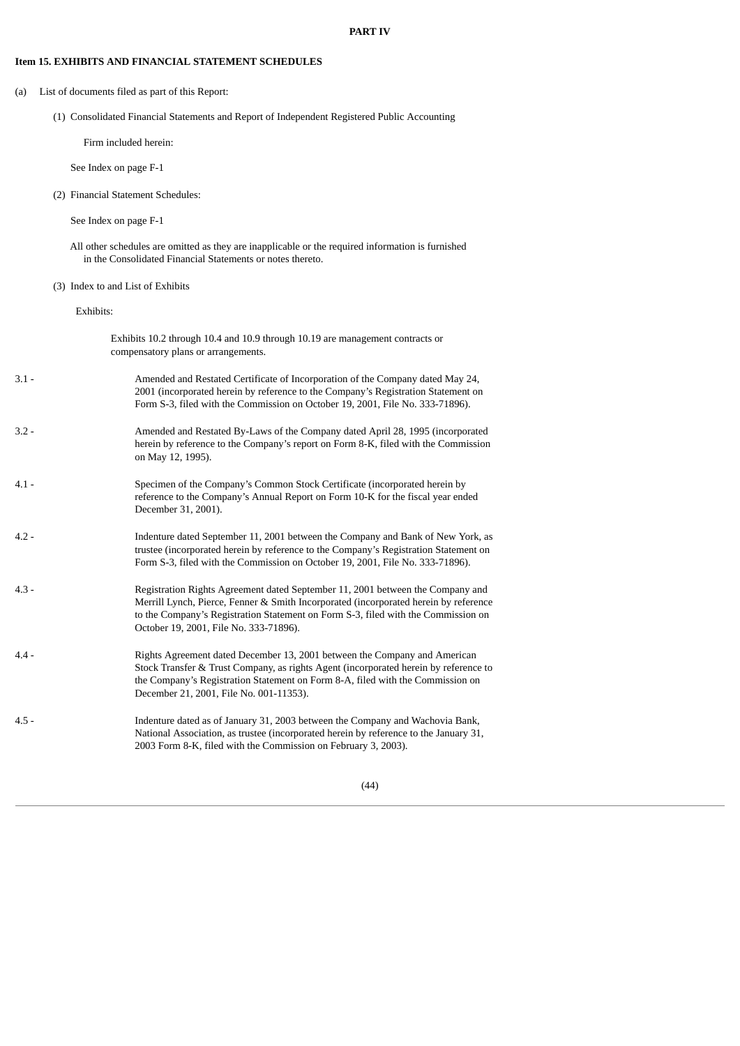**PART IV**

**Item 15. EXHIBITS AND FINANCIAL STATEMENT SCHEDULES**

(a) List of documents filed as part of this Report:

(1) Consolidated Financial Statements and Report of Independent Registered Public Accounting Firm included herein:

See Index on page F-1

(2) Financial Statement Schedules:

See Index on page F-1

All other schedules are omitted as they are inapplicable or the required information is furnished in the Consolidated Financial Statements or notes thereto.

(3) Index to and List of Exhibits

Exhibits:

Exhibits 10.2 through 10.4 and 10.9 through 10.19 are management contracts or compensatory plans or arrangements.

| | |
|---|---|
| 3.1 - | Amended and Restated Certificate of Incorporation of the Company dated May 24, 2001 (incorporated herein by reference to the Company's Registration Statement on Form S-3, filed with the Commission on October 19, 2001, File No. 333-71896). |
| 3.2 - | Amended and Restated By-Laws of the Company dated April 28, 1995 (incorporated herein by reference to the Company's report on Form 8-K, filed with the Commission on May 12, 1995). |
| 4.1 - | Specimen of the Company's Common Stock Certificate (incorporated herein by reference to the Company's Annual Report on Form 10-K for the fiscal year ended December 31, 2001). |
| 4.2 - | Indenture dated September 11, 2001 between the Company and Bank of New York, as trustee (incorporated herein by reference to the Company's Registration Statement on Form S-3, filed with the Commission on October 19, 2001, File No. 333-71896). |
| 4.3 - | Registration Rights Agreement dated September 11, 2001 between the Company and Merrill Lynch, Pierce, Fenner & Smith Incorporated (incorporated herein by reference to the Company's Registration Statement on Form S-3, filed with the Commission on October 19, 2001, File No. 333-71896). |
| 4.4 - | Rights Agreement dated December 13, 2001 between the Company and American Stock Transfer & Trust Company, as rights Agent (incorporated herein by reference to the Company's Registration Statement on Form 8-A, filed with the Commission on December 21, 2001, File No. 001-11353). |
| 4.5 - | Indenture dated as of January 31, 2003 between the Company and Wachovia Bank, National Association, as trustee (incorporated herein by reference to the January 31, 2003 Form 8-K, filed with the Commission on February 3, 2003). |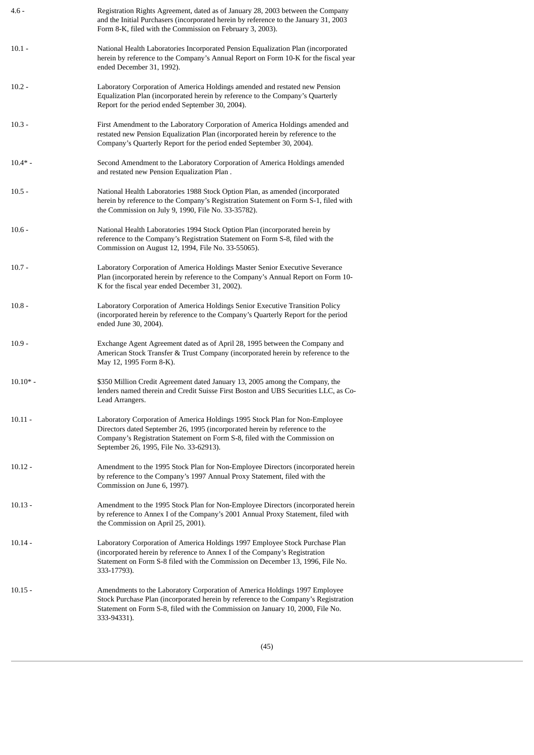| | |
|---|---|
| 4.6 - | Registration Rights Agreement, dated as of January 28, 2003 between the Company and the Initial Purchasers (incorporated herein by reference to the January 31, 2003 Form 8-K, filed with the Commission on February 3, 2003). |
| 10.1 - | National Health Laboratories Incorporated Pension Equalization Plan (incorporated herein by reference to the Company's Annual Report on Form 10-K for the fiscal year ended December 31, 1992). |
| 10.2 - | Laboratory Corporation of America Holdings amended and restated new Pension Equalization Plan (incorporated herein by reference to the Company's Quarterly Report for the period ended September 30, 2004). |
| 10.3 - | First Amendment to the Laboratory Corporation of America Holdings amended and restated new Pension Equalization Plan (incorporated herein by reference to the Company's Quarterly Report for the period ended September 30, 2004). |
| 10.4* - | Second Amendment to the Laboratory Corporation of America Holdings amended and restated new Pension Equalization Plan . |
| 10.5 - | National Health Laboratories 1988 Stock Option Plan, as amended (incorporated herein by reference to the Company's Registration Statement on Form S-1, filed with the Commission on July 9, 1990, File No. 33-35782). |
| 10.6 - | National Health Laboratories 1994 Stock Option Plan (incorporated herein by reference to the Company's Registration Statement on Form S-8, filed with the Commission on August 12, 1994, File No. 33-55065). |
| 10.7 - | Laboratory Corporation of America Holdings Master Senior Executive Severance Plan (incorporated herein by reference to the Company's Annual Report on Form 10-K for the fiscal year ended December 31, 2002). |
| 10.8 - | Laboratory Corporation of America Holdings Senior Executive Transition Policy (incorporated herein by reference to the Company's Quarterly Report for the period ended June 30, 2004). |
| 10.9 - | Exchange Agent Agreement dated as of April 28, 1995 between the Company and American Stock Transfer & Trust Company (incorporated herein by reference to the May 12, 1995 Form 8-K). |
| 10.10* - | $350 Million Credit Agreement dated January 13, 2005 among the Company, the lenders named therein and Credit Suisse First Boston and UBS Securities LLC, as Co-Lead Arrangers. |
| 10.11 - | Laboratory Corporation of America Holdings 1995 Stock Plan for Non-Employee Directors dated September 26, 1995 (incorporated herein by reference to the Company's Registration Statement on Form S-8, filed with the Commission on September 26, 1995, File No. 33-62913). |
| 10.12 - | Amendment to the 1995 Stock Plan for Non-Employee Directors (incorporated herein by reference to the Company's 1997 Annual Proxy Statement, filed with the Commission on June 6, 1997). |
| 10.13 - | Amendment to the 1995 Stock Plan for Non-Employee Directors (incorporated herein by reference to Annex I of the Company's 2001 Annual Proxy Statement, filed with the Commission on April 25, 2001). |
| 10.14 - | Laboratory Corporation of America Holdings 1997 Employee Stock Purchase Plan (incorporated herein by reference to Annex I of the Company's Registration Statement on Form S-8 filed with the Commission on December 13, 1996, File No. 333-17793). |
| 10.15 - | Amendments to the Laboratory Corporation of America Holdings 1997 Employee Stock Purchase Plan (incorporated herein by reference to the Company's Registration Statement on Form S-8, filed with the Commission on January 10, 2000, File No. 333-94331). |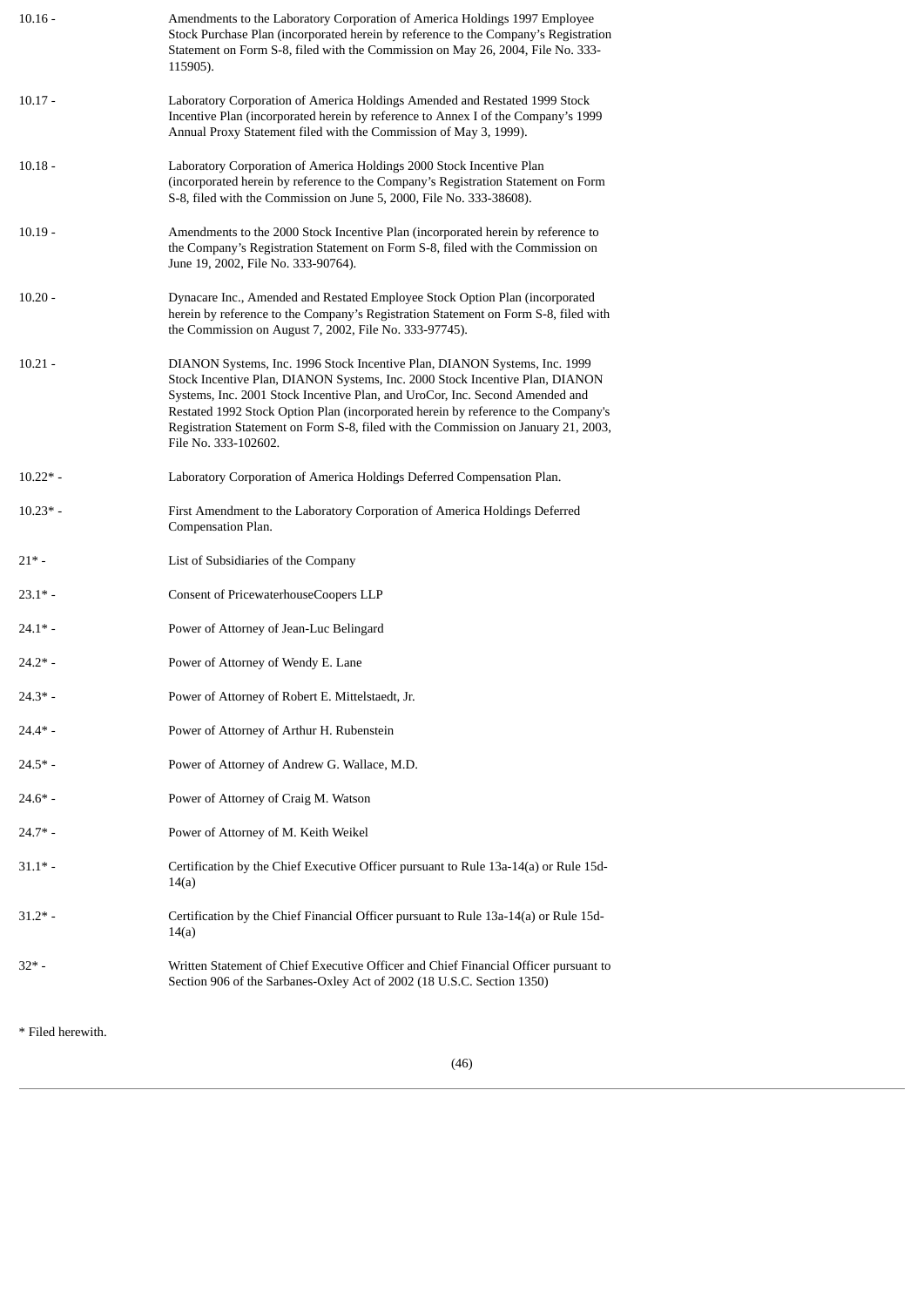| | |
|---|---|
| 10.16 - | Amendments to the Laboratory Corporation of America Holdings 1997 Employee Stock Purchase Plan (incorporated herein by reference to the Company's Registration Statement on Form S-8, filed with the Commission on May 26, 2004, File No. 333-115905). |
| 10.17 - | Laboratory Corporation of America Holdings Amended and Restated 1999 Stock Incentive Plan (incorporated herein by reference to Annex I of the Company's 1999 Annual Proxy Statement filed with the Commission of May 3, 1999). |
| 10.18 - | Laboratory Corporation of America Holdings 2000 Stock Incentive Plan (incorporated herein by reference to the Company's Registration Statement on Form S-8, filed with the Commission on June 5, 2000, File No. 333-38608). |
| 10.19 - | Amendments to the 2000 Stock Incentive Plan (incorporated herein by reference to the Company's Registration Statement on Form S-8, filed with the Commission on June 19, 2002, File No. 333-90764). |
| 10.20 - | Dynacare Inc., Amended and Restated Employee Stock Option Plan (incorporated herein by reference to the Company's Registration Statement on Form S-8, filed with the Commission on August 7, 2002, File No. 333-97745). |
| 10.21 - | DIANON Systems, Inc. 1996 Stock Incentive Plan, DIANON Systems, Inc. 1999 Stock Incentive Plan, DIANON Systems, Inc. 2000 Stock Incentive Plan, DIANON Systems, Inc. 2001 Stock Incentive Plan, and UroCor, Inc. Second Amended and Restated 1992 Stock Option Plan (incorporated herein by reference to the Company's Registration Statement on Form S-8, filed with the Commission on January 21, 2003, File No. 333-102602. |
| 10.22* - | Laboratory Corporation of America Holdings Deferred Compensation Plan. |
| 10.23* - | First Amendment to the Laboratory Corporation of America Holdings Deferred Compensation Plan. |
| 21* - | List of Subsidiaries of the Company |
| 23.1* - | Consent of PricewaterhouseCoopers LLP |
| 24.1* - | Power of Attorney of Jean-Luc Belingard |
| 24.2* - | Power of Attorney of Wendy E. Lane |
| 24.3* - | Power of Attorney of Robert E. Mittelstaedt, Jr. |
| 24.4* - | Power of Attorney of Arthur H. Rubenstein |
| 24.5* - | Power of Attorney of Andrew G. Wallace, M.D. |
| 24.6* - | Power of Attorney of Craig M. Watson |
| 24.7* - | Power of Attorney of M. Keith Weikel |
| 31.1* - | Certification by the Chief Executive Officer pursuant to Rule 13a-14(a) or Rule 15d-14(a) |
| 31.2* - | Certification by the Chief Financial Officer pursuant to Rule 13a-14(a) or Rule 15d-14(a) |
| 32* - | Written Statement of Chief Executive Officer and Chief Financial Officer pursuant to Section 906 of the Sarbanes-Oxley Act of 2002 (18 U.S.C. Section 1350) |

* Filed herewith.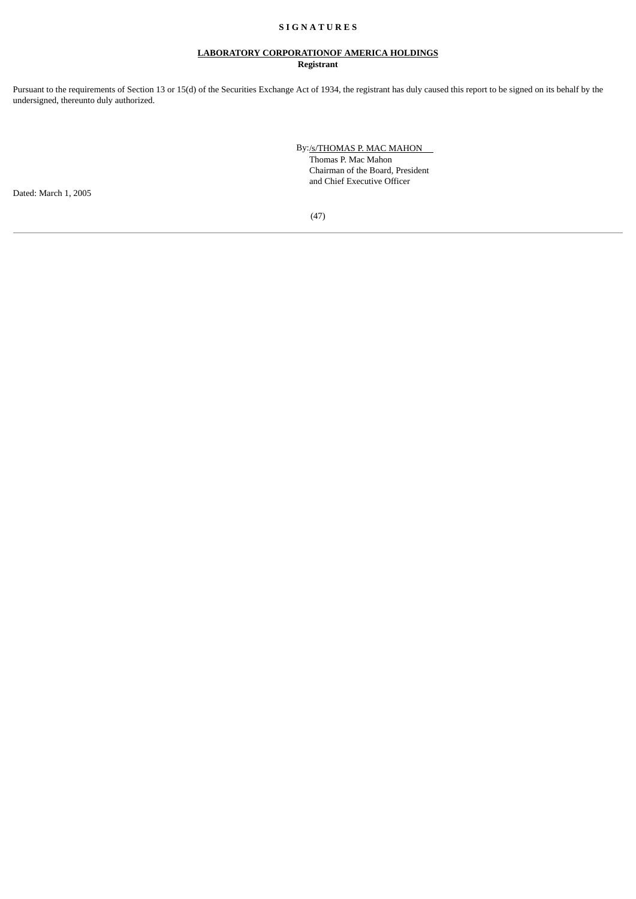**S I G N A T U R E S**

**LABORATORY CORPORATIONOF AMERICA HOLDINGS**
**Registrant**

Pursuant to the requirements of Section 13 or 15(d) of the Securities Exchange Act of 1934, the registrant has duly caused this report to be signed on its behalf by the undersigned, thereunto duly authorized.

By:/s/THOMAS P. MAC MAHON
Thomas P. Mac Mahon
Chairman of the Board, President
and Chief Executive Officer

Dated: March 1, 2005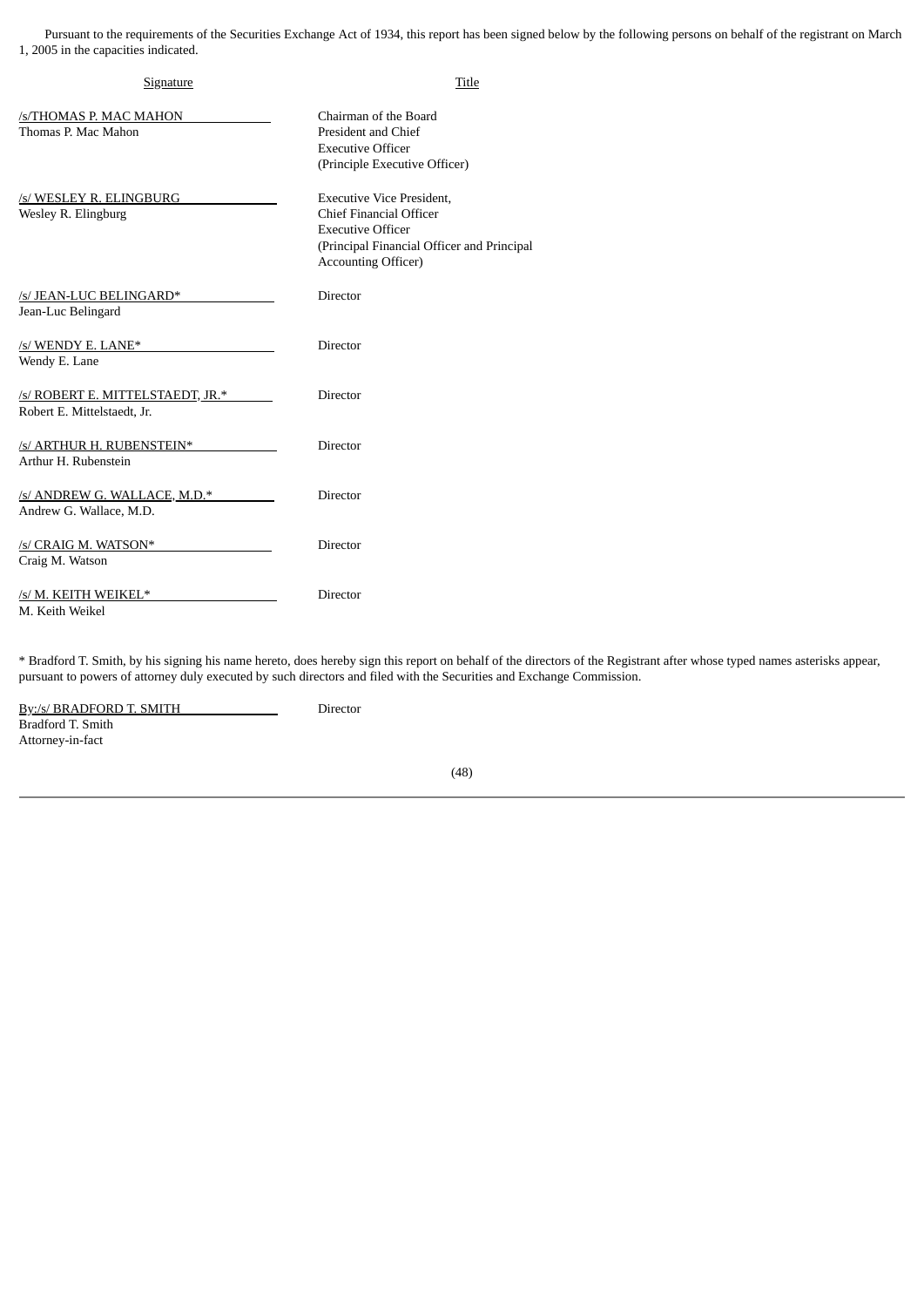Pursuant to the requirements of the Securities Exchange Act of 1934, this report has been signed below by the following persons on behalf of the registrant on March 1, 2005 in the capacities indicated.

| Signature | Title |
| --- | --- |
| /s/THOMAS P. MAC MAHON<br>Thomas P. Mac Mahon | Chairman of the Board<br>President and Chief<br>Executive Officer<br>(Principle Executive Officer) |
| /s/ WESLEY R. ELINGBURG<br>Wesley R. Elingburg | Executive Vice President,<br>Chief Financial Officer<br>Executive Officer<br>(Principal Financial Officer and Principal Accounting Officer) |
| /s/ JEAN-LUC BELINGARD*<br>Jean-Luc Belingard | Director |
| /s/ WENDY E. LANE*<br>Wendy E. Lane | Director |
| /s/ ROBERT E. MITTELSTAEDT, JR.*<br>Robert E. Mittelstaedt, Jr. | Director |
| /s/ ARTHUR H. RUBENSTEIN*<br>Arthur H. Rubenstein | Director |
| /s/ ANDREW G. WALLACE, M.D.*<br>Andrew G. Wallace, M.D. | Director |
| /s/ CRAIG M. WATSON*<br>Craig M. Watson | Director |
| /s/ M. KEITH WEIKEL*<br>M. Keith Weikel | Director |

* Bradford T. Smith, by his signing his name hereto, does hereby sign this report on behalf of the directors of the Registrant after whose typed names asterisks appear, pursuant to powers of attorney duly executed by such directors and filed with the Securities and Exchange Commission.

| | |
| --- | --- |
| By:/s/ BRADFORD T. SMITH<br>Bradford T. Smith<br>Attorney-in-fact | Director |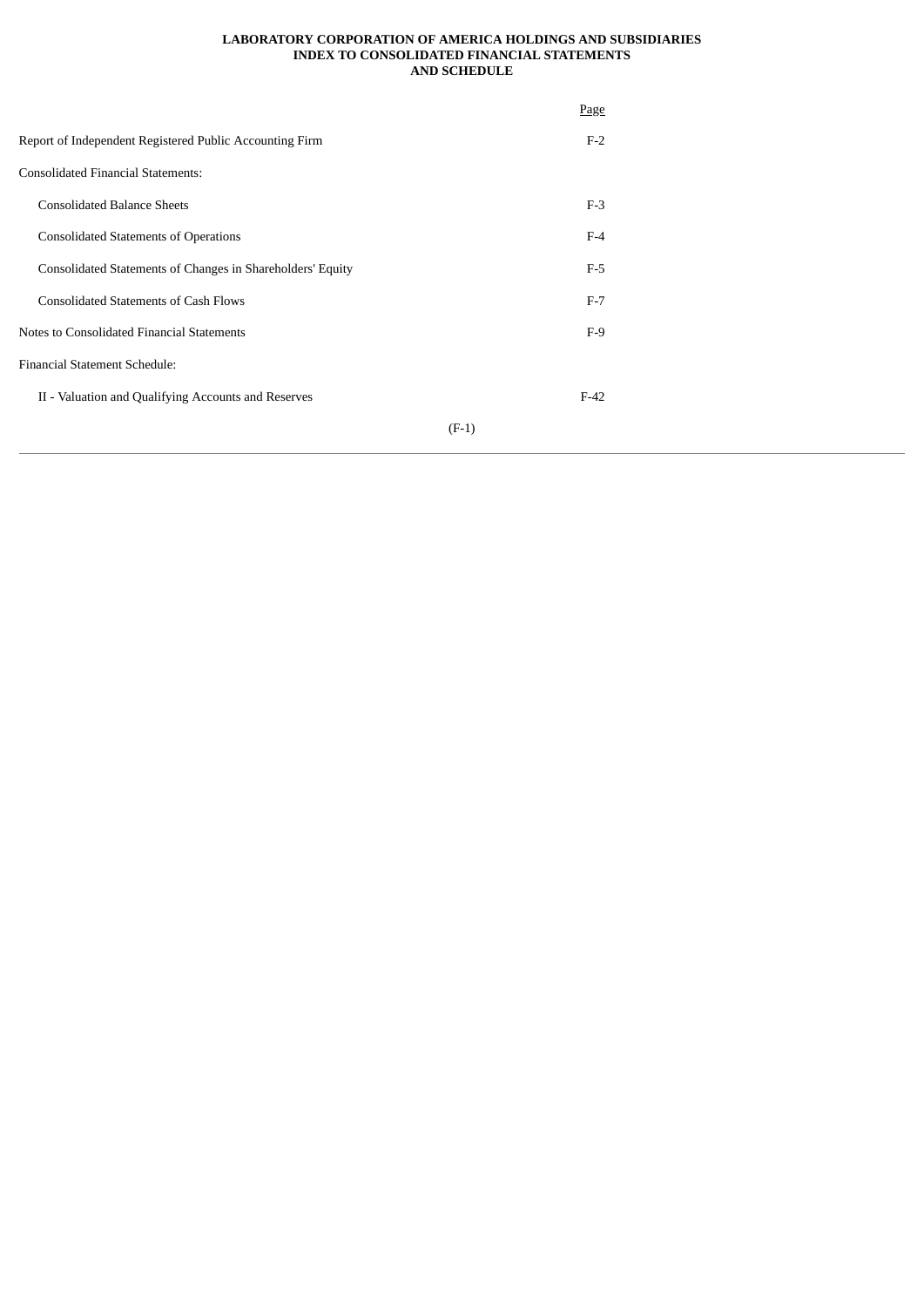**LABORATORY CORPORATION OF AMERICA HOLDINGS AND SUBSIDIARIES**
**INDEX TO CONSOLIDATED FINANCIAL STATEMENTS**
**AND SCHEDULE**

| | Page |
|---|---|
| Report of Independent Registered Public Accounting Firm | F-2 |
| Consolidated Financial Statements: | |
| Consolidated Balance Sheets | F-3 |
| Consolidated Statements of Operations | F-4 |
| Consolidated Statements of Changes in Shareholders' Equity | F-5 |
| Consolidated Statements of Cash Flows | F-7 |
| Notes to Consolidated Financial Statements | F-9 |
| Financial Statement Schedule: | |
| II - Valuation and Qualifying Accounts and Reserves | F-42 |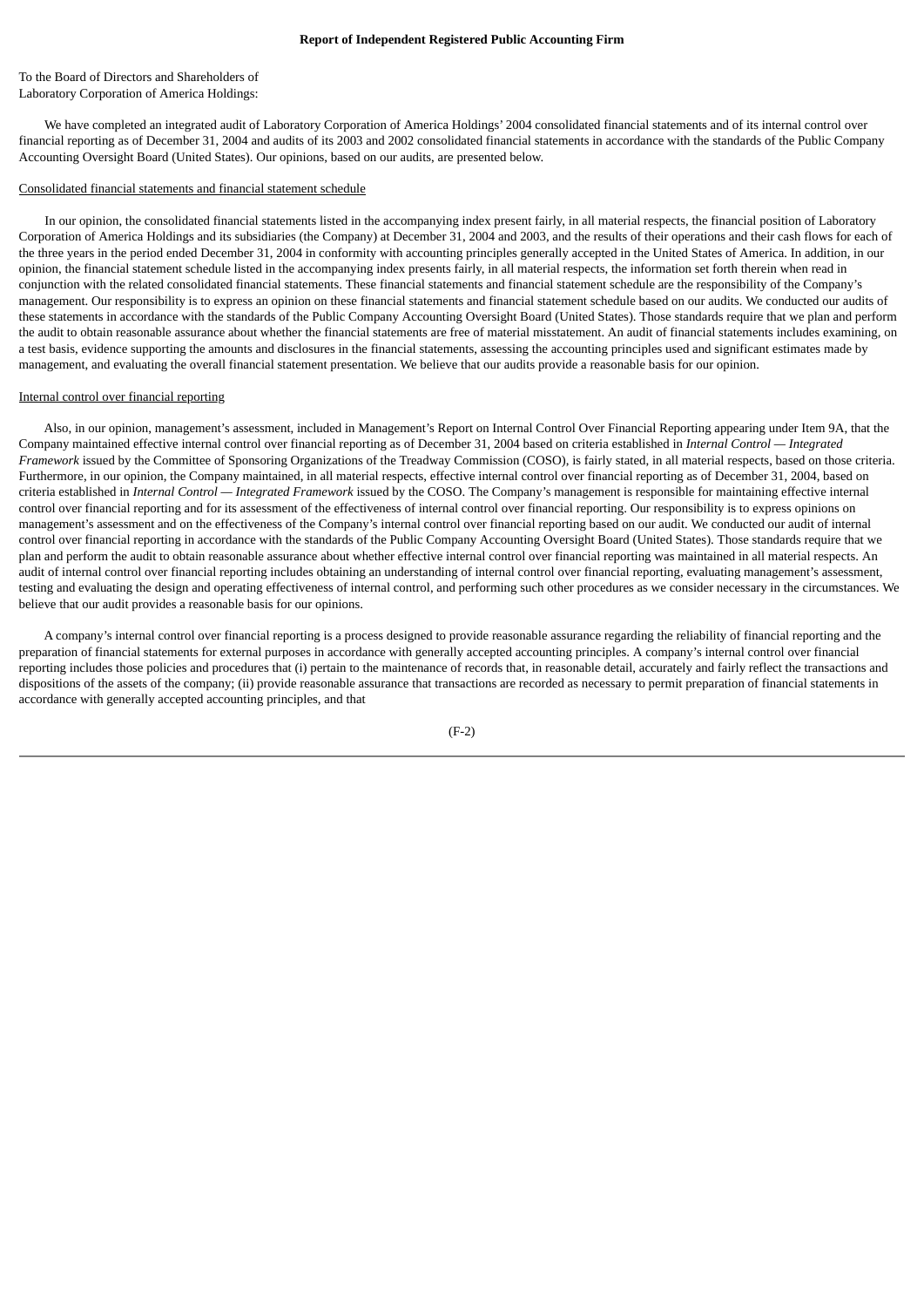**Report of Independent Registered Public Accounting Firm**

To the Board of Directors and Shareholders of
Laboratory Corporation of America Holdings:

We have completed an integrated audit of Laboratory Corporation of America Holdings' 2004 consolidated financial statements and of its internal control over financial reporting as of December 31, 2004 and audits of its 2003 and 2002 consolidated financial statements in accordance with the standards of the Public Company Accounting Oversight Board (United States). Our opinions, based on our audits, are presented below.

Consolidated financial statements and financial statement schedule

In our opinion, the consolidated financial statements listed in the accompanying index present fairly, in all material respects, the financial position of Laboratory Corporation of America Holdings and its subsidiaries (the Company) at December 31, 2004 and 2003, and the results of their operations and their cash flows for each of the three years in the period ended December 31, 2004 in conformity with accounting principles generally accepted in the United States of America. In addition, in our opinion, the financial statement schedule listed in the accompanying index presents fairly, in all material respects, the information set forth therein when read in conjunction with the related consolidated financial statements. These financial statements and financial statement schedule are the responsibility of the Company's management. Our responsibility is to express an opinion on these financial statements and financial statement schedule based on our audits. We conducted our audits of these statements in accordance with the standards of the Public Company Accounting Oversight Board (United States). Those standards require that we plan and perform the audit to obtain reasonable assurance about whether the financial statements are free of material misstatement. An audit of financial statements includes examining, on a test basis, evidence supporting the amounts and disclosures in the financial statements, assessing the accounting principles used and significant estimates made by management, and evaluating the overall financial statement presentation. We believe that our audits provide a reasonable basis for our opinion.

Internal control over financial reporting

Also, in our opinion, management's assessment, included in Management's Report on Internal Control Over Financial Reporting appearing under Item 9A, that the Company maintained effective internal control over financial reporting as of December 31, 2004 based on criteria established in *Internal Control — Integrated Framework* issued by the Committee of Sponsoring Organizations of the Treadway Commission (COSO), is fairly stated, in all material respects, based on those criteria. Furthermore, in our opinion, the Company maintained, in all material respects, effective internal control over financial reporting as of December 31, 2004, based on criteria established in *Internal Control — Integrated Framework* issued by the COSO. The Company's management is responsible for maintaining effective internal control over financial reporting and for its assessment of the effectiveness of internal control over financial reporting. Our responsibility is to express opinions on management's assessment and on the effectiveness of the Company's internal control over financial reporting based on our audit. We conducted our audit of internal control over financial reporting in accordance with the standards of the Public Company Accounting Oversight Board (United States). Those standards require that we plan and perform the audit to obtain reasonable assurance about whether effective internal control over financial reporting was maintained in all material respects. An audit of internal control over financial reporting includes obtaining an understanding of internal control over financial reporting, evaluating management's assessment, testing and evaluating the design and operating effectiveness of internal control, and performing such other procedures as we consider necessary in the circumstances. We believe that our audit provides a reasonable basis for our opinions.

A company's internal control over financial reporting is a process designed to provide reasonable assurance regarding the reliability of financial reporting and the preparation of financial statements for external purposes in accordance with generally accepted accounting principles. A company's internal control over financial reporting includes those policies and procedures that (i) pertain to the maintenance of records that, in reasonable detail, accurately and fairly reflect the transactions and dispositions of the assets of the company; (ii) provide reasonable assurance that transactions are recorded as necessary to permit preparation of financial statements in accordance with generally accepted accounting principles, and that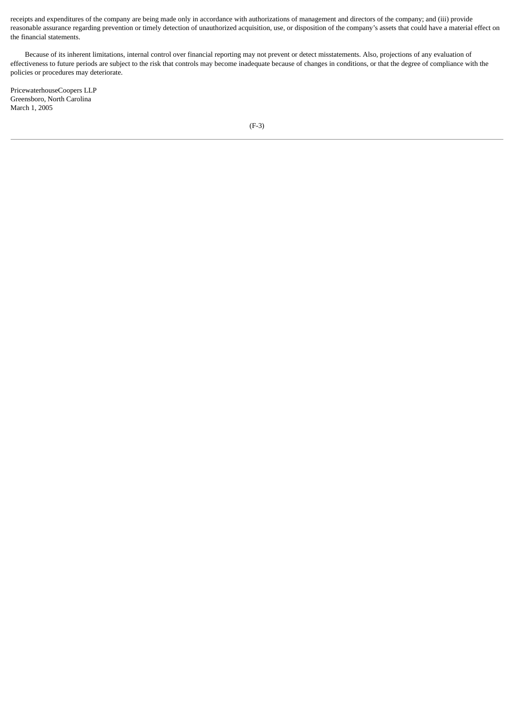receipts and expenditures of the company are being made only in accordance with authorizations of management and directors of the company; and (iii) provide reasonable assurance regarding prevention or timely detection of unauthorized acquisition, use, or disposition of the company's assets that could have a material effect on the financial statements.

Because of its inherent limitations, internal control over financial reporting may not prevent or detect misstatements. Also, projections of any evaluation of effectiveness to future periods are subject to the risk that controls may become inadequate because of changes in conditions, or that the degree of compliance with the policies or procedures may deteriorate.

PricewaterhouseCoopers LLP
Greensboro, North Carolina
March 1, 2005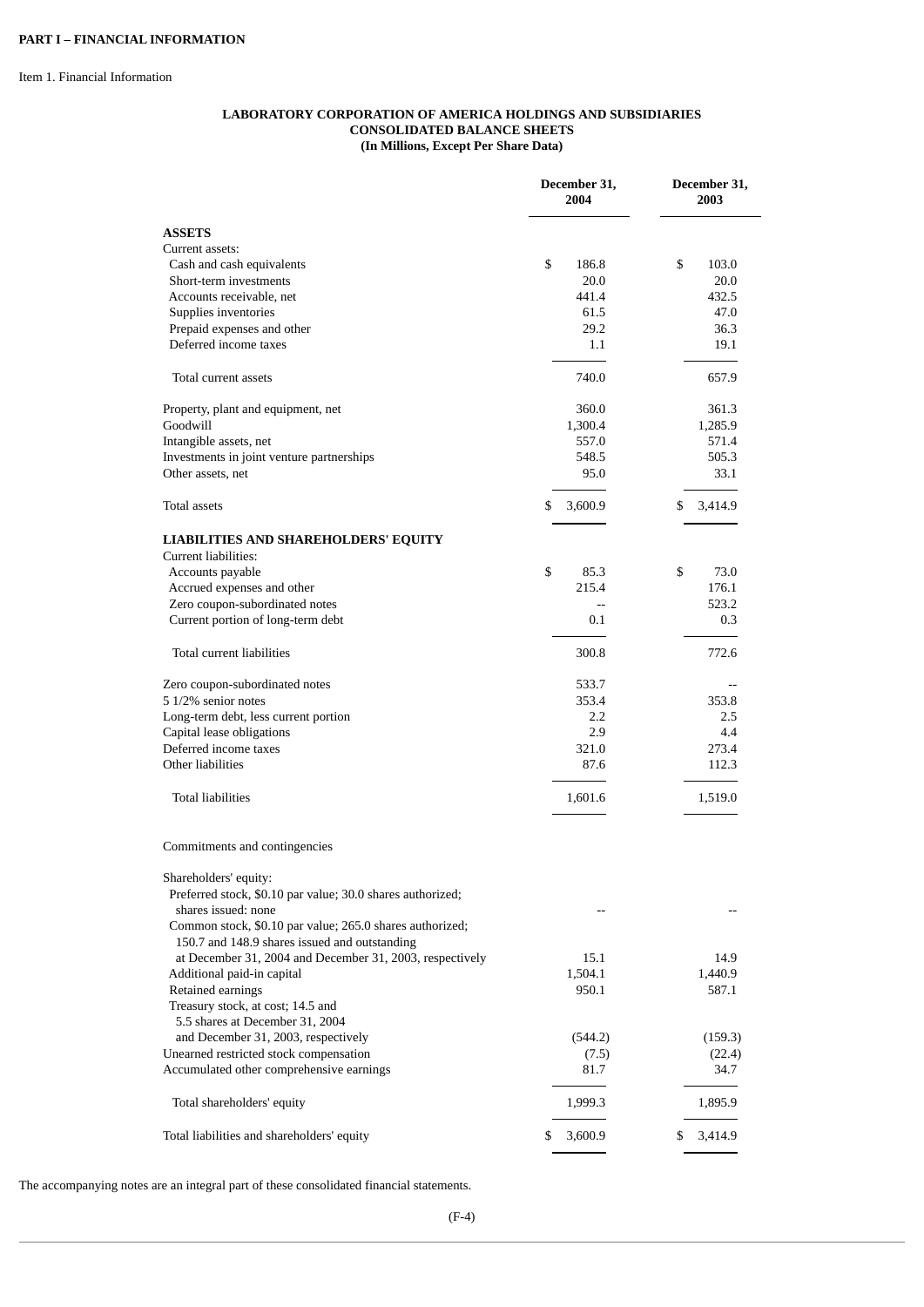**PART I – FINANCIAL INFORMATION**

Item 1. Financial Information

**LABORATORY CORPORATION OF AMERICA HOLDINGS AND SUBSIDIARIES**
**CONSOLIDATED BALANCE SHEETS**
**(In Millions, Except Per Share Data)**

| | December 31, 2004 | December 31, 2003 |
|---|---|---|
| **ASSETS** | | |
| Current assets: | | |
| Cash and cash equivalents | $ 186.8 | $ 103.0 |
| Short-term investments | 20.0 | 20.0 |
| Accounts receivable, net | 441.4 | 432.5 |
| Supplies inventories | 61.5 | 47.0 |
| Prepaid expenses and other | 29.2 | 36.3 |
| Deferred income taxes | 1.1 | 19.1 |
| Total current assets | 740.0 | 657.9 |
| Property, plant and equipment, net | 360.0 | 361.3 |
| Goodwill | 1,300.4 | 1,285.9 |
| Intangible assets, net | 557.0 | 571.4 |
| Investments in joint venture partnerships | 548.5 | 505.3 |
| Other assets, net | 95.0 | 33.1 |
| Total assets | $ 3,600.9 | $ 3,414.9 |
| **LIABILITIES AND SHAREHOLDERS' EQUITY** | | |
| Current liabilities: | | |
| Accounts payable | $ 85.3 | $ 73.0 |
| Accrued expenses and other | 215.4 | 176.1 |
| Zero coupon-subordinated notes | -- | 523.2 |
| Current portion of long-term debt | 0.1 | 0.3 |
| Total current liabilities | 300.8 | 772.6 |
| Zero coupon-subordinated notes | 533.7 | -- |
| 5 1/2% senior notes | 353.4 | 353.8 |
| Long-term debt, less current portion | 2.2 | 2.5 |
| Capital lease obligations | 2.9 | 4.4 |
| Deferred income taxes | 321.0 | 273.4 |
| Other liabilities | 87.6 | 112.3 |
| Total liabilities | 1,601.6 | 1,519.0 |
| Commitments and contingencies | | |
| Shareholders' equity: | | |
| Preferred stock, $0.10 par value; 30.0 shares authorized; shares issued: none | -- | -- |
| Common stock, $0.10 par value; 265.0 shares authorized; 150.7 and 148.9 shares issued and outstanding at December 31, 2004 and December 31, 2003, respectively | 15.1 | 14.9 |
| Additional paid-in capital | 1,504.1 | 1,440.9 |
| Retained earnings | 950.1 | 587.1 |
| Treasury stock, at cost; 14.5 and 5.5 shares at December 31, 2004 and December 31, 2003, respectively | (544.2) | (159.3) |
| Unearned restricted stock compensation | (7.5) | (22.4) |
| Accumulated other comprehensive earnings | 81.7 | 34.7 |
| Total shareholders' equity | 1,999.3 | 1,895.9 |
| Total liabilities and shareholders' equity | $ 3,600.9 | $ 3,414.9 |

The accompanying notes are an integral part of these consolidated financial statements.

(F-4)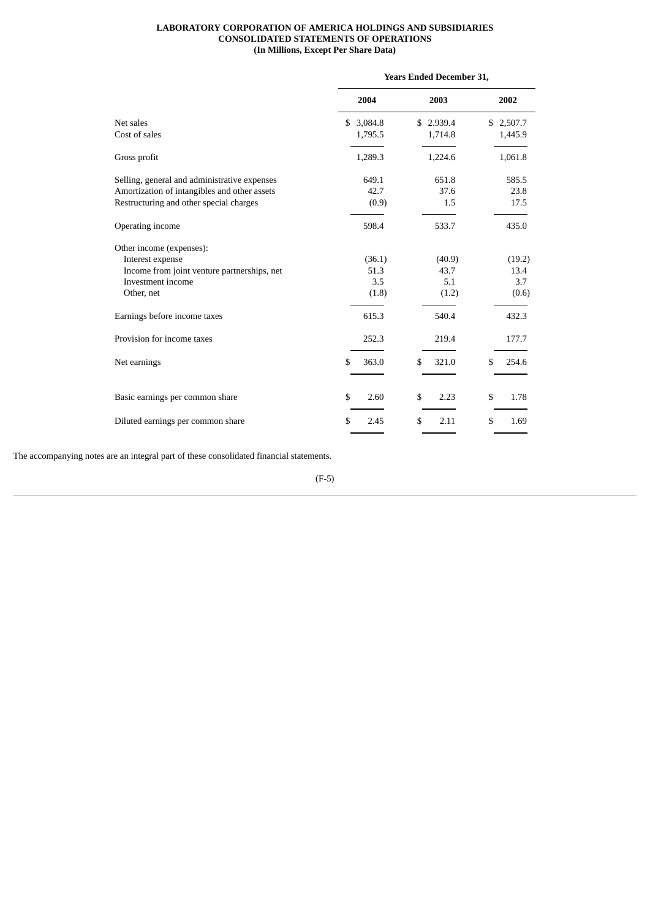**LABORATORY CORPORATION OF AMERICA HOLDINGS AND SUBSIDIARIES**
**CONSOLIDATED STATEMENTS OF OPERATIONS**
**(In Millions, Except Per Share Data)**

| | Years Ended December 31, | | |
|---|---|---|---|
| | **2004** | **2003** | **2002** |
| Net sales | $ 3,084.8 | $ 2.939.4 | $ 2,507.7 |
| Cost of sales | 1,795.5 | 1,714.8 | 1,445.9 |
| Gross profit | 1,289.3 | 1,224.6 | 1,061.8 |
| Selling, general and administrative expenses | 649.1 | 651.8 | 585.5 |
| Amortization of intangibles and other assets | 42.7 | 37.6 | 23.8 |
| Restructuring and other special charges | (0.9) | 1.5 | 17.5 |
| Operating income | 598.4 | 533.7 | 435.0 |
| Other income (expenses): | | | |
| Interest expense | (36.1) | (40.9) | (19.2) |
| Income from joint venture partnerships, net | 51.3 | 43.7 | 13.4 |
| Investment income | 3.5 | 5.1 | 3.7 |
| Other, net | (1.8) | (1.2) | (0.6) |
| Earnings before income taxes | 615.3 | 540.4 | 432.3 |
| Provision for income taxes | 252.3 | 219.4 | 177.7 |
| Net earnings | $ 363.0 | $ 321.0 | $ 254.6 |
| Basic earnings per common share | $ 2.60 | $ 2.23 | $ 1.78 |
| Diluted earnings per common share | $ 2.45 | $ 2.11 | $ 1.69 |

The accompanying notes are an integral part of these consolidated financial statements.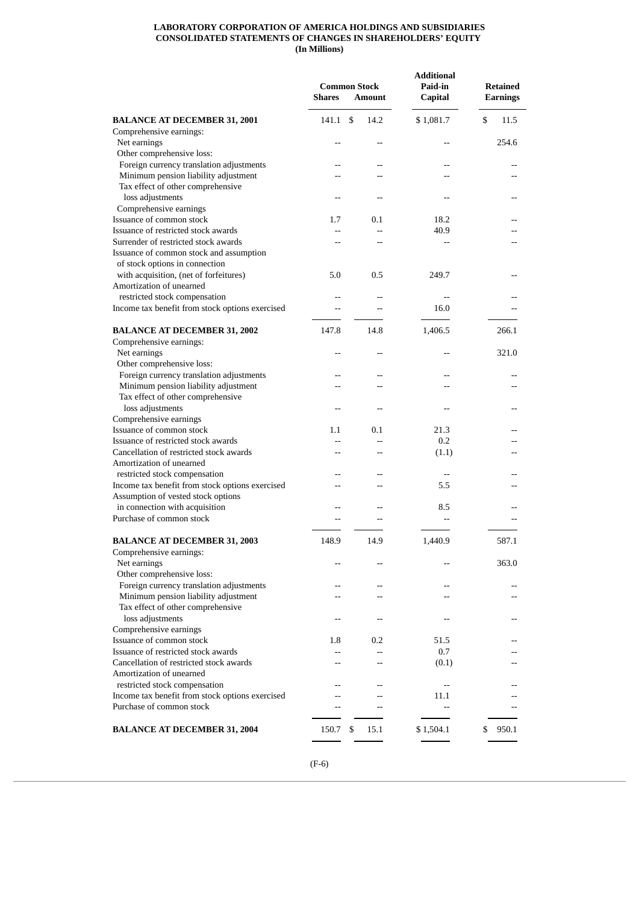**LABORATORY CORPORATION OF AMERICA HOLDINGS AND SUBSIDIARIES**
**CONSOLIDATED STATEMENTS OF CHANGES IN SHAREHOLDERS' EQUITY**
**(In Millions)**

| | Common Stock | | Additional Paid-in | Retained |
|---|---|---|---|---|
| | Shares | Amount | Capital | Earnings |
| **BALANCE AT DECEMBER 31, 2001** | 141.1 | $ 14.2 | $ 1,081.7 | $ 11.5 |
| Comprehensive earnings: | | | | |
| Net earnings | -- | -- | -- | 254.6 |
| Other comprehensive loss: | | | | |
| Foreign currency translation adjustments | -- | -- | -- | -- |
| Minimum pension liability adjustment | -- | -- | -- | -- |
| Tax effect of other comprehensive loss adjustments | -- | -- | -- | -- |
| Comprehensive earnings | | | | |
| Issuance of common stock | 1.7 | 0.1 | 18.2 | -- |
| Issuance of restricted stock awards | -- | -- | 40.9 | -- |
| Surrender of restricted stock awards | -- | -- | -- | -- |
| Issuance of common stock and assumption of stock options in connection with acquisition, (net of forfeitures) | 5.0 | 0.5 | 249.7 | -- |
| Amortization of unearned restricted stock compensation | -- | -- | -- | -- |
| Income tax benefit from stock options exercised | -- | -- | 16.0 | -- |
| **BALANCE AT DECEMBER 31, 2002** | 147.8 | 14.8 | 1,406.5 | 266.1 |
| Comprehensive earnings: | | | | |
| Net earnings | -- | -- | -- | 321.0 |
| Other comprehensive loss: | | | | |
| Foreign currency translation adjustments | -- | -- | -- | -- |
| Minimum pension liability adjustment | -- | -- | -- | -- |
| Tax effect of other comprehensive loss adjustments | -- | -- | -- | -- |
| Comprehensive earnings | | | | |
| Issuance of common stock | 1.1 | 0.1 | 21.3 | -- |
| Issuance of restricted stock awards | -- | -- | 0.2 | -- |
| Cancellation of restricted stock awards | -- | -- | (1.1) | -- |
| Amortization of unearned restricted stock compensation | -- | -- | -- | -- |
| Income tax benefit from stock options exercised | -- | -- | 5.5 | -- |
| Assumption of vested stock options in connection with acquisition | -- | -- | 8.5 | -- |
| Purchase of common stock | -- | -- | -- | -- |
| **BALANCE AT DECEMBER 31, 2003** | 148.9 | 14.9 | 1,440.9 | 587.1 |
| Comprehensive earnings: | | | | |
| Net earnings | -- | -- | -- | 363.0 |
| Other comprehensive loss: | | | | |
| Foreign currency translation adjustments | -- | -- | -- | -- |
| Minimum pension liability adjustment | -- | -- | -- | -- |
| Tax effect of other comprehensive loss adjustments | -- | -- | -- | -- |
| Comprehensive earnings | | | | |
| Issuance of common stock | 1.8 | 0.2 | 51.5 | -- |
| Issuance of restricted stock awards | -- | -- | 0.7 | -- |
| Cancellation of restricted stock awards | -- | -- | (0.1) | -- |
| Amortization of unearned restricted stock compensation | -- | -- | -- | -- |
| Income tax benefit from stock options exercised | -- | -- | 11.1 | -- |
| Purchase of common stock | -- | -- | -- | -- |
| **BALANCE AT DECEMBER 31, 2004** | 150.7 | $ 15.1 | $ 1,504.1 | $ 950.1 |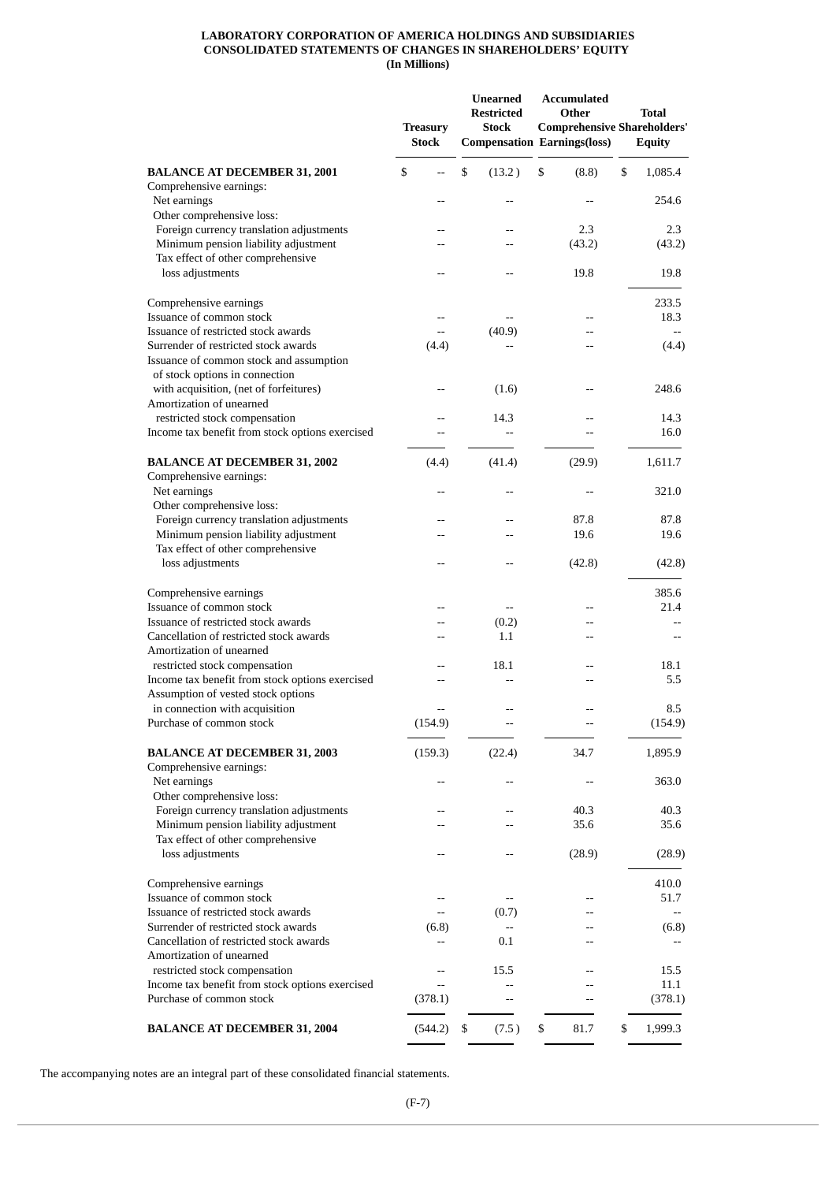**LABORATORY CORPORATION OF AMERICA HOLDINGS AND SUBSIDIARIES**
**CONSOLIDATED STATEMENTS OF CHANGES IN SHAREHOLDERS' EQUITY**
**(In Millions)**

| | Treasury Stock | Unearned Restricted Stock Compensation | Accumulated Other Comprehensive Earnings(loss) | Total Shareholders' Equity |
|---|---|---|---|---|
| **BALANCE AT DECEMBER 31, 2001** | $ -- | $ (13.2) | $ (8.8) | $ 1,085.4 |
| Comprehensive earnings: | | | | |
| Net earnings | -- | -- | -- | 254.6 |
| Other comprehensive loss: | | | | |
| Foreign currency translation adjustments | -- | -- | 2.3 | 2.3 |
| Minimum pension liability adjustment | -- | -- | (43.2) | (43.2) |
| Tax effect of other comprehensive loss adjustments | -- | -- | 19.8 | 19.8 |
| Comprehensive earnings | | | | 233.5 |
| Issuance of common stock | -- | -- | -- | 18.3 |
| Issuance of restricted stock awards | -- | (40.9) | -- | -- |
| Surrender of restricted stock awards | (4.4) | -- | -- | (4.4) |
| Issuance of common stock and assumption of stock options in connection with acquisition, (net of forfeitures) | -- | (1.6) | -- | 248.6 |
| Amortization of unearned restricted stock compensation | -- | 14.3 | -- | 14.3 |
| Income tax benefit from stock options exercised | -- | -- | -- | 16.0 |
| **BALANCE AT DECEMBER 31, 2002** | (4.4) | (41.4) | (29.9) | 1,611.7 |
| Comprehensive earnings: | | | | |
| Net earnings | -- | -- | -- | 321.0 |
| Other comprehensive loss: | | | | |
| Foreign currency translation adjustments | -- | -- | 87.8 | 87.8 |
| Minimum pension liability adjustment | -- | -- | 19.6 | 19.6 |
| Tax effect of other comprehensive loss adjustments | -- | -- | (42.8) | (42.8) |
| Comprehensive earnings | | | | 385.6 |
| Issuance of common stock | -- | -- | -- | 21.4 |
| Issuance of restricted stock awards | -- | (0.2) | -- | -- |
| Cancellation of restricted stock awards | -- | 1.1 | -- | -- |
| Amortization of unearned restricted stock compensation | -- | 18.1 | -- | 18.1 |
| Income tax benefit from stock options exercised | -- | -- | -- | 5.5 |
| Assumption of vested stock options in connection with acquisition | -- | -- | -- | 8.5 |
| Purchase of common stock | (154.9) | -- | -- | (154.9) |
| **BALANCE AT DECEMBER 31, 2003** | (159.3) | (22.4) | 34.7 | 1,895.9 |
| Comprehensive earnings: | | | | |
| Net earnings | -- | -- | -- | 363.0 |
| Other comprehensive loss: | | | | |
| Foreign currency translation adjustments | -- | -- | 40.3 | 40.3 |
| Minimum pension liability adjustment | -- | -- | 35.6 | 35.6 |
| Tax effect of other comprehensive loss adjustments | -- | -- | (28.9) | (28.9) |
| Comprehensive earnings | | | | 410.0 |
| Issuance of common stock | -- | -- | -- | 51.7 |
| Issuance of restricted stock awards | -- | (0.7) | -- | -- |
| Surrender of restricted stock awards | (6.8) | -- | -- | (6.8) |
| Cancellation of restricted stock awards | -- | 0.1 | -- | -- |
| Amortization of unearned restricted stock compensation | -- | 15.5 | -- | 15.5 |
| Income tax benefit from stock options exercised | -- | -- | -- | 11.1 |
| Purchase of common stock | (378.1) | -- | -- | (378.1) |
| **BALANCE AT DECEMBER 31, 2004** | (544.2) | $ (7.5) | $ 81.7 | $ 1,999.3 |

The accompanying notes are an integral part of these consolidated financial statements.

(F-7)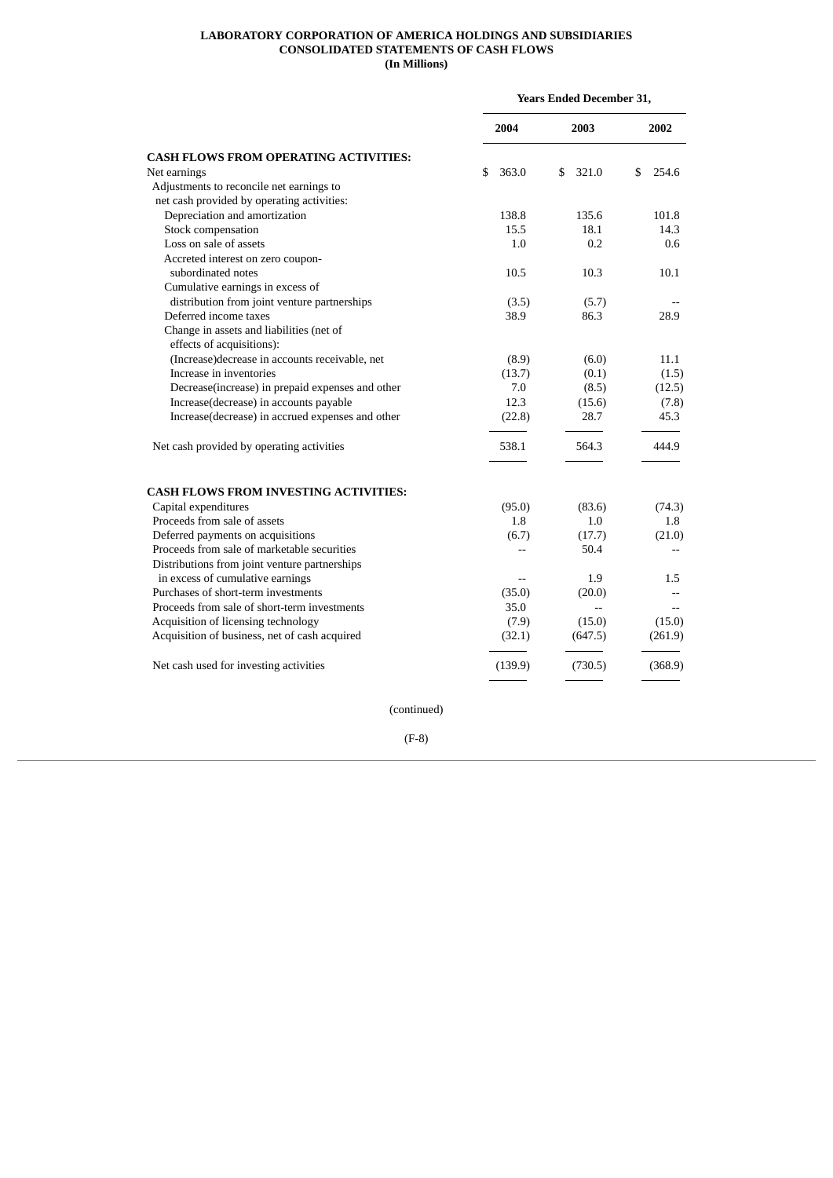**LABORATORY CORPORATION OF AMERICA HOLDINGS AND SUBSIDIARIES**
**CONSOLIDATED STATEMENTS OF CASH FLOWS**
**(In Millions)**

| | Years Ended December 31, | | |
|---|---|---|---|
| | **2004** | **2003** | **2002** |
| **CASH FLOWS FROM OPERATING ACTIVITIES:** | | | |
| Net earnings | $ 363.0 | $ 321.0 | $ 254.6 |
| Adjustments to reconcile net earnings to net cash provided by operating activities: | | | |
| Depreciation and amortization | 138.8 | 135.6 | 101.8 |
| Stock compensation | 15.5 | 18.1 | 14.3 |
| Loss on sale of assets | 1.0 | 0.2 | 0.6 |
| Accreted interest on zero coupon-subordinated notes | 10.5 | 10.3 | 10.1 |
| Cumulative earnings in excess of distribution from joint venture partnerships | (3.5) | (5.7) | -- |
| Deferred income taxes | 38.9 | 86.3 | 28.9 |
| Change in assets and liabilities (net of effects of acquisitions): | | | |
| (Increase)decrease in accounts receivable, net | (8.9) | (6.0) | 11.1 |
| Increase in inventories | (13.7) | (0.1) | (1.5) |
| Decrease(increase) in prepaid expenses and other | 7.0 | (8.5) | (12.5) |
| Increase(decrease) in accounts payable | 12.3 | (15.6) | (7.8) |
| Increase(decrease) in accrued expenses and other | (22.8) | 28.7 | 45.3 |
| Net cash provided by operating activities | 538.1 | 564.3 | 444.9 |
| **CASH FLOWS FROM INVESTING ACTIVITIES:** | | | |
| Capital expenditures | (95.0) | (83.6) | (74.3) |
| Proceeds from sale of assets | 1.8 | 1.0 | 1.8 |
| Deferred payments on acquisitions | (6.7) | (17.7) | (21.0) |
| Proceeds from sale of marketable securities | -- | 50.4 | -- |
| Distributions from joint venture partnerships in excess of cumulative earnings | -- | 1.9 | 1.5 |
| Purchases of short-term investments | (35.0) | (20.0) | -- |
| Proceeds from sale of short-term investments | 35.0 | -- | -- |
| Acquisition of licensing technology | (7.9) | (15.0) | (15.0) |
| Acquisition of business, net of cash acquired | (32.1) | (647.5) | (261.9) |
| Net cash used for investing activities | (139.9) | (730.5) | (368.9) |

(continued)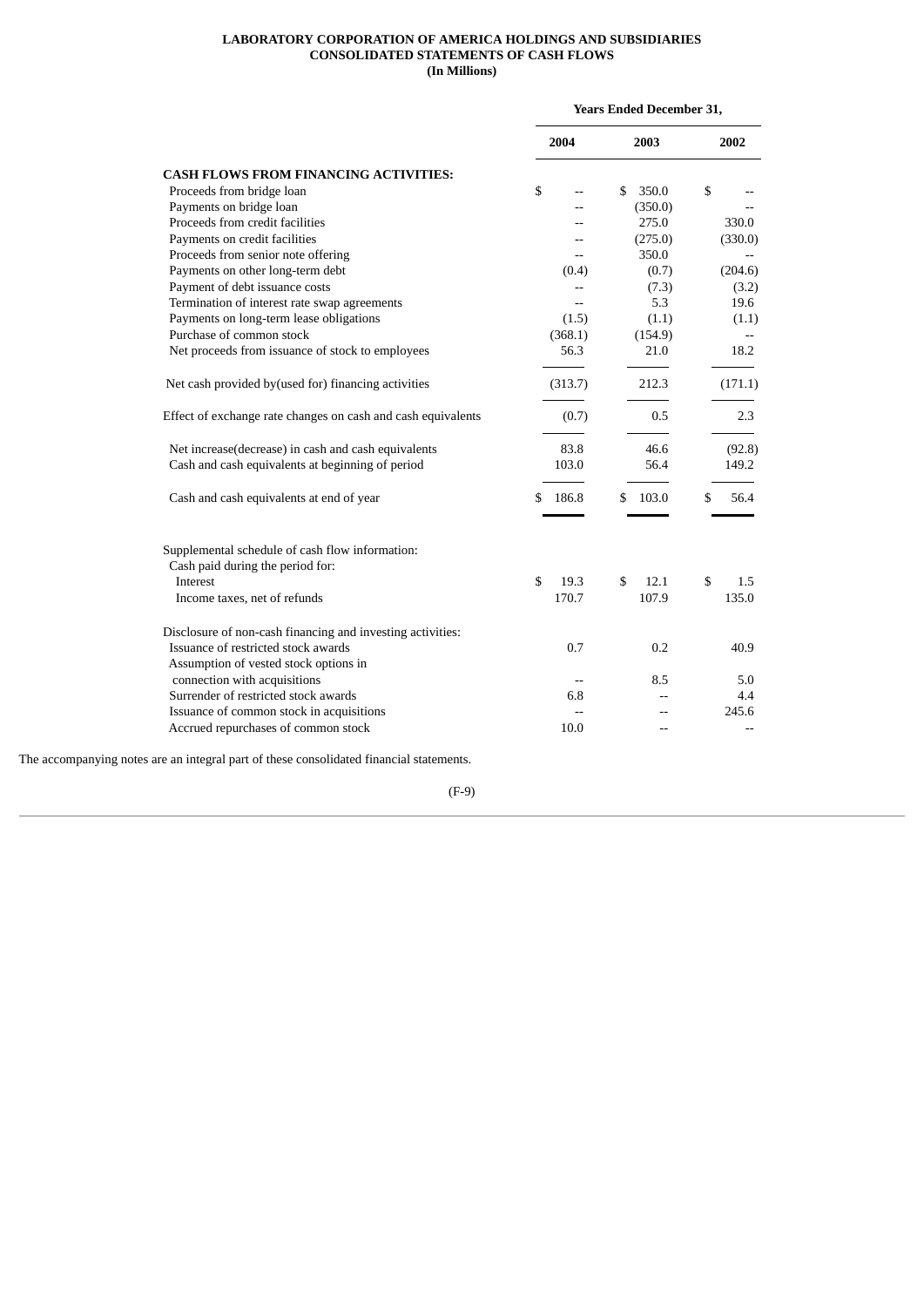**LABORATORY CORPORATION OF AMERICA HOLDINGS AND SUBSIDIARIES**
**CONSOLIDATED STATEMENTS OF CASH FLOWS**
**(In Millions)**

| | Years Ended December 31, | | |
|---|---|---|---|
| | **2004** | **2003** | **2002** |
| **CASH FLOWS FROM FINANCING ACTIVITIES:** | | | |
| Proceeds from bridge loan | $ -- | $ 350.0 | $ -- |
| Payments on bridge loan | -- | (350.0) | -- |
| Proceeds from credit facilities | -- | 275.0 | 330.0 |
| Payments on credit facilities | -- | (275.0) | (330.0) |
| Proceeds from senior note offering | -- | 350.0 | -- |
| Payments on other long-term debt | (0.4) | (0.7) | (204.6) |
| Payment of debt issuance costs | -- | (7.3) | (3.2) |
| Termination of interest rate swap agreements | -- | 5.3 | 19.6 |
| Payments on long-term lease obligations | (1.5) | (1.1) | (1.1) |
| Purchase of common stock | (368.1) | (154.9) | -- |
| Net proceeds from issuance of stock to employees | 56.3 | 21.0 | 18.2 |
| Net cash provided by(used for) financing activities | (313.7) | 212.3 | (171.1) |
| Effect of exchange rate changes on cash and cash equivalents | (0.7) | 0.5 | 2.3 |
| Net increase(decrease) in cash and cash equivalents | 83.8 | 46.6 | (92.8) |
| Cash and cash equivalents at beginning of period | 103.0 | 56.4 | 149.2 |
| Cash and cash equivalents at end of year | $ 186.8 | $ 103.0 | $ 56.4 |
| Supplemental schedule of cash flow information: | | | |
| Cash paid during the period for: | | | |
| Interest | $ 19.3 | $ 12.1 | $ 1.5 |
| Income taxes, net of refunds | 170.7 | 107.9 | 135.0 |
| Disclosure of non-cash financing and investing activities: | | | |
| Issuance of restricted stock awards | 0.7 | 0.2 | 40.9 |
| Assumption of vested stock options in connection with acquisitions | -- | 8.5 | 5.0 |
| Surrender of restricted stock awards | 6.8 | -- | 4.4 |
| Issuance of common stock in acquisitions | -- | -- | 245.6 |
| Accrued repurchases of common stock | 10.0 | -- | -- |

The accompanying notes are an integral part of these consolidated financial statements.

(F-9)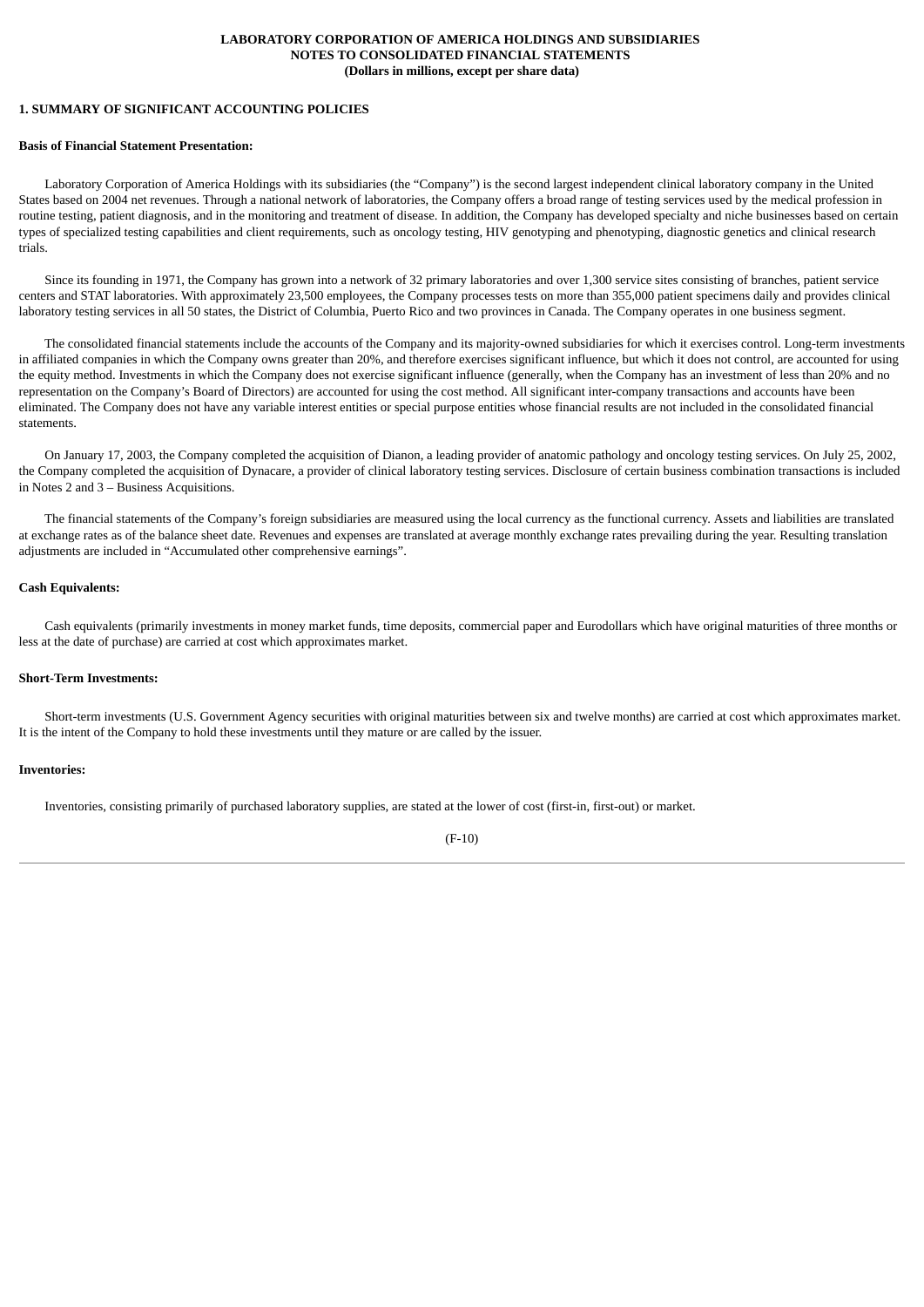**LABORATORY CORPORATION OF AMERICA HOLDINGS AND SUBSIDIARIES**
**NOTES TO CONSOLIDATED FINANCIAL STATEMENTS**
**(Dollars in millions, except per share data)**

**1. SUMMARY OF SIGNIFICANT ACCOUNTING POLICIES**

**Basis of Financial Statement Presentation:**

Laboratory Corporation of America Holdings with its subsidiaries (the “Company”) is the second largest independent clinical laboratory company in the United States based on 2004 net revenues. Through a national network of laboratories, the Company offers a broad range of testing services used by the medical profession in routine testing, patient diagnosis, and in the monitoring and treatment of disease. In addition, the Company has developed specialty and niche businesses based on certain types of specialized testing capabilities and client requirements, such as oncology testing, HIV genotyping and phenotyping, diagnostic genetics and clinical research trials.

Since its founding in 1971, the Company has grown into a network of 32 primary laboratories and over 1,300 service sites consisting of branches, patient service centers and STAT laboratories. With approximately 23,500 employees, the Company processes tests on more than 355,000 patient specimens daily and provides clinical laboratory testing services in all 50 states, the District of Columbia, Puerto Rico and two provinces in Canada. The Company operates in one business segment.

The consolidated financial statements include the accounts of the Company and its majority-owned subsidiaries for which it exercises control. Long-term investments in affiliated companies in which the Company owns greater than 20%, and therefore exercises significant influence, but which it does not control, are accounted for using the equity method. Investments in which the Company does not exercise significant influence (generally, when the Company has an investment of less than 20% and no representation on the Company’s Board of Directors) are accounted for using the cost method. All significant inter-company transactions and accounts have been eliminated. The Company does not have any variable interest entities or special purpose entities whose financial results are not included in the consolidated financial statements.

On January 17, 2003, the Company completed the acquisition of Dianon, a leading provider of anatomic pathology and oncology testing services. On July 25, 2002, the Company completed the acquisition of Dynacare, a provider of clinical laboratory testing services. Disclosure of certain business combination transactions is included in Notes 2 and 3 – Business Acquisitions.

The financial statements of the Company’s foreign subsidiaries are measured using the local currency as the functional currency. Assets and liabilities are translated at exchange rates as of the balance sheet date. Revenues and expenses are translated at average monthly exchange rates prevailing during the year. Resulting translation adjustments are included in “Accumulated other comprehensive earnings”.

**Cash Equivalents:**

Cash equivalents (primarily investments in money market funds, time deposits, commercial paper and Eurodollars which have original maturities of three months or less at the date of purchase) are carried at cost which approximates market.

**Short-Term Investments:**

Short-term investments (U.S. Government Agency securities with original maturities between six and twelve months) are carried at cost which approximates market. It is the intent of the Company to hold these investments until they mature or are called by the issuer.

**Inventories:**

Inventories, consisting primarily of purchased laboratory supplies, are stated at the lower of cost (first-in, first-out) or market.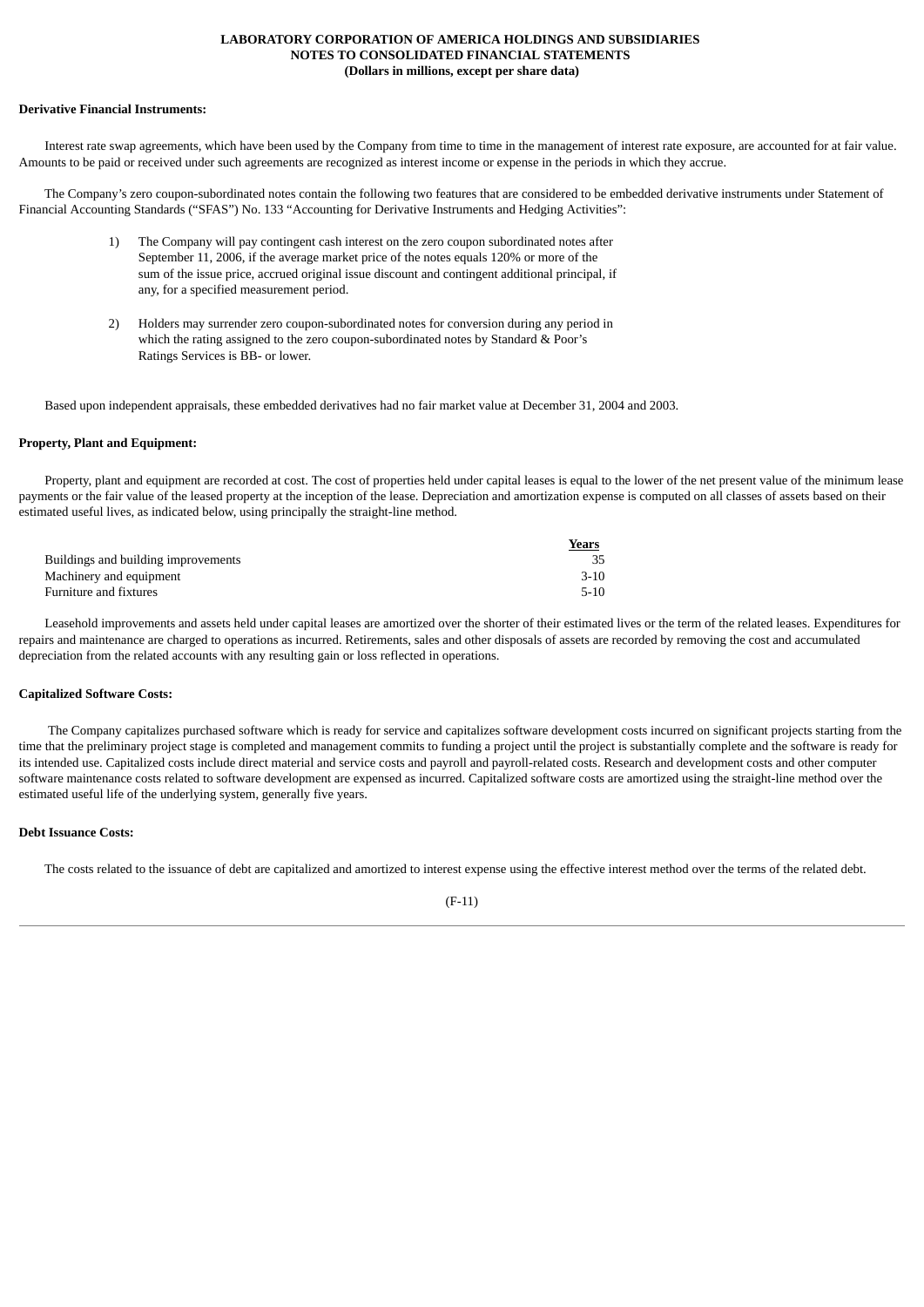**Derivative Financial Instruments:**

Interest rate swap agreements, which have been used by the Company from time to time in the management of interest rate exposure, are accounted for at fair value. Amounts to be paid or received under such agreements are recognized as interest income or expense in the periods in which they accrue.

The Company's zero coupon-subordinated notes contain the following two features that are considered to be embedded derivative instruments under Statement of Financial Accounting Standards ("SFAS") No. 133 "Accounting for Derivative Instruments and Hedging Activities":

1) The Company will pay contingent cash interest on the zero coupon subordinated notes after September 11, 2006, if the average market price of the notes equals 120% or more of the sum of the issue price, accrued original issue discount and contingent additional principal, if any, for a specified measurement period.

2) Holders may surrender zero coupon-subordinated notes for conversion during any period in which the rating assigned to the zero coupon-subordinated notes by Standard & Poor's Ratings Services is BB- or lower.

Based upon independent appraisals, these embedded derivatives had no fair market value at December 31, 2004 and 2003.

**Property, Plant and Equipment:**

Property, plant and equipment are recorded at cost. The cost of properties held under capital leases is equal to the lower of the net present value of the minimum lease payments or the fair value of the leased property at the inception of the lease. Depreciation and amortization expense is computed on all classes of assets based on their estimated useful lives, as indicated below, using principally the straight-line method.

| | Years |
|---|---|
| Buildings and building improvements | 35 |
| Machinery and equipment | 3-10 |
| Furniture and fixtures | 5-10 |

Leasehold improvements and assets held under capital leases are amortized over the shorter of their estimated lives or the term of the related leases. Expenditures for repairs and maintenance are charged to operations as incurred. Retirements, sales and other disposals of assets are recorded by removing the cost and accumulated depreciation from the related accounts with any resulting gain or loss reflected in operations.

**Capitalized Software Costs:**

The Company capitalizes purchased software which is ready for service and capitalizes software development costs incurred on significant projects starting from the time that the preliminary project stage is completed and management commits to funding a project until the project is substantially complete and the software is ready for its intended use. Capitalized costs include direct material and service costs and payroll and payroll-related costs. Research and development costs and other computer software maintenance costs related to software development are expensed as incurred. Capitalized software costs are amortized using the straight-line method over the estimated useful life of the underlying system, generally five years.

**Debt Issuance Costs:**

The costs related to the issuance of debt are capitalized and amortized to interest expense using the effective interest method over the terms of the related debt.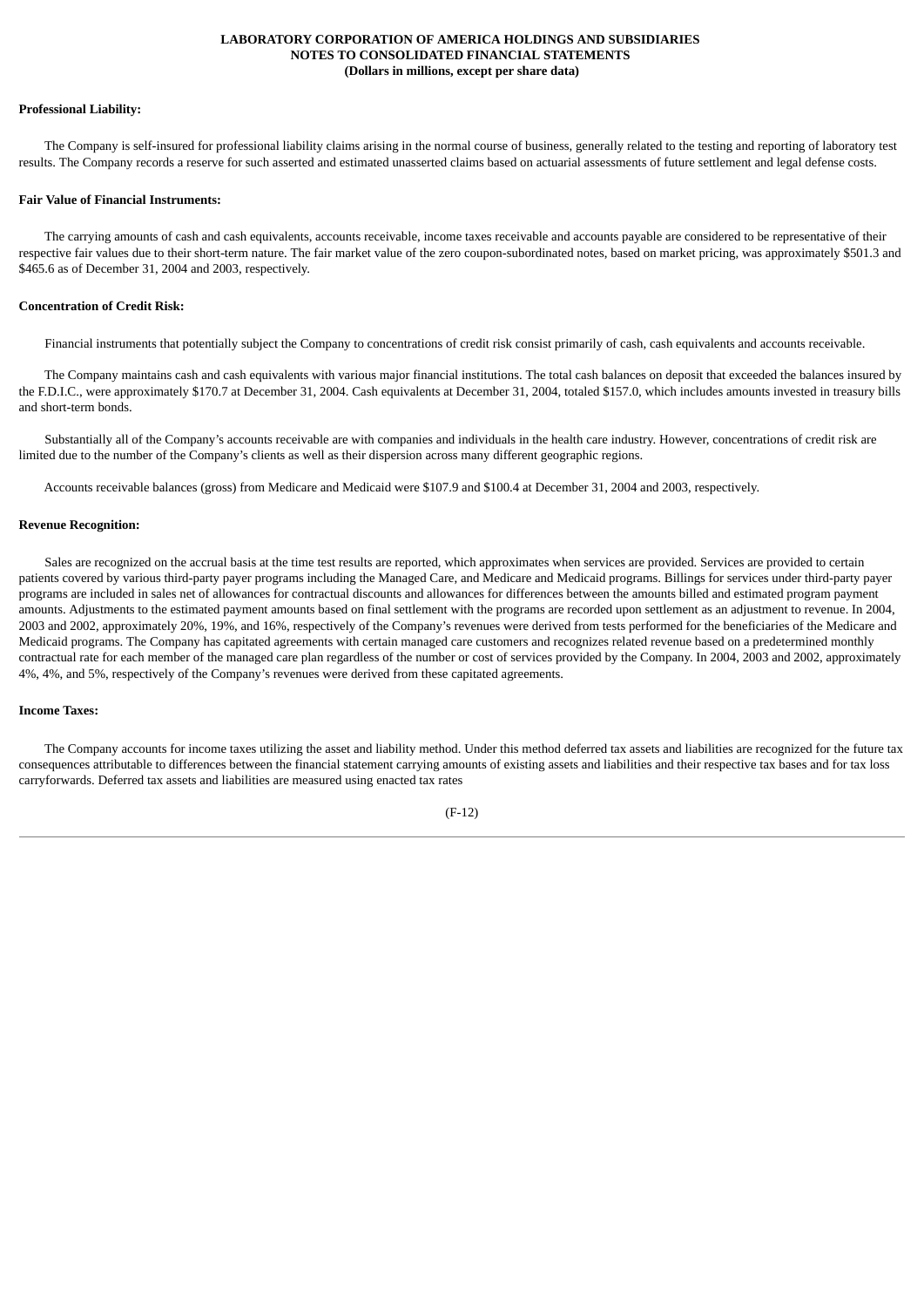**Professional Liability:**

The Company is self-insured for professional liability claims arising in the normal course of business, generally related to the testing and reporting of laboratory test results. The Company records a reserve for such asserted and estimated unasserted claims based on actuarial assessments of future settlement and legal defense costs.

**Fair Value of Financial Instruments:**

The carrying amounts of cash and cash equivalents, accounts receivable, income taxes receivable and accounts payable are considered to be representative of their respective fair values due to their short-term nature. The fair market value of the zero coupon-subordinated notes, based on market pricing, was approximately $501.3 and $465.6 as of December 31, 2004 and 2003, respectively.

**Concentration of Credit Risk:**

Financial instruments that potentially subject the Company to concentrations of credit risk consist primarily of cash, cash equivalents and accounts receivable.

The Company maintains cash and cash equivalents with various major financial institutions. The total cash balances on deposit that exceeded the balances insured by the F.D.I.C., were approximately $170.7 at December 31, 2004. Cash equivalents at December 31, 2004, totaled $157.0, which includes amounts invested in treasury bills and short-term bonds.

Substantially all of the Company's accounts receivable are with companies and individuals in the health care industry. However, concentrations of credit risk are limited due to the number of the Company's clients as well as their dispersion across many different geographic regions.

Accounts receivable balances (gross) from Medicare and Medicaid were $107.9 and $100.4 at December 31, 2004 and 2003, respectively.

**Revenue Recognition:**

Sales are recognized on the accrual basis at the time test results are reported, which approximates when services are provided. Services are provided to certain patients covered by various third-party payer programs including the Managed Care, and Medicare and Medicaid programs. Billings for services under third-party payer programs are included in sales net of allowances for contractual discounts and allowances for differences between the amounts billed and estimated program payment amounts. Adjustments to the estimated payment amounts based on final settlement with the programs are recorded upon settlement as an adjustment to revenue. In 2004, 2003 and 2002, approximately 20%, 19%, and 16%, respectively of the Company's revenues were derived from tests performed for the beneficiaries of the Medicare and Medicaid programs. The Company has capitated agreements with certain managed care customers and recognizes related revenue based on a predetermined monthly contractual rate for each member of the managed care plan regardless of the number or cost of services provided by the Company. In 2004, 2003 and 2002, approximately 4%, 4%, and 5%, respectively of the Company's revenues were derived from these capitated agreements.

**Income Taxes:**

The Company accounts for income taxes utilizing the asset and liability method. Under this method deferred tax assets and liabilities are recognized for the future tax consequences attributable to differences between the financial statement carrying amounts of existing assets and liabilities and their respective tax bases and for tax loss carryforwards. Deferred tax assets and liabilities are measured using enacted tax rates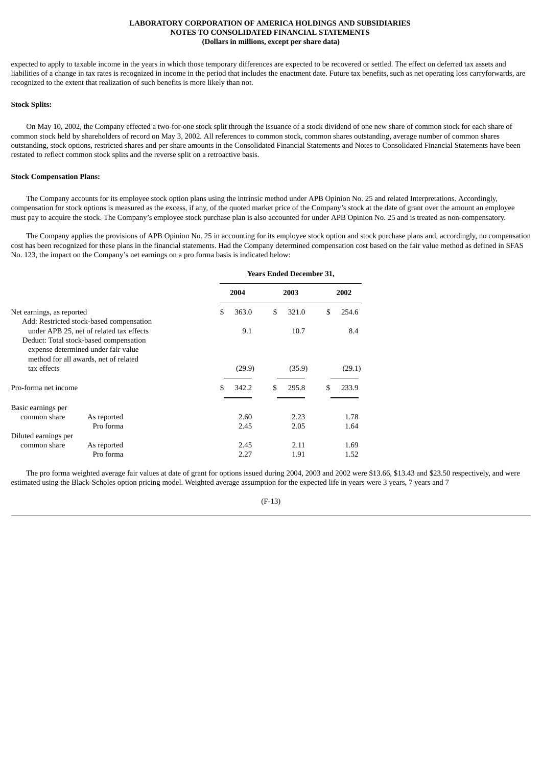expected to apply to taxable income in the years in which those temporary differences are expected to be recovered or settled. The effect on deferred tax assets and liabilities of a change in tax rates is recognized in income in the period that includes the enactment date. Future tax benefits, such as net operating loss carryforwards, are recognized to the extent that realization of such benefits is more likely than not.

**Stock Splits:**

On May 10, 2002, the Company effected a two-for-one stock split through the issuance of a stock dividend of one new share of common stock for each share of common stock held by shareholders of record on May 3, 2002. All references to common stock, common shares outstanding, average number of common shares outstanding, stock options, restricted shares and per share amounts in the Consolidated Financial Statements and Notes to Consolidated Financial Statements have been restated to reflect common stock splits and the reverse split on a retroactive basis.

**Stock Compensation Plans:**

The Company accounts for its employee stock option plans using the intrinsic method under APB Opinion No. 25 and related Interpretations. Accordingly, compensation for stock options is measured as the excess, if any, of the quoted market price of the Company's stock at the date of grant over the amount an employee must pay to acquire the stock. The Company's employee stock purchase plan is also accounted for under APB Opinion No. 25 and is treated as non-compensatory.

The Company applies the provisions of APB Opinion No. 25 in accounting for its employee stock option and stock purchase plans and, accordingly, no compensation cost has been recognized for these plans in the financial statements. Had the Company determined compensation cost based on the fair value method as defined in SFAS No. 123, the impact on the Company's net earnings on a pro forma basis is indicated below:

| | | Years Ended December 31, | | |
|---|---|---|---|---|
| | | 2004 | 2003 | 2002 |
| Net earnings, as reported | | $ 363.0 | $ 321.0 | $ 254.6 |
| Add: Restricted stock-based compensation under APB 25, net of related tax effects | | 9.1 | 10.7 | 8.4 |
| Deduct: Total stock-based compensation expense determined under fair value method for all awards, net of related tax effects | | (29.9) | (35.9) | (29.1) |
| Pro-forma net income | | $ 342.2 | $ 295.8 | $ 233.9 |
| Basic earnings per common share | As reported | 2.60 | 2.23 | 1.78 |
| | Pro forma | 2.45 | 2.05 | 1.64 |
| Diluted earnings per common share | As reported | 2.45 | 2.11 | 1.69 |
| | Pro forma | 2.27 | 1.91 | 1.52 |

The pro forma weighted average fair values at date of grant for options issued during 2004, 2003 and 2002 were $13.66, $13.43 and $23.50 respectively, and were estimated using the Black-Scholes option pricing model. Weighted average assumption for the expected life in years were 3 years, 7 years and 7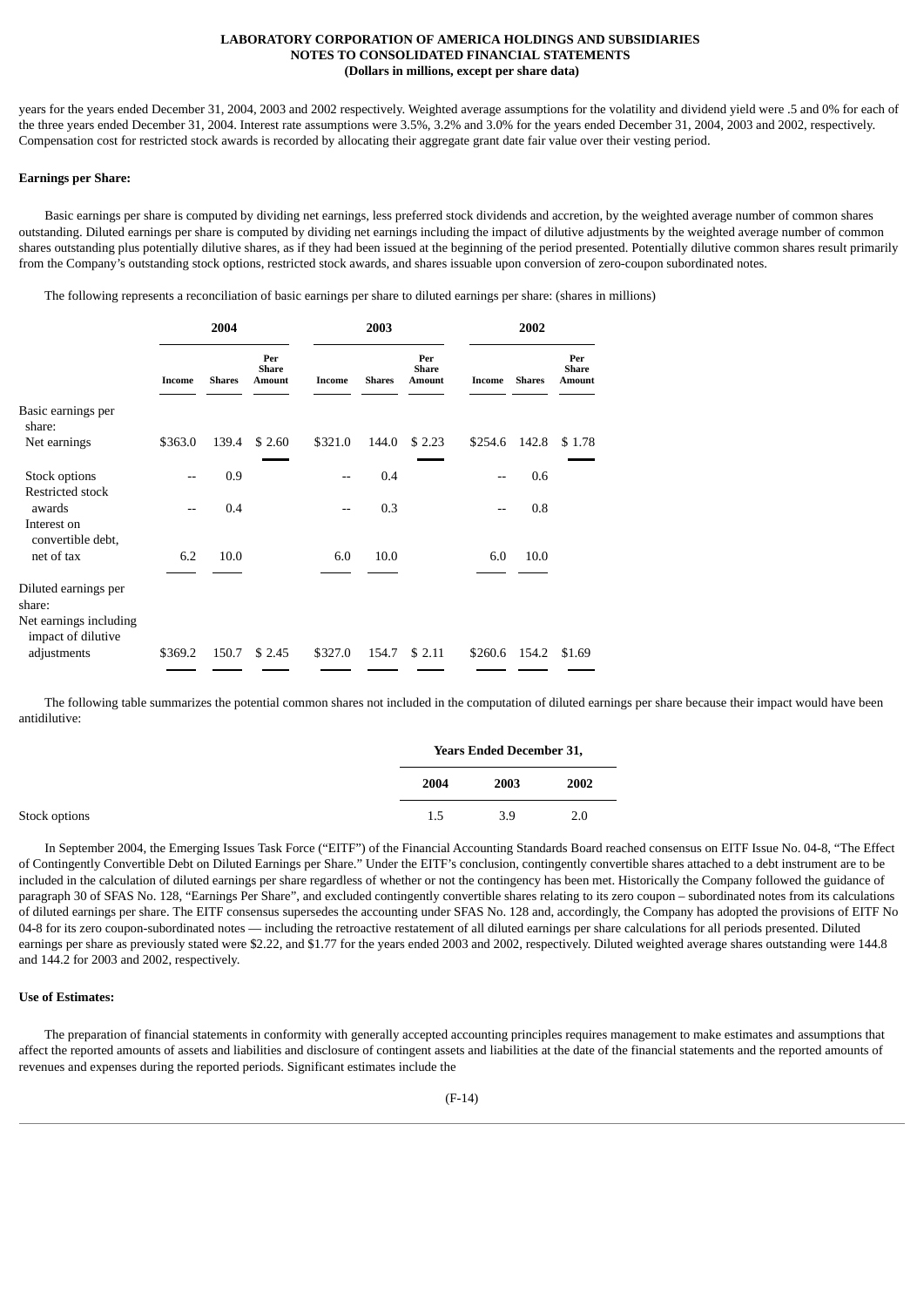years for the years ended December 31, 2004, 2003 and 2002 respectively. Weighted average assumptions for the volatility and dividend yield were .5 and 0% for each of the three years ended December 31, 2004. Interest rate assumptions were 3.5%, 3.2% and 3.0% for the years ended December 31, 2004, 2003 and 2002, respectively. Compensation cost for restricted stock awards is recorded by allocating their aggregate grant date fair value over their vesting period.

**Earnings per Share:**

Basic earnings per share is computed by dividing net earnings, less preferred stock dividends and accretion, by the weighted average number of common shares outstanding. Diluted earnings per share is computed by dividing net earnings including the impact of dilutive adjustments by the weighted average number of common shares outstanding plus potentially dilutive shares, as if they had been issued at the beginning of the period presented. Potentially dilutive common shares result primarily from the Company's outstanding stock options, restricted stock awards, and shares issuable upon conversion of zero-coupon subordinated notes.

The following represents a reconciliation of basic earnings per share to diluted earnings per share: (shares in millions)

| | 2004 | | | 2003 | | | 2002 | | |
|---|---|---|---|---|---|---|---|---|---|
| | Income | Shares | Per Share Amount | Income | Shares | Per Share Amount | Income | Shares | Per Share Amount |
| Basic earnings per share: | | | | | | | | | |
| Net earnings | $363.0 | 139.4 | $ 2.60 | $321.0 | 144.0 | $ 2.23 | $254.6 | 142.8 | $ 1.78 |
| Stock options | -- | 0.9 | | -- | 0.4 | | -- | 0.6 | |
| Restricted stock awards | -- | 0.4 | | -- | 0.3 | | -- | 0.8 | |
| Interest on convertible debt, net of tax | 6.2 | 10.0 | | 6.0 | 10.0 | | 6.0 | 10.0 | |
| Diluted earnings per share: | | | | | | | | | |
| Net earnings including impact of dilutive adjustments | $369.2 | 150.7 | $ 2.45 | $327.0 | 154.7 | $ 2.11 | $260.6 | 154.2 | $1.69 |

The following table summarizes the potential common shares not included in the computation of diluted earnings per share because their impact would have been antidilutive:

| | Years Ended December 31, | | |
|---|---|---|---|
| | 2004 | 2003 | 2002 |
| Stock options | 1.5 | 3.9 | 2.0 |

In September 2004, the Emerging Issues Task Force ("EITF") of the Financial Accounting Standards Board reached consensus on EITF Issue No. 04-8, "The Effect of Contingently Convertible Debt on Diluted Earnings per Share." Under the EITF's conclusion, contingently convertible shares attached to a debt instrument are to be included in the calculation of diluted earnings per share regardless of whether or not the contingency has been met. Historically the Company followed the guidance of paragraph 30 of SFAS No. 128, "Earnings Per Share", and excluded contingently convertible shares relating to its zero coupon – subordinated notes from its calculations of diluted earnings per share. The EITF consensus supersedes the accounting under SFAS No. 128 and, accordingly, the Company has adopted the provisions of EITF No 04-8 for its zero coupon-subordinated notes — including the retroactive restatement of all diluted earnings per share calculations for all periods presented. Diluted earnings per share as previously stated were $2.22, and $1.77 for the years ended 2003 and 2002, respectively. Diluted weighted average shares outstanding were 144.8 and 144.2 for 2003 and 2002, respectively.

**Use of Estimates:**

The preparation of financial statements in conformity with generally accepted accounting principles requires management to make estimates and assumptions that affect the reported amounts of assets and liabilities and disclosure of contingent assets and liabilities at the date of the financial statements and the reported amounts of revenues and expenses during the reported periods. Significant estimates include the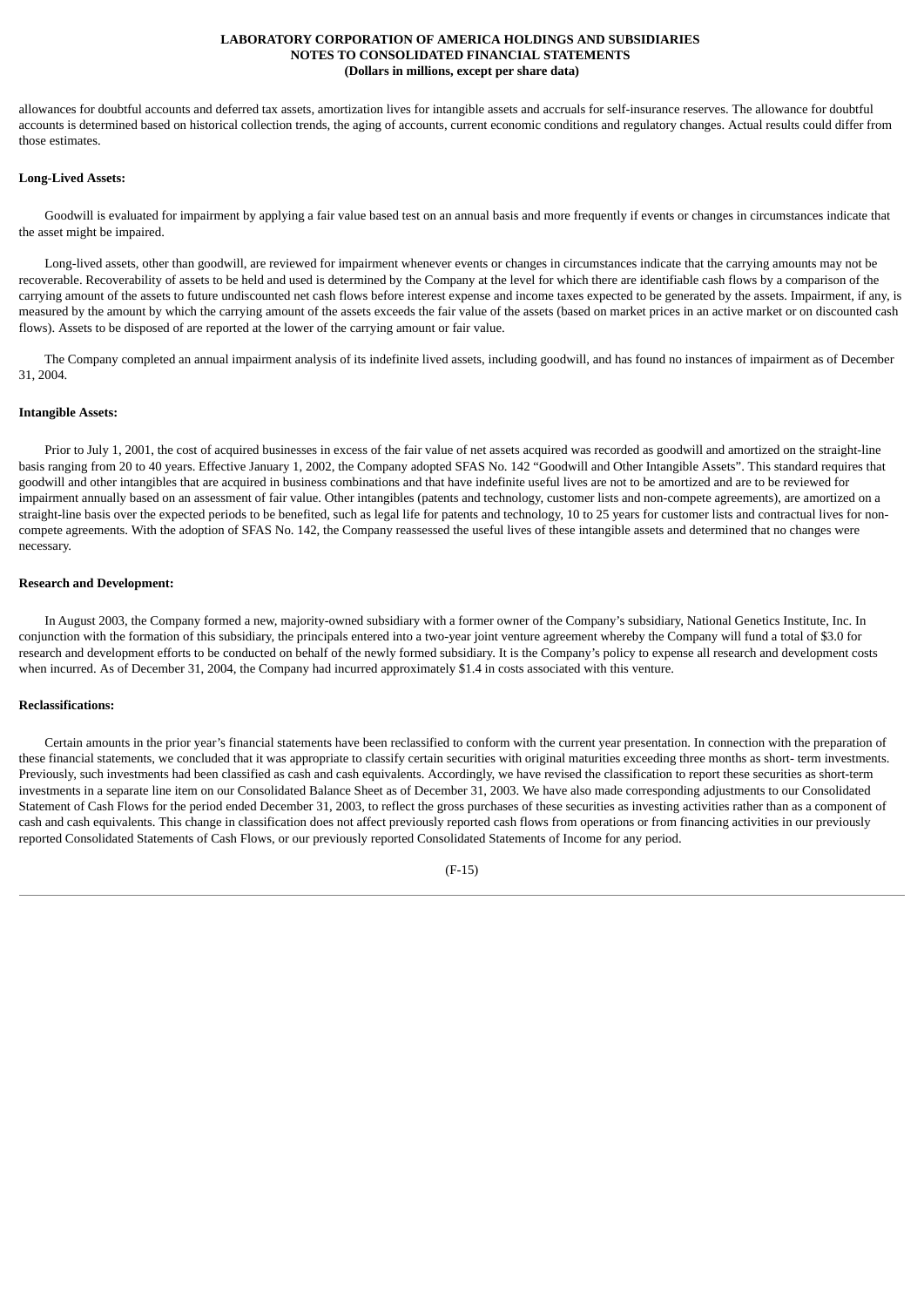allowances for doubtful accounts and deferred tax assets, amortization lives for intangible assets and accruals for self-insurance reserves. The allowance for doubtful accounts is determined based on historical collection trends, the aging of accounts, current economic conditions and regulatory changes. Actual results could differ from those estimates.

**Long-Lived Assets:**

Goodwill is evaluated for impairment by applying a fair value based test on an annual basis and more frequently if events or changes in circumstances indicate that the asset might be impaired.

Long-lived assets, other than goodwill, are reviewed for impairment whenever events or changes in circumstances indicate that the carrying amounts may not be recoverable. Recoverability of assets to be held and used is determined by the Company at the level for which there are identifiable cash flows by a comparison of the carrying amount of the assets to future undiscounted net cash flows before interest expense and income taxes expected to be generated by the assets. Impairment, if any, is measured by the amount by which the carrying amount of the assets exceeds the fair value of the assets (based on market prices in an active market or on discounted cash flows). Assets to be disposed of are reported at the lower of the carrying amount or fair value.

The Company completed an annual impairment analysis of its indefinite lived assets, including goodwill, and has found no instances of impairment as of December 31, 2004.

**Intangible Assets:**

Prior to July 1, 2001, the cost of acquired businesses in excess of the fair value of net assets acquired was recorded as goodwill and amortized on the straight-line basis ranging from 20 to 40 years. Effective January 1, 2002, the Company adopted SFAS No. 142 "Goodwill and Other Intangible Assets". This standard requires that goodwill and other intangibles that are acquired in business combinations and that have indefinite useful lives are not to be amortized and are to be reviewed for impairment annually based on an assessment of fair value. Other intangibles (patents and technology, customer lists and non-compete agreements), are amortized on a straight-line basis over the expected periods to be benefited, such as legal life for patents and technology, 10 to 25 years for customer lists and contractual lives for non-compete agreements. With the adoption of SFAS No. 142, the Company reassessed the useful lives of these intangible assets and determined that no changes were necessary.

**Research and Development:**

In August 2003, the Company formed a new, majority-owned subsidiary with a former owner of the Company's subsidiary, National Genetics Institute, Inc. In conjunction with the formation of this subsidiary, the principals entered into a two-year joint venture agreement whereby the Company will fund a total of $3.0 for research and development efforts to be conducted on behalf of the newly formed subsidiary. It is the Company's policy to expense all research and development costs when incurred. As of December 31, 2004, the Company had incurred approximately $1.4 in costs associated with this venture.

**Reclassifications:**

Certain amounts in the prior year's financial statements have been reclassified to conform with the current year presentation. In connection with the preparation of these financial statements, we concluded that it was appropriate to classify certain securities with original maturities exceeding three months as short- term investments. Previously, such investments had been classified as cash and cash equivalents. Accordingly, we have revised the classification to report these securities as short-term investments in a separate line item on our Consolidated Balance Sheet as of December 31, 2003. We have also made corresponding adjustments to our Consolidated Statement of Cash Flows for the period ended December 31, 2003, to reflect the gross purchases of these securities as investing activities rather than as a component of cash and cash equivalents. This change in classification does not affect previously reported cash flows from operations or from financing activities in our previously reported Consolidated Statements of Cash Flows, or our previously reported Consolidated Statements of Income for any period.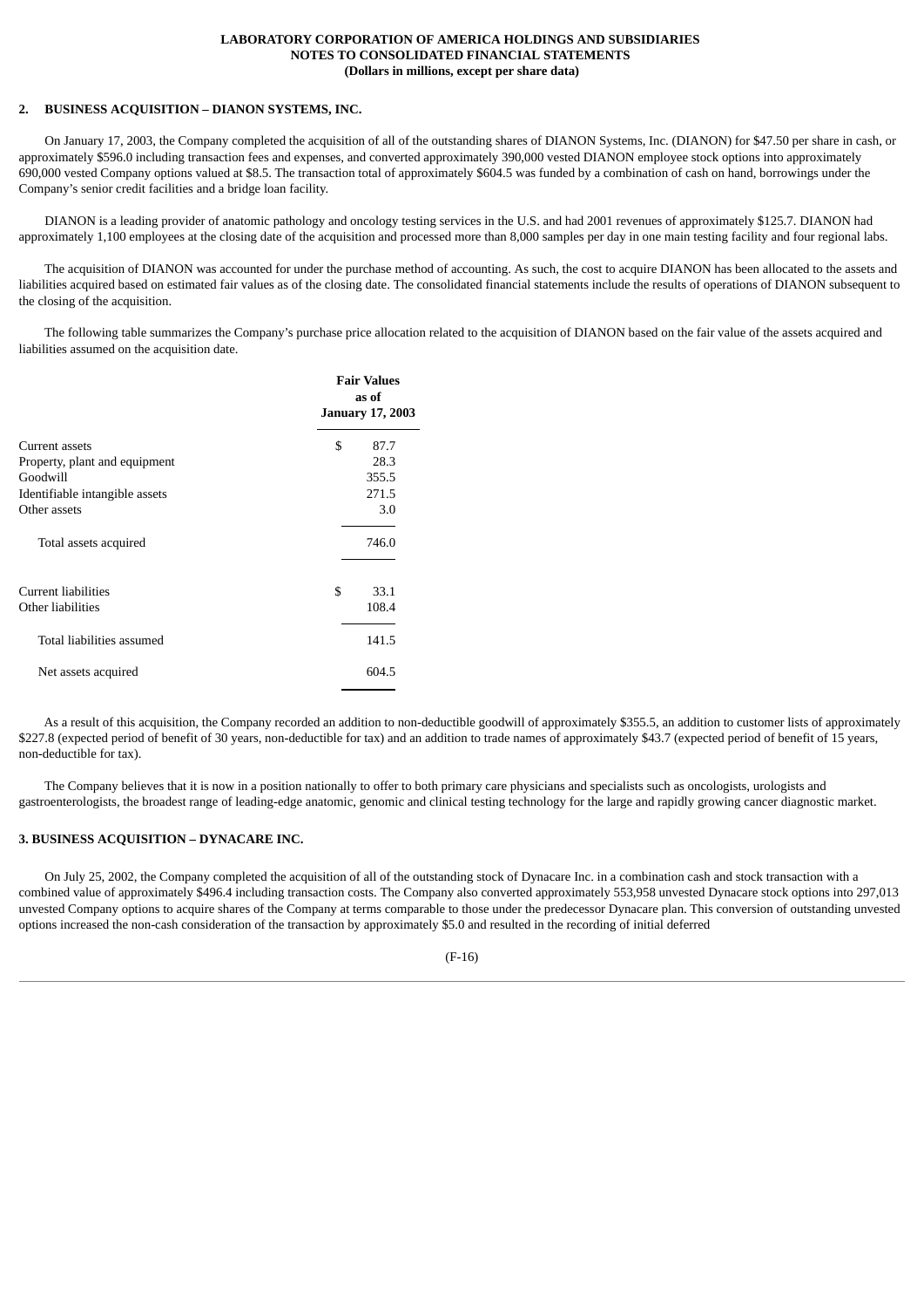**LABORATORY CORPORATION OF AMERICA HOLDINGS AND SUBSIDIARIES**
**NOTES TO CONSOLIDATED FINANCIAL STATEMENTS**
**(Dollars in millions, except per share data)**

## 2. BUSINESS ACQUISITION – DIANON SYSTEMS, INC.

On January 17, 2003, the Company completed the acquisition of all of the outstanding shares of DIANON Systems, Inc. (DIANON) for $47.50 per share in cash, or approximately $596.0 including transaction fees and expenses, and converted approximately 390,000 vested DIANON employee stock options into approximately 690,000 vested Company options valued at $8.5. The transaction total of approximately $604.5 was funded by a combination of cash on hand, borrowings under the Company's senior credit facilities and a bridge loan facility.

DIANON is a leading provider of anatomic pathology and oncology testing services in the U.S. and had 2001 revenues of approximately $125.7. DIANON had approximately 1,100 employees at the closing date of the acquisition and processed more than 8,000 samples per day in one main testing facility and four regional labs.

The acquisition of DIANON was accounted for under the purchase method of accounting. As such, the cost to acquire DIANON has been allocated to the assets and liabilities acquired based on estimated fair values as of the closing date. The consolidated financial statements include the results of operations of DIANON subsequent to the closing of the acquisition.

The following table summarizes the Company's purchase price allocation related to the acquisition of DIANON based on the fair value of the assets acquired and liabilities assumed on the acquisition date.

| | Fair Values as of January 17, 2003 |
|---|---|
| Current assets | $ 87.7 |
| Property, plant and equipment | 28.3 |
| Goodwill | 355.5 |
| Identifiable intangible assets | 271.5 |
| Other assets | 3.0 |
| Total assets acquired | 746.0 |
| Current liabilities | $ 33.1 |
| Other liabilities | 108.4 |
| Total liabilities assumed | 141.5 |
| Net assets acquired | 604.5 |

As a result of this acquisition, the Company recorded an addition to non-deductible goodwill of approximately $355.5, an addition to customer lists of approximately $227.8 (expected period of benefit of 30 years, non-deductible for tax) and an addition to trade names of approximately $43.7 (expected period of benefit of 15 years, non-deductible for tax).

The Company believes that it is now in a position nationally to offer to both primary care physicians and specialists such as oncologists, urologists and gastroenterologists, the broadest range of leading-edge anatomic, genomic and clinical testing technology for the large and rapidly growing cancer diagnostic market.

## 3. BUSINESS ACQUISITION – DYNACARE INC.

On July 25, 2002, the Company completed the acquisition of all of the outstanding stock of Dynacare Inc. in a combination cash and stock transaction with a combined value of approximately $496.4 including transaction costs. The Company also converted approximately 553,958 unvested Dynacare stock options into 297,013 unvested Company options to acquire shares of the Company at terms comparable to those under the predecessor Dynacare plan. This conversion of outstanding unvested options increased the non-cash consideration of the transaction by approximately $5.0 and resulted in the recording of initial deferred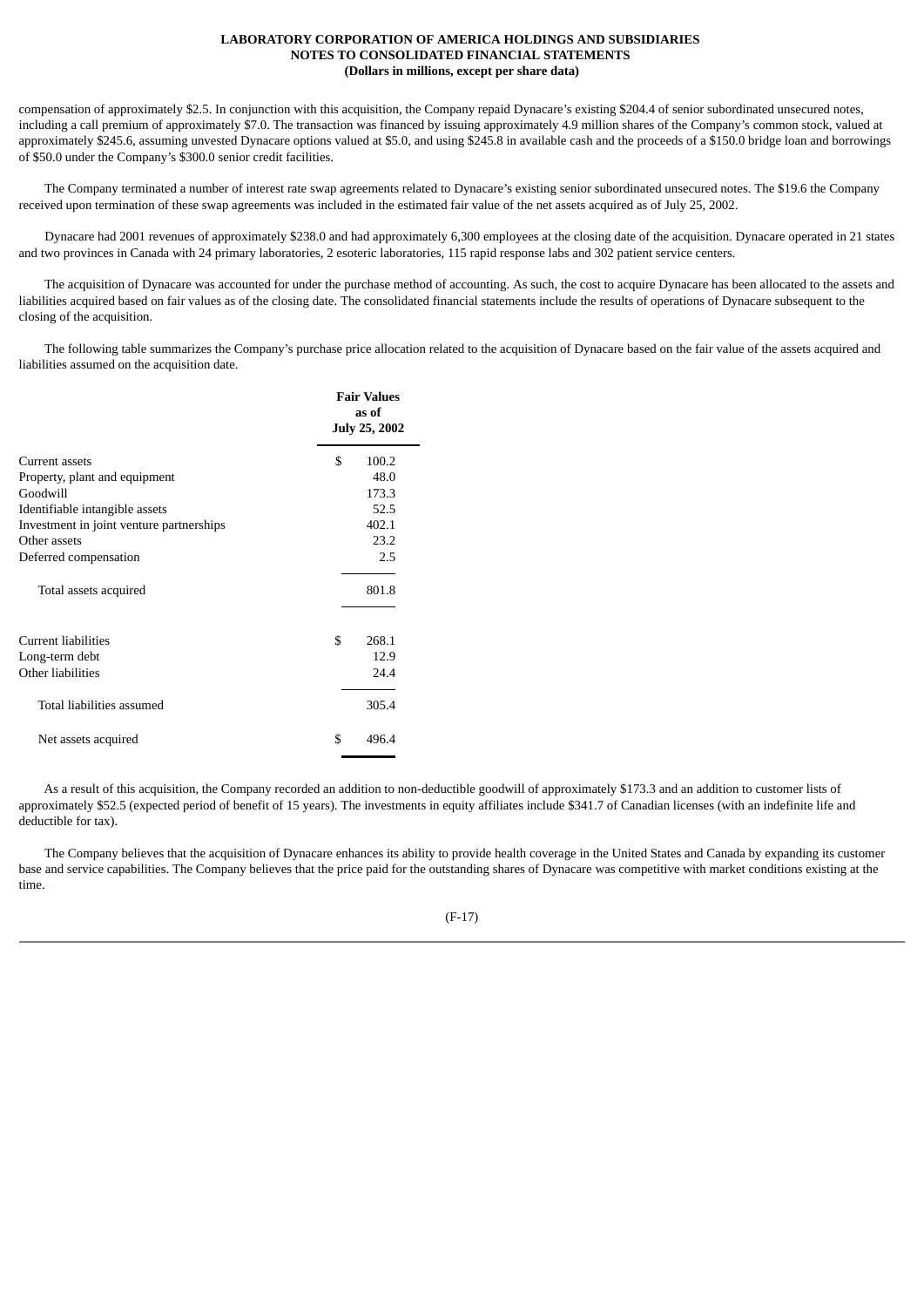compensation of approximately $2.5. In conjunction with this acquisition, the Company repaid Dynacare's existing $204.4 of senior subordinated unsecured notes, including a call premium of approximately $7.0. The transaction was financed by issuing approximately 4.9 million shares of the Company's common stock, valued at approximately $245.6, assuming unvested Dynacare options valued at $5.0, and using $245.8 in available cash and the proceeds of a $150.0 bridge loan and borrowings of $50.0 under the Company's $300.0 senior credit facilities.

The Company terminated a number of interest rate swap agreements related to Dynacare's existing senior subordinated unsecured notes. The $19.6 the Company received upon termination of these swap agreements was included in the estimated fair value of the net assets acquired as of July 25, 2002.

Dynacare had 2001 revenues of approximately $238.0 and had approximately 6,300 employees at the closing date of the acquisition. Dynacare operated in 21 states and two provinces in Canada with 24 primary laboratories, 2 esoteric laboratories, 115 rapid response labs and 302 patient service centers.

The acquisition of Dynacare was accounted for under the purchase method of accounting. As such, the cost to acquire Dynacare has been allocated to the assets and liabilities acquired based on fair values as of the closing date. The consolidated financial statements include the results of operations of Dynacare subsequent to the closing of the acquisition.

The following table summarizes the Company's purchase price allocation related to the acquisition of Dynacare based on the fair value of the assets acquired and liabilities assumed on the acquisition date.

| | Fair Values as of July 25, 2002 |
|---|---|
| Current assets | $ 100.2 |
| Property, plant and equipment | 48.0 |
| Goodwill | 173.3 |
| Identifiable intangible assets | 52.5 |
| Investment in joint venture partnerships | 402.1 |
| Other assets | 23.2 |
| Deferred compensation | 2.5 |
| Total assets acquired | 801.8 |
| Current liabilities | $ 268.1 |
| Long-term debt | 12.9 |
| Other liabilities | 24.4 |
| Total liabilities assumed | 305.4 |
| Net assets acquired | $ 496.4 |

As a result of this acquisition, the Company recorded an addition to non-deductible goodwill of approximately $173.3 and an addition to customer lists of approximately $52.5 (expected period of benefit of 15 years). The investments in equity affiliates include $341.7 of Canadian licenses (with an indefinite life and deductible for tax).

The Company believes that the acquisition of Dynacare enhances its ability to provide health coverage in the United States and Canada by expanding its customer base and service capabilities. The Company believes that the price paid for the outstanding shares of Dynacare was competitive with market conditions existing at the time.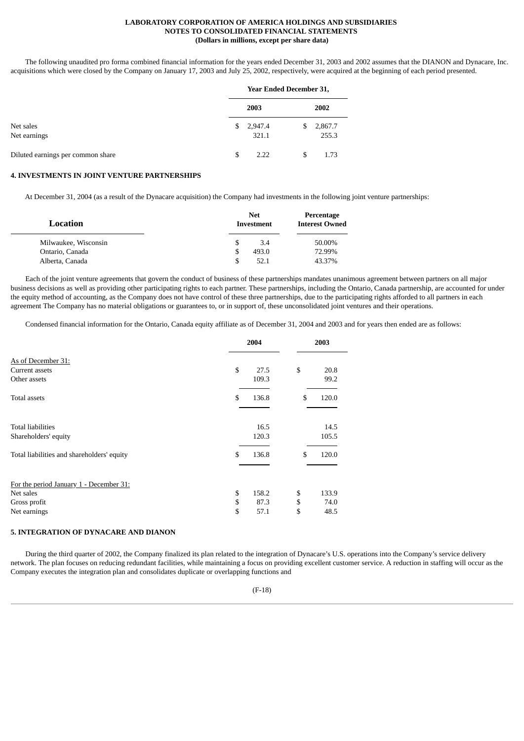**LABORATORY CORPORATION OF AMERICA HOLDINGS AND SUBSIDIARIES**
**NOTES TO CONSOLIDATED FINANCIAL STATEMENTS**
**(Dollars in millions, except per share data)**

The following unaudited pro forma combined financial information for the years ended December 31, 2003 and 2002 assumes that the DIANON and Dynacare, Inc. acquisitions which were closed by the Company on January 17, 2003 and July 25, 2002, respectively, were acquired at the beginning of each period presented.

| | Year Ended December 31, | |
|---|---|---|
| | **2003** | **2002** |
| Net sales | $ 2,947.4 | $ 2,867.7 |
| Net earnings | 321.1 | 255.3 |
| Diluted earnings per common share | $ 2.22 | $ 1.73 |

## 4. INVESTMENTS IN JOINT VENTURE PARTNERSHIPS

At December 31, 2004 (as a result of the Dynacare acquisition) the Company had investments in the following joint venture partnerships:

| Location | Net Investment | Percentage Interest Owned |
|---|---|---|
| Milwaukee, Wisconsin | $ 3.4 | 50.00% |
| Ontario, Canada | $ 493.0 | 72.99% |
| Alberta, Canada | $ 52.1 | 43.37% |

Each of the joint venture agreements that govern the conduct of business of these partnerships mandates unanimous agreement between partners on all major business decisions as well as providing other participating rights to each partner. These partnerships, including the Ontario, Canada partnership, are accounted for under the equity method of accounting, as the Company does not have control of these three partnerships, due to the participating rights afforded to all partners in each agreement The Company has no material obligations or guarantees to, or in support of, these unconsolidated joint ventures and their operations.

Condensed financial information for the Ontario, Canada equity affiliate as of December 31, 2004 and 2003 and for years then ended are as follows:

| | **2004** | **2003** |
|---|---|---|
| As of December 31: | | |
| Current assets | $ 27.5 | $ 20.8 |
| Other assets | 109.3 | 99.2 |
| Total assets | $ 136.8 | $ 120.0 |
| Total liabilities | 16.5 | 14.5 |
| Shareholders' equity | 120.3 | 105.5 |
| Total liabilities and shareholders' equity | $ 136.8 | $ 120.0 |
| For the period January 1 - December 31: | | |
| Net sales | $ 158.2 | $ 133.9 |
| Gross profit | $ 87.3 | $ 74.0 |
| Net earnings | $ 57.1 | $ 48.5 |

## 5. INTEGRATION OF DYNACARE AND DIANON

During the third quarter of 2002, the Company finalized its plan related to the integration of Dynacare's U.S. operations into the Company's service delivery network. The plan focuses on reducing redundant facilities, while maintaining a focus on providing excellent customer service. A reduction in staffing will occur as the Company executes the integration plan and consolidates duplicate or overlapping functions and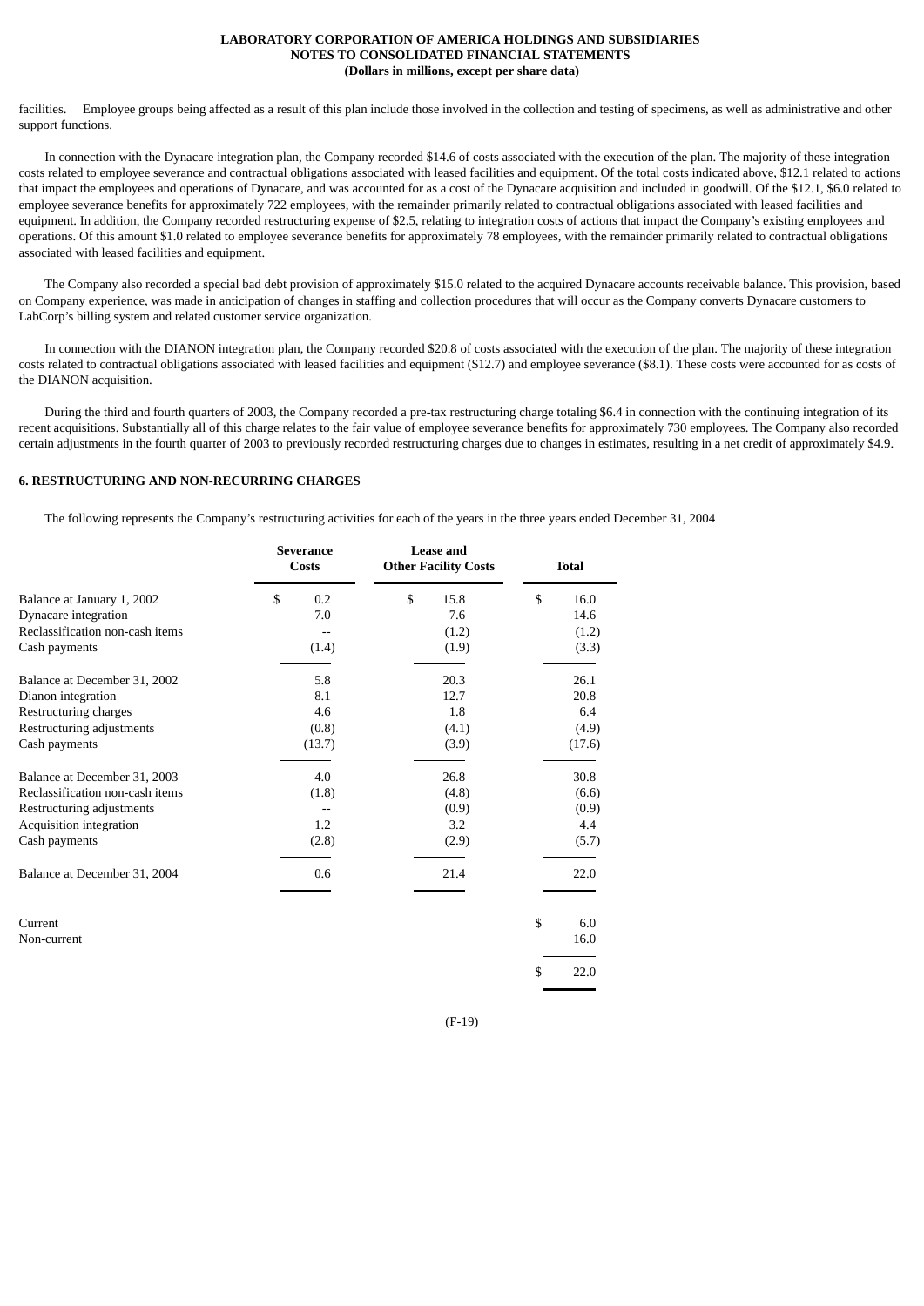facilities. Employee groups being affected as a result of this plan include those involved in the collection and testing of specimens, as well as administrative and other support functions.

In connection with the Dynacare integration plan, the Company recorded $14.6 of costs associated with the execution of the plan. The majority of these integration costs related to employee severance and contractual obligations associated with leased facilities and equipment. Of the total costs indicated above, $12.1 related to actions that impact the employees and operations of Dynacare, and was accounted for as a cost of the Dynacare acquisition and included in goodwill. Of the $12.1, $6.0 related to employee severance benefits for approximately 722 employees, with the remainder primarily related to contractual obligations associated with leased facilities and equipment. In addition, the Company recorded restructuring expense of $2.5, relating to integration costs of actions that impact the Company's existing employees and operations. Of this amount $1.0 related to employee severance benefits for approximately 78 employees, with the remainder primarily related to contractual obligations associated with leased facilities and equipment.

The Company also recorded a special bad debt provision of approximately $15.0 related to the acquired Dynacare accounts receivable balance. This provision, based on Company experience, was made in anticipation of changes in staffing and collection procedures that will occur as the Company converts Dynacare customers to LabCorp's billing system and related customer service organization.

In connection with the DIANON integration plan, the Company recorded $20.8 of costs associated with the execution of the plan. The majority of these integration costs related to contractual obligations associated with leased facilities and equipment ($12.7) and employee severance ($8.1). These costs were accounted for as costs of the DIANON acquisition.

During the third and fourth quarters of 2003, the Company recorded a pre-tax restructuring charge totaling $6.4 in connection with the continuing integration of its recent acquisitions. Substantially all of this charge relates to the fair value of employee severance benefits for approximately 730 employees. The Company also recorded certain adjustments in the fourth quarter of 2003 to previously recorded restructuring charges due to changes in estimates, resulting in a net credit of approximately $4.9.

## 6. RESTRUCTURING AND NON-RECURRING CHARGES

The following represents the Company's restructuring activities for each of the years in the three years ended December 31, 2004

| | Severance Costs | Lease and Other Facility Costs | Total |
|---|---|---|---|
| Balance at January 1, 2002 | $ 0.2 | $ 15.8 | $ 16.0 |
| Dynacare integration | 7.0 | 7.6 | 14.6 |
| Reclassification non-cash items | -- | (1.2) | (1.2) |
| Cash payments | (1.4) | (1.9) | (3.3) |
| Balance at December 31, 2002 | 5.8 | 20.3 | 26.1 |
| Dianon integration | 8.1 | 12.7 | 20.8 |
| Restructuring charges | 4.6 | 1.8 | 6.4 |
| Restructuring adjustments | (0.8) | (4.1) | (4.9) |
| Cash payments | (13.7) | (3.9) | (17.6) |
| Balance at December 31, 2003 | 4.0 | 26.8 | 30.8 |
| Reclassification non-cash items | (1.8) | (4.8) | (6.6) |
| Restructuring adjustments | -- | (0.9) | (0.9) |
| Acquisition integration | 1.2 | 3.2 | 4.4 |
| Cash payments | (2.8) | (2.9) | (5.7) |
| Balance at December 31, 2004 | 0.6 | 21.4 | 22.0 |
| Current | | | $ 6.0 |
| Non-current | | | 16.0 |
| | | | $ 22.0 |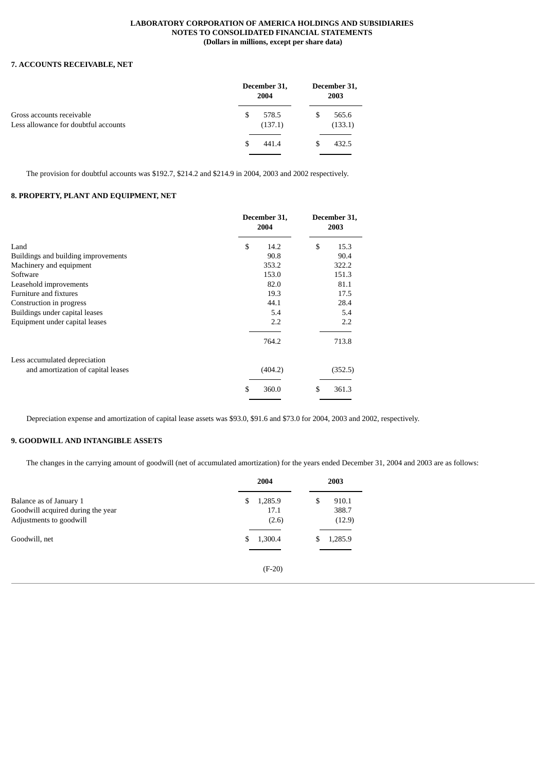**LABORATORY CORPORATION OF AMERICA HOLDINGS AND SUBSIDIARIES**
**NOTES TO CONSOLIDATED FINANCIAL STATEMENTS**
**(Dollars in millions, except per share data)**

## 7. ACCOUNTS RECEIVABLE, NET

| | December 31, 2004 | December 31, 2003 |
|---|---|---|
| Gross accounts receivable | $ 578.5 | $ 565.6 |
| Less allowance for doubtful accounts | (137.1) | (133.1) |
| | $ 441.4 | $ 432.5 |

The provision for doubtful accounts was $192.7, $214.2 and $214.9 in 2004, 2003 and 2002 respectively.

## 8. PROPERTY, PLANT AND EQUIPMENT, NET

| | December 31, 2004 | December 31, 2003 |
|---|---|---|
| Land | $ 14.2 | $ 15.3 |
| Buildings and building improvements | 90.8 | 90.4 |
| Machinery and equipment | 353.2 | 322.2 |
| Software | 153.0 | 151.3 |
| Leasehold improvements | 82.0 | 81.1 |
| Furniture and fixtures | 19.3 | 17.5 |
| Construction in progress | 44.1 | 28.4 |
| Buildings under capital leases | 5.4 | 5.4 |
| Equipment under capital leases | 2.2 | 2.2 |
| | 764.2 | 713.8 |
| Less accumulated depreciation and amortization of capital leases | (404.2) | (352.5) |
| | $ 360.0 | $ 361.3 |

Depreciation expense and amortization of capital lease assets was $93.0, $91.6 and $73.0 for 2004, 2003 and 2002, respectively.

## 9. GOODWILL AND INTANGIBLE ASSETS

The changes in the carrying amount of goodwill (net of accumulated amortization) for the years ended December 31, 2004 and 2003 are as follows:

| | 2004 | 2003 |
|---|---|---|
| Balance as of January 1 | $ 1,285.9 | $ 910.1 |
| Goodwill acquired during the year | 17.1 | 388.7 |
| Adjustments to goodwill | (2.6) | (12.9) |
| Goodwill, net | $ 1,300.4 | $ 1,285.9 |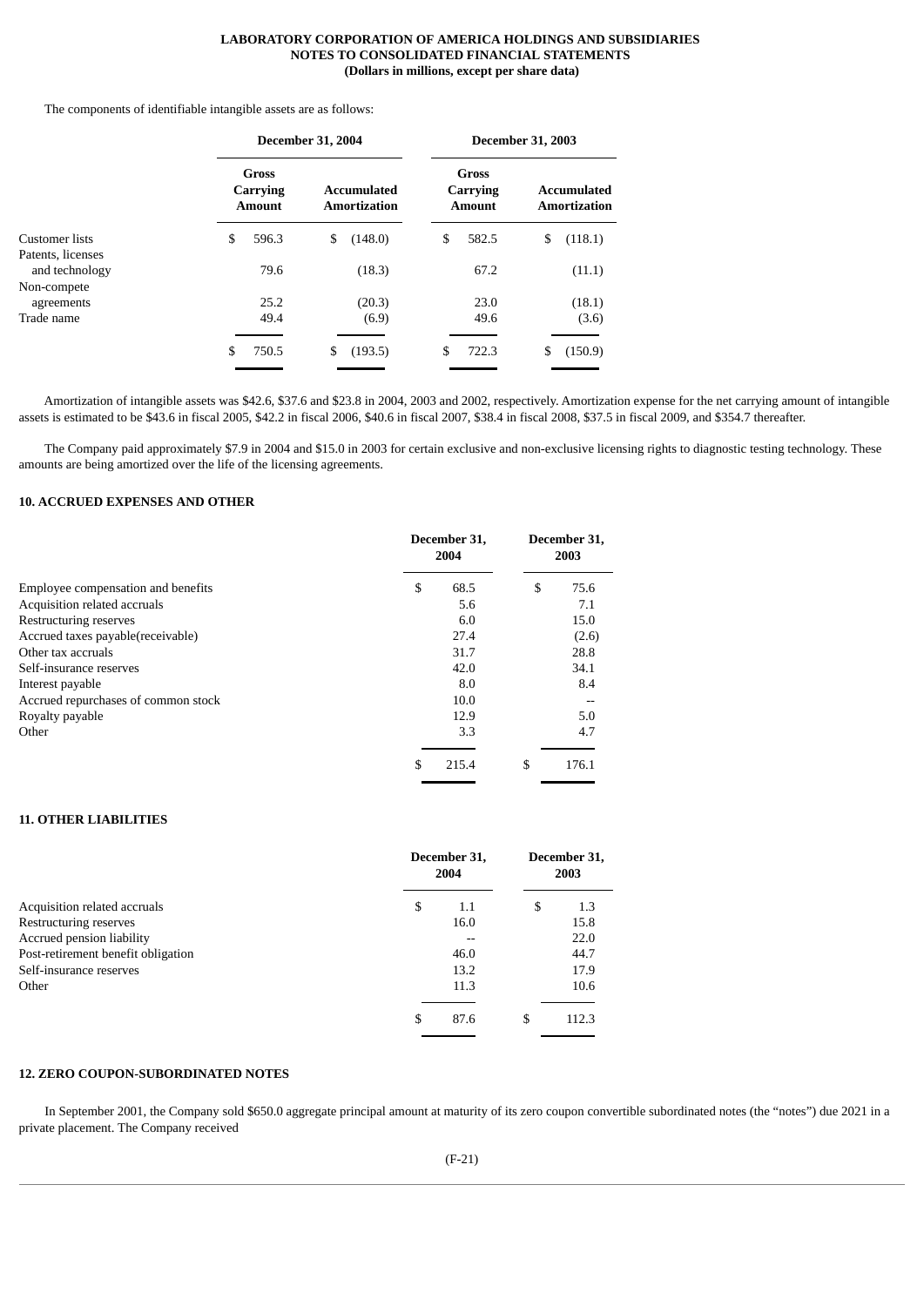The components of identifiable intangible assets are as follows:

| | December 31, 2004 | | December 31, 2003 | |
|---|---|---|---|---|
| | Gross Carrying Amount | Accumulated Amortization | Gross Carrying Amount | Accumulated Amortization |
| Customer lists | $ 596.3 | $ (148.0) | $ 582.5 | $ (118.1) |
| Patents, licenses and technology | 79.6 | (18.3) | 67.2 | (11.1) |
| Non-compete agreements | 25.2 | (20.3) | 23.0 | (18.1) |
| Trade name | 49.4 | (6.9) | 49.6 | (3.6) |
| | $ 750.5 | $ (193.5) | $ 722.3 | $ (150.9) |

Amortization of intangible assets was $42.6, $37.6 and $23.8 in 2004, 2003 and 2002, respectively. Amortization expense for the net carrying amount of intangible assets is estimated to be $43.6 in fiscal 2005, $42.2 in fiscal 2006, $40.6 in fiscal 2007, $38.4 in fiscal 2008, $37.5 in fiscal 2009, and $354.7 thereafter.

The Company paid approximately $7.9 in 2004 and $15.0 in 2003 for certain exclusive and non-exclusive licensing rights to diagnostic testing technology. These amounts are being amortized over the life of the licensing agreements.

## 10. ACCRUED EXPENSES AND OTHER

| | December 31, 2004 | December 31, 2003 |
|---|---|---|
| Employee compensation and benefits | $ 68.5 | $ 75.6 |
| Acquisition related accruals | 5.6 | 7.1 |
| Restructuring reserves | 6.0 | 15.0 |
| Accrued taxes payable(receivable) | 27.4 | (2.6) |
| Other tax accruals | 31.7 | 28.8 |
| Self-insurance reserves | 42.0 | 34.1 |
| Interest payable | 8.0 | 8.4 |
| Accrued repurchases of common stock | 10.0 | -- |
| Royalty payable | 12.9 | 5.0 |
| Other | 3.3 | 4.7 |
| | $ 215.4 | $ 176.1 |

## 11. OTHER LIABILITIES

| | December 31, 2004 | December 31, 2003 |
|---|---|---|
| Acquisition related accruals | $ 1.1 | $ 1.3 |
| Restructuring reserves | 16.0 | 15.8 |
| Accrued pension liability | -- | 22.0 |
| Post-retirement benefit obligation | 46.0 | 44.7 |
| Self-insurance reserves | 13.2 | 17.9 |
| Other | 11.3 | 10.6 |
| | $ 87.6 | $ 112.3 |

## 12. ZERO COUPON-SUBORDINATED NOTES

In September 2001, the Company sold $650.0 aggregate principal amount at maturity of its zero coupon convertible subordinated notes (the "notes") due 2021 in a private placement. The Company received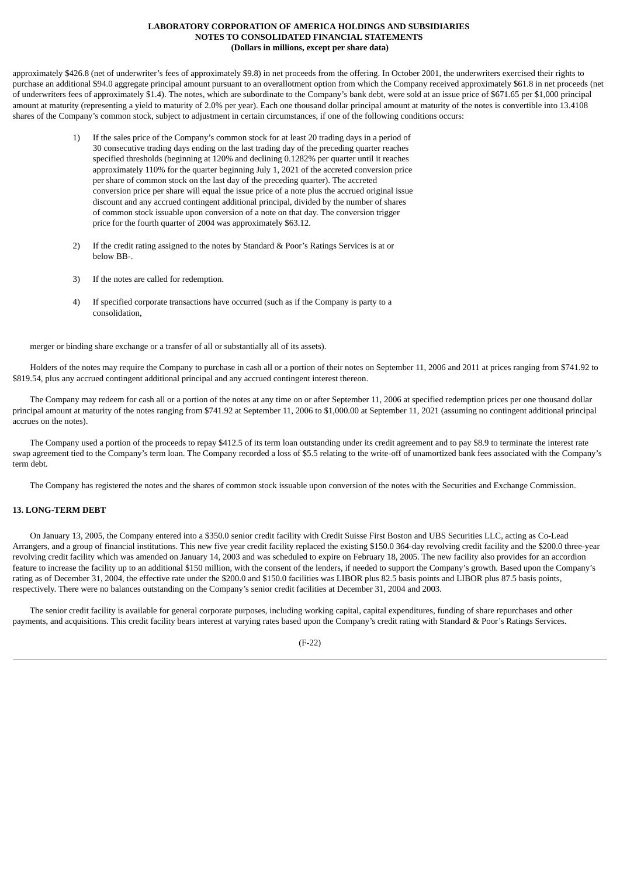approximately $426.8 (net of underwriter's fees of approximately $9.8) in net proceeds from the offering. In October 2001, the underwriters exercised their rights to purchase an additional $94.0 aggregate principal amount pursuant to an overallotment option from which the Company received approximately $61.8 in net proceeds (net of underwriters fees of approximately $1.4). The notes, which are subordinate to the Company's bank debt, were sold at an issue price of $671.65 per $1,000 principal amount at maturity (representing a yield to maturity of 2.0% per year). Each one thousand dollar principal amount at maturity of the notes is convertible into 13.4108 shares of the Company's common stock, subject to adjustment in certain circumstances, if one of the following conditions occurs:

1) If the sales price of the Company's common stock for at least 20 trading days in a period of 30 consecutive trading days ending on the last trading day of the preceding quarter reaches specified thresholds (beginning at 120% and declining 0.1282% per quarter until it reaches approximately 110% for the quarter beginning July 1, 2021 of the accreted conversion price per share of common stock on the last day of the preceding quarter). The accreted conversion price per share will equal the issue price of a note plus the accrued original issue discount and any accrued contingent additional principal, divided by the number of shares of common stock issuable upon conversion of a note on that day. The conversion trigger price for the fourth quarter of 2004 was approximately $63.12.

2) If the credit rating assigned to the notes by Standard & Poor's Ratings Services is at or below BB-.

3) If the notes are called for redemption.

4) If specified corporate transactions have occurred (such as if the Company is party to a consolidation,

merger or binding share exchange or a transfer of all or substantially all of its assets).

Holders of the notes may require the Company to purchase in cash all or a portion of their notes on September 11, 2006 and 2011 at prices ranging from $741.92 to $819.54, plus any accrued contingent additional principal and any accrued contingent interest thereon.

The Company may redeem for cash all or a portion of the notes at any time on or after September 11, 2006 at specified redemption prices per one thousand dollar principal amount at maturity of the notes ranging from $741.92 at September 11, 2006 to $1,000.00 at September 11, 2021 (assuming no contingent additional principal accrues on the notes).

The Company used a portion of the proceeds to repay $412.5 of its term loan outstanding under its credit agreement and to pay $8.9 to terminate the interest rate swap agreement tied to the Company's term loan. The Company recorded a loss of $5.5 relating to the write-off of unamortized bank fees associated with the Company's term debt.

The Company has registered the notes and the shares of common stock issuable upon conversion of the notes with the Securities and Exchange Commission.

## 13. LONG-TERM DEBT

On January 13, 2005, the Company entered into a $350.0 senior credit facility with Credit Suisse First Boston and UBS Securities LLC, acting as Co-Lead Arrangers, and a group of financial institutions. This new five year credit facility replaced the existing $150.0 364-day revolving credit facility and the $200.0 three-year revolving credit facility which was amended on January 14, 2003 and was scheduled to expire on February 18, 2005. The new facility also provides for an accordion feature to increase the facility up to an additional $150 million, with the consent of the lenders, if needed to support the Company's growth. Based upon the Company's rating as of December 31, 2004, the effective rate under the $200.0 and $150.0 facilities was LIBOR plus 82.5 basis points and LIBOR plus 87.5 basis points, respectively. There were no balances outstanding on the Company's senior credit facilities at December 31, 2004 and 2003.

The senior credit facility is available for general corporate purposes, including working capital, capital expenditures, funding of share repurchases and other payments, and acquisitions. This credit facility bears interest at varying rates based upon the Company's credit rating with Standard & Poor's Ratings Services.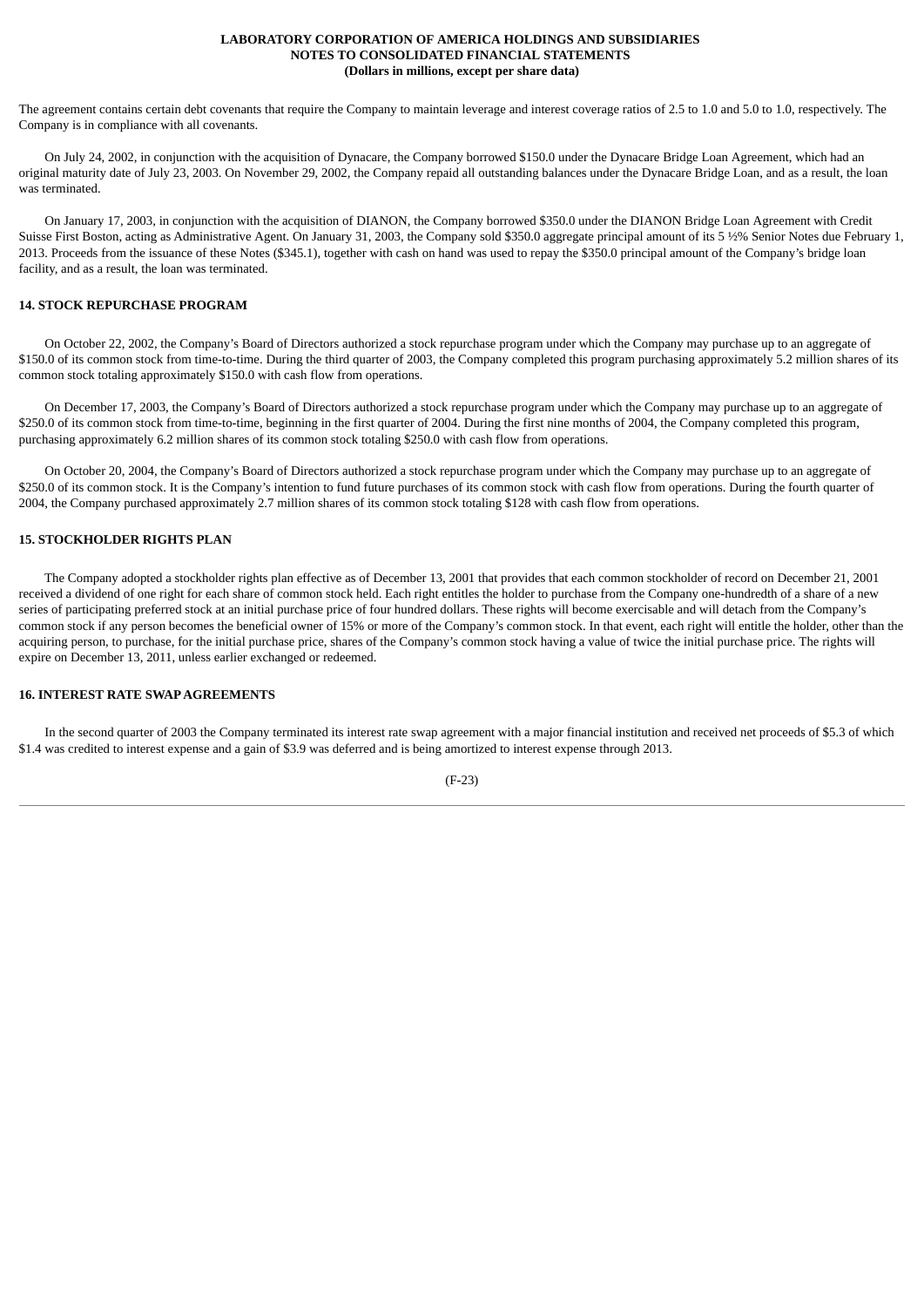The agreement contains certain debt covenants that require the Company to maintain leverage and interest coverage ratios of 2.5 to 1.0 and 5.0 to 1.0, respectively. The Company is in compliance with all covenants.

On July 24, 2002, in conjunction with the acquisition of Dynacare, the Company borrowed $150.0 under the Dynacare Bridge Loan Agreement, which had an original maturity date of July 23, 2003. On November 29, 2002, the Company repaid all outstanding balances under the Dynacare Bridge Loan, and as a result, the loan was terminated.

On January 17, 2003, in conjunction with the acquisition of DIANON, the Company borrowed $350.0 under the DIANON Bridge Loan Agreement with Credit Suisse First Boston, acting as Administrative Agent. On January 31, 2003, the Company sold $350.0 aggregate principal amount of its 5 ½% Senior Notes due February 1, 2013. Proceeds from the issuance of these Notes ($345.1), together with cash on hand was used to repay the $350.0 principal amount of the Company's bridge loan facility, and as a result, the loan was terminated.

**14. STOCK REPURCHASE PROGRAM**

On October 22, 2002, the Company's Board of Directors authorized a stock repurchase program under which the Company may purchase up to an aggregate of $150.0 of its common stock from time-to-time. During the third quarter of 2003, the Company completed this program purchasing approximately 5.2 million shares of its common stock totaling approximately $150.0 with cash flow from operations.

On December 17, 2003, the Company's Board of Directors authorized a stock repurchase program under which the Company may purchase up to an aggregate of $250.0 of its common stock from time-to-time, beginning in the first quarter of 2004. During the first nine months of 2004, the Company completed this program, purchasing approximately 6.2 million shares of its common stock totaling $250.0 with cash flow from operations.

On October 20, 2004, the Company's Board of Directors authorized a stock repurchase program under which the Company may purchase up to an aggregate of $250.0 of its common stock. It is the Company's intention to fund future purchases of its common stock with cash flow from operations. During the fourth quarter of 2004, the Company purchased approximately 2.7 million shares of its common stock totaling $128 with cash flow from operations.

**15. STOCKHOLDER RIGHTS PLAN**

The Company adopted a stockholder rights plan effective as of December 13, 2001 that provides that each common stockholder of record on December 21, 2001 received a dividend of one right for each share of common stock held. Each right entitles the holder to purchase from the Company one-hundredth of a share of a new series of participating preferred stock at an initial purchase price of four hundred dollars. These rights will become exercisable and will detach from the Company's common stock if any person becomes the beneficial owner of 15% or more of the Company's common stock. In that event, each right will entitle the holder, other than the acquiring person, to purchase, for the initial purchase price, shares of the Company's common stock having a value of twice the initial purchase price. The rights will expire on December 13, 2011, unless earlier exchanged or redeemed.

**16. INTEREST RATE SWAP AGREEMENTS**

In the second quarter of 2003 the Company terminated its interest rate swap agreement with a major financial institution and received net proceeds of $5.3 of which $1.4 was credited to interest expense and a gain of $3.9 was deferred and is being amortized to interest expense through 2013.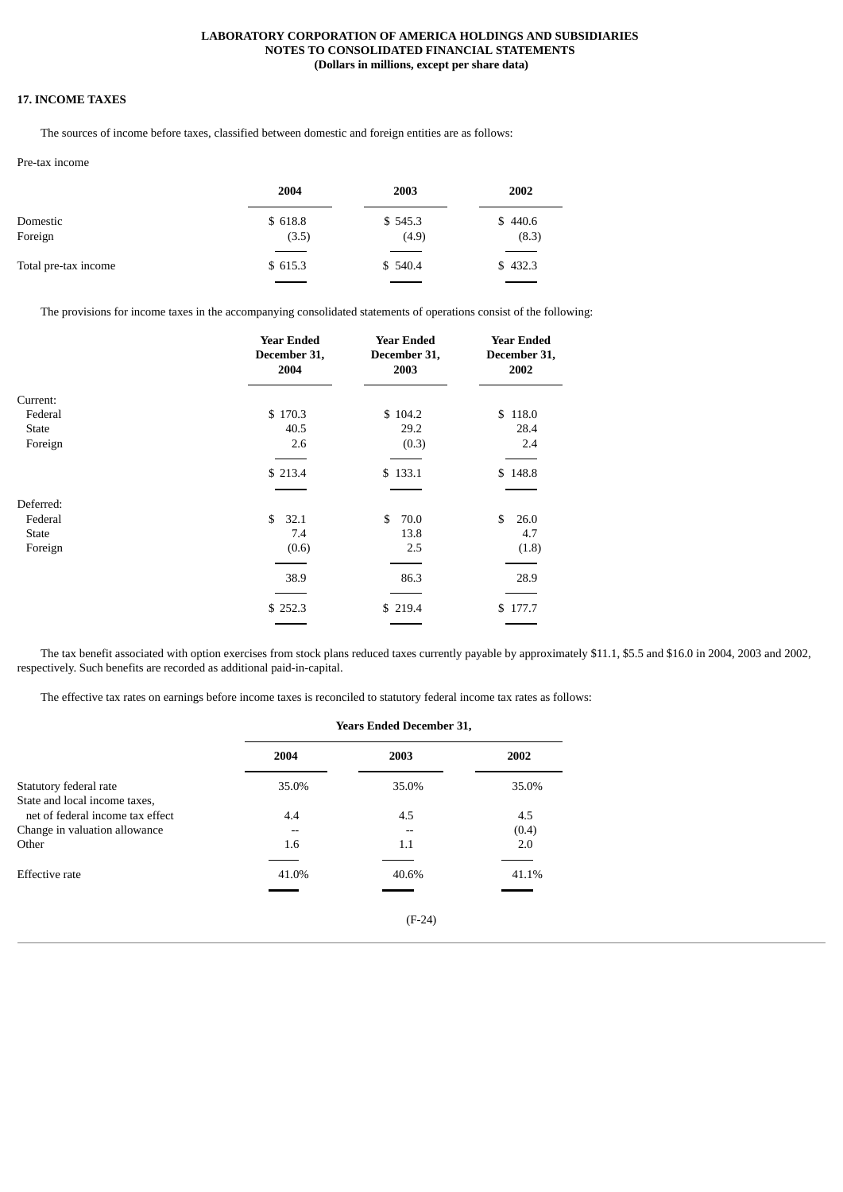**LABORATORY CORPORATION OF AMERICA HOLDINGS AND SUBSIDIARIES**
**NOTES TO CONSOLIDATED FINANCIAL STATEMENTS**
**(Dollars in millions, except per share data)**

## 17. INCOME TAXES

The sources of income before taxes, classified between domestic and foreign entities are as follows:

Pre-tax income

| | 2004 | 2003 | 2002 |
|---|---|---|---|
| Domestic | $ 618.8 | $ 545.3 | $ 440.6 |
| Foreign | (3.5) | (4.9) | (8.3) |
| Total pre-tax income | $ 615.3 | $ 540.4 | $ 432.3 |

The provisions for income taxes in the accompanying consolidated statements of operations consist of the following:

| | Year Ended December 31, 2004 | Year Ended December 31, 2003 | Year Ended December 31, 2002 |
|---|---|---|---|
| Current: | | | |
| Federal | $ 170.3 | $ 104.2 | $ 118.0 |
| State | 40.5 | 29.2 | 28.4 |
| Foreign | 2.6 | (0.3) | 2.4 |
| | $ 213.4 | $ 133.1 | $ 148.8 |
| Deferred: | | | |
| Federal | $ 32.1 | $ 70.0 | $ 26.0 |
| State | 7.4 | 13.8 | 4.7 |
| Foreign | (0.6) | 2.5 | (1.8) |
| | 38.9 | 86.3 | 28.9 |
| | $ 252.3 | $ 219.4 | $ 177.7 |

The tax benefit associated with option exercises from stock plans reduced taxes currently payable by approximately $11.1, $5.5 and $16.0 in 2004, 2003 and 2002, respectively. Such benefits are recorded as additional paid-in-capital.

The effective tax rates on earnings before income taxes is reconciled to statutory federal income tax rates as follows:

| | Years Ended December 31, | | |
|---|---|---|---|
| | 2004 | 2003 | 2002 |
| Statutory federal rate | 35.0% | 35.0% | 35.0% |
| State and local income taxes, net of federal income tax effect | 4.4 | 4.5 | 4.5 |
| Change in valuation allowance | -- | -- | (0.4) |
| Other | 1.6 | 1.1 | 2.0 |
| Effective rate | 41.0% | 40.6% | 41.1% |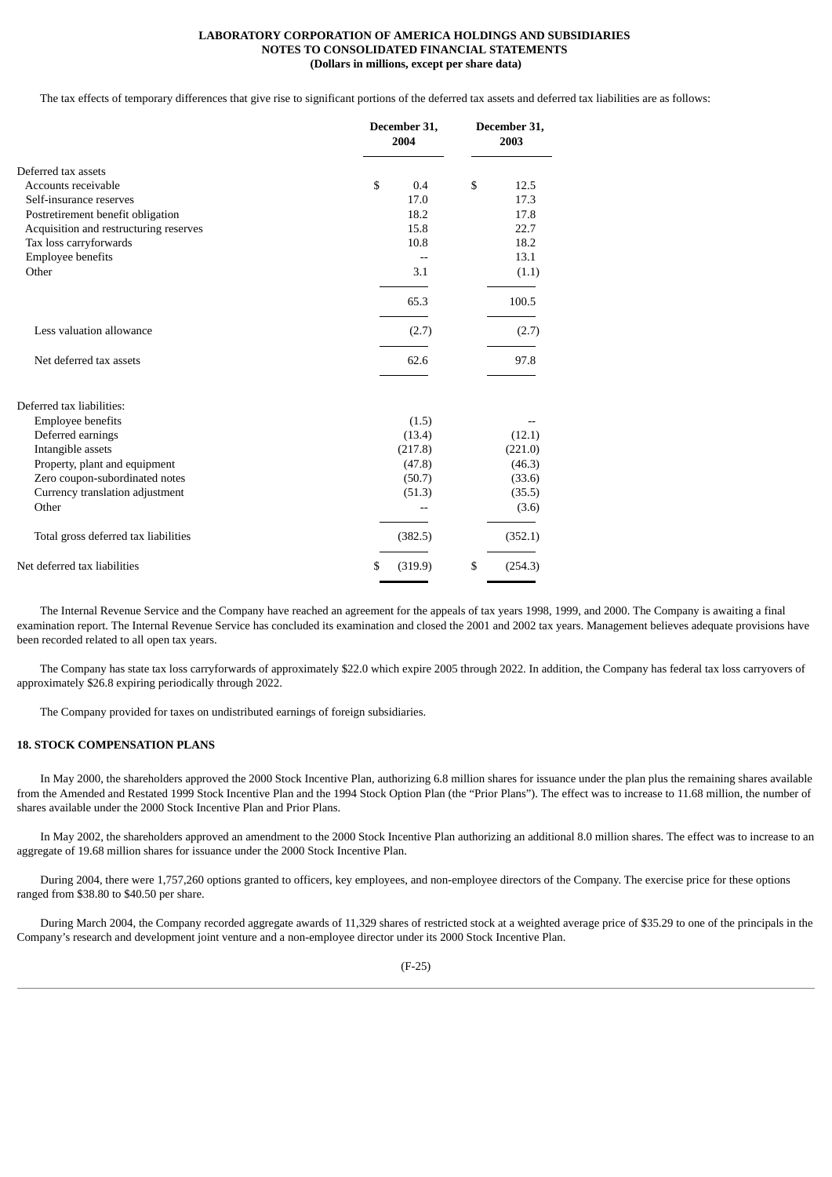**LABORATORY CORPORATION OF AMERICA HOLDINGS AND SUBSIDIARIES**
**NOTES TO CONSOLIDATED FINANCIAL STATEMENTS**
**(Dollars in millions, except per share data)**

The tax effects of temporary differences that give rise to significant portions of the deferred tax assets and deferred tax liabilities are as follows:

| | December 31, 2004 | December 31, 2003 |
|---|---|---|
| Deferred tax assets | | |
| Accounts receivable | $ 0.4 | $ 12.5 |
| Self-insurance reserves | 17.0 | 17.3 |
| Postretirement benefit obligation | 18.2 | 17.8 |
| Acquisition and restructuring reserves | 15.8 | 22.7 |
| Tax loss carryforwards | 10.8 | 18.2 |
| Employee benefits | -- | 13.1 |
| Other | 3.1 | (1.1) |
| | 65.3 | 100.5 |
| Less valuation allowance | (2.7) | (2.7) |
| Net deferred tax assets | 62.6 | 97.8 |
| Deferred tax liabilities: | | |
| Employee benefits | (1.5) | -- |
| Deferred earnings | (13.4) | (12.1) |
| Intangible assets | (217.8) | (221.0) |
| Property, plant and equipment | (47.8) | (46.3) |
| Zero coupon-subordinated notes | (50.7) | (33.6) |
| Currency translation adjustment | (51.3) | (35.5) |
| Other | -- | (3.6) |
| Total gross deferred tax liabilities | (382.5) | (352.1) |
| Net deferred tax liabilities | $ (319.9) | $ (254.3) |

The Internal Revenue Service and the Company have reached an agreement for the appeals of tax years 1998, 1999, and 2000. The Company is awaiting a final examination report. The Internal Revenue Service has concluded its examination and closed the 2001 and 2002 tax years. Management believes adequate provisions have been recorded related to all open tax years.

The Company has state tax loss carryforwards of approximately $22.0 which expire 2005 through 2022. In addition, the Company has federal tax loss carryovers of approximately $26.8 expiring periodically through 2022.

The Company provided for taxes on undistributed earnings of foreign subsidiaries.

## 18. STOCK COMPENSATION PLANS

In May 2000, the shareholders approved the 2000 Stock Incentive Plan, authorizing 6.8 million shares for issuance under the plan plus the remaining shares available from the Amended and Restated 1999 Stock Incentive Plan and the 1994 Stock Option Plan (the "Prior Plans"). The effect was to increase to 11.68 million, the number of shares available under the 2000 Stock Incentive Plan and Prior Plans.

In May 2002, the shareholders approved an amendment to the 2000 Stock Incentive Plan authorizing an additional 8.0 million shares. The effect was to increase to an aggregate of 19.68 million shares for issuance under the 2000 Stock Incentive Plan.

During 2004, there were 1,757,260 options granted to officers, key employees, and non-employee directors of the Company. The exercise price for these options ranged from $38.80 to $40.50 per share.

During March 2004, the Company recorded aggregate awards of 11,329 shares of restricted stock at a weighted average price of $35.29 to one of the principals in the Company's research and development joint venture and a non-employee director under its 2000 Stock Incentive Plan.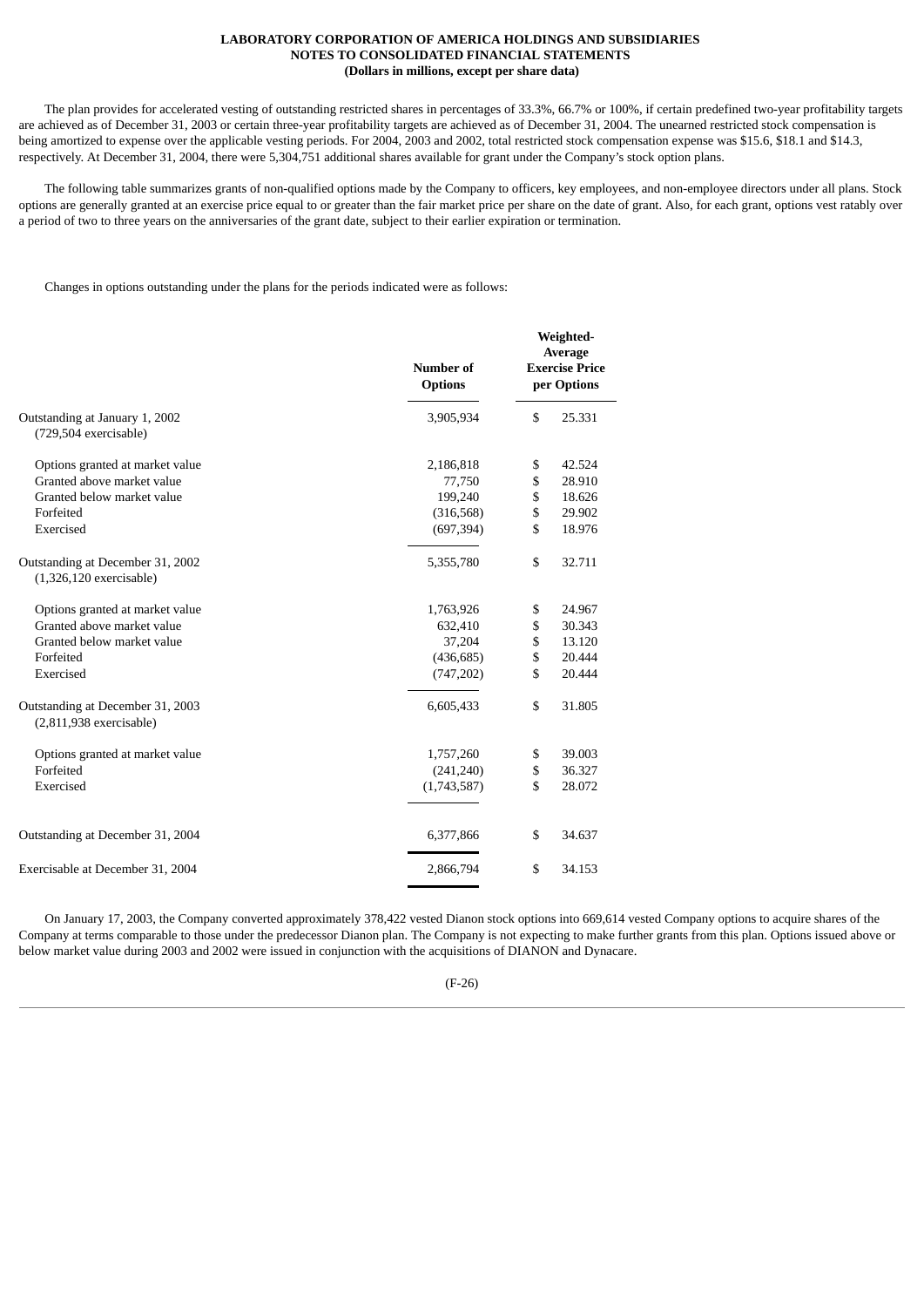The plan provides for accelerated vesting of outstanding restricted shares in percentages of 33.3%, 66.7% or 100%, if certain predefined two-year profitability targets are achieved as of December 31, 2003 or certain three-year profitability targets are achieved as of December 31, 2004. The unearned restricted stock compensation is being amortized to expense over the applicable vesting periods. For 2004, 2003 and 2002, total restricted stock compensation expense was $15.6, $18.1 and $14.3, respectively. At December 31, 2004, there were 5,304,751 additional shares available for grant under the Company's stock option plans.

The following table summarizes grants of non-qualified options made by the Company to officers, key employees, and non-employee directors under all plans. Stock options are generally granted at an exercise price equal to or greater than the fair market price per share on the date of grant. Also, for each grant, options vest ratably over a period of two to three years on the anniversaries of the grant date, subject to their earlier expiration or termination.

Changes in options outstanding under the plans for the periods indicated were as follows:

| | Number of Options | Weighted-Average Exercise Price per Options |
|---|---|---|
| Outstanding at January 1, 2002 (729,504 exercisable) | 3,905,934 | $ 25.331 |
| Options granted at market value | 2,186,818 | $ 42.524 |
| Granted above market value | 77,750 | $ 28.910 |
| Granted below market value | 199,240 | $ 18.626 |
| Forfeited | (316,568) | $ 29.902 |
| Exercised | (697,394) | $ 18.976 |
| Outstanding at December 31, 2002 (1,326,120 exercisable) | 5,355,780 | $ 32.711 |
| Options granted at market value | 1,763,926 | $ 24.967 |
| Granted above market value | 632,410 | $ 30.343 |
| Granted below market value | 37,204 | $ 13.120 |
| Forfeited | (436,685) | $ 20.444 |
| Exercised | (747,202) | $ 20.444 |
| Outstanding at December 31, 2003 (2,811,938 exercisable) | 6,605,433 | $ 31.805 |
| Options granted at market value | 1,757,260 | $ 39.003 |
| Forfeited | (241,240) | $ 36.327 |
| Exercised | (1,743,587) | $ 28.072 |
| Outstanding at December 31, 2004 | 6,377,866 | $ 34.637 |
| Exercisable at December 31, 2004 | 2,866,794 | $ 34.153 |

On January 17, 2003, the Company converted approximately 378,422 vested Dianon stock options into 669,614 vested Company options to acquire shares of the Company at terms comparable to those under the predecessor Dianon plan. The Company is not expecting to make further grants from this plan. Options issued above or below market value during 2003 and 2002 were issued in conjunction with the acquisitions of DIANON and Dynacare.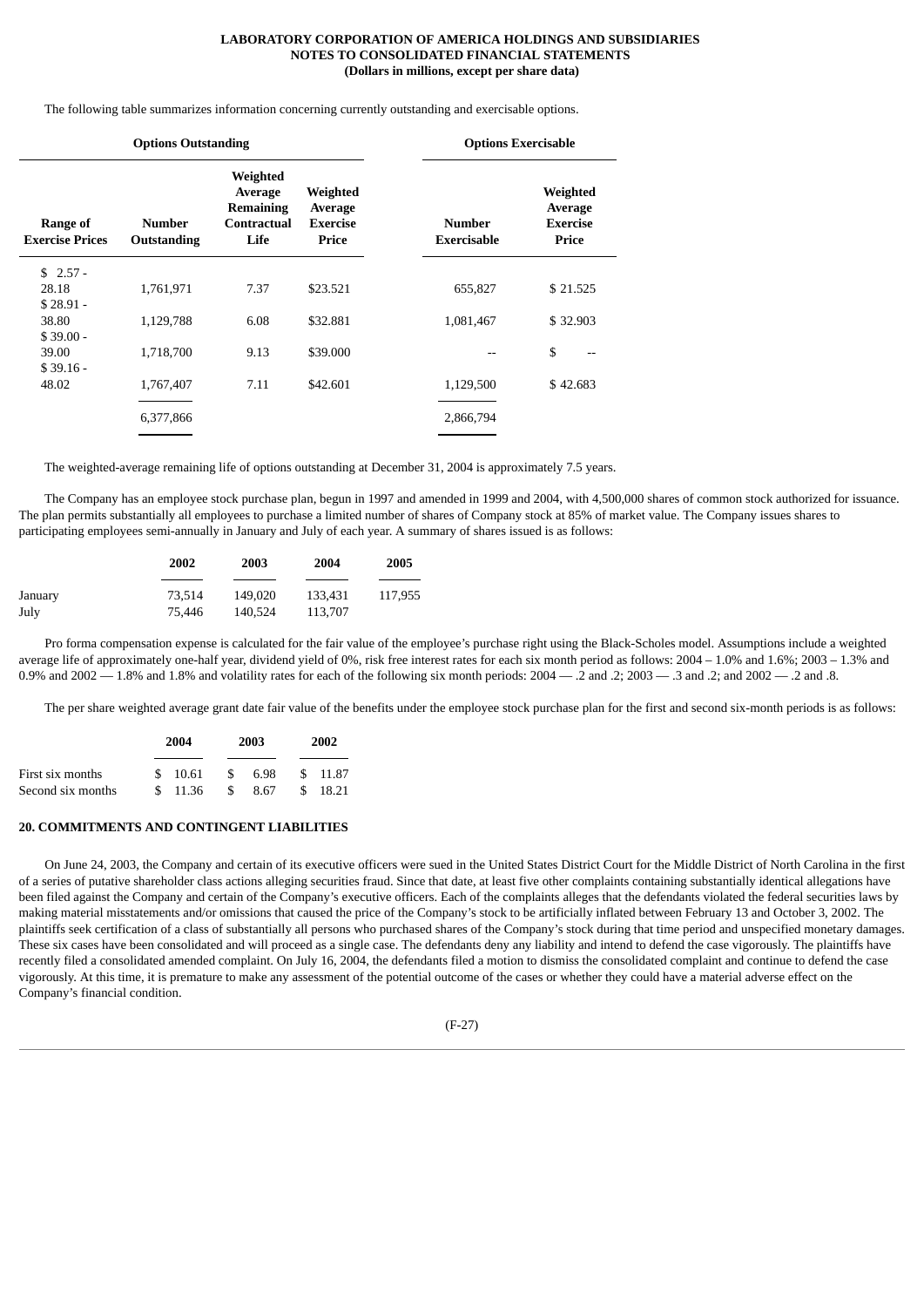The following table summarizes information concerning currently outstanding and exercisable options.

| Options Outstanding | | | | Options Exercisable | |
|---|---|---|---|---|---|
| Range of Exercise Prices | Number Outstanding | Weighted Average Remaining Contractual Life | Weighted Average Exercise Price | Number Exercisable | Weighted Average Exercise Price |
| $ 2.57 - 28.18 | 1,761,971 | 7.37 | $23.521 | 655,827 | $ 21.525 |
| $ 28.91 - 38.80 | 1,129,788 | 6.08 | $32.881 | 1,081,467 | $ 32.903 |
| $ 39.00 - 39.00 | 1,718,700 | 9.13 | $39.000 | -- | $ -- |
| $ 39.16 - 48.02 | 1,767,407 | 7.11 | $42.601 | 1,129,500 | $ 42.683 |
| | 6,377,866 | | | 2,866,794 | |

The weighted-average remaining life of options outstanding at December 31, 2004 is approximately 7.5 years.

The Company has an employee stock purchase plan, begun in 1997 and amended in 1999 and 2004, with 4,500,000 shares of common stock authorized for issuance. The plan permits substantially all employees to purchase a limited number of shares of Company stock at 85% of market value. The Company issues shares to participating employees semi-annually in January and July of each year. A summary of shares issued is as follows:

| | 2002 | 2003 | 2004 | 2005 |
|---|---|---|---|---|
| January | 73,514 | 149,020 | 133,431 | 117,955 |
| July | 75,446 | 140,524 | 113,707 | |

Pro forma compensation expense is calculated for the fair value of the employee's purchase right using the Black-Scholes model. Assumptions include a weighted average life of approximately one-half year, dividend yield of 0%, risk free interest rates for each six month period as follows: 2004 – 1.0% and 1.6%; 2003 – 1.3% and 0.9% and 2002 — 1.8% and 1.8% and volatility rates for each of the following six month periods: 2004 — .2 and .2; 2003 — .3 and .2; and 2002 — .2 and .8.

The per share weighted average grant date fair value of the benefits under the employee stock purchase plan for the first and second six-month periods is as follows:

| | 2004 | 2003 | 2002 |
|---|---|---|---|
| First six months | $ 10.61 | $ 6.98 | $ 11.87 |
| Second six months | $ 11.36 | $ 8.67 | $ 18.21 |

## 20. COMMITMENTS AND CONTINGENT LIABILITIES

On June 24, 2003, the Company and certain of its executive officers were sued in the United States District Court for the Middle District of North Carolina in the first of a series of putative shareholder class actions alleging securities fraud. Since that date, at least five other complaints containing substantially identical allegations have been filed against the Company and certain of the Company's executive officers. Each of the complaints alleges that the defendants violated the federal securities laws by making material misstatements and/or omissions that caused the price of the Company's stock to be artificially inflated between February 13 and October 3, 2002. The plaintiffs seek certification of a class of substantially all persons who purchased shares of the Company's stock during that time period and unspecified monetary damages. These six cases have been consolidated and will proceed as a single case. The defendants deny any liability and intend to defend the case vigorously. The plaintiffs have recently filed a consolidated amended complaint. On July 16, 2004, the defendants filed a motion to dismiss the consolidated complaint and continue to defend the case vigorously. At this time, it is premature to make any assessment of the potential outcome of the cases or whether they could have a material adverse effect on the Company's financial condition.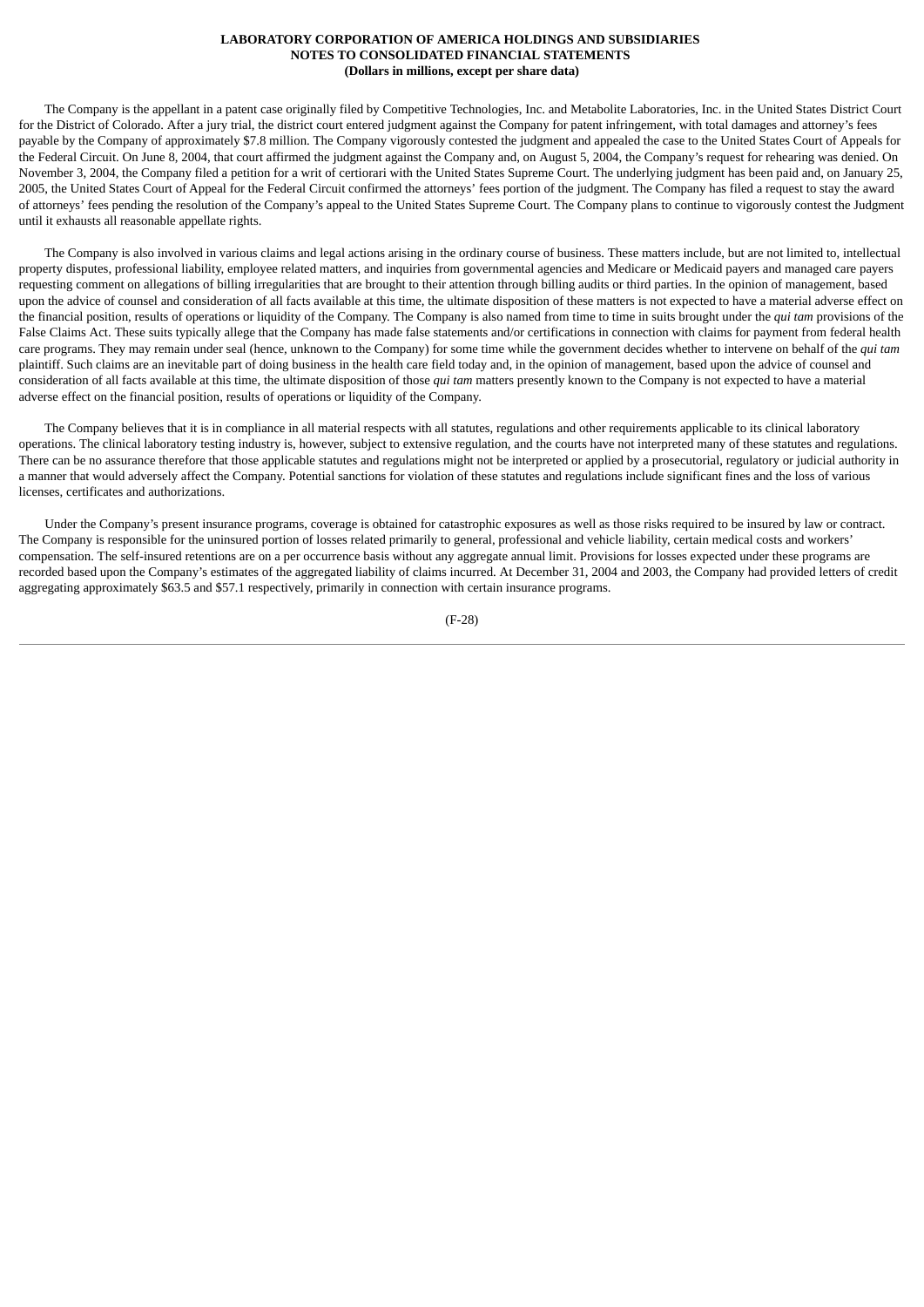The Company is the appellant in a patent case originally filed by Competitive Technologies, Inc. and Metabolite Laboratories, Inc. in the United States District Court for the District of Colorado. After a jury trial, the district court entered judgment against the Company for patent infringement, with total damages and attorney's fees payable by the Company of approximately $7.8 million. The Company vigorously contested the judgment and appealed the case to the United States Court of Appeals for the Federal Circuit. On June 8, 2004, that court affirmed the judgment against the Company and, on August 5, 2004, the Company's request for rehearing was denied. On November 3, 2004, the Company filed a petition for a writ of certiorari with the United States Supreme Court. The underlying judgment has been paid and, on January 25, 2005, the United States Court of Appeal for the Federal Circuit confirmed the attorneys' fees portion of the judgment. The Company has filed a request to stay the award of attorneys' fees pending the resolution of the Company's appeal to the United States Supreme Court. The Company plans to continue to vigorously contest the Judgment until it exhausts all reasonable appellate rights.

The Company is also involved in various claims and legal actions arising in the ordinary course of business. These matters include, but are not limited to, intellectual property disputes, professional liability, employee related matters, and inquiries from governmental agencies and Medicare or Medicaid payers and managed care payers requesting comment on allegations of billing irregularities that are brought to their attention through billing audits or third parties. In the opinion of management, based upon the advice of counsel and consideration of all facts available at this time, the ultimate disposition of these matters is not expected to have a material adverse effect on the financial position, results of operations or liquidity of the Company. The Company is also named from time to time in suits brought under the *qui tam* provisions of the False Claims Act. These suits typically allege that the Company has made false statements and/or certifications in connection with claims for payment from federal health care programs. They may remain under seal (hence, unknown to the Company) for some time while the government decides whether to intervene on behalf of the *qui tam* plaintiff. Such claims are an inevitable part of doing business in the health care field today and, in the opinion of management, based upon the advice of counsel and consideration of all facts available at this time, the ultimate disposition of those *qui tam* matters presently known to the Company is not expected to have a material adverse effect on the financial position, results of operations or liquidity of the Company.

The Company believes that it is in compliance in all material respects with all statutes, regulations and other requirements applicable to its clinical laboratory operations. The clinical laboratory testing industry is, however, subject to extensive regulation, and the courts have not interpreted many of these statutes and regulations. There can be no assurance therefore that those applicable statutes and regulations might not be interpreted or applied by a prosecutorial, regulatory or judicial authority in a manner that would adversely affect the Company. Potential sanctions for violation of these statutes and regulations include significant fines and the loss of various licenses, certificates and authorizations.

Under the Company's present insurance programs, coverage is obtained for catastrophic exposures as well as those risks required to be insured by law or contract. The Company is responsible for the uninsured portion of losses related primarily to general, professional and vehicle liability, certain medical costs and workers' compensation. The self-insured retentions are on a per occurrence basis without any aggregate annual limit. Provisions for losses expected under these programs are recorded based upon the Company's estimates of the aggregated liability of claims incurred. At December 31, 2004 and 2003, the Company had provided letters of credit aggregating approximately $63.5 and $57.1 respectively, primarily in connection with certain insurance programs.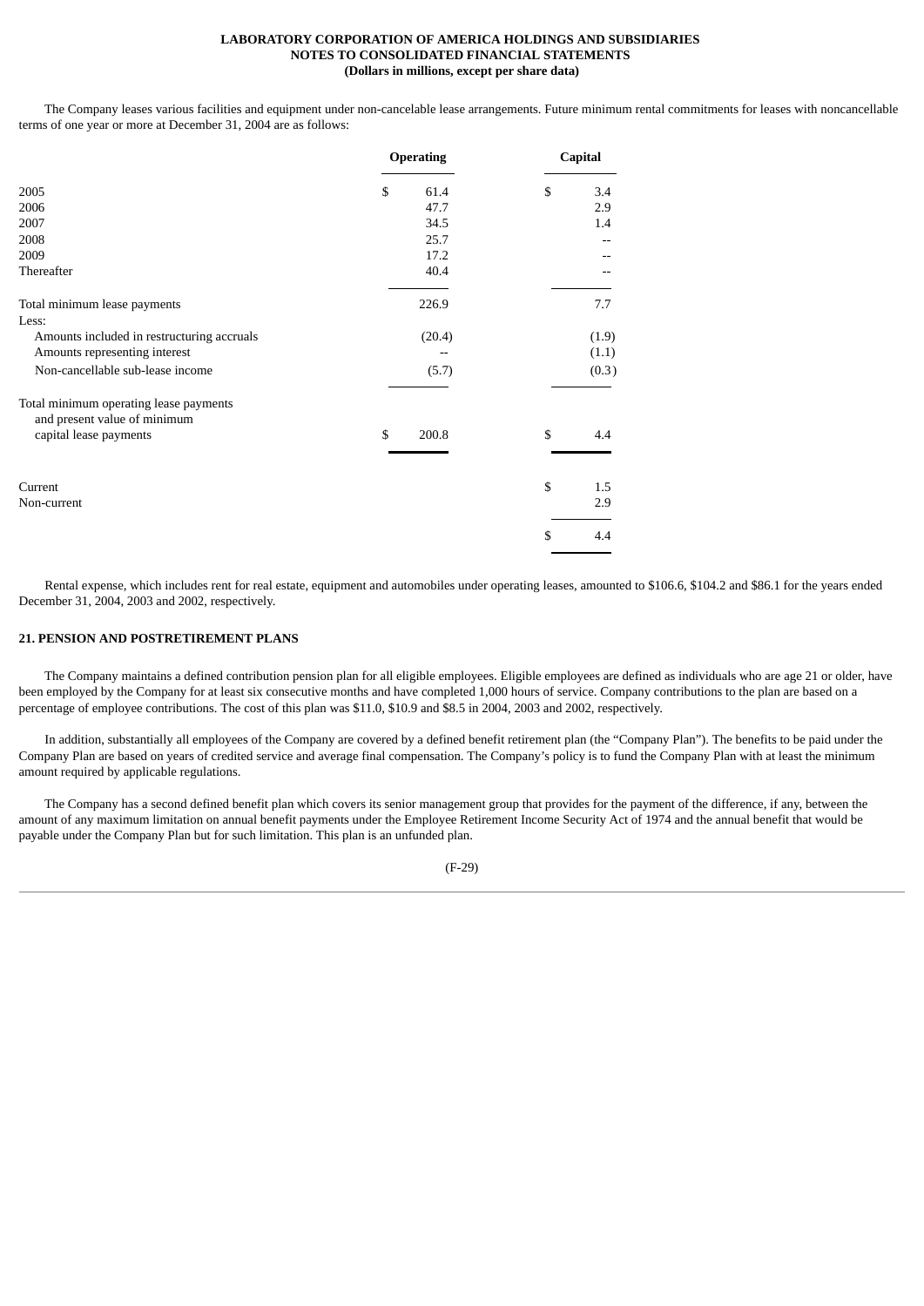The Company leases various facilities and equipment under non-cancelable lease arrangements. Future minimum rental commitments for leases with noncancellable terms of one year or more at December 31, 2004 are as follows:

| | Operating | Capital |
|---|---|---|
| 2005 | $ 61.4 | $ 3.4 |
| 2006 | 47.7 | 2.9 |
| 2007 | 34.5 | 1.4 |
| 2008 | 25.7 | -- |
| 2009 | 17.2 | -- |
| Thereafter | 40.4 | -- |
| Total minimum lease payments | 226.9 | 7.7 |
| Less: | | |
| Amounts included in restructuring accruals | (20.4) | (1.9) |
| Amounts representing interest | -- | (1.1) |
| Non-cancellable sub-lease income | (5.7) | (0.3) |
| Total minimum operating lease payments and present value of minimum capital lease payments | $ 200.8 | $ 4.4 |
| Current | | $ 1.5 |
| Non-current | | 2.9 |
| | | $ 4.4 |

Rental expense, which includes rent for real estate, equipment and automobiles under operating leases, amounted to $106.6, $104.2 and $86.1 for the years ended December 31, 2004, 2003 and 2002, respectively.

## 21. PENSION AND POSTRETIREMENT PLANS

The Company maintains a defined contribution pension plan for all eligible employees. Eligible employees are defined as individuals who are age 21 or older, have been employed by the Company for at least six consecutive months and have completed 1,000 hours of service. Company contributions to the plan are based on a percentage of employee contributions. The cost of this plan was $11.0, $10.9 and $8.5 in 2004, 2003 and 2002, respectively.

In addition, substantially all employees of the Company are covered by a defined benefit retirement plan (the "Company Plan"). The benefits to be paid under the Company Plan are based on years of credited service and average final compensation. The Company's policy is to fund the Company Plan with at least the minimum amount required by applicable regulations.

The Company has a second defined benefit plan which covers its senior management group that provides for the payment of the difference, if any, between the amount of any maximum limitation on annual benefit payments under the Employee Retirement Income Security Act of 1974 and the annual benefit that would be payable under the Company Plan but for such limitation. This plan is an unfunded plan.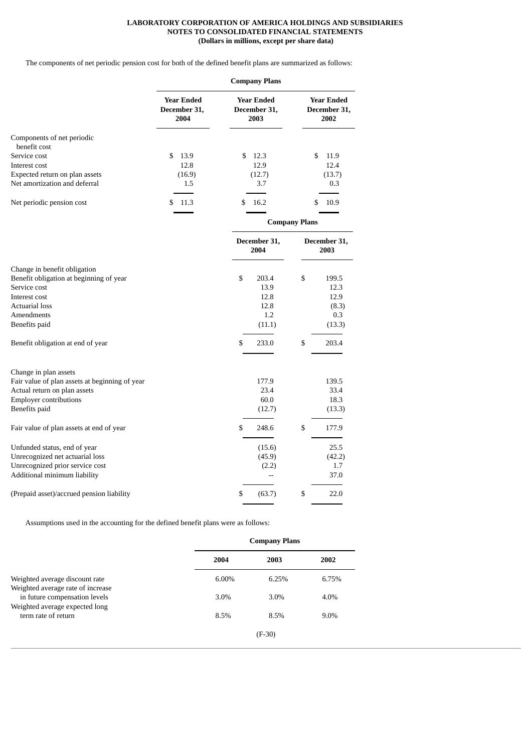**LABORATORY CORPORATION OF AMERICA HOLDINGS AND SUBSIDIARIES**
**NOTES TO CONSOLIDATED FINANCIAL STATEMENTS**
**(Dollars in millions, except per share data)**

The components of net periodic pension cost for both of the defined benefit plans are summarized as follows:

| | Company Plans | | |
|---|---|---|---|
| | Year Ended December 31, 2004 | Year Ended December 31, 2003 | Year Ended December 31, 2002 |
| Components of net periodic benefit cost | | | |
| Service cost | $ 13.9 | $ 12.3 | $ 11.9 |
| Interest cost | 12.8 | 12.9 | 12.4 |
| Expected return on plan assets | (16.9) | (12.7) | (13.7) |
| Net amortization and deferral | 1.5 | 3.7 | 0.3 |
| Net periodic pension cost | $ 11.3 | $ 16.2 | $ 10.9 |

| | Company Plans | |
|---|---|---|
| | December 31, 2004 | December 31, 2003 |
| Change in benefit obligation | | |
| Benefit obligation at beginning of year | $ 203.4 | $ 199.5 |
| Service cost | 13.9 | 12.3 |
| Interest cost | 12.8 | 12.9 |
| Actuarial loss | 12.8 | (8.3) |
| Amendments | 1.2 | 0.3 |
| Benefits paid | (11.1) | (13.3) |
| Benefit obligation at end of year | $ 233.0 | $ 203.4 |
| | | |
| Change in plan assets | | |
| Fair value of plan assets at beginning of year | 177.9 | 139.5 |
| Actual return on plan assets | 23.4 | 33.4 |
| Employer contributions | 60.0 | 18.3 |
| Benefits paid | (12.7) | (13.3) |
| Fair value of plan assets at end of year | $ 248.6 | $ 177.9 |
| | | |
| Unfunded status, end of year | (15.6) | 25.5 |
| Unrecognized net actuarial loss | (45.9) | (42.2) |
| Unrecognized prior service cost | (2.2) | 1.7 |
| Additional minimum liability | -- | 37.0 |
| (Prepaid asset)/accrued pension liability | $ (63.7) | $ 22.0 |

Assumptions used in the accounting for the defined benefit plans were as follows:

| | Company Plans | | |
|---|---|---|---|
| | 2004 | 2003 | 2002 |
| Weighted average discount rate | 6.00% | 6.25% | 6.75% |
| Weighted average rate of increase in future compensation levels | 3.0% | 3.0% | 4.0% |
| Weighted average expected long term rate of return | 8.5% | 8.5% | 9.0% |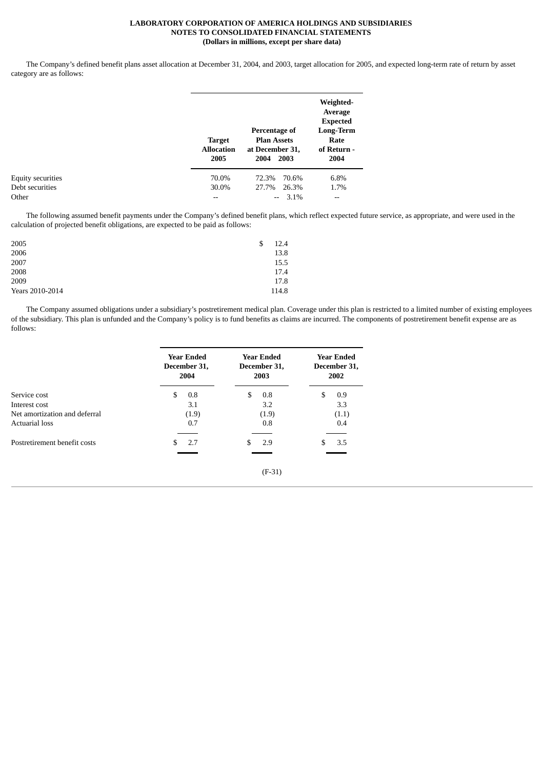**LABORATORY CORPORATION OF AMERICA HOLDINGS AND SUBSIDIARIES**
**NOTES TO CONSOLIDATED FINANCIAL STATEMENTS**
**(Dollars in millions, except per share data)**

The Company's defined benefit plans asset allocation at December 31, 2004, and 2003, target allocation for 2005, and expected long-term rate of return by asset category are as follows:

| | Target Allocation 2005 | Percentage of Plan Assets at December 31, 2004 | 2003 | Weighted-Average Expected Long-Term Rate of Return - 2004 |
|---|---|---|---|---|
| Equity securities | 70.0% | 72.3% | 70.6% | 6.8% |
| Debt securities | 30.0% | 27.7% | 26.3% | 1.7% |
| Other | -- | -- | 3.1% | -- |

The following assumed benefit payments under the Company's defined benefit plans, which reflect expected future service, as appropriate, and were used in the calculation of projected benefit obligations, are expected to be paid as follows:

| | |
|---|---|
| 2005 | $ 12.4 |
| 2006 | 13.8 |
| 2007 | 15.5 |
| 2008 | 17.4 |
| 2009 | 17.8 |
| Years 2010-2014 | 114.8 |

The Company assumed obligations under a subsidiary's postretirement medical plan. Coverage under this plan is restricted to a limited number of existing employees of the subsidiary. This plan is unfunded and the Company's policy is to fund benefits as claims are incurred. The components of postretirement benefit expense are as follows:

| | Year Ended December 31, 2004 | Year Ended December 31, 2003 | Year Ended December 31, 2002 |
|---|---|---|---|
| Service cost | $ 0.8 | $ 0.8 | $ 0.9 |
| Interest cost | 3.1 | 3.2 | 3.3 |
| Net amortization and deferral | (1.9) | (1.9) | (1.1) |
| Actuarial loss | 0.7 | 0.8 | 0.4 |
| Postretirement benefit costs | $ 2.7 | $ 2.9 | $ 3.5 |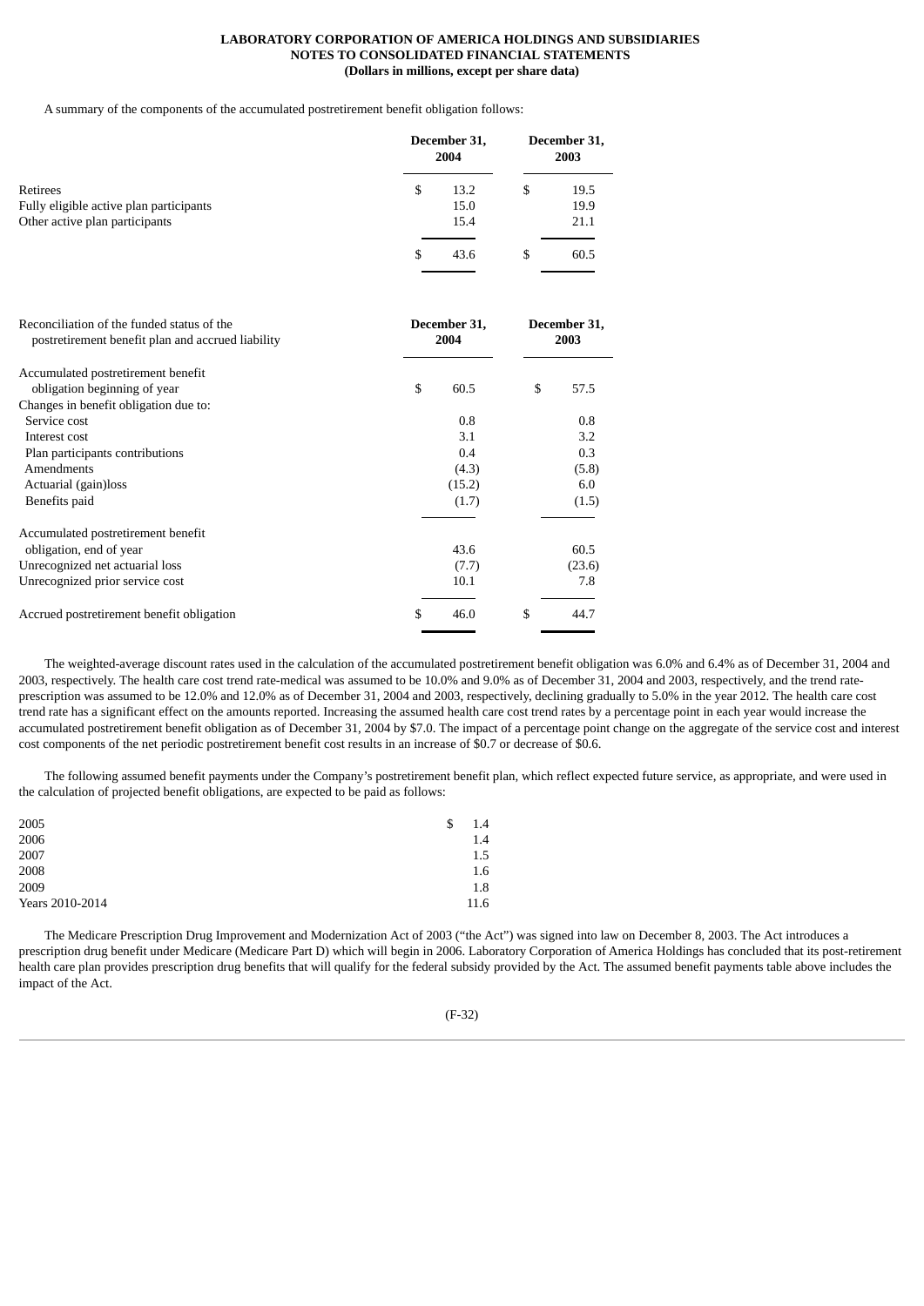**LABORATORY CORPORATION OF AMERICA HOLDINGS AND SUBSIDIARIES**
**NOTES TO CONSOLIDATED FINANCIAL STATEMENTS**
**(Dollars in millions, except per share data)**

A summary of the components of the accumulated postretirement benefit obligation follows:

| | December 31, 2004 | December 31, 2003 |
|---|---|---|
| Retirees | $ 13.2 | $ 19.5 |
| Fully eligible active plan participants | 15.0 | 19.9 |
| Other active plan participants | 15.4 | 21.1 |
| | $ 43.6 | $ 60.5 |

| Reconciliation of the funded status of the postretirement benefit plan and accrued liability | December 31, 2004 | December 31, 2003 |
|---|---|---|
| Accumulated postretirement benefit obligation beginning of year | $ 60.5 | $ 57.5 |
| Changes in benefit obligation due to: | | |
| Service cost | 0.8 | 0.8 |
| Interest cost | 3.1 | 3.2 |
| Plan participants contributions | 0.4 | 0.3 |
| Amendments | (4.3) | (5.8) |
| Actuarial (gain)loss | (15.2) | 6.0 |
| Benefits paid | (1.7) | (1.5) |
| Accumulated postretirement benefit obligation, end of year | 43.6 | 60.5 |
| Unrecognized net actuarial loss | (7.7) | (23.6) |
| Unrecognized prior service cost | 10.1 | 7.8 |
| Accrued postretirement benefit obligation | $ 46.0 | $ 44.7 |

The weighted-average discount rates used in the calculation of the accumulated postretirement benefit obligation was 6.0% and 6.4% as of December 31, 2004 and 2003, respectively. The health care cost trend rate-medical was assumed to be 10.0% and 9.0% as of December 31, 2004 and 2003, respectively, and the trend rate-prescription was assumed to be 12.0% and 12.0% as of December 31, 2004 and 2003, respectively, declining gradually to 5.0% in the year 2012. The health care cost trend rate has a significant effect on the amounts reported. Increasing the assumed health care cost trend rates by a percentage point in each year would increase the accumulated postretirement benefit obligation as of December 31, 2004 by $7.0. The impact of a percentage point change on the aggregate of the service cost and interest cost components of the net periodic postretirement benefit cost results in an increase of $0.7 or decrease of $0.6.

The following assumed benefit payments under the Company's postretirement benefit plan, which reflect expected future service, as appropriate, and were used in the calculation of projected benefit obligations, are expected to be paid as follows:

| | |
|---|---|
| 2005 | $ 1.4 |
| 2006 | 1.4 |
| 2007 | 1.5 |
| 2008 | 1.6 |
| 2009 | 1.8 |
| Years 2010-2014 | 11.6 |

The Medicare Prescription Drug Improvement and Modernization Act of 2003 ("the Act") was signed into law on December 8, 2003. The Act introduces a prescription drug benefit under Medicare (Medicare Part D) which will begin in 2006. Laboratory Corporation of America Holdings has concluded that its post-retirement health care plan provides prescription drug benefits that will qualify for the federal subsidy provided by the Act. The assumed benefit payments table above includes the impact of the Act.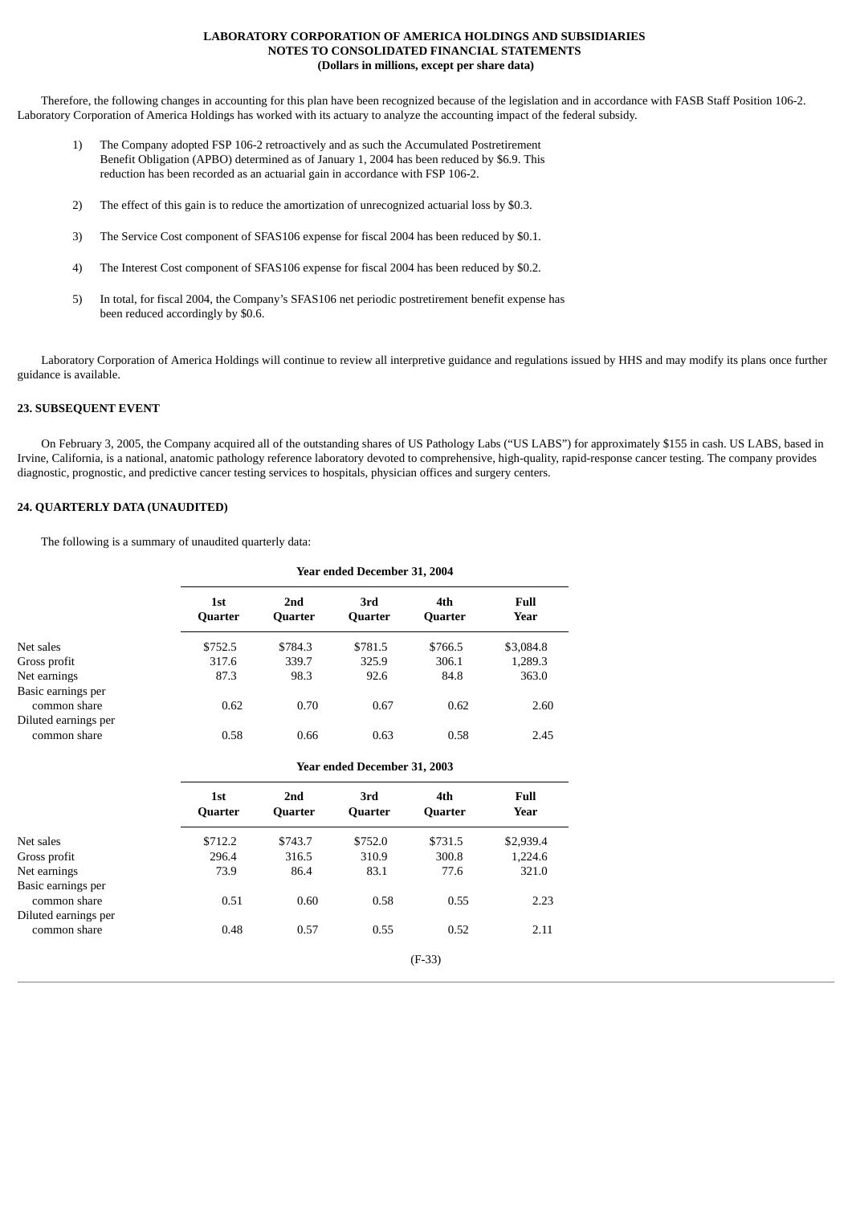Therefore, the following changes in accounting for this plan have been recognized because of the legislation and in accordance with FASB Staff Position 106-2. Laboratory Corporation of America Holdings has worked with its actuary to analyze the accounting impact of the federal subsidy.

1) The Company adopted FSP 106-2 retroactively and as such the Accumulated Postretirement Benefit Obligation (APBO) determined as of January 1, 2004 has been reduced by $6.9. This reduction has been recorded as an actuarial gain in accordance with FSP 106-2.

2) The effect of this gain is to reduce the amortization of unrecognized actuarial loss by $0.3.

3) The Service Cost component of SFAS106 expense for fiscal 2004 has been reduced by $0.1.

4) The Interest Cost component of SFAS106 expense for fiscal 2004 has been reduced by $0.2.

5) In total, for fiscal 2004, the Company's SFAS106 net periodic postretirement benefit expense has been reduced accordingly by $0.6.

Laboratory Corporation of America Holdings will continue to review all interpretive guidance and regulations issued by HHS and may modify its plans once further guidance is available.

## 23. SUBSEQUENT EVENT

On February 3, 2005, the Company acquired all of the outstanding shares of US Pathology Labs ("US LABS") for approximately $155 in cash. US LABS, based in Irvine, California, is a national, anatomic pathology reference laboratory devoted to comprehensive, high-quality, rapid-response cancer testing. The company provides diagnostic, prognostic, and predictive cancer testing services to hospitals, physician offices and surgery centers.

## 24. QUARTERLY DATA (UNAUDITED)

The following is a summary of unaudited quarterly data:

| | Year ended December 31, 2004 | | | | |
|---|---|---|---|---|---|
| | 1st Quarter | 2nd Quarter | 3rd Quarter | 4th Quarter | Full Year |
| Net sales | $752.5 | $784.3 | $781.5 | $766.5 | $3,084.8 |
| Gross profit | 317.6 | 339.7 | 325.9 | 306.1 | 1,289.3 |
| Net earnings | 87.3 | 98.3 | 92.6 | 84.8 | 363.0 |
| Basic earnings per common share | 0.62 | 0.70 | 0.67 | 0.62 | 2.60 |
| Diluted earnings per common share | 0.58 | 0.66 | 0.63 | 0.58 | 2.45 |

| | Year ended December 31, 2003 | | | | |
|---|---|---|---|---|---|
| | 1st Quarter | 2nd Quarter | 3rd Quarter | 4th Quarter | Full Year |
| Net sales | $712.2 | $743.7 | $752.0 | $731.5 | $2,939.4 |
| Gross profit | 296.4 | 316.5 | 310.9 | 300.8 | 1,224.6 |
| Net earnings | 73.9 | 86.4 | 83.1 | 77.6 | 321.0 |
| Basic earnings per common share | 0.51 | 0.60 | 0.58 | 0.55 | 2.23 |
| Diluted earnings per common share | 0.48 | 0.57 | 0.55 | 0.52 | 2.11 |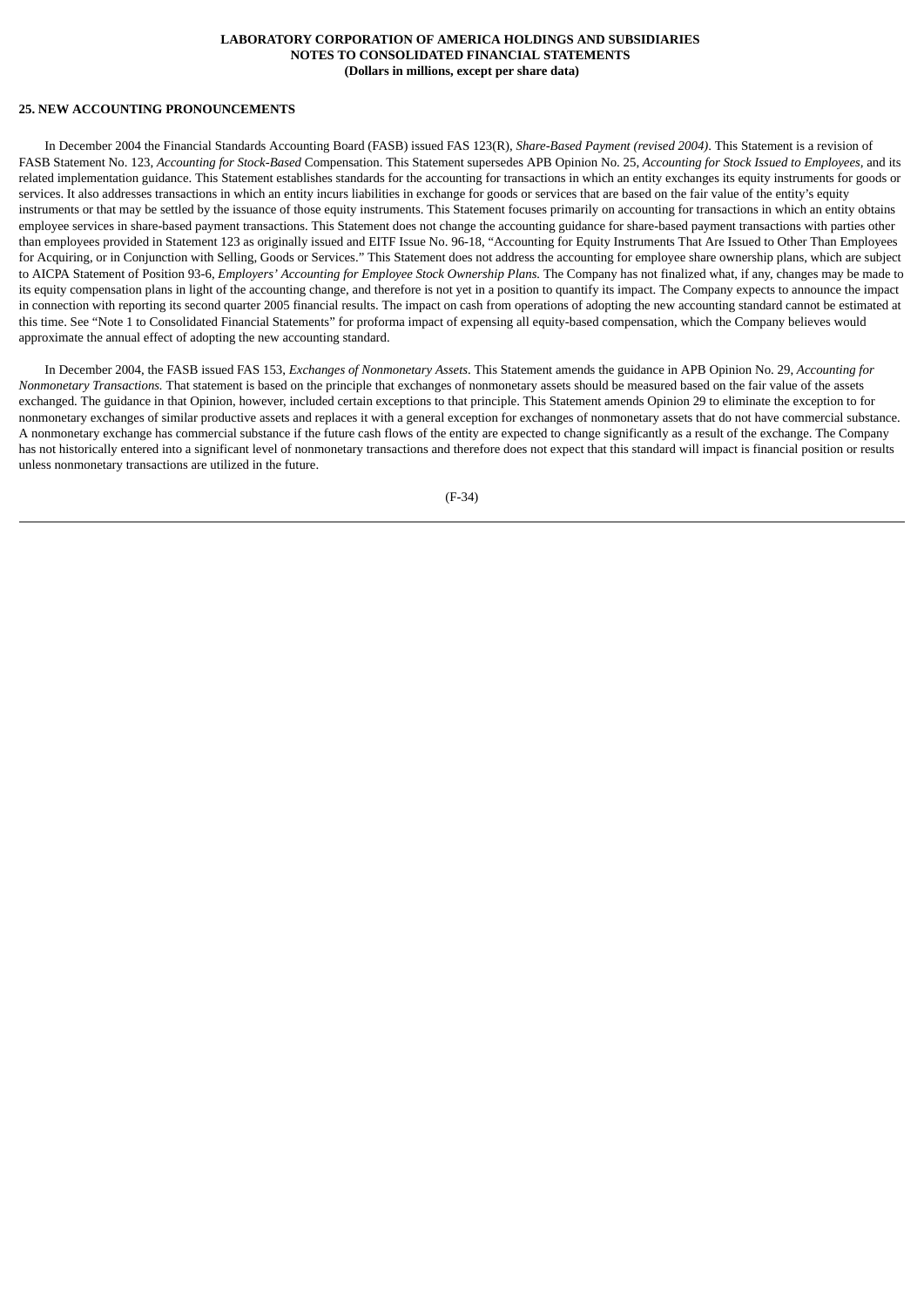## 25. NEW ACCOUNTING PRONOUNCEMENTS

In December 2004 the Financial Standards Accounting Board (FASB) issued FAS 123(R), *Share-Based Payment (revised 2004)*. This Statement is a revision of FASB Statement No. 123, *Accounting for Stock-Based* Compensation. This Statement supersedes APB Opinion No. 25, *Accounting for Stock Issued to Employees*, and its related implementation guidance. This Statement establishes standards for the accounting for transactions in which an entity exchanges its equity instruments for goods or services. It also addresses transactions in which an entity incurs liabilities in exchange for goods or services that are based on the fair value of the entity's equity instruments or that may be settled by the issuance of those equity instruments. This Statement focuses primarily on accounting for transactions in which an entity obtains employee services in share-based payment transactions. This Statement does not change the accounting guidance for share-based payment transactions with parties other than employees provided in Statement 123 as originally issued and EITF Issue No. 96-18, "Accounting for Equity Instruments That Are Issued to Other Than Employees for Acquiring, or in Conjunction with Selling, Goods or Services." This Statement does not address the accounting for employee share ownership plans, which are subject to AICPA Statement of Position 93-6, *Employers' Accounting for Employee Stock Ownership Plans.* The Company has not finalized what, if any, changes may be made to its equity compensation plans in light of the accounting change, and therefore is not yet in a position to quantify its impact. The Company expects to announce the impact in connection with reporting its second quarter 2005 financial results. The impact on cash from operations of adopting the new accounting standard cannot be estimated at this time. See "Note 1 to Consolidated Financial Statements" for proforma impact of expensing all equity-based compensation, which the Company believes would approximate the annual effect of adopting the new accounting standard.

In December 2004, the FASB issued FAS 153, *Exchanges of Nonmonetary Assets*. This Statement amends the guidance in APB Opinion No. 29, *Accounting for Nonmonetary Transactions.* That statement is based on the principle that exchanges of nonmonetary assets should be measured based on the fair value of the assets exchanged. The guidance in that Opinion, however, included certain exceptions to that principle. This Statement amends Opinion 29 to eliminate the exception to for nonmonetary exchanges of similar productive assets and replaces it with a general exception for exchanges of nonmonetary assets that do not have commercial substance. A nonmonetary exchange has commercial substance if the future cash flows of the entity are expected to change significantly as a result of the exchange. The Company has not historically entered into a significant level of nonmonetary transactions and therefore does not expect that this standard will impact is financial position or results unless nonmonetary transactions are utilized in the future.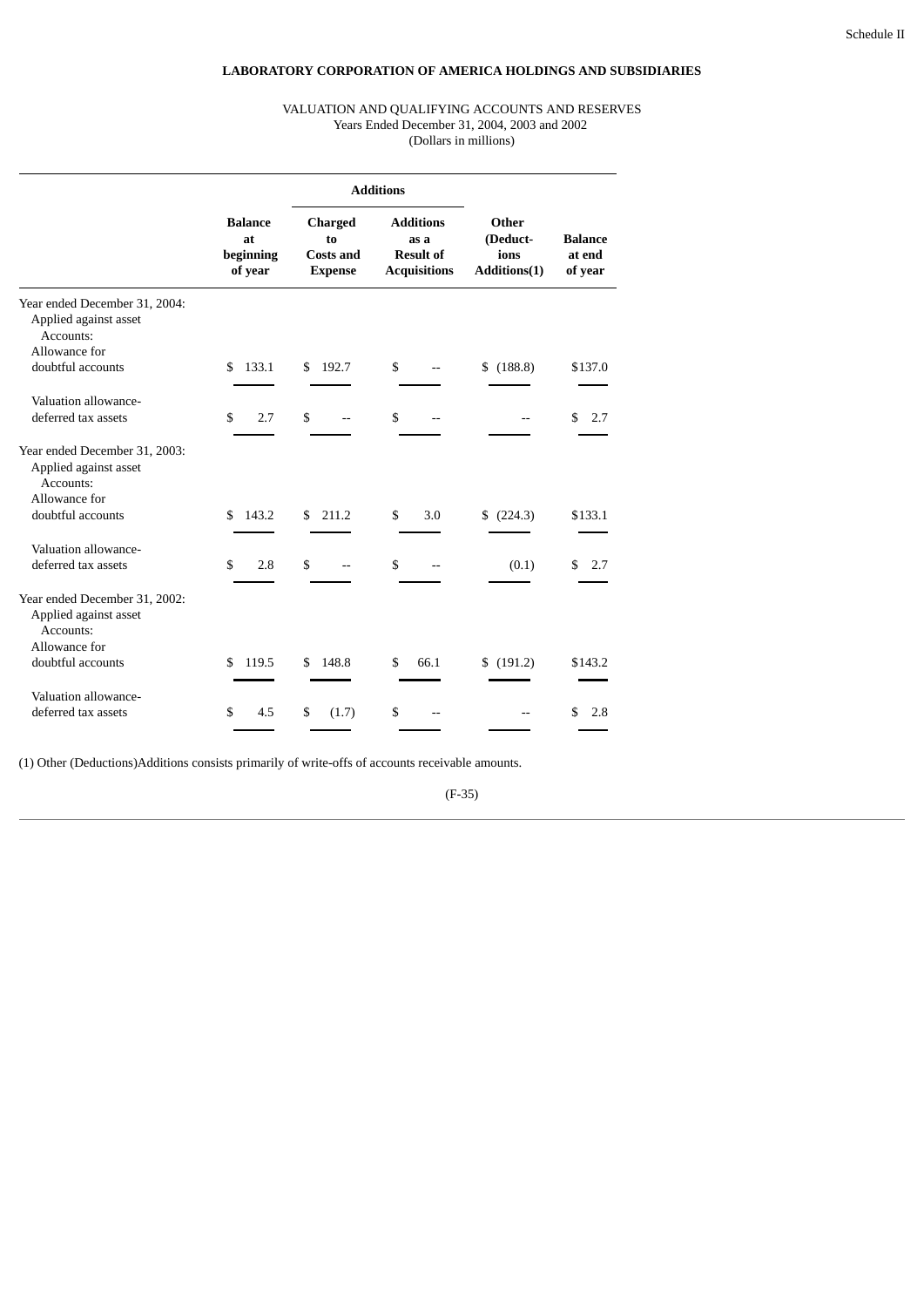Schedule II

**LABORATORY CORPORATION OF AMERICA HOLDINGS AND SUBSIDIARIES**

VALUATION AND QUALIFYING ACCOUNTS AND RESERVES
Years Ended December 31, 2004, 2003 and 2002
(Dollars in millions)

| | | **Additions** | | | |
|---|---|---|---|---|---|
| | **Balance at beginning of year** | **Charged to Costs and Expense** | **Additions as a Result of Acquisitions** | **Other (Deductions Additions(1)** | **Balance at end of year** |
| Year ended December 31, 2004: | | | | | |
| Applied against asset Accounts: | | | | | |
| Allowance for doubtful accounts | $ 133.1 | $ 192.7 | $ -- | $ (188.8) | $137.0 |
| Valuation allowance-deferred tax assets | $ 2.7 | $ -- | $ -- | -- | $ 2.7 |
| Year ended December 31, 2003: | | | | | |
| Applied against asset Accounts: | | | | | |
| Allowance for doubtful accounts | $ 143.2 | $ 211.2 | $ 3.0 | $ (224.3) | $133.1 |
| Valuation allowance-deferred tax assets | $ 2.8 | $ -- | $ -- | (0.1) | $ 2.7 |
| Year ended December 31, 2002: | | | | | |
| Applied against asset Accounts: | | | | | |
| Allowance for doubtful accounts | $ 119.5 | $ 148.8 | $ 66.1 | $ (191.2) | $143.2 |
| Valuation allowance-deferred tax assets | $ 4.5 | $ (1.7) | $ -- | -- | $ 2.8 |

(1) Other (Deductions)Additions consists primarily of write-offs of accounts receivable amounts.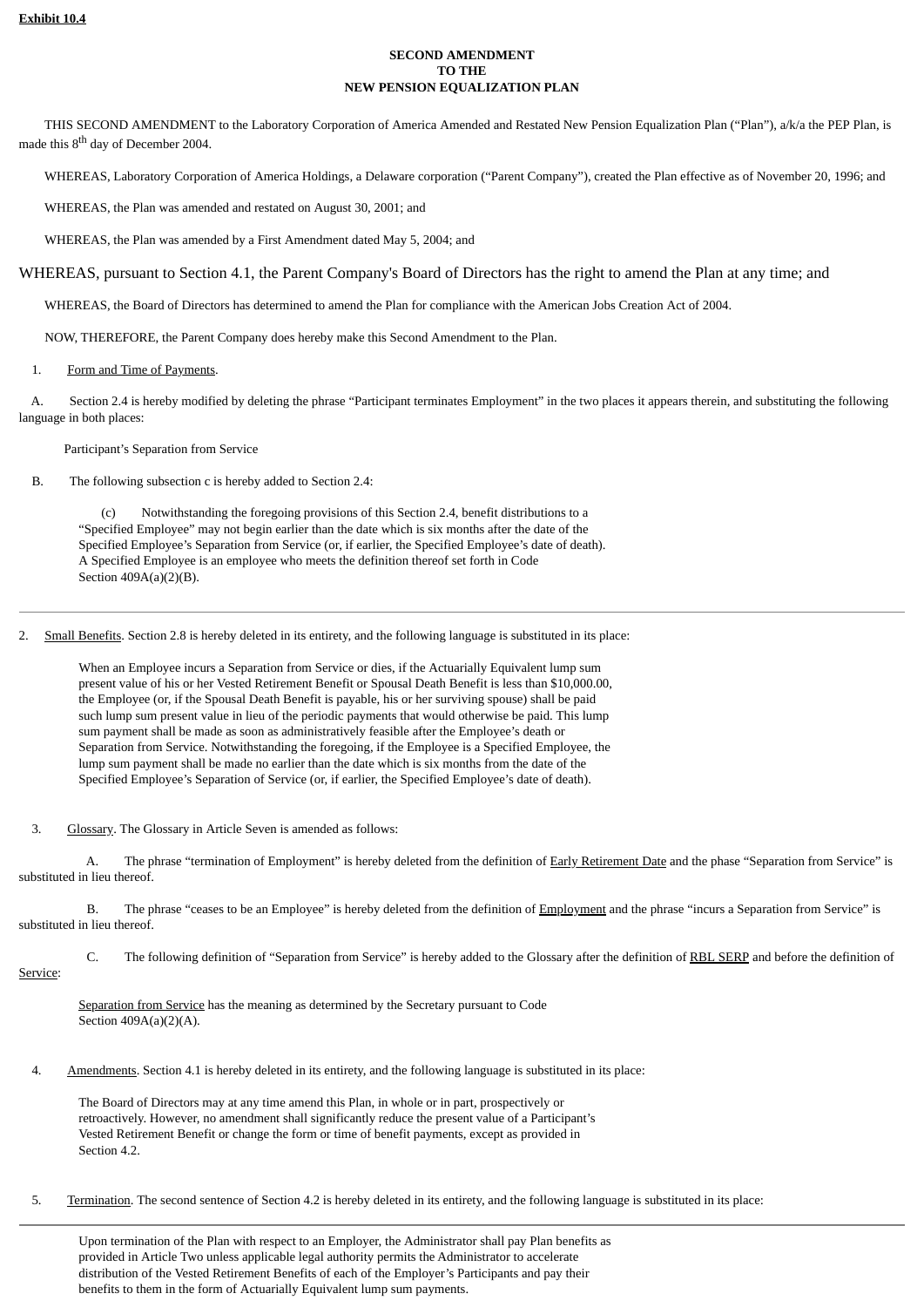**Exhibit 10.4**

**SECOND AMENDMENT**
**TO THE**
**NEW PENSION EQUALIZATION PLAN**

THIS SECOND AMENDMENT to the Laboratory Corporation of America Amended and Restated New Pension Equalization Plan ("Plan"), a/k/a the PEP Plan, is made this 8th day of December 2004.

WHEREAS, Laboratory Corporation of America Holdings, a Delaware corporation ("Parent Company"), created the Plan effective as of November 20, 1996; and

WHEREAS, the Plan was amended and restated on August 30, 2001; and

WHEREAS, the Plan was amended by a First Amendment dated May 5, 2004; and

WHEREAS, pursuant to Section 4.1, the Parent Company's Board of Directors has the right to amend the Plan at any time; and

WHEREAS, the Board of Directors has determined to amend the Plan for compliance with the American Jobs Creation Act of 2004.

NOW, THEREFORE, the Parent Company does hereby make this Second Amendment to the Plan.

1. Form and Time of Payments.

A. Section 2.4 is hereby modified by deleting the phrase "Participant terminates Employment" in the two places it appears therein, and substituting the following language in both places:

> Participant's Separation from Service

B. The following subsection c is hereby added to Section 2.4:

> (c) Notwithstanding the foregoing provisions of this Section 2.4, benefit distributions to a "Specified Employee" may not begin earlier than the date which is six months after the date of the Specified Employee's Separation from Service (or, if earlier, the Specified Employee's date of death). A Specified Employee is an employee who meets the definition thereof set forth in Code Section 409A(a)(2)(B).

---

2. Small Benefits. Section 2.8 is hereby deleted in its entirety, and the following language is substituted in its place:

> When an Employee incurs a Separation from Service or dies, if the Actuarially Equivalent lump sum present value of his or her Vested Retirement Benefit or Spousal Death Benefit is less than $10,000.00, the Employee (or, if the Spousal Death Benefit is payable, his or her surviving spouse) shall be paid such lump sum present value in lieu of the periodic payments that would otherwise be paid. This lump sum payment shall be made as soon as administratively feasible after the Employee's death or Separation from Service. Notwithstanding the foregoing, if the Employee is a Specified Employee, the lump sum payment shall be made no earlier than the date which is six months from the date of the Specified Employee's Separation of Service (or, if earlier, the Specified Employee's date of death).

3. Glossary. The Glossary in Article Seven is amended as follows:

A. The phrase "termination of Employment" is hereby deleted from the definition of Early Retirement Date and the phase "Separation from Service" is substituted in lieu thereof.

B. The phrase "ceases to be an Employee" is hereby deleted from the definition of Employment and the phrase "incurs a Separation from Service" is substituted in lieu thereof.

C. The following definition of "Separation from Service" is hereby added to the Glossary after the definition of RBL SERP and before the definition of Service:

> Separation from Service has the meaning as determined by the Secretary pursuant to Code Section 409A(a)(2)(A).

4. Amendments. Section 4.1 is hereby deleted in its entirety, and the following language is substituted in its place:

> The Board of Directors may at any time amend this Plan, in whole or in part, prospectively or retroactively. However, no amendment shall significantly reduce the present value of a Participant's Vested Retirement Benefit or change the form or time of benefit payments, except as provided in Section 4.2.

5. Termination. The second sentence of Section 4.2 is hereby deleted in its entirety, and the following language is substituted in its place:

---

> Upon termination of the Plan with respect to an Employer, the Administrator shall pay Plan benefits as provided in Article Two unless applicable legal authority permits the Administrator to accelerate distribution of the Vested Retirement Benefits of each of the Employer's Participants and pay their benefits to them in the form of Actuarially Equivalent lump sum payments.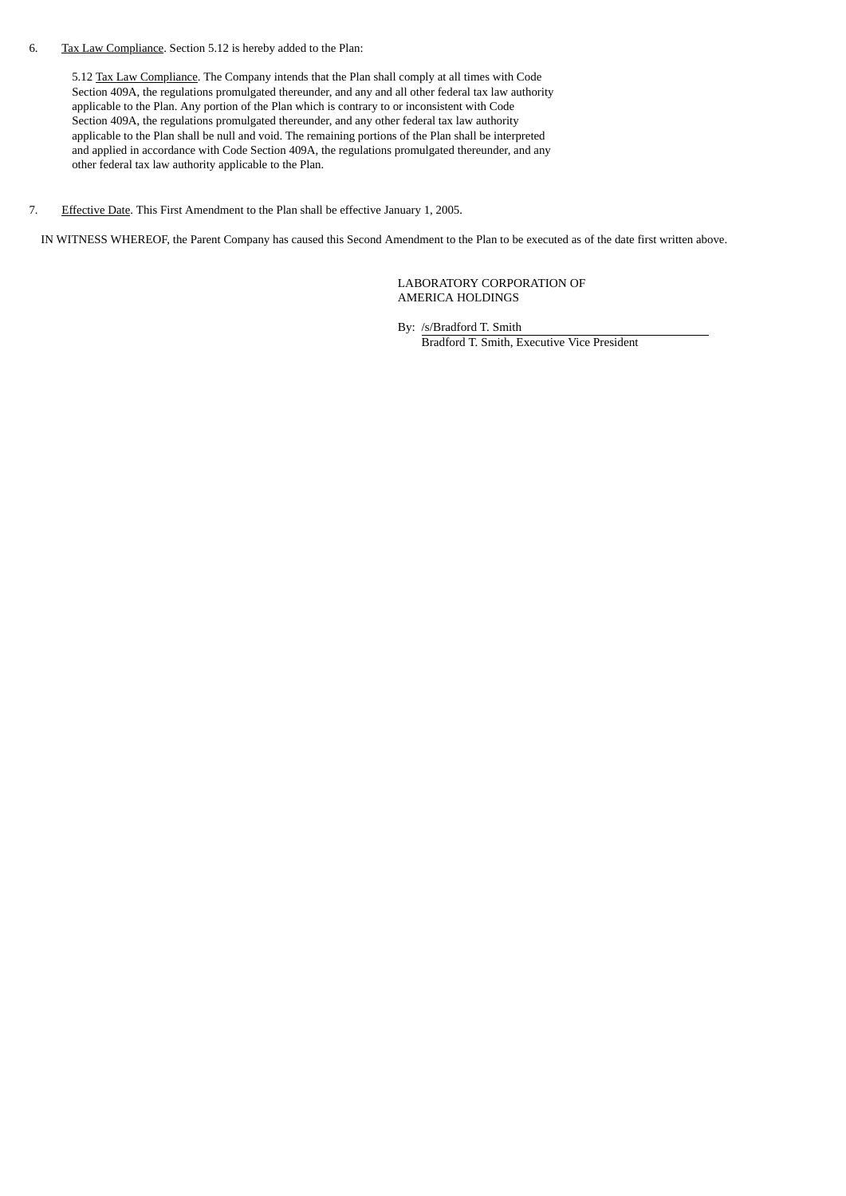6. Tax Law Compliance. Section 5.12 is hereby added to the Plan:

> 5.12 Tax Law Compliance. The Company intends that the Plan shall comply at all times with Code Section 409A, the regulations promulgated thereunder, and any and all other federal tax law authority applicable to the Plan. Any portion of the Plan which is contrary to or inconsistent with Code Section 409A, the regulations promulgated thereunder, and any other federal tax law authority applicable to the Plan shall be null and void. The remaining portions of the Plan shall be interpreted and applied in accordance with Code Section 409A, the regulations promulgated thereunder, and any other federal tax law authority applicable to the Plan.

7. Effective Date. This First Amendment to the Plan shall be effective January 1, 2005.

IN WITNESS WHEREOF, the Parent Company has caused this Second Amendment to the Plan to be executed as of the date first written above.

LABORATORY CORPORATION OF AMERICA HOLDINGS

By: /s/Bradford T. Smith
Bradford T. Smith, Executive Vice President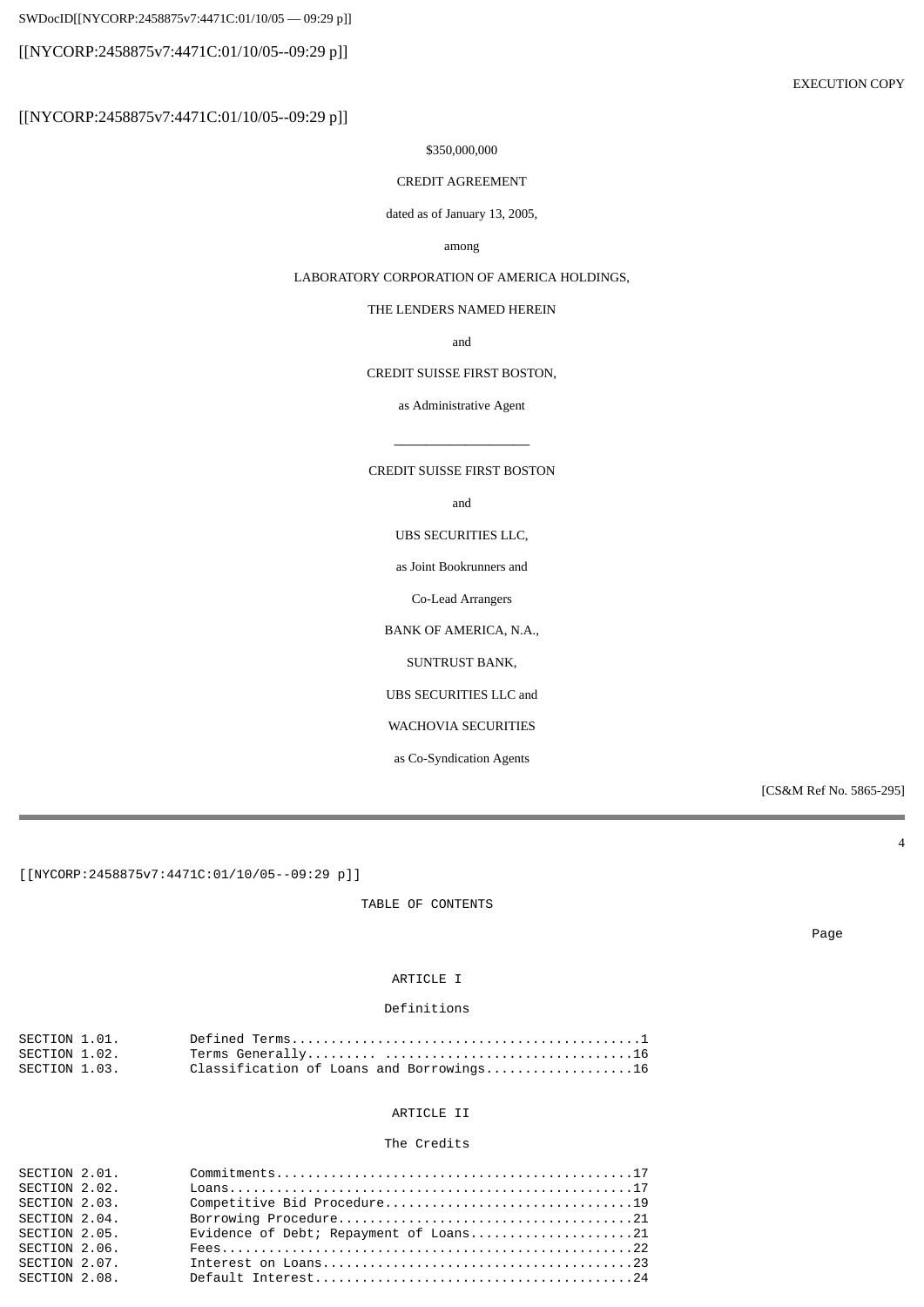EXECUTION COPY

$350,000,000

CREDIT AGREEMENT

dated as of January 13, 2005,

among

LABORATORY CORPORATION OF AMERICA HOLDINGS,

THE LENDERS NAMED HEREIN

and

CREDIT SUISSE FIRST BOSTON,

as Administrative Agent

---

CREDIT SUISSE FIRST BOSTON

and

UBS SECURITIES LLC,

as Joint Bookrunners and

Co-Lead Arrangers

BANK OF AMERICA, N.A.,

SUNTRUST BANK,

UBS SECURITIES LLC and

WACHOVIA SECURITIES

as Co-Syndication Agents

[CS&M Ref No. 5865-295]

---

TABLE OF CONTENTS

| | | Page |
|---|---|---|
| | **ARTICLE I** | |
| | **Definitions** | |
| SECTION 1.01. | Defined Terms | 1 |
| SECTION 1.02. | Terms Generally | 16 |
| SECTION 1.03. | Classification of Loans and Borrowings | 16 |
| | **ARTICLE II** | |
| | **The Credits** | |
| SECTION 2.01. | Commitments | 17 |
| SECTION 2.02. | Loans | 17 |
| SECTION 2.03. | Competitive Bid Procedure | 19 |
| SECTION 2.04. | Borrowing Procedure | 21 |
| SECTION 2.05. | Evidence of Debt; Repayment of Loans | 21 |
| SECTION 2.06. | Fees | 22 |
| SECTION 2.07. | Interest on Loans | 23 |
| SECTION 2.08. | Default Interest | 24 |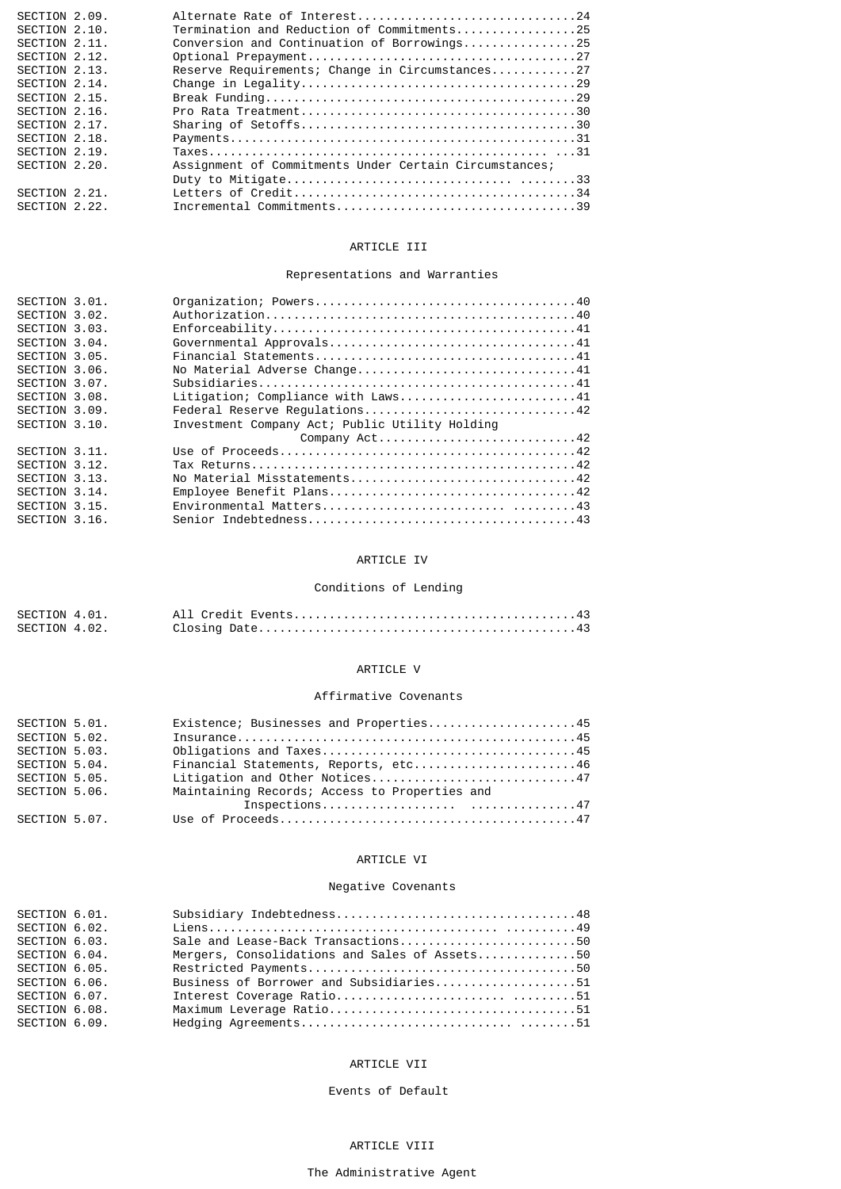| | | |
|---|---|---|
| SECTION 2.09. | Alternate Rate of Interest | 24 |
| SECTION 2.10. | Termination and Reduction of Commitments | 25 |
| SECTION 2.11. | Conversion and Continuation of Borrowings | 25 |
| SECTION 2.12. | Optional Prepayment | 27 |
| SECTION 2.13. | Reserve Requirements; Change in Circumstances | 27 |
| SECTION 2.14. | Change in Legality | 29 |
| SECTION 2.15. | Break Funding | 29 |
| SECTION 2.16. | Pro Rata Treatment | 30 |
| SECTION 2.17. | Sharing of Setoffs | 30 |
| SECTION 2.18. | Payments | 31 |
| SECTION 2.19. | Taxes | 31 |
| SECTION 2.20. | Assignment of Commitments Under Certain Circumstances; Duty to Mitigate | 33 |
| SECTION 2.21. | Letters of Credit | 34 |
| SECTION 2.22. | Incremental Commitments | 39 |

## ARTICLE III

### Representations and Warranties

| | | |
|---|---|---|
| SECTION 3.01. | Organization; Powers | 40 |
| SECTION 3.02. | Authorization | 40 |
| SECTION 3.03. | Enforceability | 41 |
| SECTION 3.04. | Governmental Approvals | 41 |
| SECTION 3.05. | Financial Statements | 41 |
| SECTION 3.06. | No Material Adverse Change | 41 |
| SECTION 3.07. | Subsidiaries | 41 |
| SECTION 3.08. | Litigation; Compliance with Laws | 41 |
| SECTION 3.09. | Federal Reserve Regulations | 42 |
| SECTION 3.10. | Investment Company Act; Public Utility Holding Company Act | 42 |
| SECTION 3.11. | Use of Proceeds | 42 |
| SECTION 3.12. | Tax Returns | 42 |
| SECTION 3.13. | No Material Misstatements | 42 |
| SECTION 3.14. | Employee Benefit Plans | 42 |
| SECTION 3.15. | Environmental Matters | 43 |
| SECTION 3.16. | Senior Indebtedness | 43 |

## ARTICLE IV

### Conditions of Lending

| | | |
|---|---|---|
| SECTION 4.01. | All Credit Events | 43 |
| SECTION 4.02. | Closing Date | 43 |

## ARTICLE V

### Affirmative Covenants

| | | |
|---|---|---|
| SECTION 5.01. | Existence; Businesses and Properties | 45 |
| SECTION 5.02. | Insurance | 45 |
| SECTION 5.03. | Obligations and Taxes | 45 |
| SECTION 5.04. | Financial Statements, Reports, etc | 46 |
| SECTION 5.05. | Litigation and Other Notices | 47 |
| SECTION 5.06. | Maintaining Records; Access to Properties and Inspections | 47 |
| SECTION 5.07. | Use of Proceeds | 47 |

## ARTICLE VI

### Negative Covenants

| | | |
|---|---|---|
| SECTION 6.01. | Subsidiary Indebtedness | 48 |
| SECTION 6.02. | Liens | 49 |
| SECTION 6.03. | Sale and Lease-Back Transactions | 50 |
| SECTION 6.04. | Mergers, Consolidations and Sales of Assets | 50 |
| SECTION 6.05. | Restricted Payments | 50 |
| SECTION 6.06. | Business of Borrower and Subsidiaries | 51 |
| SECTION 6.07. | Interest Coverage Ratio | 51 |
| SECTION 6.08. | Maximum Leverage Ratio | 51 |
| SECTION 6.09. | Hedging Agreements | 51 |

## ARTICLE VII

### Events of Default

## ARTICLE VIII

### The Administrative Agent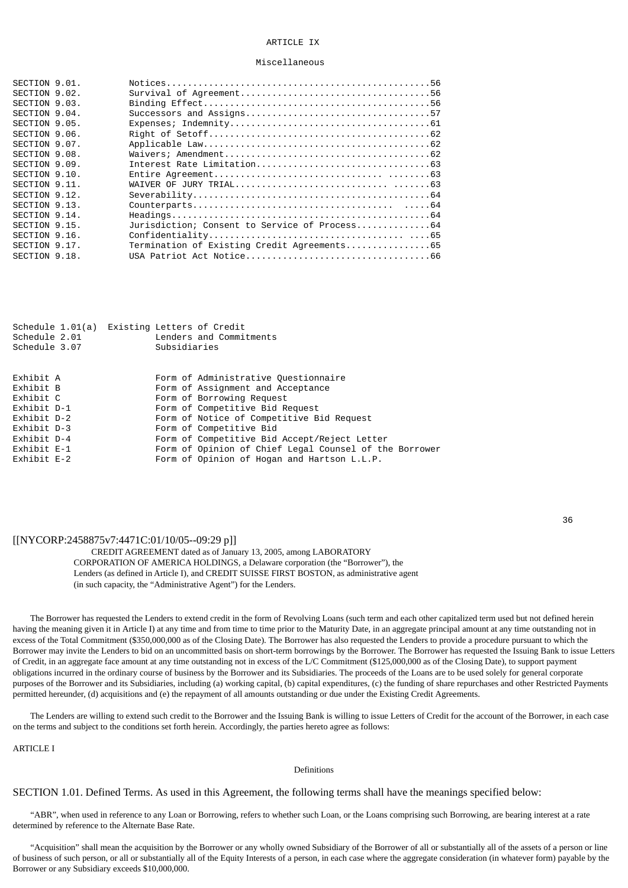ARTICLE IX

Miscellaneous

| | | |
|---|---|---|
| SECTION 9.01. | Notices | 56 |
| SECTION 9.02. | Survival of Agreement | 56 |
| SECTION 9.03. | Binding Effect | 56 |
| SECTION 9.04. | Successors and Assigns | 57 |
| SECTION 9.05. | Expenses; Indemnity | 61 |
| SECTION 9.06. | Right of Setoff | 62 |
| SECTION 9.07. | Applicable Law | 62 |
| SECTION 9.08. | Waivers; Amendment | 62 |
| SECTION 9.09. | Interest Rate Limitation | 63 |
| SECTION 9.10. | Entire Agreement | 63 |
| SECTION 9.11. | WAIVER OF JURY TRIAL | 63 |
| SECTION 9.12. | Severability | 64 |
| SECTION 9.13. | Counterparts | 64 |
| SECTION 9.14. | Headings | 64 |
| SECTION 9.15. | Jurisdiction; Consent to Service of Process | 64 |
| SECTION 9.16. | Confidentiality | 65 |
| SECTION 9.17. | Termination of Existing Credit Agreements | 65 |
| SECTION 9.18. | USA Patriot Act Notice | 66 |

| | |
|---|---|
| Schedule 1.01(a) | Existing Letters of Credit |
| Schedule 2.01 | Lenders and Commitments |
| Schedule 3.07 | Subsidiaries |

| | |
|---|---|
| Exhibit A | Form of Administrative Questionnaire |
| Exhibit B | Form of Assignment and Acceptance |
| Exhibit C | Form of Borrowing Request |
| Exhibit D-1 | Form of Competitive Bid Request |
| Exhibit D-2 | Form of Notice of Competitive Bid Request |
| Exhibit D-3 | Form of Competitive Bid |
| Exhibit D-4 | Form of Competitive Bid Accept/Reject Letter |
| Exhibit E-1 | Form of Opinion of Chief Legal Counsel of the Borrower |
| Exhibit E-2 | Form of Opinion of Hogan and Hartson L.L.P. |

[[NYCORP:2458875v7:4471C:01/10/05--09:29 p]]

CREDIT AGREEMENT dated as of January 13, 2005, among LABORATORY CORPORATION OF AMERICA HOLDINGS, a Delaware corporation (the "Borrower"), the Lenders (as defined in Article I), and CREDIT SUISSE FIRST BOSTON, as administrative agent (in such capacity, the "Administrative Agent") for the Lenders.

The Borrower has requested the Lenders to extend credit in the form of Revolving Loans (such term and each other capitalized term used but not defined herein having the meaning given it in Article I) at any time and from time to time prior to the Maturity Date, in an aggregate principal amount at any time outstanding not in excess of the Total Commitment ($350,000,000 as of the Closing Date). The Borrower has also requested the Lenders to provide a procedure pursuant to which the Borrower may invite the Lenders to bid on an uncommitted basis on short-term borrowings by the Borrower. The Borrower has requested the Issuing Bank to issue Letters of Credit, in an aggregate face amount at any time outstanding not in excess of the L/C Commitment ($125,000,000 as of the Closing Date), to support payment obligations incurred in the ordinary course of business by the Borrower and its Subsidiaries. The proceeds of the Loans are to be used solely for general corporate purposes of the Borrower and its Subsidiaries, including (a) working capital, (b) capital expenditures, (c) the funding of share repurchases and other Restricted Payments permitted hereunder, (d) acquisitions and (e) the repayment of all amounts outstanding or due under the Existing Credit Agreements.

The Lenders are willing to extend such credit to the Borrower and the Issuing Bank is willing to issue Letters of Credit for the account of the Borrower, in each case on the terms and subject to the conditions set forth herein. Accordingly, the parties hereto agree as follows:

ARTICLE I

Definitions

SECTION 1.01. Defined Terms. As used in this Agreement, the following terms shall have the meanings specified below:

"ABR", when used in reference to any Loan or Borrowing, refers to whether such Loan, or the Loans comprising such Borrowing, are bearing interest at a rate determined by reference to the Alternate Base Rate.

"Acquisition" shall mean the acquisition by the Borrower or any wholly owned Subsidiary of the Borrower of all or substantially all of the assets of a person or line of business of such person, or all or substantially all of the Equity Interests of a person, in each case where the aggregate consideration (in whatever form) payable by the Borrower or any Subsidiary exceeds $10,000,000.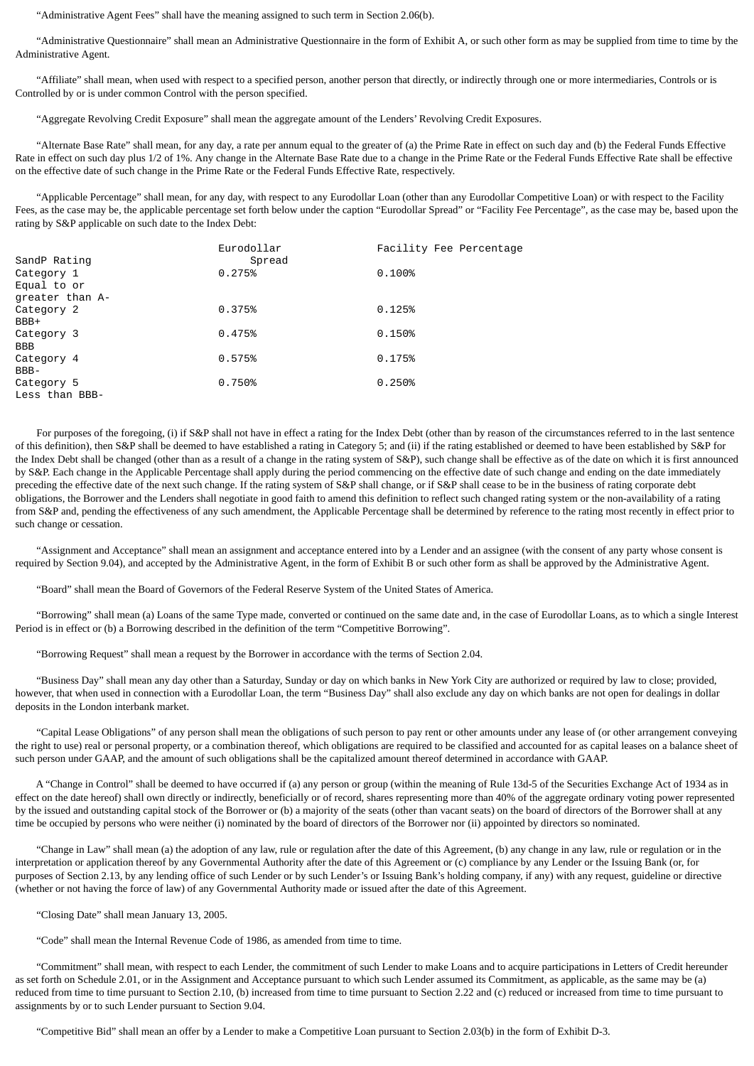"Administrative Agent Fees" shall have the meaning assigned to such term in Section 2.06(b).

"Administrative Questionnaire" shall mean an Administrative Questionnaire in the form of Exhibit A, or such other form as may be supplied from time to time by the Administrative Agent.

"Affiliate" shall mean, when used with respect to a specified person, another person that directly, or indirectly through one or more intermediaries, Controls or is Controlled by or is under common Control with the person specified.

"Aggregate Revolving Credit Exposure" shall mean the aggregate amount of the Lenders' Revolving Credit Exposures.

"Alternate Base Rate" shall mean, for any day, a rate per annum equal to the greater of (a) the Prime Rate in effect on such day and (b) the Federal Funds Effective Rate in effect on such day plus 1/2 of 1%. Any change in the Alternate Base Rate due to a change in the Prime Rate or the Federal Funds Effective Rate shall be effective on the effective date of such change in the Prime Rate or the Federal Funds Effective Rate, respectively.

"Applicable Percentage" shall mean, for any day, with respect to any Eurodollar Loan (other than any Eurodollar Competitive Loan) or with respect to the Facility Fees, as the case may be, the applicable percentage set forth below under the caption "Eurodollar Spread" or "Facility Fee Percentage", as the case may be, based upon the rating by S&P applicable on such date to the Index Debt:

| SandP Rating | Eurodollar Spread | Facility Fee Percentage |
|---|---|---|
| Category 1 Equal to or greater than A- | 0.275% | 0.100% |
| Category 2 BBB+ | 0.375% | 0.125% |
| Category 3 BBB | 0.475% | 0.150% |
| Category 4 BBB- | 0.575% | 0.175% |
| Category 5 Less than BBB- | 0.750% | 0.250% |

For purposes of the foregoing, (i) if S&P shall not have in effect a rating for the Index Debt (other than by reason of the circumstances referred to in the last sentence of this definition), then S&P shall be deemed to have established a rating in Category 5; and (ii) if the rating established or deemed to have been established by S&P for the Index Debt shall be changed (other than as a result of a change in the rating system of S&P), such change shall be effective as of the date on which it is first announced by S&P. Each change in the Applicable Percentage shall apply during the period commencing on the effective date of such change and ending on the date immediately preceding the effective date of the next such change. If the rating system of S&P shall change, or if S&P shall cease to be in the business of rating corporate debt obligations, the Borrower and the Lenders shall negotiate in good faith to amend this definition to reflect such changed rating system or the non-availability of a rating from S&P and, pending the effectiveness of any such amendment, the Applicable Percentage shall be determined by reference to the rating most recently in effect prior to such change or cessation.

"Assignment and Acceptance" shall mean an assignment and acceptance entered into by a Lender and an assignee (with the consent of any party whose consent is required by Section 9.04), and accepted by the Administrative Agent, in the form of Exhibit B or such other form as shall be approved by the Administrative Agent.

"Board" shall mean the Board of Governors of the Federal Reserve System of the United States of America.

"Borrowing" shall mean (a) Loans of the same Type made, converted or continued on the same date and, in the case of Eurodollar Loans, as to which a single Interest Period is in effect or (b) a Borrowing described in the definition of the term "Competitive Borrowing".

"Borrowing Request" shall mean a request by the Borrower in accordance with the terms of Section 2.04.

"Business Day" shall mean any day other than a Saturday, Sunday or day on which banks in New York City are authorized or required by law to close; provided, however, that when used in connection with a Eurodollar Loan, the term "Business Day" shall also exclude any day on which banks are not open for dealings in dollar deposits in the London interbank market.

"Capital Lease Obligations" of any person shall mean the obligations of such person to pay rent or other amounts under any lease of (or other arrangement conveying the right to use) real or personal property, or a combination thereof, which obligations are required to be classified and accounted for as capital leases on a balance sheet of such person under GAAP, and the amount of such obligations shall be the capitalized amount thereof determined in accordance with GAAP.

A "Change in Control" shall be deemed to have occurred if (a) any person or group (within the meaning of Rule 13d-5 of the Securities Exchange Act of 1934 as in effect on the date hereof) shall own directly or indirectly, beneficially or of record, shares representing more than 40% of the aggregate ordinary voting power represented by the issued and outstanding capital stock of the Borrower or (b) a majority of the seats (other than vacant seats) on the board of directors of the Borrower shall at any time be occupied by persons who were neither (i) nominated by the board of directors of the Borrower nor (ii) appointed by directors so nominated.

"Change in Law" shall mean (a) the adoption of any law, rule or regulation after the date of this Agreement, (b) any change in any law, rule or regulation or in the interpretation or application thereof by any Governmental Authority after the date of this Agreement or (c) compliance by any Lender or the Issuing Bank (or, for purposes of Section 2.13, by any lending office of such Lender or by such Lender's or Issuing Bank's holding company, if any) with any request, guideline or directive (whether or not having the force of law) of any Governmental Authority made or issued after the date of this Agreement.

"Closing Date" shall mean January 13, 2005.

"Code" shall mean the Internal Revenue Code of 1986, as amended from time to time.

"Commitment" shall mean, with respect to each Lender, the commitment of such Lender to make Loans and to acquire participations in Letters of Credit hereunder as set forth on Schedule 2.01, or in the Assignment and Acceptance pursuant to which such Lender assumed its Commitment, as applicable, as the same may be (a) reduced from time to time pursuant to Section 2.10, (b) increased from time to time pursuant to Section 2.22 and (c) reduced or increased from time to time pursuant to assignments by or to such Lender pursuant to Section 9.04.

"Competitive Bid" shall mean an offer by a Lender to make a Competitive Loan pursuant to Section 2.03(b) in the form of Exhibit D-3.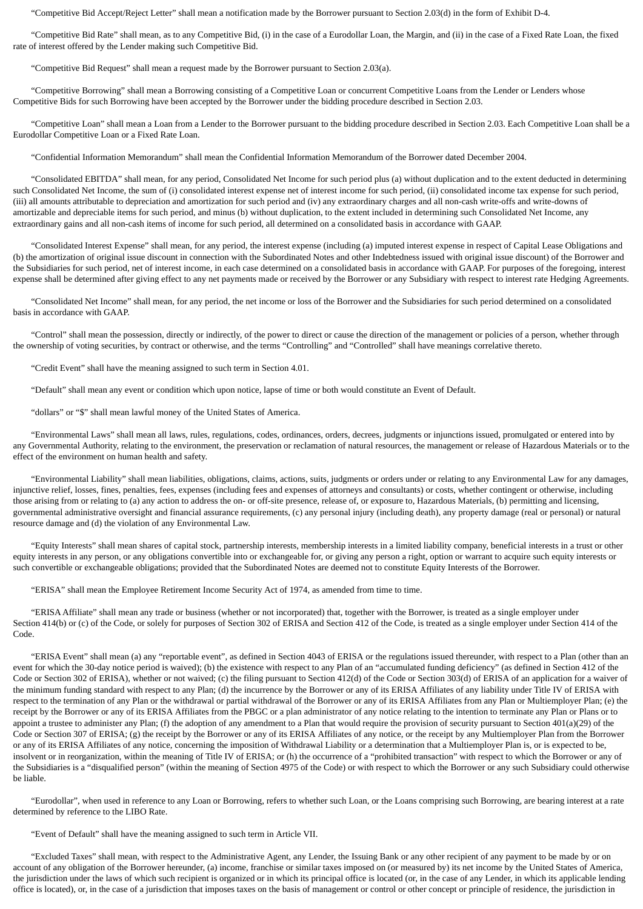"Competitive Bid Accept/Reject Letter" shall mean a notification made by the Borrower pursuant to Section 2.03(d) in the form of Exhibit D-4.

"Competitive Bid Rate" shall mean, as to any Competitive Bid, (i) in the case of a Eurodollar Loan, the Margin, and (ii) in the case of a Fixed Rate Loan, the fixed rate of interest offered by the Lender making such Competitive Bid.

"Competitive Bid Request" shall mean a request made by the Borrower pursuant to Section 2.03(a).

"Competitive Borrowing" shall mean a Borrowing consisting of a Competitive Loan or concurrent Competitive Loans from the Lender or Lenders whose Competitive Bids for such Borrowing have been accepted by the Borrower under the bidding procedure described in Section 2.03.

"Competitive Loan" shall mean a Loan from a Lender to the Borrower pursuant to the bidding procedure described in Section 2.03. Each Competitive Loan shall be a Eurodollar Competitive Loan or a Fixed Rate Loan.

"Confidential Information Memorandum" shall mean the Confidential Information Memorandum of the Borrower dated December 2004.

"Consolidated EBITDA" shall mean, for any period, Consolidated Net Income for such period plus (a) without duplication and to the extent deducted in determining such Consolidated Net Income, the sum of (i) consolidated interest expense net of interest income for such period, (ii) consolidated income tax expense for such period, (iii) all amounts attributable to depreciation and amortization for such period and (iv) any extraordinary charges and all non-cash write-offs and write-downs of amortizable and depreciable items for such period, and minus (b) without duplication, to the extent included in determining such Consolidated Net Income, any extraordinary gains and all non-cash items of income for such period, all determined on a consolidated basis in accordance with GAAP.

"Consolidated Interest Expense" shall mean, for any period, the interest expense (including (a) imputed interest expense in respect of Capital Lease Obligations and (b) the amortization of original issue discount in connection with the Subordinated Notes and other Indebtedness issued with original issue discount) of the Borrower and the Subsidiaries for such period, net of interest income, in each case determined on a consolidated basis in accordance with GAAP. For purposes of the foregoing, interest expense shall be determined after giving effect to any net payments made or received by the Borrower or any Subsidiary with respect to interest rate Hedging Agreements.

"Consolidated Net Income" shall mean, for any period, the net income or loss of the Borrower and the Subsidiaries for such period determined on a consolidated basis in accordance with GAAP.

"Control" shall mean the possession, directly or indirectly, of the power to direct or cause the direction of the management or policies of a person, whether through the ownership of voting securities, by contract or otherwise, and the terms "Controlling" and "Controlled" shall have meanings correlative thereto.

"Credit Event" shall have the meaning assigned to such term in Section 4.01.

"Default" shall mean any event or condition which upon notice, lapse of time or both would constitute an Event of Default.

"dollars" or "$" shall mean lawful money of the United States of America.

"Environmental Laws" shall mean all laws, rules, regulations, codes, ordinances, orders, decrees, judgments or injunctions issued, promulgated or entered into by any Governmental Authority, relating to the environment, the preservation or reclamation of natural resources, the management or release of Hazardous Materials or to the effect of the environment on human health and safety.

"Environmental Liability" shall mean liabilities, obligations, claims, actions, suits, judgments or orders under or relating to any Environmental Law for any damages, injunctive relief, losses, fines, penalties, fees, expenses (including fees and expenses of attorneys and consultants) or costs, whether contingent or otherwise, including those arising from or relating to (a) any action to address the on- or off-site presence, release of, or exposure to, Hazardous Materials, (b) permitting and licensing, governmental administrative oversight and financial assurance requirements, (c) any personal injury (including death), any property damage (real or personal) or natural resource damage and (d) the violation of any Environmental Law.

"Equity Interests" shall mean shares of capital stock, partnership interests, membership interests in a limited liability company, beneficial interests in a trust or other equity interests in any person, or any obligations convertible into or exchangeable for, or giving any person a right, option or warrant to acquire such equity interests or such convertible or exchangeable obligations; provided that the Subordinated Notes are deemed not to constitute Equity Interests of the Borrower.

"ERISA" shall mean the Employee Retirement Income Security Act of 1974, as amended from time to time.

"ERISA Affiliate" shall mean any trade or business (whether or not incorporated) that, together with the Borrower, is treated as a single employer under Section 414(b) or (c) of the Code, or solely for purposes of Section 302 of ERISA and Section 412 of the Code, is treated as a single employer under Section 414 of the Code.

"ERISA Event" shall mean (a) any "reportable event", as defined in Section 4043 of ERISA or the regulations issued thereunder, with respect to a Plan (other than an event for which the 30-day notice period is waived); (b) the existence with respect to any Plan of an "accumulated funding deficiency" (as defined in Section 412 of the Code or Section 302 of ERISA), whether or not waived; (c) the filing pursuant to Section 412(d) of the Code or Section 303(d) of ERISA of an application for a waiver of the minimum funding standard with respect to any Plan; (d) the incurrence by the Borrower or any of its ERISA Affiliates of any liability under Title IV of ERISA with respect to the termination of any Plan or the withdrawal or partial withdrawal of the Borrower or any of its ERISA Affiliates from any Plan or Multiemployer Plan; (e) the receipt by the Borrower or any of its ERISA Affiliates from the PBGC or a plan administrator of any notice relating to the intention to terminate any Plan or Plans or to appoint a trustee to administer any Plan; (f) the adoption of any amendment to a Plan that would require the provision of security pursuant to Section 401(a)(29) of the Code or Section 307 of ERISA; (g) the receipt by the Borrower or any of its ERISA Affiliates of any notice, or the receipt by any Multiemployer Plan from the Borrower or any of its ERISA Affiliates of any notice, concerning the imposition of Withdrawal Liability or a determination that a Multiemployer Plan is, or is expected to be, insolvent or in reorganization, within the meaning of Title IV of ERISA; or (h) the occurrence of a "prohibited transaction" with respect to which the Borrower or any of the Subsidiaries is a "disqualified person" (within the meaning of Section 4975 of the Code) or with respect to which the Borrower or any such Subsidiary could otherwise be liable.

"Eurodollar", when used in reference to any Loan or Borrowing, refers to whether such Loan, or the Loans comprising such Borrowing, are bearing interest at a rate determined by reference to the LIBO Rate.

"Event of Default" shall have the meaning assigned to such term in Article VII.

"Excluded Taxes" shall mean, with respect to the Administrative Agent, any Lender, the Issuing Bank or any other recipient of any payment to be made by or on account of any obligation of the Borrower hereunder, (a) income, franchise or similar taxes imposed on (or measured by) its net income by the United States of America, the jurisdiction under the laws of which such recipient is organized or in which its principal office is located (or, in the case of any Lender, in which its applicable lending office is located), or, in the case of a jurisdiction that imposes taxes on the basis of management or control or other concept or principle of residence, the jurisdiction in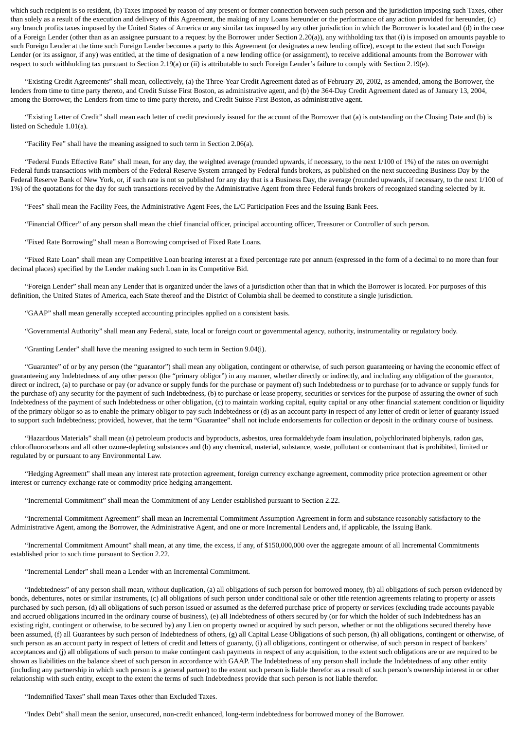which such recipient is so resident, (b) Taxes imposed by reason of any present or former connection between such person and the jurisdiction imposing such Taxes, other than solely as a result of the execution and delivery of this Agreement, the making of any Loans hereunder or the performance of any action provided for hereunder, (c) any branch profits taxes imposed by the United States of America or any similar tax imposed by any other jurisdiction in which the Borrower is located and (d) in the case of a Foreign Lender (other than as an assignee pursuant to a request by the Borrower under Section 2.20(a)), any withholding tax that (i) is imposed on amounts payable to such Foreign Lender at the time such Foreign Lender becomes a party to this Agreement (or designates a new lending office), except to the extent that such Foreign Lender (or its assignor, if any) was entitled, at the time of designation of a new lending office (or assignment), to receive additional amounts from the Borrower with respect to such withholding tax pursuant to Section 2.19(a) or (ii) is attributable to such Foreign Lender's failure to comply with Section 2.19(e).

"Existing Credit Agreements" shall mean, collectively, (a) the Three-Year Credit Agreement dated as of February 20, 2002, as amended, among the Borrower, the lenders from time to time party thereto, and Credit Suisse First Boston, as administrative agent, and (b) the 364-Day Credit Agreement dated as of January 13, 2004, among the Borrower, the Lenders from time to time party thereto, and Credit Suisse First Boston, as administrative agent.

"Existing Letter of Credit" shall mean each letter of credit previously issued for the account of the Borrower that (a) is outstanding on the Closing Date and (b) is listed on Schedule 1.01(a).

"Facility Fee" shall have the meaning assigned to such term in Section 2.06(a).

"Federal Funds Effective Rate" shall mean, for any day, the weighted average (rounded upwards, if necessary, to the next 1/100 of 1%) of the rates on overnight Federal funds transactions with members of the Federal Reserve System arranged by Federal funds brokers, as published on the next succeeding Business Day by the Federal Reserve Bank of New York, or, if such rate is not so published for any day that is a Business Day, the average (rounded upwards, if necessary, to the next 1/100 of 1%) of the quotations for the day for such transactions received by the Administrative Agent from three Federal funds brokers of recognized standing selected by it.

"Fees" shall mean the Facility Fees, the Administrative Agent Fees, the L/C Participation Fees and the Issuing Bank Fees.

"Financial Officer" of any person shall mean the chief financial officer, principal accounting officer, Treasurer or Controller of such person.

"Fixed Rate Borrowing" shall mean a Borrowing comprised of Fixed Rate Loans.

"Fixed Rate Loan" shall mean any Competitive Loan bearing interest at a fixed percentage rate per annum (expressed in the form of a decimal to no more than four decimal places) specified by the Lender making such Loan in its Competitive Bid.

"Foreign Lender" shall mean any Lender that is organized under the laws of a jurisdiction other than that in which the Borrower is located. For purposes of this definition, the United States of America, each State thereof and the District of Columbia shall be deemed to constitute a single jurisdiction.

"GAAP" shall mean generally accepted accounting principles applied on a consistent basis.

"Governmental Authority" shall mean any Federal, state, local or foreign court or governmental agency, authority, instrumentality or regulatory body.

"Granting Lender" shall have the meaning assigned to such term in Section 9.04(i).

"Guarantee" of or by any person (the "guarantor") shall mean any obligation, contingent or otherwise, of such person guaranteeing or having the economic effect of guaranteeing any Indebtedness of any other person (the "primary obligor") in any manner, whether directly or indirectly, and including any obligation of the guarantor, direct or indirect, (a) to purchase or pay (or advance or supply funds for the purchase or payment of) such Indebtedness or to purchase (or to advance or supply funds for the purchase of) any security for the payment of such Indebtedness, (b) to purchase or lease property, securities or services for the purpose of assuring the owner of such Indebtedness of the payment of such Indebtedness or other obligation, (c) to maintain working capital, equity capital or any other financial statement condition or liquidity of the primary obligor so as to enable the primary obligor to pay such Indebtedness or (d) as an account party in respect of any letter of credit or letter of guaranty issued to support such Indebtedness; provided, however, that the term "Guarantee" shall not include endorsements for collection or deposit in the ordinary course of business.

"Hazardous Materials" shall mean (a) petroleum products and byproducts, asbestos, urea formaldehyde foam insulation, polychlorinated biphenyls, radon gas, chlorofluorocarbons and all other ozone-depleting substances and (b) any chemical, material, substance, waste, pollutant or contaminant that is prohibited, limited or regulated by or pursuant to any Environmental Law.

"Hedging Agreement" shall mean any interest rate protection agreement, foreign currency exchange agreement, commodity price protection agreement or other interest or currency exchange rate or commodity price hedging arrangement.

"Incremental Commitment" shall mean the Commitment of any Lender established pursuant to Section 2.22.

"Incremental Commitment Agreement" shall mean an Incremental Commitment Assumption Agreement in form and substance reasonably satisfactory to the Administrative Agent, among the Borrower, the Administrative Agent, and one or more Incremental Lenders and, if applicable, the Issuing Bank.

"Incremental Commitment Amount" shall mean, at any time, the excess, if any, of $150,000,000 over the aggregate amount of all Incremental Commitments established prior to such time pursuant to Section 2.22.

"Incremental Lender" shall mean a Lender with an Incremental Commitment.

"Indebtedness" of any person shall mean, without duplication, (a) all obligations of such person for borrowed money, (b) all obligations of such person evidenced by bonds, debentures, notes or similar instruments, (c) all obligations of such person under conditional sale or other title retention agreements relating to property or assets purchased by such person, (d) all obligations of such person issued or assumed as the deferred purchase price of property or services (excluding trade accounts payable and accrued obligations incurred in the ordinary course of business), (e) all Indebtedness of others secured by (or for which the holder of such Indebtedness has an existing right, contingent or otherwise, to be secured by) any Lien on property owned or acquired by such person, whether or not the obligations secured thereby have been assumed, (f) all Guarantees by such person of Indebtedness of others, (g) all Capital Lease Obligations of such person, (h) all obligations, contingent or otherwise, of such person as an account party in respect of letters of credit and letters of guaranty, (i) all obligations, contingent or otherwise, of such person in respect of bankers' acceptances and (j) all obligations of such person to make contingent cash payments in respect of any acquisition, to the extent such obligations are or are required to be shown as liabilities on the balance sheet of such person in accordance with GAAP. The Indebtedness of any person shall include the Indebtedness of any other entity (including any partnership in which such person is a general partner) to the extent such person is liable therefor as a result of such person's ownership interest in or other relationship with such entity, except to the extent the terms of such Indebtedness provide that such person is not liable therefor.

"Indemnified Taxes" shall mean Taxes other than Excluded Taxes.

"Index Debt" shall mean the senior, unsecured, non-credit enhanced, long-term indebtedness for borrowed money of the Borrower.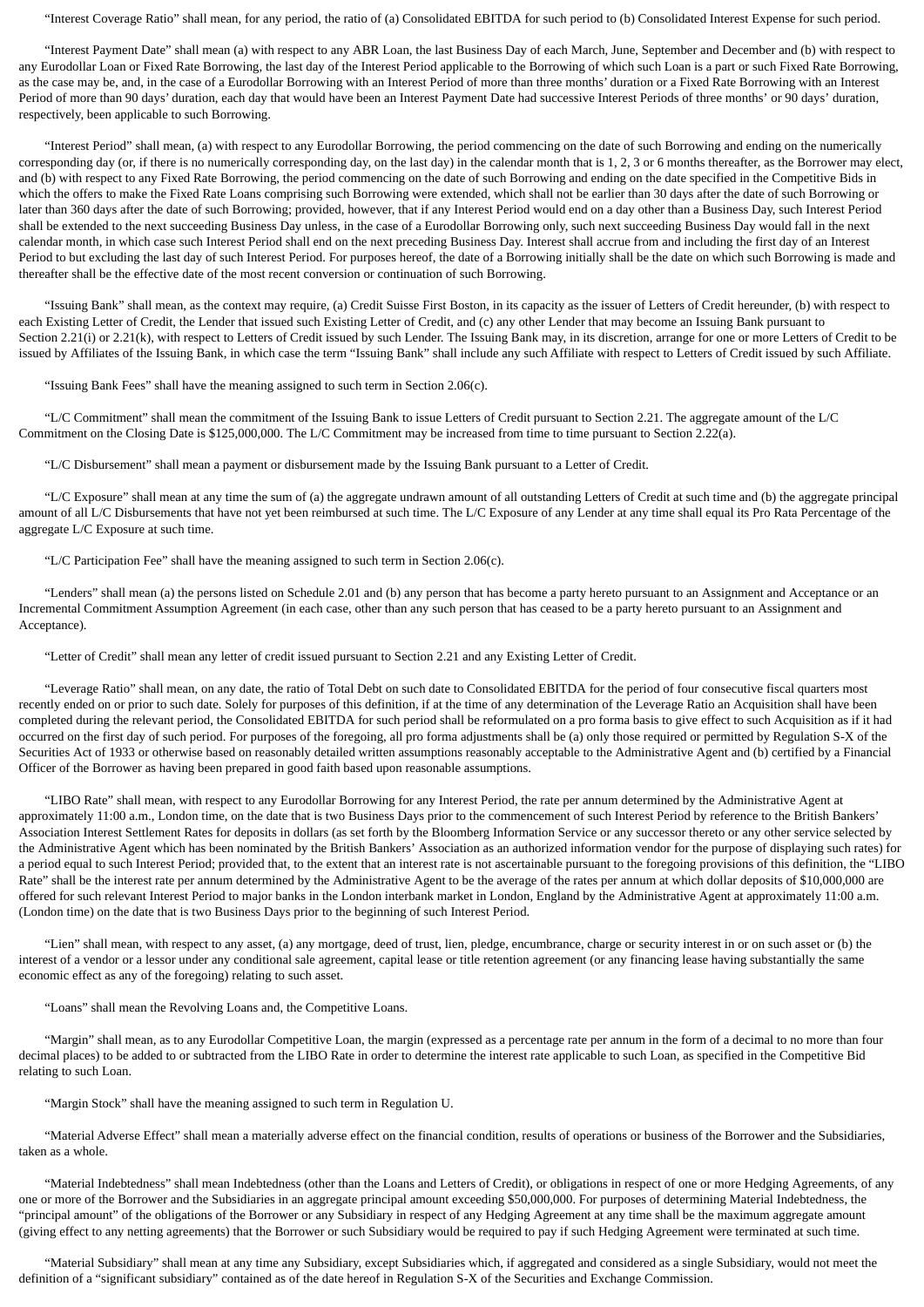“Interest Coverage Ratio” shall mean, for any period, the ratio of (a) Consolidated EBITDA for such period to (b) Consolidated Interest Expense for such period.

“Interest Payment Date” shall mean (a) with respect to any ABR Loan, the last Business Day of each March, June, September and December and (b) with respect to any Eurodollar Loan or Fixed Rate Borrowing, the last day of the Interest Period applicable to the Borrowing of which such Loan is a part or such Fixed Rate Borrowing, as the case may be, and, in the case of a Eurodollar Borrowing with an Interest Period of more than three months’ duration or a Fixed Rate Borrowing with an Interest Period of more than 90 days’ duration, each day that would have been an Interest Payment Date had successive Interest Periods of three months’ or 90 days’ duration, respectively, been applicable to such Borrowing.

“Interest Period” shall mean, (a) with respect to any Eurodollar Borrowing, the period commencing on the date of such Borrowing and ending on the numerically corresponding day (or, if there is no numerically corresponding day, on the last day) in the calendar month that is 1, 2, 3 or 6 months thereafter, as the Borrower may elect, and (b) with respect to any Fixed Rate Borrowing, the period commencing on the date of such Borrowing and ending on the date specified in the Competitive Bids in which the offers to make the Fixed Rate Loans comprising such Borrowing were extended, which shall not be earlier than 30 days after the date of such Borrowing or later than 360 days after the date of such Borrowing; provided, however, that if any Interest Period would end on a day other than a Business Day, such Interest Period shall be extended to the next succeeding Business Day unless, in the case of a Eurodollar Borrowing only, such next succeeding Business Day would fall in the next calendar month, in which case such Interest Period shall end on the next preceding Business Day. Interest shall accrue from and including the first day of an Interest Period to but excluding the last day of such Interest Period. For purposes hereof, the date of a Borrowing initially shall be the date on which such Borrowing is made and thereafter shall be the effective date of the most recent conversion or continuation of such Borrowing.

“Issuing Bank” shall mean, as the context may require, (a) Credit Suisse First Boston, in its capacity as the issuer of Letters of Credit hereunder, (b) with respect to each Existing Letter of Credit, the Lender that issued such Existing Letter of Credit, and (c) any other Lender that may become an Issuing Bank pursuant to Section 2.21(i) or 2.21(k), with respect to Letters of Credit issued by such Lender. The Issuing Bank may, in its discretion, arrange for one or more Letters of Credit to be issued by Affiliates of the Issuing Bank, in which case the term “Issuing Bank” shall include any such Affiliate with respect to Letters of Credit issued by such Affiliate.

“Issuing Bank Fees” shall have the meaning assigned to such term in Section 2.06(c).

“L/C Commitment” shall mean the commitment of the Issuing Bank to issue Letters of Credit pursuant to Section 2.21. The aggregate amount of the L/C Commitment on the Closing Date is $125,000,000. The L/C Commitment may be increased from time to time pursuant to Section 2.22(a).

“L/C Disbursement” shall mean a payment or disbursement made by the Issuing Bank pursuant to a Letter of Credit.

“L/C Exposure” shall mean at any time the sum of (a) the aggregate undrawn amount of all outstanding Letters of Credit at such time and (b) the aggregate principal amount of all L/C Disbursements that have not yet been reimbursed at such time. The L/C Exposure of any Lender at any time shall equal its Pro Rata Percentage of the aggregate L/C Exposure at such time.

“L/C Participation Fee” shall have the meaning assigned to such term in Section 2.06(c).

“Lenders” shall mean (a) the persons listed on Schedule 2.01 and (b) any person that has become a party hereto pursuant to an Assignment and Acceptance or an Incremental Commitment Assumption Agreement (in each case, other than any such person that has ceased to be a party hereto pursuant to an Assignment and Acceptance).

“Letter of Credit” shall mean any letter of credit issued pursuant to Section 2.21 and any Existing Letter of Credit.

“Leverage Ratio” shall mean, on any date, the ratio of Total Debt on such date to Consolidated EBITDA for the period of four consecutive fiscal quarters most recently ended on or prior to such date. Solely for purposes of this definition, if at the time of any determination of the Leverage Ratio an Acquisition shall have been completed during the relevant period, the Consolidated EBITDA for such period shall be reformulated on a pro forma basis to give effect to such Acquisition as if it had occurred on the first day of such period. For purposes of the foregoing, all pro forma adjustments shall be (a) only those required or permitted by Regulation S-X of the Securities Act of 1933 or otherwise based on reasonably detailed written assumptions reasonably acceptable to the Administrative Agent and (b) certified by a Financial Officer of the Borrower as having been prepared in good faith based upon reasonable assumptions.

“LIBO Rate” shall mean, with respect to any Eurodollar Borrowing for any Interest Period, the rate per annum determined by the Administrative Agent at approximately 11:00 a.m., London time, on the date that is two Business Days prior to the commencement of such Interest Period by reference to the British Bankers’ Association Interest Settlement Rates for deposits in dollars (as set forth by the Bloomberg Information Service or any successor thereto or any other service selected by the Administrative Agent which has been nominated by the British Bankers’ Association as an authorized information vendor for the purpose of displaying such rates) for a period equal to such Interest Period; provided that, to the extent that an interest rate is not ascertainable pursuant to the foregoing provisions of this definition, the “LIBO Rate” shall be the interest rate per annum determined by the Administrative Agent to be the average of the rates per annum at which dollar deposits of $10,000,000 are offered for such relevant Interest Period to major banks in the London interbank market in London, England by the Administrative Agent at approximately 11:00 a.m. (London time) on the date that is two Business Days prior to the beginning of such Interest Period.

“Lien” shall mean, with respect to any asset, (a) any mortgage, deed of trust, lien, pledge, encumbrance, charge or security interest in or on such asset or (b) the interest of a vendor or a lessor under any conditional sale agreement, capital lease or title retention agreement (or any financing lease having substantially the same economic effect as any of the foregoing) relating to such asset.

“Loans” shall mean the Revolving Loans and, the Competitive Loans.

“Margin” shall mean, as to any Eurodollar Competitive Loan, the margin (expressed as a percentage rate per annum in the form of a decimal to no more than four decimal places) to be added to or subtracted from the LIBO Rate in order to determine the interest rate applicable to such Loan, as specified in the Competitive Bid relating to such Loan.

“Margin Stock” shall have the meaning assigned to such term in Regulation U.

“Material Adverse Effect” shall mean a materially adverse effect on the financial condition, results of operations or business of the Borrower and the Subsidiaries, taken as a whole.

“Material Indebtedness” shall mean Indebtedness (other than the Loans and Letters of Credit), or obligations in respect of one or more Hedging Agreements, of any one or more of the Borrower and the Subsidiaries in an aggregate principal amount exceeding $50,000,000. For purposes of determining Material Indebtedness, the “principal amount” of the obligations of the Borrower or any Subsidiary in respect of any Hedging Agreement at any time shall be the maximum aggregate amount (giving effect to any netting agreements) that the Borrower or such Subsidiary would be required to pay if such Hedging Agreement were terminated at such time.

“Material Subsidiary” shall mean at any time any Subsidiary, except Subsidiaries which, if aggregated and considered as a single Subsidiary, would not meet the definition of a “significant subsidiary” contained as of the date hereof in Regulation S-X of the Securities and Exchange Commission.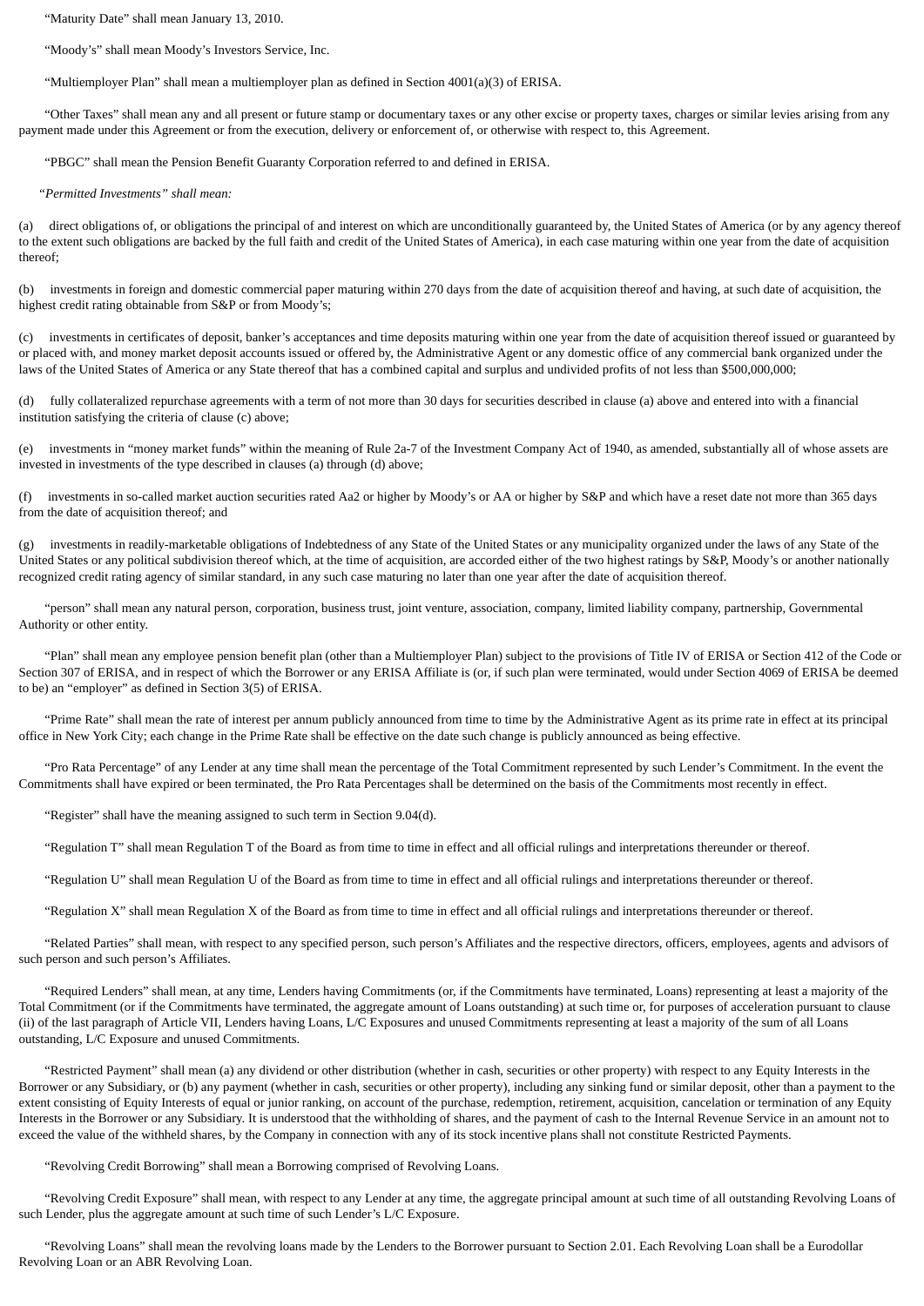"Maturity Date" shall mean January 13, 2010.

"Moody's" shall mean Moody's Investors Service, Inc.

"Multiemployer Plan" shall mean a multiemployer plan as defined in Section 4001(a)(3) of ERISA.

"Other Taxes" shall mean any and all present or future stamp or documentary taxes or any other excise or property taxes, charges or similar levies arising from any payment made under this Agreement or from the execution, delivery or enforcement of, or otherwise with respect to, this Agreement.

"PBGC" shall mean the Pension Benefit Guaranty Corporation referred to and defined in ERISA.

*"Permitted Investments" shall mean:*

(a) direct obligations of, or obligations the principal of and interest on which are unconditionally guaranteed by, the United States of America (or by any agency thereof to the extent such obligations are backed by the full faith and credit of the United States of America), in each case maturing within one year from the date of acquisition thereof;

(b) investments in foreign and domestic commercial paper maturing within 270 days from the date of acquisition thereof and having, at such date of acquisition, the highest credit rating obtainable from S&P or from Moody's;

(c) investments in certificates of deposit, banker's acceptances and time deposits maturing within one year from the date of acquisition thereof issued or guaranteed by or placed with, and money market deposit accounts issued or offered by, the Administrative Agent or any domestic office of any commercial bank organized under the laws of the United States of America or any State thereof that has a combined capital and surplus and undivided profits of not less than $500,000,000;

(d) fully collateralized repurchase agreements with a term of not more than 30 days for securities described in clause (a) above and entered into with a financial institution satisfying the criteria of clause (c) above;

(e) investments in "money market funds" within the meaning of Rule 2a-7 of the Investment Company Act of 1940, as amended, substantially all of whose assets are invested in investments of the type described in clauses (a) through (d) above;

(f) investments in so-called market auction securities rated Aa2 or higher by Moody's or AA or higher by S&P and which have a reset date not more than 365 days from the date of acquisition thereof; and

(g) investments in readily-marketable obligations of Indebtedness of any State of the United States or any municipality organized under the laws of any State of the United States or any political subdivision thereof which, at the time of acquisition, are accorded either of the two highest ratings by S&P, Moody's or another nationally recognized credit rating agency of similar standard, in any such case maturing no later than one year after the date of acquisition thereof.

"person" shall mean any natural person, corporation, business trust, joint venture, association, company, limited liability company, partnership, Governmental Authority or other entity.

"Plan" shall mean any employee pension benefit plan (other than a Multiemployer Plan) subject to the provisions of Title IV of ERISA or Section 412 of the Code or Section 307 of ERISA, and in respect of which the Borrower or any ERISA Affiliate is (or, if such plan were terminated, would under Section 4069 of ERISA be deemed to be) an "employer" as defined in Section 3(5) of ERISA.

"Prime Rate" shall mean the rate of interest per annum publicly announced from time to time by the Administrative Agent as its prime rate in effect at its principal office in New York City; each change in the Prime Rate shall be effective on the date such change is publicly announced as being effective.

"Pro Rata Percentage" of any Lender at any time shall mean the percentage of the Total Commitment represented by such Lender's Commitment. In the event the Commitments shall have expired or been terminated, the Pro Rata Percentages shall be determined on the basis of the Commitments most recently in effect.

"Register" shall have the meaning assigned to such term in Section 9.04(d).

"Regulation T" shall mean Regulation T of the Board as from time to time in effect and all official rulings and interpretations thereunder or thereof.

"Regulation U" shall mean Regulation U of the Board as from time to time in effect and all official rulings and interpretations thereunder or thereof.

"Regulation X" shall mean Regulation X of the Board as from time to time in effect and all official rulings and interpretations thereunder or thereof.

"Related Parties" shall mean, with respect to any specified person, such person's Affiliates and the respective directors, officers, employees, agents and advisors of such person and such person's Affiliates.

"Required Lenders" shall mean, at any time, Lenders having Commitments (or, if the Commitments have terminated, Loans) representing at least a majority of the Total Commitment (or if the Commitments have terminated, the aggregate amount of Loans outstanding) at such time or, for purposes of acceleration pursuant to clause (ii) of the last paragraph of Article VII, Lenders having Loans, L/C Exposures and unused Commitments representing at least a majority of the sum of all Loans outstanding, L/C Exposure and unused Commitments.

"Restricted Payment" shall mean (a) any dividend or other distribution (whether in cash, securities or other property) with respect to any Equity Interests in the Borrower or any Subsidiary, or (b) any payment (whether in cash, securities or other property), including any sinking fund or similar deposit, other than a payment to the extent consisting of Equity Interests of equal or junior ranking, on account of the purchase, redemption, retirement, acquisition, cancelation or termination of any Equity Interests in the Borrower or any Subsidiary. It is understood that the withholding of shares, and the payment of cash to the Internal Revenue Service in an amount not to exceed the value of the withheld shares, by the Company in connection with any of its stock incentive plans shall not constitute Restricted Payments.

"Revolving Credit Borrowing" shall mean a Borrowing comprised of Revolving Loans.

"Revolving Credit Exposure" shall mean, with respect to any Lender at any time, the aggregate principal amount at such time of all outstanding Revolving Loans of such Lender, plus the aggregate amount at such time of such Lender's L/C Exposure.

"Revolving Loans" shall mean the revolving loans made by the Lenders to the Borrower pursuant to Section 2.01. Each Revolving Loan shall be a Eurodollar Revolving Loan or an ABR Revolving Loan.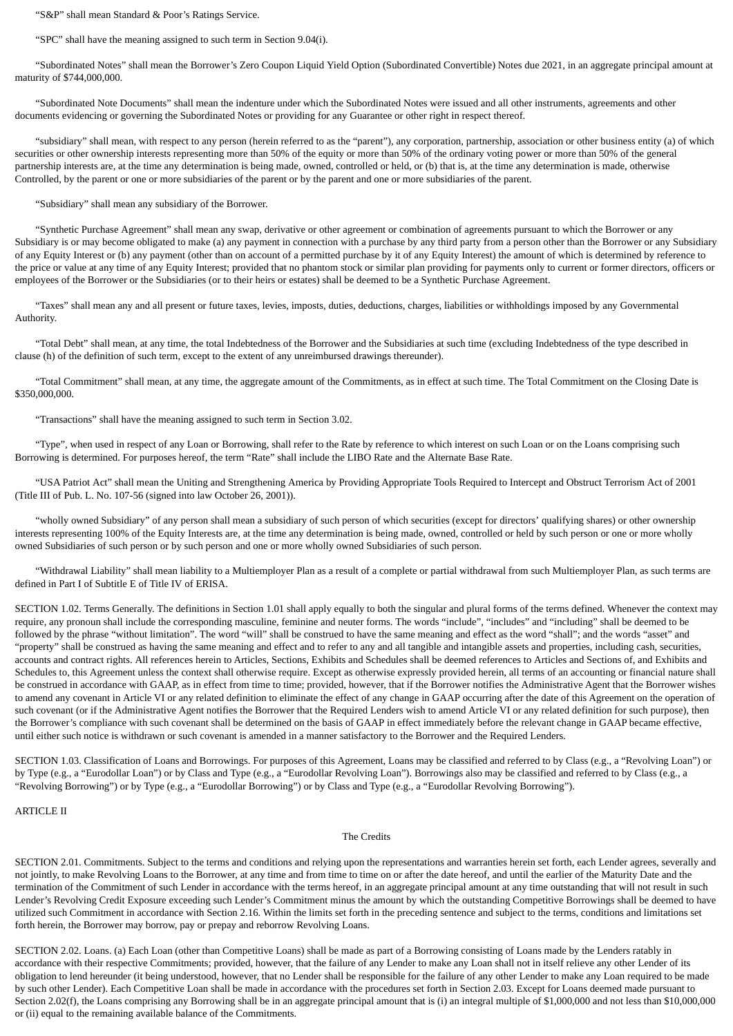"S&P" shall mean Standard & Poor's Ratings Service.

"SPC" shall have the meaning assigned to such term in Section 9.04(i).

"Subordinated Notes" shall mean the Borrower's Zero Coupon Liquid Yield Option (Subordinated Convertible) Notes due 2021, in an aggregate principal amount at maturity of $744,000,000.

"Subordinated Note Documents" shall mean the indenture under which the Subordinated Notes were issued and all other instruments, agreements and other documents evidencing or governing the Subordinated Notes or providing for any Guarantee or other right in respect thereof.

"subsidiary" shall mean, with respect to any person (herein referred to as the "parent"), any corporation, partnership, association or other business entity (a) of which securities or other ownership interests representing more than 50% of the equity or more than 50% of the ordinary voting power or more than 50% of the general partnership interests are, at the time any determination is being made, owned, controlled or held, or (b) that is, at the time any determination is made, otherwise Controlled, by the parent or one or more subsidiaries of the parent or by the parent and one or more subsidiaries of the parent.

"Subsidiary" shall mean any subsidiary of the Borrower.

"Synthetic Purchase Agreement" shall mean any swap, derivative or other agreement or combination of agreements pursuant to which the Borrower or any Subsidiary is or may become obligated to make (a) any payment in connection with a purchase by any third party from a person other than the Borrower or any Subsidiary of any Equity Interest or (b) any payment (other than on account of a permitted purchase by it of any Equity Interest) the amount of which is determined by reference to the price or value at any time of any Equity Interest; provided that no phantom stock or similar plan providing for payments only to current or former directors, officers or employees of the Borrower or the Subsidiaries (or to their heirs or estates) shall be deemed to be a Synthetic Purchase Agreement.

"Taxes" shall mean any and all present or future taxes, levies, imposts, duties, deductions, charges, liabilities or withholdings imposed by any Governmental Authority.

"Total Debt" shall mean, at any time, the total Indebtedness of the Borrower and the Subsidiaries at such time (excluding Indebtedness of the type described in clause (h) of the definition of such term, except to the extent of any unreimbursed drawings thereunder).

"Total Commitment" shall mean, at any time, the aggregate amount of the Commitments, as in effect at such time. The Total Commitment on the Closing Date is $350,000,000.

"Transactions" shall have the meaning assigned to such term in Section 3.02.

"Type", when used in respect of any Loan or Borrowing, shall refer to the Rate by reference to which interest on such Loan or on the Loans comprising such Borrowing is determined. For purposes hereof, the term "Rate" shall include the LIBO Rate and the Alternate Base Rate.

"USA Patriot Act" shall mean the Uniting and Strengthening America by Providing Appropriate Tools Required to Intercept and Obstruct Terrorism Act of 2001 (Title III of Pub. L. No. 107-56 (signed into law October 26, 2001)).

"wholly owned Subsidiary" of any person shall mean a subsidiary of such person of which securities (except for directors' qualifying shares) or other ownership interests representing 100% of the Equity Interests are, at the time any determination is being made, owned, controlled or held by such person or one or more wholly owned Subsidiaries of such person or by such person and one or more wholly owned Subsidiaries of such person.

"Withdrawal Liability" shall mean liability to a Multiemployer Plan as a result of a complete or partial withdrawal from such Multiemployer Plan, as such terms are defined in Part I of Subtitle E of Title IV of ERISA.

SECTION 1.02. Terms Generally. The definitions in Section 1.01 shall apply equally to both the singular and plural forms of the terms defined. Whenever the context may require, any pronoun shall include the corresponding masculine, feminine and neuter forms. The words "include", "includes" and "including" shall be deemed to be followed by the phrase "without limitation". The word "will" shall be construed to have the same meaning and effect as the word "shall"; and the words "asset" and "property" shall be construed as having the same meaning and effect and to refer to any and all tangible and intangible assets and properties, including cash, securities, accounts and contract rights. All references herein to Articles, Sections, Exhibits and Schedules shall be deemed references to Articles and Sections of, and Exhibits and Schedules to, this Agreement unless the context shall otherwise require. Except as otherwise expressly provided herein, all terms of an accounting or financial nature shall be construed in accordance with GAAP, as in effect from time to time; provided, however, that if the Borrower notifies the Administrative Agent that the Borrower wishes to amend any covenant in Article VI or any related definition to eliminate the effect of any change in GAAP occurring after the date of this Agreement on the operation of such covenant (or if the Administrative Agent notifies the Borrower that the Required Lenders wish to amend Article VI or any related definition for such purpose), then the Borrower's compliance with such covenant shall be determined on the basis of GAAP in effect immediately before the relevant change in GAAP became effective, until either such notice is withdrawn or such covenant is amended in a manner satisfactory to the Borrower and the Required Lenders.

SECTION 1.03. Classification of Loans and Borrowings. For purposes of this Agreement, Loans may be classified and referred to by Class (e.g., a "Revolving Loan") or by Type (e.g., a "Eurodollar Loan") or by Class and Type (e.g., a "Eurodollar Revolving Loan"). Borrowings also may be classified and referred to by Class (e.g., a "Revolving Borrowing") or by Type (e.g., a "Eurodollar Borrowing") or by Class and Type (e.g., a "Eurodollar Revolving Borrowing").

## ARTICLE II

### The Credits

SECTION 2.01. Commitments. Subject to the terms and conditions and relying upon the representations and warranties herein set forth, each Lender agrees, severally and not jointly, to make Revolving Loans to the Borrower, at any time and from time to time on or after the date hereof, and until the earlier of the Maturity Date and the termination of the Commitment of such Lender in accordance with the terms hereof, in an aggregate principal amount at any time outstanding that will not result in such Lender's Revolving Credit Exposure exceeding such Lender's Commitment minus the amount by which the outstanding Competitive Borrowings shall be deemed to have utilized such Commitment in accordance with Section 2.16. Within the limits set forth in the preceding sentence and subject to the terms, conditions and limitations set forth herein, the Borrower may borrow, pay or prepay and reborrow Revolving Loans.

SECTION 2.02. Loans. (a) Each Loan (other than Competitive Loans) shall be made as part of a Borrowing consisting of Loans made by the Lenders ratably in accordance with their respective Commitments; provided, however, that the failure of any Lender to make any Loan shall not in itself relieve any other Lender of its obligation to lend hereunder (it being understood, however, that no Lender shall be responsible for the failure of any other Lender to make any Loan required to be made by such other Lender). Each Competitive Loan shall be made in accordance with the procedures set forth in Section 2.03. Except for Loans deemed made pursuant to Section 2.02(f), the Loans comprising any Borrowing shall be in an aggregate principal amount that is (i) an integral multiple of $1,000,000 and not less than $10,000,000 or (ii) equal to the remaining available balance of the Commitments.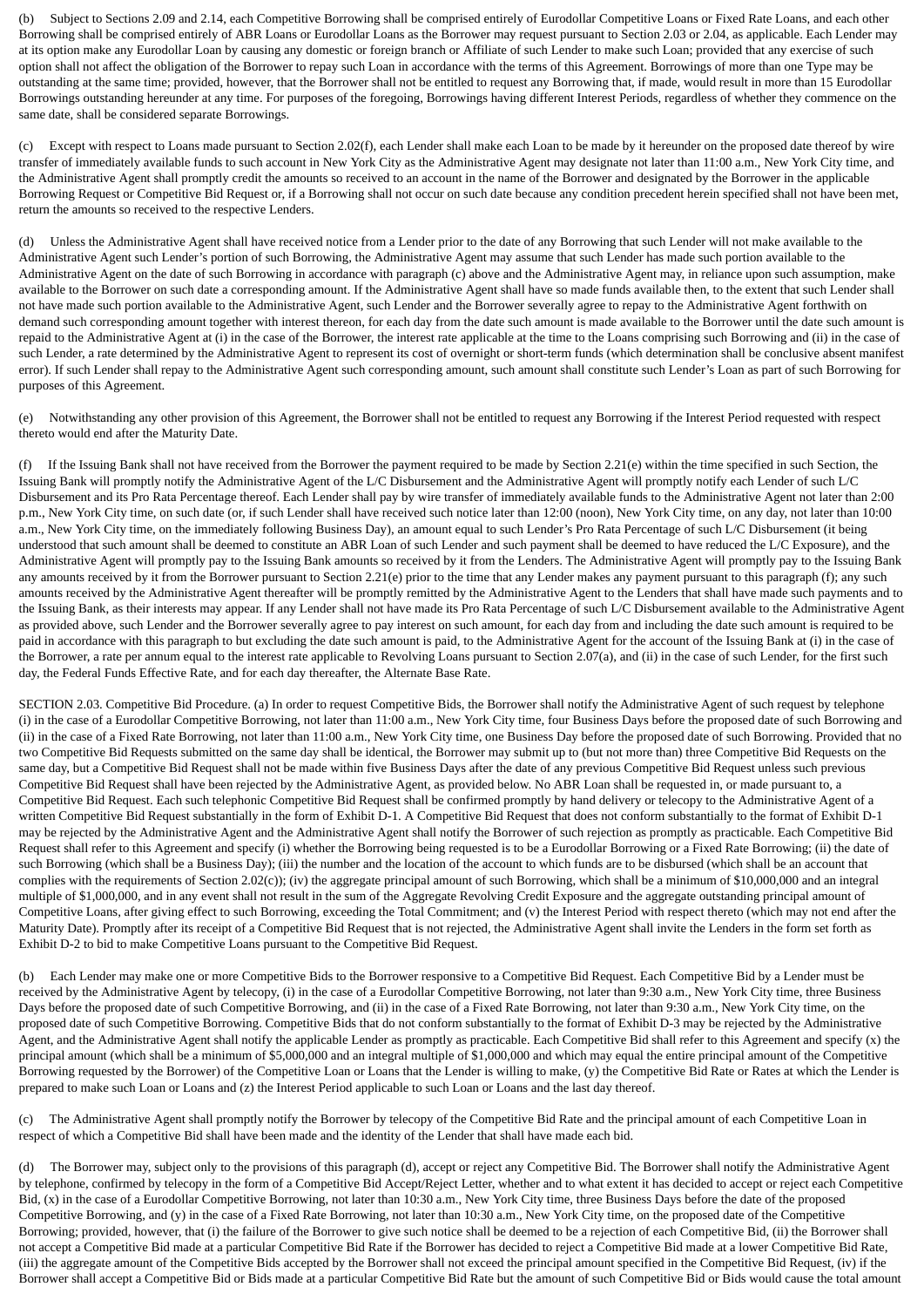(b) Subject to Sections 2.09 and 2.14, each Competitive Borrowing shall be comprised entirely of Eurodollar Competitive Loans or Fixed Rate Loans, and each other Borrowing shall be comprised entirely of ABR Loans or Eurodollar Loans as the Borrower may request pursuant to Section 2.03 or 2.04, as applicable. Each Lender may at its option make any Eurodollar Loan by causing any domestic or foreign branch or Affiliate of such Lender to make such Loan; provided that any exercise of such option shall not affect the obligation of the Borrower to repay such Loan in accordance with the terms of this Agreement. Borrowings of more than one Type may be outstanding at the same time; provided, however, that the Borrower shall not be entitled to request any Borrowing that, if made, would result in more than 15 Eurodollar Borrowings outstanding hereunder at any time. For purposes of the foregoing, Borrowings having different Interest Periods, regardless of whether they commence on the same date, shall be considered separate Borrowings.

(c) Except with respect to Loans made pursuant to Section 2.02(f), each Lender shall make each Loan to be made by it hereunder on the proposed date thereof by wire transfer of immediately available funds to such account in New York City as the Administrative Agent may designate not later than 11:00 a.m., New York City time, and the Administrative Agent shall promptly credit the amounts so received to an account in the name of the Borrower and designated by the Borrower in the applicable Borrowing Request or Competitive Bid Request or, if a Borrowing shall not occur on such date because any condition precedent herein specified shall not have been met, return the amounts so received to the respective Lenders.

(d) Unless the Administrative Agent shall have received notice from a Lender prior to the date of any Borrowing that such Lender will not make available to the Administrative Agent such Lender's portion of such Borrowing, the Administrative Agent may assume that such Lender has made such portion available to the Administrative Agent on the date of such Borrowing in accordance with paragraph (c) above and the Administrative Agent may, in reliance upon such assumption, make available to the Borrower on such date a corresponding amount. If the Administrative Agent shall have so made funds available then, to the extent that such Lender shall not have made such portion available to the Administrative Agent, such Lender and the Borrower severally agree to repay to the Administrative Agent forthwith on demand such corresponding amount together with interest thereon, for each day from the date such amount is made available to the Borrower until the date such amount is repaid to the Administrative Agent at (i) in the case of the Borrower, the interest rate applicable at the time to the Loans comprising such Borrowing and (ii) in the case of such Lender, a rate determined by the Administrative Agent to represent its cost of overnight or short-term funds (which determination shall be conclusive absent manifest error). If such Lender shall repay to the Administrative Agent such corresponding amount, such amount shall constitute such Lender's Loan as part of such Borrowing for purposes of this Agreement.

(e) Notwithstanding any other provision of this Agreement, the Borrower shall not be entitled to request any Borrowing if the Interest Period requested with respect thereto would end after the Maturity Date.

(f) If the Issuing Bank shall not have received from the Borrower the payment required to be made by Section 2.21(e) within the time specified in such Section, the Issuing Bank will promptly notify the Administrative Agent of the L/C Disbursement and the Administrative Agent will promptly notify each Lender of such L/C Disbursement and its Pro Rata Percentage thereof. Each Lender shall pay by wire transfer of immediately available funds to the Administrative Agent not later than 2:00 p.m., New York City time, on such date (or, if such Lender shall have received such notice later than 12:00 (noon), New York City time, on any day, not later than 10:00 a.m., New York City time, on the immediately following Business Day), an amount equal to such Lender's Pro Rata Percentage of such L/C Disbursement (it being understood that such amount shall be deemed to constitute an ABR Loan of such Lender and such payment shall be deemed to have reduced the L/C Exposure), and the Administrative Agent will promptly pay to the Issuing Bank amounts so received by it from the Lenders. The Administrative Agent will promptly pay to the Issuing Bank any amounts received by it from the Borrower pursuant to Section 2.21(e) prior to the time that any Lender makes any payment pursuant to this paragraph (f); any such amounts received by the Administrative Agent thereafter will be promptly remitted by the Administrative Agent to the Lenders that shall have made such payments and to the Issuing Bank, as their interests may appear. If any Lender shall not have made its Pro Rata Percentage of such L/C Disbursement available to the Administrative Agent as provided above, such Lender and the Borrower severally agree to pay interest on such amount, for each day from and including the date such amount is required to be paid in accordance with this paragraph to but excluding the date such amount is paid, to the Administrative Agent for the account of the Issuing Bank at (i) in the case of the Borrower, a rate per annum equal to the interest rate applicable to Revolving Loans pursuant to Section 2.07(a), and (ii) in the case of such Lender, for the first such day, the Federal Funds Effective Rate, and for each day thereafter, the Alternate Base Rate.

SECTION 2.03. Competitive Bid Procedure. (a) In order to request Competitive Bids, the Borrower shall notify the Administrative Agent of such request by telephone (i) in the case of a Eurodollar Competitive Borrowing, not later than 11:00 a.m., New York City time, four Business Days before the proposed date of such Borrowing and (ii) in the case of a Fixed Rate Borrowing, not later than 11:00 a.m., New York City time, one Business Day before the proposed date of such Borrowing. Provided that no two Competitive Bid Requests submitted on the same day shall be identical, the Borrower may submit up to (but not more than) three Competitive Bid Requests on the same day, but a Competitive Bid Request shall not be made within five Business Days after the date of any previous Competitive Bid Request unless such previous Competitive Bid Request shall have been rejected by the Administrative Agent, as provided below. No ABR Loan shall be requested in, or made pursuant to, a Competitive Bid Request. Each such telephonic Competitive Bid Request shall be confirmed promptly by hand delivery or telecopy to the Administrative Agent of a written Competitive Bid Request substantially in the form of Exhibit D-1. A Competitive Bid Request that does not conform substantially to the format of Exhibit D-1 may be rejected by the Administrative Agent and the Administrative Agent shall notify the Borrower of such rejection as promptly as practicable. Each Competitive Bid Request shall refer to this Agreement and specify (i) whether the Borrowing being requested is to be a Eurodollar Borrowing or a Fixed Rate Borrowing; (ii) the date of such Borrowing (which shall be a Business Day); (iii) the number and the location of the account to which funds are to be disbursed (which shall be an account that complies with the requirements of Section 2.02(c)); (iv) the aggregate principal amount of such Borrowing, which shall be a minimum of $10,000,000 and an integral multiple of $1,000,000, and in any event shall not result in the sum of the Aggregate Revolving Credit Exposure and the aggregate outstanding principal amount of Competitive Loans, after giving effect to such Borrowing, exceeding the Total Commitment; and (v) the Interest Period with respect thereto (which may not end after the Maturity Date). Promptly after its receipt of a Competitive Bid Request that is not rejected, the Administrative Agent shall invite the Lenders in the form set forth as Exhibit D-2 to bid to make Competitive Loans pursuant to the Competitive Bid Request.

(b) Each Lender may make one or more Competitive Bids to the Borrower responsive to a Competitive Bid Request. Each Competitive Bid by a Lender must be received by the Administrative Agent by telecopy, (i) in the case of a Eurodollar Competitive Borrowing, not later than 9:30 a.m., New York City time, three Business Days before the proposed date of such Competitive Borrowing, and (ii) in the case of a Fixed Rate Borrowing, not later than 9:30 a.m., New York City time, on the proposed date of such Competitive Borrowing. Competitive Bids that do not conform substantially to the format of Exhibit D-3 may be rejected by the Administrative Agent, and the Administrative Agent shall notify the applicable Lender as promptly as practicable. Each Competitive Bid shall refer to this Agreement and specify (x) the principal amount (which shall be a minimum of $5,000,000 and an integral multiple of $1,000,000 and which may equal the entire principal amount of the Competitive Borrowing requested by the Borrower) of the Competitive Loan or Loans that the Lender is willing to make, (y) the Competitive Bid Rate or Rates at which the Lender is prepared to make such Loan or Loans and (z) the Interest Period applicable to such Loan or Loans and the last day thereof.

(c) The Administrative Agent shall promptly notify the Borrower by telecopy of the Competitive Bid Rate and the principal amount of each Competitive Loan in respect of which a Competitive Bid shall have been made and the identity of the Lender that shall have made each bid.

(d) The Borrower may, subject only to the provisions of this paragraph (d), accept or reject any Competitive Bid. The Borrower shall notify the Administrative Agent by telephone, confirmed by telecopy in the form of a Competitive Bid Accept/Reject Letter, whether and to what extent it has decided to accept or reject each Competitive Bid, (x) in the case of a Eurodollar Competitive Borrowing, not later than 10:30 a.m., New York City time, three Business Days before the date of the proposed Competitive Borrowing, and (y) in the case of a Fixed Rate Borrowing, not later than 10:30 a.m., New York City time, on the proposed date of the Competitive Borrowing; provided, however, that (i) the failure of the Borrower to give such notice shall be deemed to be a rejection of each Competitive Bid, (ii) the Borrower shall not accept a Competitive Bid made at a particular Competitive Bid Rate if the Borrower has decided to reject a Competitive Bid made at a lower Competitive Bid Rate, (iii) the aggregate amount of the Competitive Bids accepted by the Borrower shall not exceed the principal amount specified in the Competitive Bid Request, (iv) if the Borrower shall accept a Competitive Bid or Bids made at a particular Competitive Bid Rate but the amount of such Competitive Bid or Bids would cause the total amount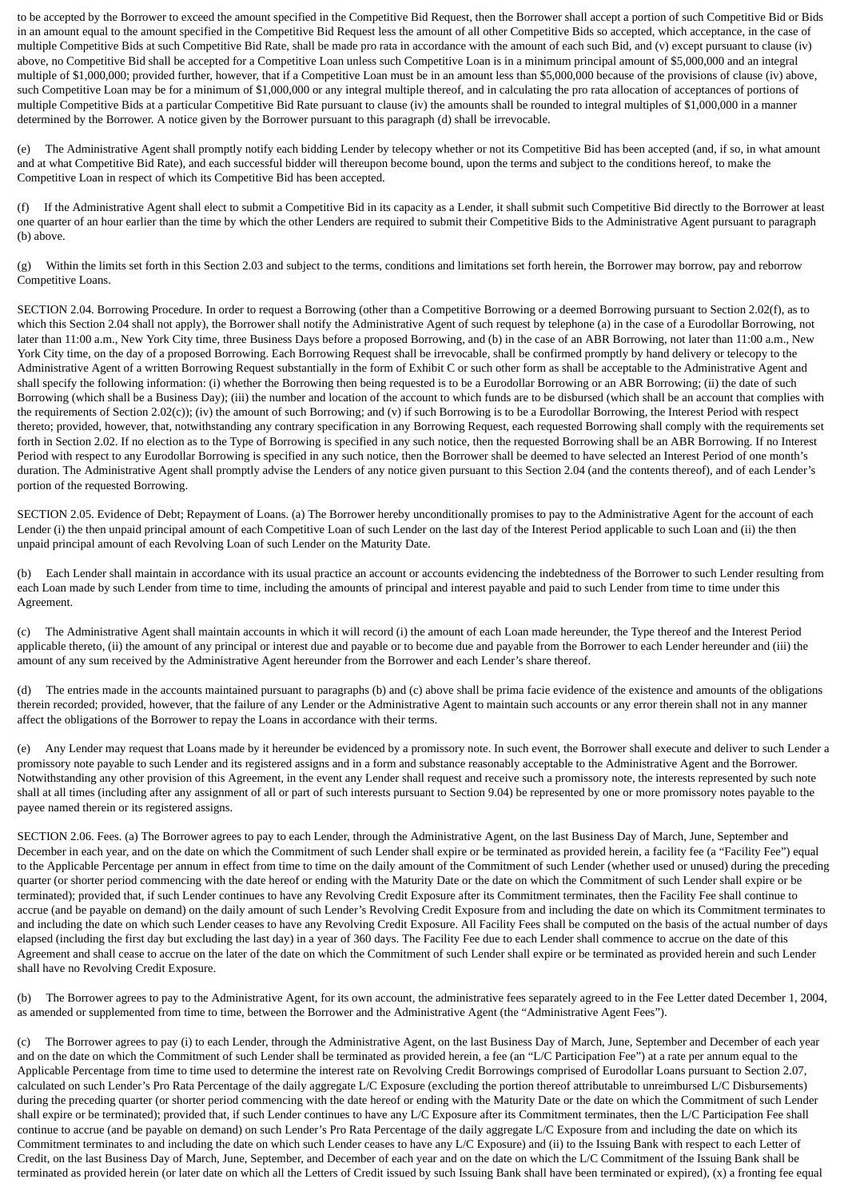to be accepted by the Borrower to exceed the amount specified in the Competitive Bid Request, then the Borrower shall accept a portion of such Competitive Bid or Bids in an amount equal to the amount specified in the Competitive Bid Request less the amount of all other Competitive Bids so accepted, which acceptance, in the case of multiple Competitive Bids at such Competitive Bid Rate, shall be made pro rata in accordance with the amount of each such Bid, and (v) except pursuant to clause (iv) above, no Competitive Bid shall be accepted for a Competitive Loan unless such Competitive Loan is in a minimum principal amount of $5,000,000 and an integral multiple of $1,000,000; provided further, however, that if a Competitive Loan must be in an amount less than $5,000,000 because of the provisions of clause (iv) above, such Competitive Loan may be for a minimum of $1,000,000 or any integral multiple thereof, and in calculating the pro rata allocation of acceptances of portions of multiple Competitive Bids at a particular Competitive Bid Rate pursuant to clause (iv) the amounts shall be rounded to integral multiples of $1,000,000 in a manner determined by the Borrower. A notice given by the Borrower pursuant to this paragraph (d) shall be irrevocable.

(e) The Administrative Agent shall promptly notify each bidding Lender by telecopy whether or not its Competitive Bid has been accepted (and, if so, in what amount and at what Competitive Bid Rate), and each successful bidder will thereupon become bound, upon the terms and subject to the conditions hereof, to make the Competitive Loan in respect of which its Competitive Bid has been accepted.

(f) If the Administrative Agent shall elect to submit a Competitive Bid in its capacity as a Lender, it shall submit such Competitive Bid directly to the Borrower at least one quarter of an hour earlier than the time by which the other Lenders are required to submit their Competitive Bids to the Administrative Agent pursuant to paragraph (b) above.

(g) Within the limits set forth in this Section 2.03 and subject to the terms, conditions and limitations set forth herein, the Borrower may borrow, pay and reborrow Competitive Loans.

SECTION 2.04. Borrowing Procedure. In order to request a Borrowing (other than a Competitive Borrowing or a deemed Borrowing pursuant to Section 2.02(f), as to which this Section 2.04 shall not apply), the Borrower shall notify the Administrative Agent of such request by telephone (a) in the case of a Eurodollar Borrowing, not later than 11:00 a.m., New York City time, three Business Days before a proposed Borrowing, and (b) in the case of an ABR Borrowing, not later than 11:00 a.m., New York City time, on the day of a proposed Borrowing. Each Borrowing Request shall be irrevocable, shall be confirmed promptly by hand delivery or telecopy to the Administrative Agent of a written Borrowing Request substantially in the form of Exhibit C or such other form as shall be acceptable to the Administrative Agent and shall specify the following information: (i) whether the Borrowing then being requested is to be a Eurodollar Borrowing or an ABR Borrowing; (ii) the date of such Borrowing (which shall be a Business Day); (iii) the number and location of the account to which funds are to be disbursed (which shall be an account that complies with the requirements of Section 2.02(c)); (iv) the amount of such Borrowing; and (v) if such Borrowing is to be a Eurodollar Borrowing, the Interest Period with respect thereto; provided, however, that, notwithstanding any contrary specification in any Borrowing Request, each requested Borrowing shall comply with the requirements set forth in Section 2.02. If no election as to the Type of Borrowing is specified in any such notice, then the requested Borrowing shall be an ABR Borrowing. If no Interest Period with respect to any Eurodollar Borrowing is specified in any such notice, then the Borrower shall be deemed to have selected an Interest Period of one month's duration. The Administrative Agent shall promptly advise the Lenders of any notice given pursuant to this Section 2.04 (and the contents thereof), and of each Lender's portion of the requested Borrowing.

SECTION 2.05. Evidence of Debt; Repayment of Loans. (a) The Borrower hereby unconditionally promises to pay to the Administrative Agent for the account of each Lender (i) the then unpaid principal amount of each Competitive Loan of such Lender on the last day of the Interest Period applicable to such Loan and (ii) the then unpaid principal amount of each Revolving Loan of such Lender on the Maturity Date.

(b) Each Lender shall maintain in accordance with its usual practice an account or accounts evidencing the indebtedness of the Borrower to such Lender resulting from each Loan made by such Lender from time to time, including the amounts of principal and interest payable and paid to such Lender from time to time under this Agreement.

(c) The Administrative Agent shall maintain accounts in which it will record (i) the amount of each Loan made hereunder, the Type thereof and the Interest Period applicable thereto, (ii) the amount of any principal or interest due and payable or to become due and payable from the Borrower to each Lender hereunder and (iii) the amount of any sum received by the Administrative Agent hereunder from the Borrower and each Lender's share thereof.

(d) The entries made in the accounts maintained pursuant to paragraphs (b) and (c) above shall be prima facie evidence of the existence and amounts of the obligations therein recorded; provided, however, that the failure of any Lender or the Administrative Agent to maintain such accounts or any error therein shall not in any manner affect the obligations of the Borrower to repay the Loans in accordance with their terms.

(e) Any Lender may request that Loans made by it hereunder be evidenced by a promissory note. In such event, the Borrower shall execute and deliver to such Lender a promissory note payable to such Lender and its registered assigns and in a form and substance reasonably acceptable to the Administrative Agent and the Borrower. Notwithstanding any other provision of this Agreement, in the event any Lender shall request and receive such a promissory note, the interests represented by such note shall at all times (including after any assignment of all or part of such interests pursuant to Section 9.04) be represented by one or more promissory notes payable to the payee named therein or its registered assigns.

SECTION 2.06. Fees. (a) The Borrower agrees to pay to each Lender, through the Administrative Agent, on the last Business Day of March, June, September and December in each year, and on the date on which the Commitment of such Lender shall expire or be terminated as provided herein, a facility fee (a "Facility Fee") equal to the Applicable Percentage per annum in effect from time to time on the daily amount of the Commitment of such Lender (whether used or unused) during the preceding quarter (or shorter period commencing with the date hereof or ending with the Maturity Date or the date on which the Commitment of such Lender shall expire or be terminated); provided that, if such Lender continues to have any Revolving Credit Exposure after its Commitment terminates, then the Facility Fee shall continue to accrue (and be payable on demand) on the daily amount of such Lender's Revolving Credit Exposure from and including the date on which its Commitment terminates to and including the date on which such Lender ceases to have any Revolving Credit Exposure. All Facility Fees shall be computed on the basis of the actual number of days elapsed (including the first day but excluding the last day) in a year of 360 days. The Facility Fee due to each Lender shall commence to accrue on the date of this Agreement and shall cease to accrue on the later of the date on which the Commitment of such Lender shall expire or be terminated as provided herein and such Lender shall have no Revolving Credit Exposure.

(b) The Borrower agrees to pay to the Administrative Agent, for its own account, the administrative fees separately agreed to in the Fee Letter dated December 1, 2004, as amended or supplemented from time to time, between the Borrower and the Administrative Agent (the "Administrative Agent Fees").

(c) The Borrower agrees to pay (i) to each Lender, through the Administrative Agent, on the last Business Day of March, June, September and December of each year and on the date on which the Commitment of such Lender shall be terminated as provided herein, a fee (an "L/C Participation Fee") at a rate per annum equal to the Applicable Percentage from time to time used to determine the interest rate on Revolving Credit Borrowings comprised of Eurodollar Loans pursuant to Section 2.07, calculated on such Lender's Pro Rata Percentage of the daily aggregate L/C Exposure (excluding the portion thereof attributable to unreimbursed L/C Disbursements) during the preceding quarter (or shorter period commencing with the date hereof or ending with the Maturity Date or the date on which the Commitment of such Lender shall expire or be terminated); provided that, if such Lender continues to have any L/C Exposure after its Commitment terminates, then the L/C Participation Fee shall continue to accrue (and be payable on demand) on such Lender's Pro Rata Percentage of the daily aggregate L/C Exposure from and including the date on which its Commitment terminates to and including the date on which such Lender ceases to have any L/C Exposure) and (ii) to the Issuing Bank with respect to each Letter of Credit, on the last Business Day of March, June, September, and December of each year and on the date on which the L/C Commitment of the Issuing Bank shall be terminated as provided herein (or later date on which all the Letters of Credit issued by such Issuing Bank shall have been terminated or expired), (x) a fronting fee equal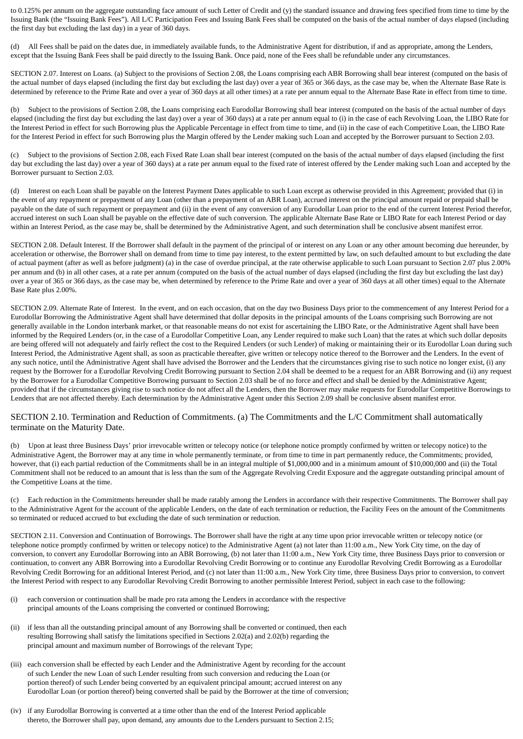to 0.125% per annum on the aggregate outstanding face amount of such Letter of Credit and (y) the standard issuance and drawing fees specified from time to time by the Issuing Bank (the "Issuing Bank Fees"). All L/C Participation Fees and Issuing Bank Fees shall be computed on the basis of the actual number of days elapsed (including the first day but excluding the last day) in a year of 360 days.

(d) All Fees shall be paid on the dates due, in immediately available funds, to the Administrative Agent for distribution, if and as appropriate, among the Lenders, except that the Issuing Bank Fees shall be paid directly to the Issuing Bank. Once paid, none of the Fees shall be refundable under any circumstances.

SECTION 2.07. Interest on Loans. (a) Subject to the provisions of Section 2.08, the Loans comprising each ABR Borrowing shall bear interest (computed on the basis of the actual number of days elapsed (including the first day but excluding the last day) over a year of 365 or 366 days, as the case may be, when the Alternate Base Rate is determined by reference to the Prime Rate and over a year of 360 days at all other times) at a rate per annum equal to the Alternate Base Rate in effect from time to time.

(b) Subject to the provisions of Section 2.08, the Loans comprising each Eurodollar Borrowing shall bear interest (computed on the basis of the actual number of days elapsed (including the first day but excluding the last day) over a year of 360 days) at a rate per annum equal to (i) in the case of each Revolving Loan, the LIBO Rate for the Interest Period in effect for such Borrowing plus the Applicable Percentage in effect from time to time, and (ii) in the case of each Competitive Loan, the LIBO Rate for the Interest Period in effect for such Borrowing plus the Margin offered by the Lender making such Loan and accepted by the Borrower pursuant to Section 2.03.

(c) Subject to the provisions of Section 2.08, each Fixed Rate Loan shall bear interest (computed on the basis of the actual number of days elapsed (including the first day but excluding the last day) over a year of 360 days) at a rate per annum equal to the fixed rate of interest offered by the Lender making such Loan and accepted by the Borrower pursuant to Section 2.03.

(d) Interest on each Loan shall be payable on the Interest Payment Dates applicable to such Loan except as otherwise provided in this Agreement; provided that (i) in the event of any repayment or prepayment of any Loan (other than a prepayment of an ABR Loan), accrued interest on the principal amount repaid or prepaid shall be payable on the date of such repayment or prepayment and (ii) in the event of any conversion of any Eurodollar Loan prior to the end of the current Interest Period therefor, accrued interest on such Loan shall be payable on the effective date of such conversion. The applicable Alternate Base Rate or LIBO Rate for each Interest Period or day within an Interest Period, as the case may be, shall be determined by the Administrative Agent, and such determination shall be conclusive absent manifest error.

SECTION 2.08. Default Interest. If the Borrower shall default in the payment of the principal of or interest on any Loan or any other amount becoming due hereunder, by acceleration or otherwise, the Borrower shall on demand from time to time pay interest, to the extent permitted by law, on such defaulted amount to but excluding the date of actual payment (after as well as before judgment) (a) in the case of overdue principal, at the rate otherwise applicable to such Loan pursuant to Section 2.07 plus 2.00% per annum and (b) in all other cases, at a rate per annum (computed on the basis of the actual number of days elapsed (including the first day but excluding the last day) over a year of 365 or 366 days, as the case may be, when determined by reference to the Prime Rate and over a year of 360 days at all other times) equal to the Alternate Base Rate plus 2.00%.

SECTION 2.09. Alternate Rate of Interest. In the event, and on each occasion, that on the day two Business Days prior to the commencement of any Interest Period for a Eurodollar Borrowing the Administrative Agent shall have determined that dollar deposits in the principal amounts of the Loans comprising such Borrowing are not generally available in the London interbank market, or that reasonable means do not exist for ascertaining the LIBO Rate, or the Administrative Agent shall have been informed by the Required Lenders (or, in the case of a Eurodollar Competitive Loan, any Lender required to make such Loan) that the rates at which such dollar deposits are being offered will not adequately and fairly reflect the cost to the Required Lenders (or such Lender) of making or maintaining their or its Eurodollar Loan during such Interest Period, the Administrative Agent shall, as soon as practicable thereafter, give written or telecopy notice thereof to the Borrower and the Lenders. In the event of any such notice, until the Administrative Agent shall have advised the Borrower and the Lenders that the circumstances giving rise to such notice no longer exist, (i) any request by the Borrower for a Eurodollar Revolving Credit Borrowing pursuant to Section 2.04 shall be deemed to be a request for an ABR Borrowing and (ii) any request by the Borrower for a Eurodollar Competitive Borrowing pursuant to Section 2.03 shall be of no force and effect and shall be denied by the Administrative Agent; provided that if the circumstances giving rise to such notice do not affect all the Lenders, then the Borrower may make requests for Eurodollar Competitive Borrowings to Lenders that are not affected thereby. Each determination by the Administrative Agent under this Section 2.09 shall be conclusive absent manifest error.

SECTION 2.10. Termination and Reduction of Commitments. (a) The Commitments and the L/C Commitment shall automatically terminate on the Maturity Date.

(b) Upon at least three Business Days' prior irrevocable written or telecopy notice (or telephone notice promptly confirmed by written or telecopy notice) to the Administrative Agent, the Borrower may at any time in whole permanently terminate, or from time to time in part permanently reduce, the Commitments; provided, however, that (i) each partial reduction of the Commitments shall be in an integral multiple of $1,000,000 and in a minimum amount of $10,000,000 and (ii) the Total Commitment shall not be reduced to an amount that is less than the sum of the Aggregate Revolving Credit Exposure and the aggregate outstanding principal amount of the Competitive Loans at the time.

(c) Each reduction in the Commitments hereunder shall be made ratably among the Lenders in accordance with their respective Commitments. The Borrower shall pay to the Administrative Agent for the account of the applicable Lenders, on the date of each termination or reduction, the Facility Fees on the amount of the Commitments so terminated or reduced accrued to but excluding the date of such termination or reduction.

SECTION 2.11. Conversion and Continuation of Borrowings. The Borrower shall have the right at any time upon prior irrevocable written or telecopy notice (or telephone notice promptly confirmed by written or telecopy notice) to the Administrative Agent (a) not later than 11:00 a.m., New York City time, on the day of conversion, to convert any Eurodollar Borrowing into an ABR Borrowing, (b) not later than 11:00 a.m., New York City time, three Business Days prior to conversion or continuation, to convert any ABR Borrowing into a Eurodollar Revolving Credit Borrowing or to continue any Eurodollar Revolving Credit Borrowing as a Eurodollar Revolving Credit Borrowing for an additional Interest Period, and (c) not later than 11:00 a.m., New York City time, three Business Days prior to conversion, to convert the Interest Period with respect to any Eurodollar Revolving Credit Borrowing to another permissible Interest Period, subject in each case to the following:

(i) each conversion or continuation shall be made pro rata among the Lenders in accordance with the respective principal amounts of the Loans comprising the converted or continued Borrowing;

(ii) if less than all the outstanding principal amount of any Borrowing shall be converted or continued, then each resulting Borrowing shall satisfy the limitations specified in Sections 2.02(a) and 2.02(b) regarding the principal amount and maximum number of Borrowings of the relevant Type;

(iii) each conversion shall be effected by each Lender and the Administrative Agent by recording for the account of such Lender the new Loan of such Lender resulting from such conversion and reducing the Loan (or portion thereof) of such Lender being converted by an equivalent principal amount; accrued interest on any Eurodollar Loan (or portion thereof) being converted shall be paid by the Borrower at the time of conversion;

(iv) if any Eurodollar Borrowing is converted at a time other than the end of the Interest Period applicable thereto, the Borrower shall pay, upon demand, any amounts due to the Lenders pursuant to Section 2.15;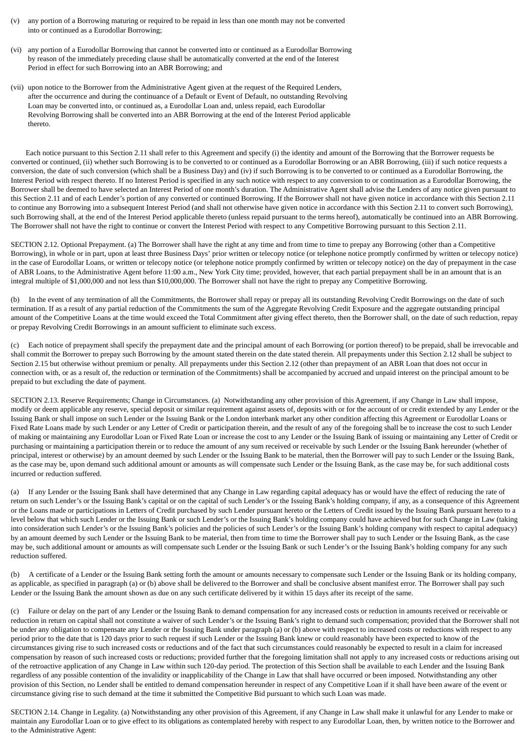(v) any portion of a Borrowing maturing or required to be repaid in less than one month may not be converted into or continued as a Eurodollar Borrowing;

(vi) any portion of a Eurodollar Borrowing that cannot be converted into or continued as a Eurodollar Borrowing by reason of the immediately preceding clause shall be automatically converted at the end of the Interest Period in effect for such Borrowing into an ABR Borrowing; and

(vii) upon notice to the Borrower from the Administrative Agent given at the request of the Required Lenders, after the occurrence and during the continuance of a Default or Event of Default, no outstanding Revolving Loan may be converted into, or continued as, a Eurodollar Loan and, unless repaid, each Eurodollar Revolving Borrowing shall be converted into an ABR Borrowing at the end of the Interest Period applicable thereto.

Each notice pursuant to this Section 2.11 shall refer to this Agreement and specify (i) the identity and amount of the Borrowing that the Borrower requests be converted or continued, (ii) whether such Borrowing is to be converted to or continued as a Eurodollar Borrowing or an ABR Borrowing, (iii) if such notice requests a conversion, the date of such conversion (which shall be a Business Day) and (iv) if such Borrowing is to be converted to or continued as a Eurodollar Borrowing, the Interest Period with respect thereto. If no Interest Period is specified in any such notice with respect to any conversion to or continuation as a Eurodollar Borrowing, the Borrower shall be deemed to have selected an Interest Period of one month's duration. The Administrative Agent shall advise the Lenders of any notice given pursuant to this Section 2.11 and of each Lender's portion of any converted or continued Borrowing. If the Borrower shall not have given notice in accordance with this Section 2.11 to continue any Borrowing into a subsequent Interest Period (and shall not otherwise have given notice in accordance with this Section 2.11 to convert such Borrowing), such Borrowing shall, at the end of the Interest Period applicable thereto (unless repaid pursuant to the terms hereof), automatically be continued into an ABR Borrowing. The Borrower shall not have the right to continue or convert the Interest Period with respect to any Competitive Borrowing pursuant to this Section 2.11.

SECTION 2.12. Optional Prepayment. (a) The Borrower shall have the right at any time and from time to time to prepay any Borrowing (other than a Competitive Borrowing), in whole or in part, upon at least three Business Days' prior written or telecopy notice (or telephone notice promptly confirmed by written or telecopy notice) in the case of Eurodollar Loans, or written or telecopy notice (or telephone notice promptly confirmed by written or telecopy notice) on the day of prepayment in the case of ABR Loans, to the Administrative Agent before 11:00 a.m., New York City time; provided, however, that each partial prepayment shall be in an amount that is an integral multiple of $1,000,000 and not less than $10,000,000. The Borrower shall not have the right to prepay any Competitive Borrowing.

(b) In the event of any termination of all the Commitments, the Borrower shall repay or prepay all its outstanding Revolving Credit Borrowings on the date of such termination. If as a result of any partial reduction of the Commitments the sum of the Aggregate Revolving Credit Exposure and the aggregate outstanding principal amount of the Competitive Loans at the time would exceed the Total Commitment after giving effect thereto, then the Borrower shall, on the date of such reduction, repay or prepay Revolving Credit Borrowings in an amount sufficient to eliminate such excess.

(c) Each notice of prepayment shall specify the prepayment date and the principal amount of each Borrowing (or portion thereof) to be prepaid, shall be irrevocable and shall commit the Borrower to prepay such Borrowing by the amount stated therein on the date stated therein. All prepayments under this Section 2.12 shall be subject to Section 2.15 but otherwise without premium or penalty. All prepayments under this Section 2.12 (other than prepayment of an ABR Loan that does not occur in connection with, or as a result of, the reduction or termination of the Commitments) shall be accompanied by accrued and unpaid interest on the principal amount to be prepaid to but excluding the date of payment.

SECTION 2.13. Reserve Requirements; Change in Circumstances. (a) Notwithstanding any other provision of this Agreement, if any Change in Law shall impose, modify or deem applicable any reserve, special deposit or similar requirement against assets of, deposits with or for the account of or credit extended by any Lender or the Issuing Bank or shall impose on such Lender or the Issuing Bank or the London interbank market any other condition affecting this Agreement or Eurodollar Loans or Fixed Rate Loans made by such Lender or any Letter of Credit or participation therein, and the result of any of the foregoing shall be to increase the cost to such Lender of making or maintaining any Eurodollar Loan or Fixed Rate Loan or increase the cost to any Lender or the Issuing Bank of issuing or maintaining any Letter of Credit or purchasing or maintaining a participation therein or to reduce the amount of any sum received or receivable by such Lender or the Issuing Bank hereunder (whether of principal, interest or otherwise) by an amount deemed by such Lender or the Issuing Bank to be material, then the Borrower will pay to such Lender or the Issuing Bank, as the case may be, upon demand such additional amount or amounts as will compensate such Lender or the Issuing Bank, as the case may be, for such additional costs incurred or reduction suffered.

(a) If any Lender or the Issuing Bank shall have determined that any Change in Law regarding capital adequacy has or would have the effect of reducing the rate of return on such Lender's or the Issuing Bank's capital or on the capital of such Lender's or the Issuing Bank's holding company, if any, as a consequence of this Agreement or the Loans made or participations in Letters of Credit purchased by such Lender pursuant hereto or the Letters of Credit issued by the Issuing Bank pursuant hereto to a level below that which such Lender or the Issuing Bank or such Lender's or the Issuing Bank's holding company could have achieved but for such Change in Law (taking into consideration such Lender's or the Issuing Bank's policies and the policies of such Lender's or the Issuing Bank's holding company with respect to capital adequacy) by an amount deemed by such Lender or the Issuing Bank to be material, then from time to time the Borrower shall pay to such Lender or the Issuing Bank, as the case may be, such additional amount or amounts as will compensate such Lender or the Issuing Bank or such Lender's or the Issuing Bank's holding company for any such reduction suffered.

(b) A certificate of a Lender or the Issuing Bank setting forth the amount or amounts necessary to compensate such Lender or the Issuing Bank or its holding company, as applicable, as specified in paragraph (a) or (b) above shall be delivered to the Borrower and shall be conclusive absent manifest error. The Borrower shall pay such Lender or the Issuing Bank the amount shown as due on any such certificate delivered by it within 15 days after its receipt of the same.

(c) Failure or delay on the part of any Lender or the Issuing Bank to demand compensation for any increased costs or reduction in amounts received or receivable or reduction in return on capital shall not constitute a waiver of such Lender's or the Issuing Bank's right to demand such compensation; provided that the Borrower shall not be under any obligation to compensate any Lender or the Issuing Bank under paragraph (a) or (b) above with respect to increased costs or reductions with respect to any period prior to the date that is 120 days prior to such request if such Lender or the Issuing Bank knew or could reasonably have been expected to know of the circumstances giving rise to such increased costs or reductions and of the fact that such circumstances could reasonably be expected to result in a claim for increased compensation by reason of such increased costs or reductions; provided further that the foregoing limitation shall not apply to any increased costs or reductions arising out of the retroactive application of any Change in Law within such 120-day period. The protection of this Section shall be available to each Lender and the Issuing Bank regardless of any possible contention of the invalidity or inapplicability of the Change in Law that shall have occurred or been imposed. Notwithstanding any other provision of this Section, no Lender shall be entitled to demand compensation hereunder in respect of any Competitive Loan if it shall have been aware of the event or circumstance giving rise to such demand at the time it submitted the Competitive Bid pursuant to which such Loan was made.

SECTION 2.14. Change in Legality. (a) Notwithstanding any other provision of this Agreement, if any Change in Law shall make it unlawful for any Lender to make or maintain any Eurodollar Loan or to give effect to its obligations as contemplated hereby with respect to any Eurodollar Loan, then, by written notice to the Borrower and to the Administrative Agent: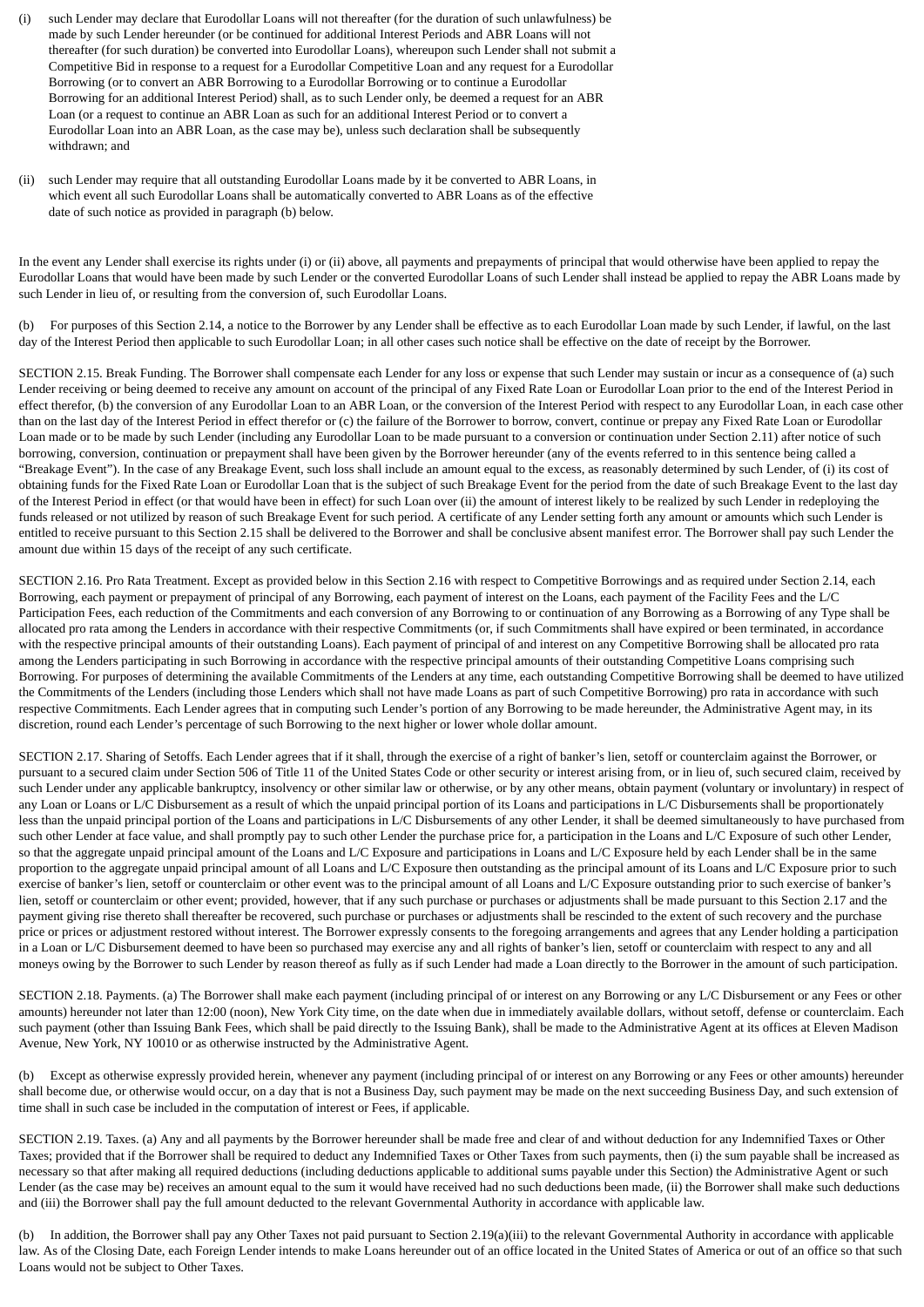(i) such Lender may declare that Eurodollar Loans will not thereafter (for the duration of such unlawfulness) be made by such Lender hereunder (or be continued for additional Interest Periods and ABR Loans will not thereafter (for such duration) be converted into Eurodollar Loans), whereupon such Lender shall not submit a Competitive Bid in response to a request for a Eurodollar Competitive Loan and any request for a Eurodollar Borrowing (or to convert an ABR Borrowing to a Eurodollar Borrowing or to continue a Eurodollar Borrowing for an additional Interest Period) shall, as to such Lender only, be deemed a request for an ABR Loan (or a request to continue an ABR Loan as such for an additional Interest Period or to convert a Eurodollar Loan into an ABR Loan, as the case may be), unless such declaration shall be subsequently withdrawn; and

(ii) such Lender may require that all outstanding Eurodollar Loans made by it be converted to ABR Loans, in which event all such Eurodollar Loans shall be automatically converted to ABR Loans as of the effective date of such notice as provided in paragraph (b) below.

In the event any Lender shall exercise its rights under (i) or (ii) above, all payments and prepayments of principal that would otherwise have been applied to repay the Eurodollar Loans that would have been made by such Lender or the converted Eurodollar Loans of such Lender shall instead be applied to repay the ABR Loans made by such Lender in lieu of, or resulting from the conversion of, such Eurodollar Loans.

(b) For purposes of this Section 2.14, a notice to the Borrower by any Lender shall be effective as to each Eurodollar Loan made by such Lender, if lawful, on the last day of the Interest Period then applicable to such Eurodollar Loan; in all other cases such notice shall be effective on the date of receipt by the Borrower.

SECTION 2.15. Break Funding. The Borrower shall compensate each Lender for any loss or expense that such Lender may sustain or incur as a consequence of (a) such Lender receiving or being deemed to receive any amount on account of the principal of any Fixed Rate Loan or Eurodollar Loan prior to the end of the Interest Period in effect therefor, (b) the conversion of any Eurodollar Loan to an ABR Loan, or the conversion of the Interest Period with respect to any Eurodollar Loan, in each case other than on the last day of the Interest Period in effect therefor or (c) the failure of the Borrower to borrow, convert, continue or prepay any Fixed Rate Loan or Eurodollar Loan made or to be made by such Lender (including any Eurodollar Loan to be made pursuant to a conversion or continuation under Section 2.11) after notice of such borrowing, conversion, continuation or prepayment shall have been given by the Borrower hereunder (any of the events referred to in this sentence being called a "Breakage Event"). In the case of any Breakage Event, such loss shall include an amount equal to the excess, as reasonably determined by such Lender, of (i) its cost of obtaining funds for the Fixed Rate Loan or Eurodollar Loan that is the subject of such Breakage Event for the period from the date of such Breakage Event to the last day of the Interest Period in effect (or that would have been in effect) for such Loan over (ii) the amount of interest likely to be realized by such Lender in redeploying the funds released or not utilized by reason of such Breakage Event for such period. A certificate of any Lender setting forth any amount or amounts which such Lender is entitled to receive pursuant to this Section 2.15 shall be delivered to the Borrower and shall be conclusive absent manifest error. The Borrower shall pay such Lender the amount due within 15 days of the receipt of any such certificate.

SECTION 2.16. Pro Rata Treatment. Except as provided below in this Section 2.16 with respect to Competitive Borrowings and as required under Section 2.14, each Borrowing, each payment or prepayment of principal of any Borrowing, each payment of interest on the Loans, each payment of the Facility Fees and the L/C Participation Fees, each reduction of the Commitments and each conversion of any Borrowing to or continuation of any Borrowing as a Borrowing of any Type shall be allocated pro rata among the Lenders in accordance with their respective Commitments (or, if such Commitments shall have expired or been terminated, in accordance with the respective principal amounts of their outstanding Loans). Each payment of principal of and interest on any Competitive Borrowing shall be allocated pro rata among the Lenders participating in such Borrowing in accordance with the respective principal amounts of their outstanding Competitive Loans comprising such Borrowing. For purposes of determining the available Commitments of the Lenders at any time, each outstanding Competitive Borrowing shall be deemed to have utilized the Commitments of the Lenders (including those Lenders which shall not have made Loans as part of such Competitive Borrowing) pro rata in accordance with such respective Commitments. Each Lender agrees that in computing such Lender's portion of any Borrowing to be made hereunder, the Administrative Agent may, in its discretion, round each Lender's percentage of such Borrowing to the next higher or lower whole dollar amount.

SECTION 2.17. Sharing of Setoffs. Each Lender agrees that if it shall, through the exercise of a right of banker's lien, setoff or counterclaim against the Borrower, or pursuant to a secured claim under Section 506 of Title 11 of the United States Code or other security or interest arising from, or in lieu of, such secured claim, received by such Lender under any applicable bankruptcy, insolvency or other similar law or otherwise, or by any other means, obtain payment (voluntary or involuntary) in respect of any Loan or Loans or L/C Disbursement as a result of which the unpaid principal portion of its Loans and participations in L/C Disbursements shall be proportionately less than the unpaid principal portion of the Loans and participations in L/C Disbursements of any other Lender, it shall be deemed simultaneously to have purchased from such other Lender at face value, and shall promptly pay to such other Lender the purchase price for, a participation in the Loans and L/C Exposure of such other Lender, so that the aggregate unpaid principal amount of the Loans and L/C Exposure and participations in Loans and L/C Exposure held by each Lender shall be in the same proportion to the aggregate unpaid principal amount of all Loans and L/C Exposure then outstanding as the principal amount of its Loans and L/C Exposure prior to such exercise of banker's lien, setoff or counterclaim or other event was to the principal amount of all Loans and L/C Exposure outstanding prior to such exercise of banker's lien, setoff or counterclaim or other event; provided, however, that if any such purchase or purchases or adjustments shall be made pursuant to this Section 2.17 and the payment giving rise thereto shall thereafter be recovered, such purchase or purchases or adjustments shall be rescinded to the extent of such recovery and the purchase price or prices or adjustment restored without interest. The Borrower expressly consents to the foregoing arrangements and agrees that any Lender holding a participation in a Loan or L/C Disbursement deemed to have been so purchased may exercise any and all rights of banker's lien, setoff or counterclaim with respect to any and all moneys owing by the Borrower to such Lender by reason thereof as fully as if such Lender had made a Loan directly to the Borrower in the amount of such participation.

SECTION 2.18. Payments. (a) The Borrower shall make each payment (including principal of or interest on any Borrowing or any L/C Disbursement or any Fees or other amounts) hereunder not later than 12:00 (noon), New York City time, on the date when due in immediately available dollars, without setoff, defense or counterclaim. Each such payment (other than Issuing Bank Fees, which shall be paid directly to the Issuing Bank), shall be made to the Administrative Agent at its offices at Eleven Madison Avenue, New York, NY 10010 or as otherwise instructed by the Administrative Agent.

(b) Except as otherwise expressly provided herein, whenever any payment (including principal of or interest on any Borrowing or any Fees or other amounts) hereunder shall become due, or otherwise would occur, on a day that is not a Business Day, such payment may be made on the next succeeding Business Day, and such extension of time shall in such case be included in the computation of interest or Fees, if applicable.

SECTION 2.19. Taxes. (a) Any and all payments by the Borrower hereunder shall be made free and clear of and without deduction for any Indemnified Taxes or Other Taxes; provided that if the Borrower shall be required to deduct any Indemnified Taxes or Other Taxes from such payments, then (i) the sum payable shall be increased as necessary so that after making all required deductions (including deductions applicable to additional sums payable under this Section) the Administrative Agent or such Lender (as the case may be) receives an amount equal to the sum it would have received had no such deductions been made, (ii) the Borrower shall make such deductions and (iii) the Borrower shall pay the full amount deducted to the relevant Governmental Authority in accordance with applicable law.

(b) In addition, the Borrower shall pay any Other Taxes not paid pursuant to Section 2.19(a)(iii) to the relevant Governmental Authority in accordance with applicable law. As of the Closing Date, each Foreign Lender intends to make Loans hereunder out of an office located in the United States of America or out of an office so that such Loans would not be subject to Other Taxes.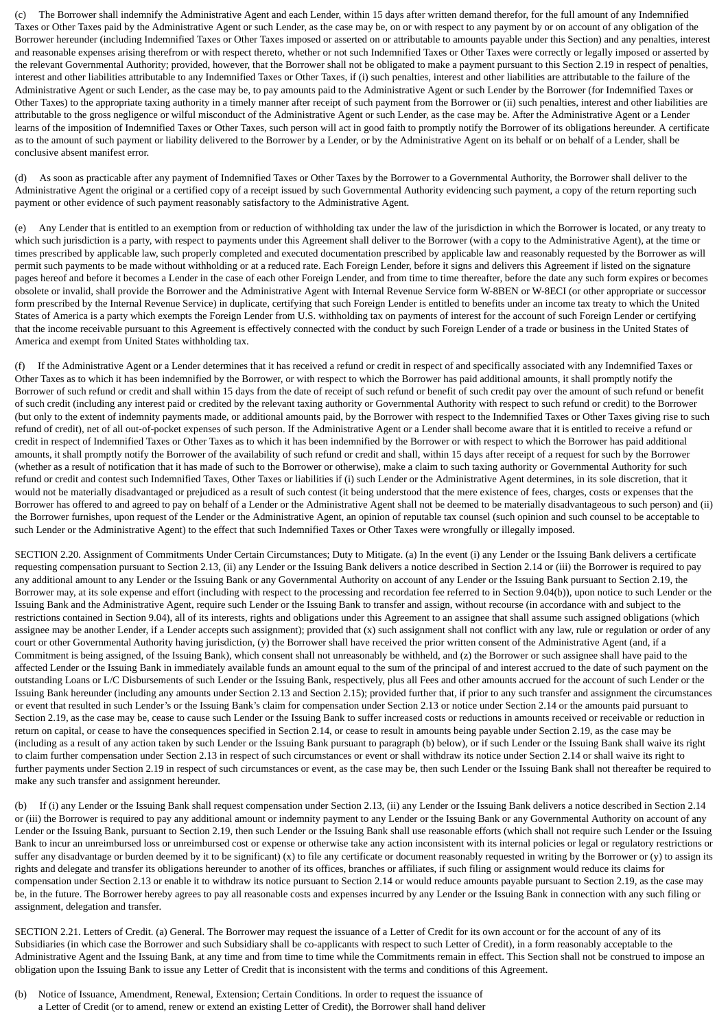(c) The Borrower shall indemnify the Administrative Agent and each Lender, within 15 days after written demand therefor, for the full amount of any Indemnified Taxes or Other Taxes paid by the Administrative Agent or such Lender, as the case may be, on or with respect to any payment by or on account of any obligation of the Borrower hereunder (including Indemnified Taxes or Other Taxes imposed or asserted on or attributable to amounts payable under this Section) and any penalties, interest and reasonable expenses arising therefrom or with respect thereto, whether or not such Indemnified Taxes or Other Taxes were correctly or legally imposed or asserted by the relevant Governmental Authority; provided, however, that the Borrower shall not be obligated to make a payment pursuant to this Section 2.19 in respect of penalties, interest and other liabilities attributable to any Indemnified Taxes or Other Taxes, if (i) such penalties, interest and other liabilities are attributable to the failure of the Administrative Agent or such Lender, as the case may be, to pay amounts paid to the Administrative Agent or such Lender by the Borrower (for Indemnified Taxes or Other Taxes) to the appropriate taxing authority in a timely manner after receipt of such payment from the Borrower or (ii) such penalties, interest and other liabilities are attributable to the gross negligence or wilful misconduct of the Administrative Agent or such Lender, as the case may be. After the Administrative Agent or a Lender learns of the imposition of Indemnified Taxes or Other Taxes, such person will act in good faith to promptly notify the Borrower of its obligations hereunder. A certificate as to the amount of such payment or liability delivered to the Borrower by a Lender, or by the Administrative Agent on its behalf or on behalf of a Lender, shall be conclusive absent manifest error.

(d) As soon as practicable after any payment of Indemnified Taxes or Other Taxes by the Borrower to a Governmental Authority, the Borrower shall deliver to the Administrative Agent the original or a certified copy of a receipt issued by such Governmental Authority evidencing such payment, a copy of the return reporting such payment or other evidence of such payment reasonably satisfactory to the Administrative Agent.

(e) Any Lender that is entitled to an exemption from or reduction of withholding tax under the law of the jurisdiction in which the Borrower is located, or any treaty to which such jurisdiction is a party, with respect to payments under this Agreement shall deliver to the Borrower (with a copy to the Administrative Agent), at the time or times prescribed by applicable law, such properly completed and executed documentation prescribed by applicable law and reasonably requested by the Borrower as will permit such payments to be made without withholding or at a reduced rate. Each Foreign Lender, before it signs and delivers this Agreement if listed on the signature pages hereof and before it becomes a Lender in the case of each other Foreign Lender, and from time to time thereafter, before the date any such form expires or becomes obsolete or invalid, shall provide the Borrower and the Administrative Agent with Internal Revenue Service form W-8BEN or W-8ECI (or other appropriate or successor form prescribed by the Internal Revenue Service) in duplicate, certifying that such Foreign Lender is entitled to benefits under an income tax treaty to which the United States of America is a party which exempts the Foreign Lender from U.S. withholding tax on payments of interest for the account of such Foreign Lender or certifying that the income receivable pursuant to this Agreement is effectively connected with the conduct by such Foreign Lender of a trade or business in the United States of America and exempt from United States withholding tax.

(f) If the Administrative Agent or a Lender determines that it has received a refund or credit in respect of and specifically associated with any Indemnified Taxes or Other Taxes as to which it has been indemnified by the Borrower, or with respect to which the Borrower has paid additional amounts, it shall promptly notify the Borrower of such refund or credit and shall within 15 days from the date of receipt of such refund or benefit of such credit pay over the amount of such refund or benefit of such credit (including any interest paid or credited by the relevant taxing authority or Governmental Authority with respect to such refund or credit) to the Borrower (but only to the extent of indemnity payments made, or additional amounts paid, by the Borrower with respect to the Indemnified Taxes or Other Taxes giving rise to such refund of credit), net of all out-of-pocket expenses of such person. If the Administrative Agent or a Lender shall become aware that it is entitled to receive a refund or credit in respect of Indemnified Taxes or Other Taxes as to which it has been indemnified by the Borrower or with respect to which the Borrower has paid additional amounts, it shall promptly notify the Borrower of the availability of such refund or credit and shall, within 15 days after receipt of a request for such by the Borrower (whether as a result of notification that it has made of such to the Borrower or otherwise), make a claim to such taxing authority or Governmental Authority for such refund or credit and contest such Indemnified Taxes, Other Taxes or liabilities if (i) such Lender or the Administrative Agent determines, in its sole discretion, that it would not be materially disadvantaged or prejudiced as a result of such contest (it being understood that the mere existence of fees, charges, costs or expenses that the Borrower has offered to and agreed to pay on behalf of a Lender or the Administrative Agent shall not be deemed to be materially disadvantageous to such person) and (ii) the Borrower furnishes, upon request of the Lender or the Administrative Agent, an opinion of reputable tax counsel (such opinion and such counsel to be acceptable to such Lender or the Administrative Agent) to the effect that such Indemnified Taxes or Other Taxes were wrongfully or illegally imposed.

SECTION 2.20. Assignment of Commitments Under Certain Circumstances; Duty to Mitigate. (a) In the event (i) any Lender or the Issuing Bank delivers a certificate requesting compensation pursuant to Section 2.13, (ii) any Lender or the Issuing Bank delivers a notice described in Section 2.14 or (iii) the Borrower is required to pay any additional amount to any Lender or the Issuing Bank or any Governmental Authority on account of any Lender or the Issuing Bank pursuant to Section 2.19, the Borrower may, at its sole expense and effort (including with respect to the processing and recordation fee referred to in Section 9.04(b)), upon notice to such Lender or the Issuing Bank and the Administrative Agent, require such Lender or the Issuing Bank to transfer and assign, without recourse (in accordance with and subject to the restrictions contained in Section 9.04), all of its interests, rights and obligations under this Agreement to an assignee that shall assume such assigned obligations (which assignee may be another Lender, if a Lender accepts such assignment); provided that (x) such assignment shall not conflict with any law, rule or regulation or order of any court or other Governmental Authority having jurisdiction, (y) the Borrower shall have received the prior written consent of the Administrative Agent (and, if a Commitment is being assigned, of the Issuing Bank), which consent shall not unreasonably be withheld, and (z) the Borrower or such assignee shall have paid to the affected Lender or the Issuing Bank in immediately available funds an amount equal to the sum of the principal of and interest accrued to the date of such payment on the outstanding Loans or L/C Disbursements of such Lender or the Issuing Bank, respectively, plus all Fees and other amounts accrued for the account of such Lender or the Issuing Bank hereunder (including any amounts under Section 2.13 and Section 2.15); provided further that, if prior to any such transfer and assignment the circumstances or event that resulted in such Lender's or the Issuing Bank's claim for compensation under Section 2.13 or notice under Section 2.14 or the amounts paid pursuant to Section 2.19, as the case may be, cease to cause such Lender or the Issuing Bank to suffer increased costs or reductions in amounts received or receivable or reduction in return on capital, or cease to have the consequences specified in Section 2.14, or cease to result in amounts being payable under Section 2.19, as the case may be (including as a result of any action taken by such Lender or the Issuing Bank pursuant to paragraph (b) below), or if such Lender or the Issuing Bank shall waive its right to claim further compensation under Section 2.13 in respect of such circumstances or event or shall withdraw its notice under Section 2.14 or shall waive its right to further payments under Section 2.19 in respect of such circumstances or event, as the case may be, then such Lender or the Issuing Bank shall not thereafter be required to make any such transfer and assignment hereunder.

(b) If (i) any Lender or the Issuing Bank shall request compensation under Section 2.13, (ii) any Lender or the Issuing Bank delivers a notice described in Section 2.14 or (iii) the Borrower is required to pay any additional amount or indemnity payment to any Lender or the Issuing Bank or any Governmental Authority on account of any Lender or the Issuing Bank, pursuant to Section 2.19, then such Lender or the Issuing Bank shall use reasonable efforts (which shall not require such Lender or the Issuing Bank to incur an unreimbursed loss or unreimbursed cost or expense or otherwise take any action inconsistent with its internal policies or legal or regulatory restrictions or suffer any disadvantage or burden deemed by it to be significant) (x) to file any certificate or document reasonably requested in writing by the Borrower or (y) to assign its rights and delegate and transfer its obligations hereunder to another of its offices, branches or affiliates, if such filing or assignment would reduce its claims for compensation under Section 2.13 or enable it to withdraw its notice pursuant to Section 2.14 or would reduce amounts payable pursuant to Section 2.19, as the case may be, in the future. The Borrower hereby agrees to pay all reasonable costs and expenses incurred by any Lender or the Issuing Bank in connection with any such filing or assignment, delegation and transfer.

SECTION 2.21. Letters of Credit. (a) General. The Borrower may request the issuance of a Letter of Credit for its own account or for the account of any of its Subsidiaries (in which case the Borrower and such Subsidiary shall be co-applicants with respect to such Letter of Credit), in a form reasonably acceptable to the Administrative Agent and the Issuing Bank, at any time and from time to time while the Commitments remain in effect. This Section shall not be construed to impose an obligation upon the Issuing Bank to issue any Letter of Credit that is inconsistent with the terms and conditions of this Agreement.

(b) Notice of Issuance, Amendment, Renewal, Extension; Certain Conditions. In order to request the issuance of a Letter of Credit (or to amend, renew or extend an existing Letter of Credit), the Borrower shall hand deliver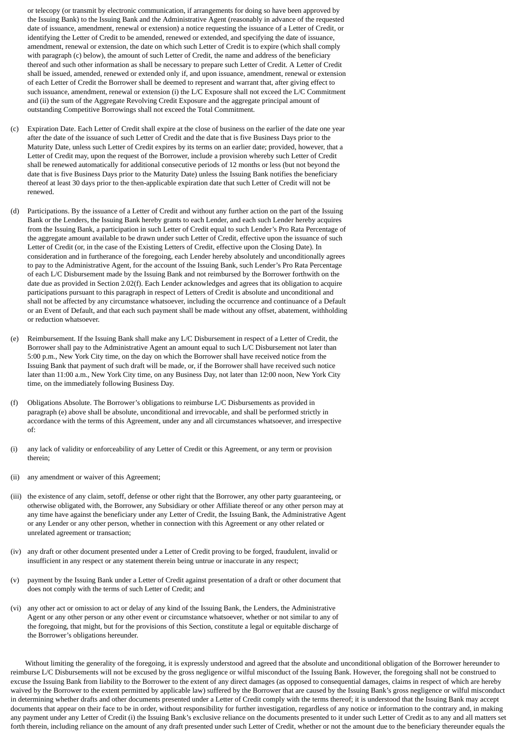or telecopy (or transmit by electronic communication, if arrangements for doing so have been approved by the Issuing Bank) to the Issuing Bank and the Administrative Agent (reasonably in advance of the requested date of issuance, amendment, renewal or extension) a notice requesting the issuance of a Letter of Credit, or identifying the Letter of Credit to be amended, renewed or extended, and specifying the date of issuance, amendment, renewal or extension, the date on which such Letter of Credit is to expire (which shall comply with paragraph (c) below), the amount of such Letter of Credit, the name and address of the beneficiary thereof and such other information as shall be necessary to prepare such Letter of Credit. A Letter of Credit shall be issued, amended, renewed or extended only if, and upon issuance, amendment, renewal or extension of each Letter of Credit the Borrower shall be deemed to represent and warrant that, after giving effect to such issuance, amendment, renewal or extension (i) the L/C Exposure shall not exceed the L/C Commitment and (ii) the sum of the Aggregate Revolving Credit Exposure and the aggregate principal amount of outstanding Competitive Borrowings shall not exceed the Total Commitment.

(c) Expiration Date. Each Letter of Credit shall expire at the close of business on the earlier of the date one year after the date of the issuance of such Letter of Credit and the date that is five Business Days prior to the Maturity Date, unless such Letter of Credit expires by its terms on an earlier date; provided, however, that a Letter of Credit may, upon the request of the Borrower, include a provision whereby such Letter of Credit shall be renewed automatically for additional consecutive periods of 12 months or less (but not beyond the date that is five Business Days prior to the Maturity Date) unless the Issuing Bank notifies the beneficiary thereof at least 30 days prior to the then-applicable expiration date that such Letter of Credit will not be renewed.

(d) Participations. By the issuance of a Letter of Credit and without any further action on the part of the Issuing Bank or the Lenders, the Issuing Bank hereby grants to each Lender, and each such Lender hereby acquires from the Issuing Bank, a participation in such Letter of Credit equal to such Lender's Pro Rata Percentage of the aggregate amount available to be drawn under such Letter of Credit, effective upon the issuance of such Letter of Credit (or, in the case of the Existing Letters of Credit, effective upon the Closing Date). In consideration and in furtherance of the foregoing, each Lender hereby absolutely and unconditionally agrees to pay to the Administrative Agent, for the account of the Issuing Bank, such Lender's Pro Rata Percentage of each L/C Disbursement made by the Issuing Bank and not reimbursed by the Borrower forthwith on the date due as provided in Section 2.02(f). Each Lender acknowledges and agrees that its obligation to acquire participations pursuant to this paragraph in respect of Letters of Credit is absolute and unconditional and shall not be affected by any circumstance whatsoever, including the occurrence and continuance of a Default or an Event of Default, and that each such payment shall be made without any offset, abatement, withholding or reduction whatsoever.

(e) Reimbursement. If the Issuing Bank shall make any L/C Disbursement in respect of a Letter of Credit, the Borrower shall pay to the Administrative Agent an amount equal to such L/C Disbursement not later than 5:00 p.m., New York City time, on the day on which the Borrower shall have received notice from the Issuing Bank that payment of such draft will be made, or, if the Borrower shall have received such notice later than 11:00 a.m., New York City time, on any Business Day, not later than 12:00 noon, New York City time, on the immediately following Business Day.

(f) Obligations Absolute. The Borrower's obligations to reimburse L/C Disbursements as provided in paragraph (e) above shall be absolute, unconditional and irrevocable, and shall be performed strictly in accordance with the terms of this Agreement, under any and all circumstances whatsoever, and irrespective of:

(i) any lack of validity or enforceability of any Letter of Credit or this Agreement, or any term or provision therein;

(ii) any amendment or waiver of this Agreement;

(iii) the existence of any claim, setoff, defense or other right that the Borrower, any other party guaranteeing, or otherwise obligated with, the Borrower, any Subsidiary or other Affiliate thereof or any other person may at any time have against the beneficiary under any Letter of Credit, the Issuing Bank, the Administrative Agent or any Lender or any other person, whether in connection with this Agreement or any other related or unrelated agreement or transaction;

(iv) any draft or other document presented under a Letter of Credit proving to be forged, fraudulent, invalid or insufficient in any respect or any statement therein being untrue or inaccurate in any respect;

(v) payment by the Issuing Bank under a Letter of Credit against presentation of a draft or other document that does not comply with the terms of such Letter of Credit; and

(vi) any other act or omission to act or delay of any kind of the Issuing Bank, the Lenders, the Administrative Agent or any other person or any other event or circumstance whatsoever, whether or not similar to any of the foregoing, that might, but for the provisions of this Section, constitute a legal or equitable discharge of the Borrower's obligations hereunder.

Without limiting the generality of the foregoing, it is expressly understood and agreed that the absolute and unconditional obligation of the Borrower hereunder to reimburse L/C Disbursements will not be excused by the gross negligence or wilful misconduct of the Issuing Bank. However, the foregoing shall not be construed to excuse the Issuing Bank from liability to the Borrower to the extent of any direct damages (as opposed to consequential damages, claims in respect of which are hereby waived by the Borrower to the extent permitted by applicable law) suffered by the Borrower that are caused by the Issuing Bank's gross negligence or wilful misconduct in determining whether drafts and other documents presented under a Letter of Credit comply with the terms thereof; it is understood that the Issuing Bank may accept documents that appear on their face to be in order, without responsibility for further investigation, regardless of any notice or information to the contrary and, in making any payment under any Letter of Credit (i) the Issuing Bank's exclusive reliance on the documents presented to it under such Letter of Credit as to any and all matters set forth therein, including reliance on the amount of any draft presented under such Letter of Credit, whether or not the amount due to the beneficiary thereunder equals the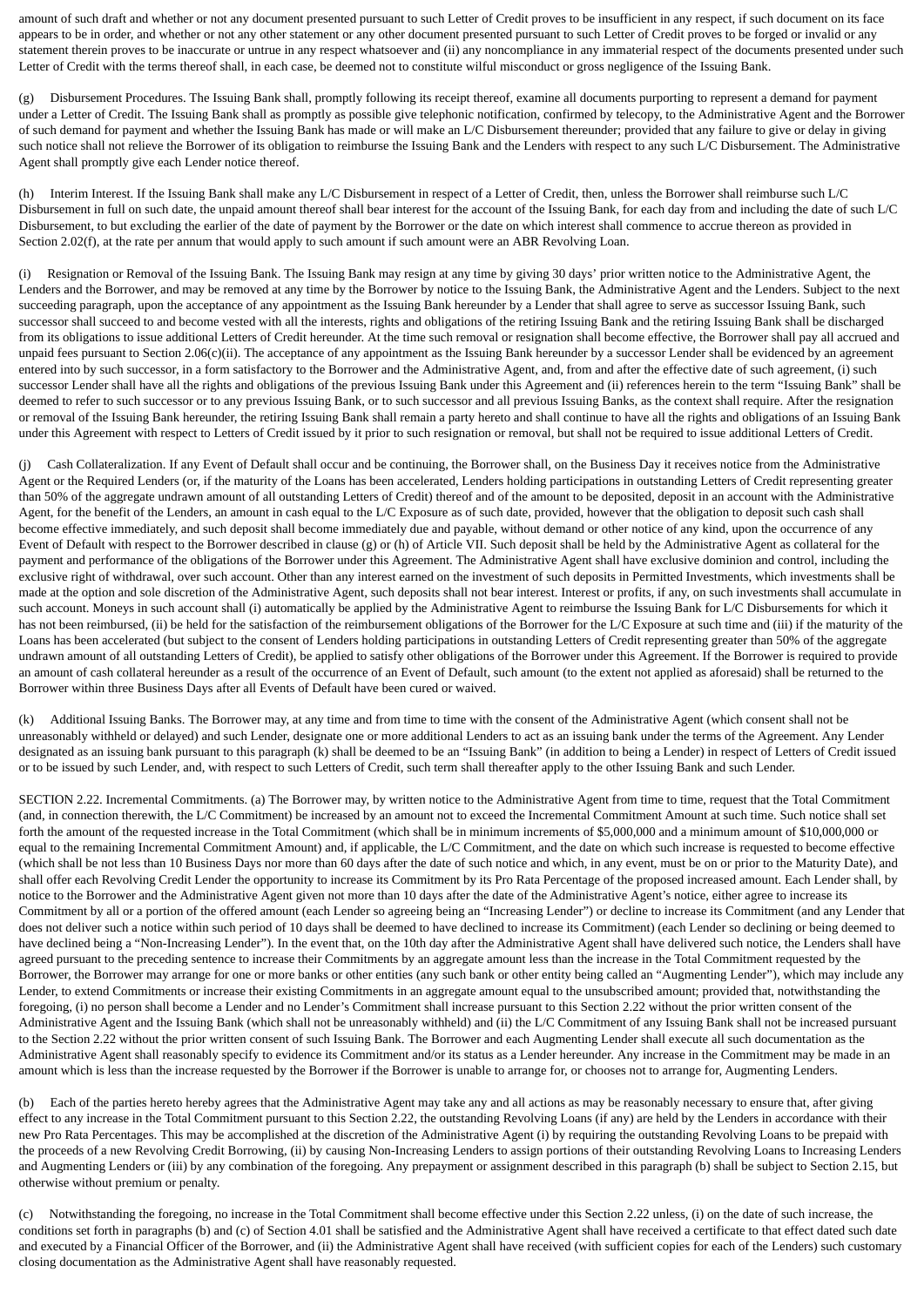amount of such draft and whether or not any document presented pursuant to such Letter of Credit proves to be insufficient in any respect, if such document on its face appears to be in order, and whether or not any other statement or any other document presented pursuant to such Letter of Credit proves to be forged or invalid or any statement therein proves to be inaccurate or untrue in any respect whatsoever and (ii) any noncompliance in any immaterial respect of the documents presented under such Letter of Credit with the terms thereof shall, in each case, be deemed not to constitute wilful misconduct or gross negligence of the Issuing Bank.

(g) Disbursement Procedures. The Issuing Bank shall, promptly following its receipt thereof, examine all documents purporting to represent a demand for payment under a Letter of Credit. The Issuing Bank shall as promptly as possible give telephonic notification, confirmed by telecopy, to the Administrative Agent and the Borrower of such demand for payment and whether the Issuing Bank has made or will make an L/C Disbursement thereunder; provided that any failure to give or delay in giving such notice shall not relieve the Borrower of its obligation to reimburse the Issuing Bank and the Lenders with respect to any such L/C Disbursement. The Administrative Agent shall promptly give each Lender notice thereof.

(h) Interim Interest. If the Issuing Bank shall make any L/C Disbursement in respect of a Letter of Credit, then, unless the Borrower shall reimburse such L/C Disbursement in full on such date, the unpaid amount thereof shall bear interest for the account of the Issuing Bank, for each day from and including the date of such L/C Disbursement, to but excluding the earlier of the date of payment by the Borrower or the date on which interest shall commence to accrue thereon as provided in Section 2.02(f), at the rate per annum that would apply to such amount if such amount were an ABR Revolving Loan.

(i) Resignation or Removal of the Issuing Bank. The Issuing Bank may resign at any time by giving 30 days' prior written notice to the Administrative Agent, the Lenders and the Borrower, and may be removed at any time by the Borrower by notice to the Issuing Bank, the Administrative Agent and the Lenders. Subject to the next succeeding paragraph, upon the acceptance of any appointment as the Issuing Bank hereunder by a Lender that shall agree to serve as successor Issuing Bank, such successor shall succeed to and become vested with all the interests, rights and obligations of the retiring Issuing Bank and the retiring Issuing Bank shall be discharged from its obligations to issue additional Letters of Credit hereunder. At the time such removal or resignation shall become effective, the Borrower shall pay all accrued and unpaid fees pursuant to Section 2.06(c)(ii). The acceptance of any appointment as the Issuing Bank hereunder by a successor Lender shall be evidenced by an agreement entered into by such successor, in a form satisfactory to the Borrower and the Administrative Agent, and, from and after the effective date of such agreement, (i) such successor Lender shall have all the rights and obligations of the previous Issuing Bank under this Agreement and (ii) references herein to the term "Issuing Bank" shall be deemed to refer to such successor or to any previous Issuing Bank, or to such successor and all previous Issuing Banks, as the context shall require. After the resignation or removal of the Issuing Bank hereunder, the retiring Issuing Bank shall remain a party hereto and shall continue to have all the rights and obligations of an Issuing Bank under this Agreement with respect to Letters of Credit issued by it prior to such resignation or removal, but shall not be required to issue additional Letters of Credit.

(j) Cash Collateralization. If any Event of Default shall occur and be continuing, the Borrower shall, on the Business Day it receives notice from the Administrative Agent or the Required Lenders (or, if the maturity of the Loans has been accelerated, Lenders holding participations in outstanding Letters of Credit representing greater than 50% of the aggregate undrawn amount of all outstanding Letters of Credit) thereof and of the amount to be deposited, deposit in an account with the Administrative Agent, for the benefit of the Lenders, an amount in cash equal to the L/C Exposure as of such date, provided, however that the obligation to deposit such cash shall become effective immediately, and such deposit shall become immediately due and payable, without demand or other notice of any kind, upon the occurrence of any Event of Default with respect to the Borrower described in clause (g) or (h) of Article VII. Such deposit shall be held by the Administrative Agent as collateral for the payment and performance of the obligations of the Borrower under this Agreement. The Administrative Agent shall have exclusive dominion and control, including the exclusive right of withdrawal, over such account. Other than any interest earned on the investment of such deposits in Permitted Investments, which investments shall be made at the option and sole discretion of the Administrative Agent, such deposits shall not bear interest. Interest or profits, if any, on such investments shall accumulate in such account. Moneys in such account shall (i) automatically be applied by the Administrative Agent to reimburse the Issuing Bank for L/C Disbursements for which it has not been reimbursed, (ii) be held for the satisfaction of the reimbursement obligations of the Borrower for the L/C Exposure at such time and (iii) if the maturity of the Loans has been accelerated (but subject to the consent of Lenders holding participations in outstanding Letters of Credit representing greater than 50% of the aggregate undrawn amount of all outstanding Letters of Credit), be applied to satisfy other obligations of the Borrower under this Agreement. If the Borrower is required to provide an amount of cash collateral hereunder as a result of the occurrence of an Event of Default, such amount (to the extent not applied as aforesaid) shall be returned to the Borrower within three Business Days after all Events of Default have been cured or waived.

(k) Additional Issuing Banks. The Borrower may, at any time and from time to time with the consent of the Administrative Agent (which consent shall not be unreasonably withheld or delayed) and such Lender, designate one or more additional Lenders to act as an issuing bank under the terms of the Agreement. Any Lender designated as an issuing bank pursuant to this paragraph (k) shall be deemed to be an "Issuing Bank" (in addition to being a Lender) in respect of Letters of Credit issued or to be issued by such Lender, and, with respect to such Letters of Credit, such term shall thereafter apply to the other Issuing Bank and such Lender.

SECTION 2.22. Incremental Commitments. (a) The Borrower may, by written notice to the Administrative Agent from time to time, request that the Total Commitment (and, in connection therewith, the L/C Commitment) be increased by an amount not to exceed the Incremental Commitment Amount at such time. Such notice shall set forth the amount of the requested increase in the Total Commitment (which shall be in minimum increments of $5,000,000 and a minimum amount of $10,000,000 or equal to the remaining Incremental Commitment Amount) and, if applicable, the L/C Commitment, and the date on which such increase is requested to become effective (which shall be not less than 10 Business Days nor more than 60 days after the date of such notice and which, in any event, must be on or prior to the Maturity Date), and shall offer each Revolving Credit Lender the opportunity to increase its Commitment by its Pro Rata Percentage of the proposed increased amount. Each Lender shall, by notice to the Borrower and the Administrative Agent given not more than 10 days after the date of the Administrative Agent's notice, either agree to increase its Commitment by all or a portion of the offered amount (each Lender so agreeing being an "Increasing Lender") or decline to increase its Commitment (and any Lender that does not deliver such a notice within such period of 10 days shall be deemed to have declined to increase its Commitment) (each Lender so declining or being deemed to have declined being a "Non-Increasing Lender"). In the event that, on the 10th day after the Administrative Agent shall have delivered such notice, the Lenders shall have agreed pursuant to the preceding sentence to increase their Commitments by an aggregate amount less than the increase in the Total Commitment requested by the Borrower, the Borrower may arrange for one or more banks or other entities (any such bank or other entity being called an "Augmenting Lender"), which may include any Lender, to extend Commitments or increase their existing Commitments in an aggregate amount equal to the unsubscribed amount; provided that, notwithstanding the foregoing, (i) no person shall become a Lender and no Lender's Commitment shall increase pursuant to this Section 2.22 without the prior written consent of the Administrative Agent and the Issuing Bank (which shall not be unreasonably withheld) and (ii) the L/C Commitment of any Issuing Bank shall not be increased pursuant to the Section 2.22 without the prior written consent of such Issuing Bank. The Borrower and each Augmenting Lender shall execute all such documentation as the Administrative Agent shall reasonably specify to evidence its Commitment and/or its status as a Lender hereunder. Any increase in the Commitment may be made in an amount which is less than the increase requested by the Borrower if the Borrower is unable to arrange for, or chooses not to arrange for, Augmenting Lenders.

(b) Each of the parties hereto hereby agrees that the Administrative Agent may take any and all actions as may be reasonably necessary to ensure that, after giving effect to any increase in the Total Commitment pursuant to this Section 2.22, the outstanding Revolving Loans (if any) are held by the Lenders in accordance with their new Pro Rata Percentages. This may be accomplished at the discretion of the Administrative Agent (i) by requiring the outstanding Revolving Loans to be prepaid with the proceeds of a new Revolving Credit Borrowing, (ii) by causing Non-Increasing Lenders to assign portions of their outstanding Revolving Loans to Increasing Lenders and Augmenting Lenders or (iii) by any combination of the foregoing. Any prepayment or assignment described in this paragraph (b) shall be subject to Section 2.15, but otherwise without premium or penalty.

(c) Notwithstanding the foregoing, no increase in the Total Commitment shall become effective under this Section 2.22 unless, (i) on the date of such increase, the conditions set forth in paragraphs (b) and (c) of Section 4.01 shall be satisfied and the Administrative Agent shall have received a certificate to that effect dated such date and executed by a Financial Officer of the Borrower, and (ii) the Administrative Agent shall have received (with sufficient copies for each of the Lenders) such customary closing documentation as the Administrative Agent shall have reasonably requested.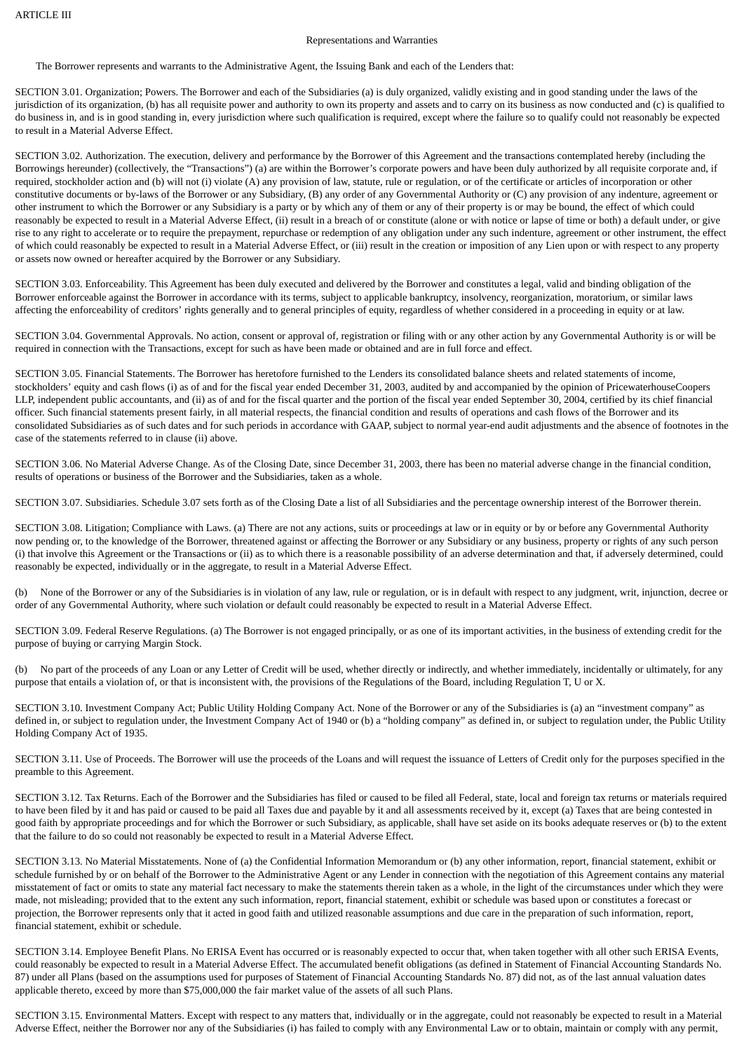ARTICLE III

## Representations and Warranties

The Borrower represents and warrants to the Administrative Agent, the Issuing Bank and each of the Lenders that:

SECTION 3.01. Organization; Powers. The Borrower and each of the Subsidiaries (a) is duly organized, validly existing and in good standing under the laws of the jurisdiction of its organization, (b) has all requisite power and authority to own its property and assets and to carry on its business as now conducted and (c) is qualified to do business in, and is in good standing in, every jurisdiction where such qualification is required, except where the failure so to qualify could not reasonably be expected to result in a Material Adverse Effect.

SECTION 3.02. Authorization. The execution, delivery and performance by the Borrower of this Agreement and the transactions contemplated hereby (including the Borrowings hereunder) (collectively, the "Transactions") (a) are within the Borrower's corporate powers and have been duly authorized by all requisite corporate and, if required, stockholder action and (b) will not (i) violate (A) any provision of law, statute, rule or regulation, or of the certificate or articles of incorporation or other constitutive documents or by-laws of the Borrower or any Subsidiary, (B) any order of any Governmental Authority or (C) any provision of any indenture, agreement or other instrument to which the Borrower or any Subsidiary is a party or by which any of them or any of their property is or may be bound, the effect of which could reasonably be expected to result in a Material Adverse Effect, (ii) result in a breach of or constitute (alone or with notice or lapse of time or both) a default under, or give rise to any right to accelerate or to require the prepayment, repurchase or redemption of any obligation under any such indenture, agreement or other instrument, the effect of which could reasonably be expected to result in a Material Adverse Effect, or (iii) result in the creation or imposition of any Lien upon or with respect to any property or assets now owned or hereafter acquired by the Borrower or any Subsidiary.

SECTION 3.03. Enforceability. This Agreement has been duly executed and delivered by the Borrower and constitutes a legal, valid and binding obligation of the Borrower enforceable against the Borrower in accordance with its terms, subject to applicable bankruptcy, insolvency, reorganization, moratorium, or similar laws affecting the enforceability of creditors' rights generally and to general principles of equity, regardless of whether considered in a proceeding in equity or at law.

SECTION 3.04. Governmental Approvals. No action, consent or approval of, registration or filing with or any other action by any Governmental Authority is or will be required in connection with the Transactions, except for such as have been made or obtained and are in full force and effect.

SECTION 3.05. Financial Statements. The Borrower has heretofore furnished to the Lenders its consolidated balance sheets and related statements of income, stockholders' equity and cash flows (i) as of and for the fiscal year ended December 31, 2003, audited by and accompanied by the opinion of PricewaterhouseCoopers LLP, independent public accountants, and (ii) as of and for the fiscal quarter and the portion of the fiscal year ended September 30, 2004, certified by its chief financial officer. Such financial statements present fairly, in all material respects, the financial condition and results of operations and cash flows of the Borrower and its consolidated Subsidiaries as of such dates and for such periods in accordance with GAAP, subject to normal year-end audit adjustments and the absence of footnotes in the case of the statements referred to in clause (ii) above.

SECTION 3.06. No Material Adverse Change. As of the Closing Date, since December 31, 2003, there has been no material adverse change in the financial condition, results of operations or business of the Borrower and the Subsidiaries, taken as a whole.

SECTION 3.07. Subsidiaries. Schedule 3.07 sets forth as of the Closing Date a list of all Subsidiaries and the percentage ownership interest of the Borrower therein.

SECTION 3.08. Litigation; Compliance with Laws. (a) There are not any actions, suits or proceedings at law or in equity or by or before any Governmental Authority now pending or, to the knowledge of the Borrower, threatened against or affecting the Borrower or any Subsidiary or any business, property or rights of any such person (i) that involve this Agreement or the Transactions or (ii) as to which there is a reasonable possibility of an adverse determination and that, if adversely determined, could reasonably be expected, individually or in the aggregate, to result in a Material Adverse Effect.

(b) None of the Borrower or any of the Subsidiaries is in violation of any law, rule or regulation, or is in default with respect to any judgment, writ, injunction, decree or order of any Governmental Authority, where such violation or default could reasonably be expected to result in a Material Adverse Effect.

SECTION 3.09. Federal Reserve Regulations. (a) The Borrower is not engaged principally, or as one of its important activities, in the business of extending credit for the purpose of buying or carrying Margin Stock.

(b) No part of the proceeds of any Loan or any Letter of Credit will be used, whether directly or indirectly, and whether immediately, incidentally or ultimately, for any purpose that entails a violation of, or that is inconsistent with, the provisions of the Regulations of the Board, including Regulation T, U or X.

SECTION 3.10. Investment Company Act; Public Utility Holding Company Act. None of the Borrower or any of the Subsidiaries is (a) an "investment company" as defined in, or subject to regulation under, the Investment Company Act of 1940 or (b) a "holding company" as defined in, or subject to regulation under, the Public Utility Holding Company Act of 1935.

SECTION 3.11. Use of Proceeds. The Borrower will use the proceeds of the Loans and will request the issuance of Letters of Credit only for the purposes specified in the preamble to this Agreement.

SECTION 3.12. Tax Returns. Each of the Borrower and the Subsidiaries has filed or caused to be filed all Federal, state, local and foreign tax returns or materials required to have been filed by it and has paid or caused to be paid all Taxes due and payable by it and all assessments received by it, except (a) Taxes that are being contested in good faith by appropriate proceedings and for which the Borrower or such Subsidiary, as applicable, shall have set aside on its books adequate reserves or (b) to the extent that the failure to do so could not reasonably be expected to result in a Material Adverse Effect.

SECTION 3.13. No Material Misstatements. None of (a) the Confidential Information Memorandum or (b) any other information, report, financial statement, exhibit or schedule furnished by or on behalf of the Borrower to the Administrative Agent or any Lender in connection with the negotiation of this Agreement contains any material misstatement of fact or omits to state any material fact necessary to make the statements therein taken as a whole, in the light of the circumstances under which they were made, not misleading; provided that to the extent any such information, report, financial statement, exhibit or schedule was based upon or constitutes a forecast or projection, the Borrower represents only that it acted in good faith and utilized reasonable assumptions and due care in the preparation of such information, report, financial statement, exhibit or schedule.

SECTION 3.14. Employee Benefit Plans. No ERISA Event has occurred or is reasonably expected to occur that, when taken together with all other such ERISA Events, could reasonably be expected to result in a Material Adverse Effect. The accumulated benefit obligations (as defined in Statement of Financial Accounting Standards No. 87) under all Plans (based on the assumptions used for purposes of Statement of Financial Accounting Standards No. 87) did not, as of the last annual valuation dates applicable thereto, exceed by more than $75,000,000 the fair market value of the assets of all such Plans.

SECTION 3.15. Environmental Matters. Except with respect to any matters that, individually or in the aggregate, could not reasonably be expected to result in a Material Adverse Effect, neither the Borrower nor any of the Subsidiaries (i) has failed to comply with any Environmental Law or to obtain, maintain or comply with any permit,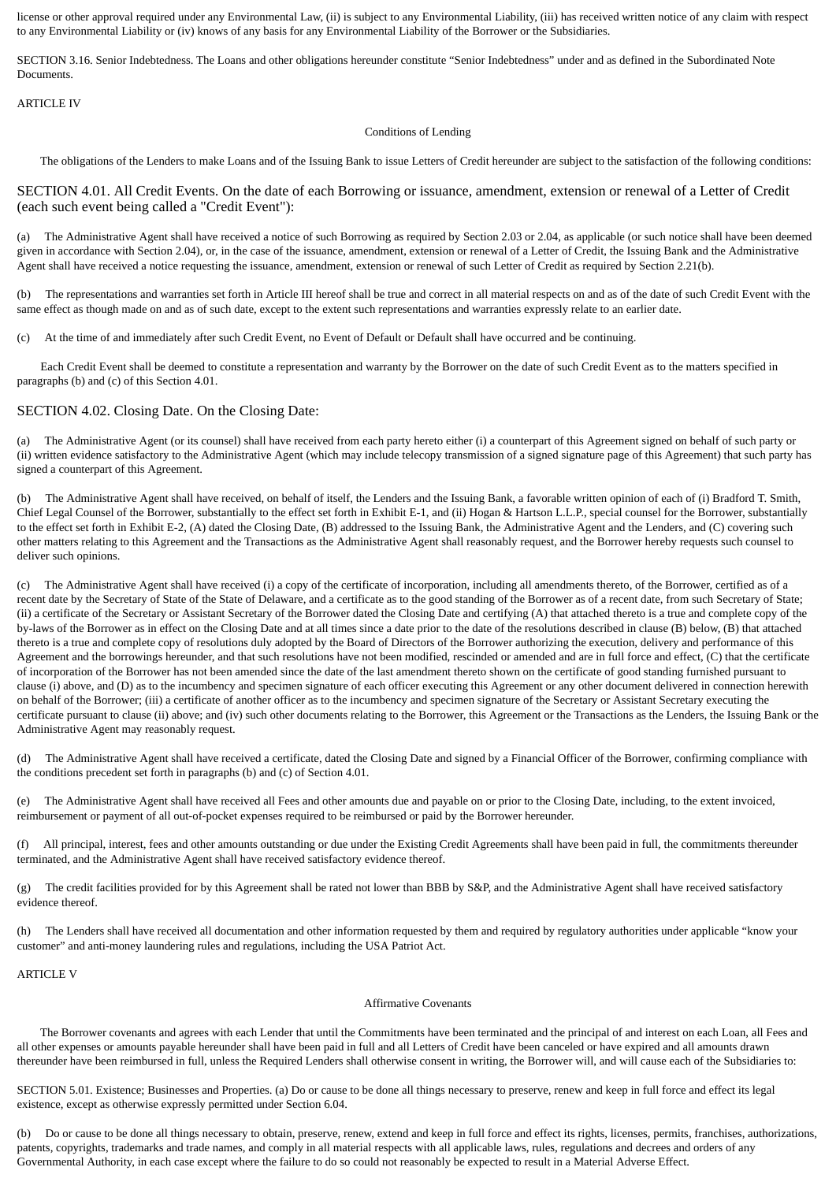license or other approval required under any Environmental Law, (ii) is subject to any Environmental Liability, (iii) has received written notice of any claim with respect to any Environmental Liability or (iv) knows of any basis for any Environmental Liability of the Borrower or the Subsidiaries.

SECTION 3.16. Senior Indebtedness. The Loans and other obligations hereunder constitute "Senior Indebtedness" under and as defined in the Subordinated Note Documents.

ARTICLE IV

Conditions of Lending

The obligations of the Lenders to make Loans and of the Issuing Bank to issue Letters of Credit hereunder are subject to the satisfaction of the following conditions:

## SECTION 4.01. All Credit Events. On the date of each Borrowing or issuance, amendment, extension or renewal of a Letter of Credit (each such event being called a "Credit Event"):

(a) The Administrative Agent shall have received a notice of such Borrowing as required by Section 2.03 or 2.04, as applicable (or such notice shall have been deemed given in accordance with Section 2.04), or, in the case of the issuance, amendment, extension or renewal of a Letter of Credit, the Issuing Bank and the Administrative Agent shall have received a notice requesting the issuance, amendment, extension or renewal of such Letter of Credit as required by Section 2.21(b).

(b) The representations and warranties set forth in Article III hereof shall be true and correct in all material respects on and as of the date of such Credit Event with the same effect as though made on and as of such date, except to the extent such representations and warranties expressly relate to an earlier date.

(c) At the time of and immediately after such Credit Event, no Event of Default or Default shall have occurred and be continuing.

Each Credit Event shall be deemed to constitute a representation and warranty by the Borrower on the date of such Credit Event as to the matters specified in paragraphs (b) and (c) of this Section 4.01.

## SECTION 4.02. Closing Date. On the Closing Date:

(a) The Administrative Agent (or its counsel) shall have received from each party hereto either (i) a counterpart of this Agreement signed on behalf of such party or (ii) written evidence satisfactory to the Administrative Agent (which may include telecopy transmission of a signed signature page of this Agreement) that such party has signed a counterpart of this Agreement.

(b) The Administrative Agent shall have received, on behalf of itself, the Lenders and the Issuing Bank, a favorable written opinion of each of (i) Bradford T. Smith, Chief Legal Counsel of the Borrower, substantially to the effect set forth in Exhibit E-1, and (ii) Hogan & Hartson L.L.P., special counsel for the Borrower, substantially to the effect set forth in Exhibit E-2, (A) dated the Closing Date, (B) addressed to the Issuing Bank, the Administrative Agent and the Lenders, and (C) covering such other matters relating to this Agreement and the Transactions as the Administrative Agent shall reasonably request, and the Borrower hereby requests such counsel to deliver such opinions.

(c) The Administrative Agent shall have received (i) a copy of the certificate of incorporation, including all amendments thereto, of the Borrower, certified as of a recent date by the Secretary of State of the State of Delaware, and a certificate as to the good standing of the Borrower as of a recent date, from such Secretary of State; (ii) a certificate of the Secretary or Assistant Secretary of the Borrower dated the Closing Date and certifying (A) that attached thereto is a true and complete copy of the by-laws of the Borrower as in effect on the Closing Date and at all times since a date prior to the date of the resolutions described in clause (B) below, (B) that attached thereto is a true and complete copy of resolutions duly adopted by the Board of Directors of the Borrower authorizing the execution, delivery and performance of this Agreement and the borrowings hereunder, and that such resolutions have not been modified, rescinded or amended and are in full force and effect, (C) that the certificate of incorporation of the Borrower has not been amended since the date of the last amendment thereto shown on the certificate of good standing furnished pursuant to clause (i) above, and (D) as to the incumbency and specimen signature of each officer executing this Agreement or any other document delivered in connection herewith on behalf of the Borrower; (iii) a certificate of another officer as to the incumbency and specimen signature of the Secretary or Assistant Secretary executing the certificate pursuant to clause (ii) above; and (iv) such other documents relating to the Borrower, this Agreement or the Transactions as the Lenders, the Issuing Bank or the Administrative Agent may reasonably request.

(d) The Administrative Agent shall have received a certificate, dated the Closing Date and signed by a Financial Officer of the Borrower, confirming compliance with the conditions precedent set forth in paragraphs (b) and (c) of Section 4.01.

(e) The Administrative Agent shall have received all Fees and other amounts due and payable on or prior to the Closing Date, including, to the extent invoiced, reimbursement or payment of all out-of-pocket expenses required to be reimbursed or paid by the Borrower hereunder.

(f) All principal, interest, fees and other amounts outstanding or due under the Existing Credit Agreements shall have been paid in full, the commitments thereunder terminated, and the Administrative Agent shall have received satisfactory evidence thereof.

(g) The credit facilities provided for by this Agreement shall be rated not lower than BBB by S&P, and the Administrative Agent shall have received satisfactory evidence thereof.

(h) The Lenders shall have received all documentation and other information requested by them and required by regulatory authorities under applicable "know your customer" and anti-money laundering rules and regulations, including the USA Patriot Act.

ARTICLE V

Affirmative Covenants

The Borrower covenants and agrees with each Lender that until the Commitments have been terminated and the principal of and interest on each Loan, all Fees and all other expenses or amounts payable hereunder shall have been paid in full and all Letters of Credit have been canceled or have expired and all amounts drawn thereunder have been reimbursed in full, unless the Required Lenders shall otherwise consent in writing, the Borrower will, and will cause each of the Subsidiaries to:

SECTION 5.01. Existence; Businesses and Properties. (a) Do or cause to be done all things necessary to preserve, renew and keep in full force and effect its legal existence, except as otherwise expressly permitted under Section 6.04.

(b) Do or cause to be done all things necessary to obtain, preserve, renew, extend and keep in full force and effect its rights, licenses, permits, franchises, authorizations, patents, copyrights, trademarks and trade names, and comply in all material respects with all applicable laws, rules, regulations and decrees and orders of any Governmental Authority, in each case except where the failure to do so could not reasonably be expected to result in a Material Adverse Effect.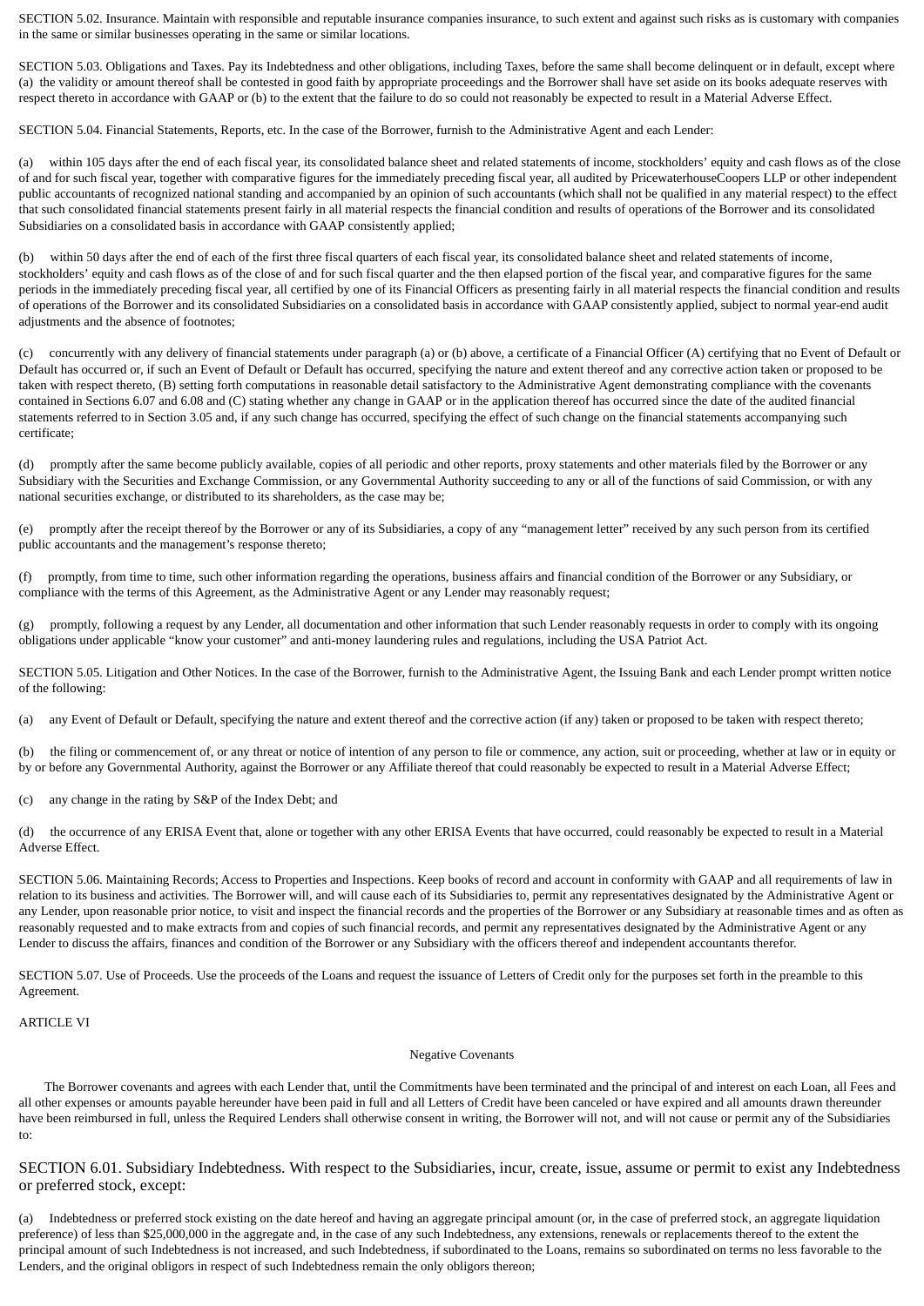SECTION 5.02. Insurance. Maintain with responsible and reputable insurance companies insurance, to such extent and against such risks as is customary with companies in the same or similar businesses operating in the same or similar locations.

SECTION 5.03. Obligations and Taxes. Pay its Indebtedness and other obligations, including Taxes, before the same shall become delinquent or in default, except where (a) the validity or amount thereof shall be contested in good faith by appropriate proceedings and the Borrower shall have set aside on its books adequate reserves with respect thereto in accordance with GAAP or (b) to the extent that the failure to do so could not reasonably be expected to result in a Material Adverse Effect.

SECTION 5.04. Financial Statements, Reports, etc. In the case of the Borrower, furnish to the Administrative Agent and each Lender:

(a) within 105 days after the end of each fiscal year, its consolidated balance sheet and related statements of income, stockholders' equity and cash flows as of the close of and for such fiscal year, together with comparative figures for the immediately preceding fiscal year, all audited by PricewaterhouseCoopers LLP or other independent public accountants of recognized national standing and accompanied by an opinion of such accountants (which shall not be qualified in any material respect) to the effect that such consolidated financial statements present fairly in all material respects the financial condition and results of operations of the Borrower and its consolidated Subsidiaries on a consolidated basis in accordance with GAAP consistently applied;

(b) within 50 days after the end of each of the first three fiscal quarters of each fiscal year, its consolidated balance sheet and related statements of income, stockholders' equity and cash flows as of the close of and for such fiscal quarter and the then elapsed portion of the fiscal year, and comparative figures for the same periods in the immediately preceding fiscal year, all certified by one of its Financial Officers as presenting fairly in all material respects the financial condition and results of operations of the Borrower and its consolidated Subsidiaries on a consolidated basis in accordance with GAAP consistently applied, subject to normal year-end audit adjustments and the absence of footnotes;

(c) concurrently with any delivery of financial statements under paragraph (a) or (b) above, a certificate of a Financial Officer (A) certifying that no Event of Default or Default has occurred or, if such an Event of Default or Default has occurred, specifying the nature and extent thereof and any corrective action taken or proposed to be taken with respect thereto, (B) setting forth computations in reasonable detail satisfactory to the Administrative Agent demonstrating compliance with the covenants contained in Sections 6.07 and 6.08 and (C) stating whether any change in GAAP or in the application thereof has occurred since the date of the audited financial statements referred to in Section 3.05 and, if any such change has occurred, specifying the effect of such change on the financial statements accompanying such certificate;

(d) promptly after the same become publicly available, copies of all periodic and other reports, proxy statements and other materials filed by the Borrower or any Subsidiary with the Securities and Exchange Commission, or any Governmental Authority succeeding to any or all of the functions of said Commission, or with any national securities exchange, or distributed to its shareholders, as the case may be;

(e) promptly after the receipt thereof by the Borrower or any of its Subsidiaries, a copy of any "management letter" received by any such person from its certified public accountants and the management's response thereto;

(f) promptly, from time to time, such other information regarding the operations, business affairs and financial condition of the Borrower or any Subsidiary, or compliance with the terms of this Agreement, as the Administrative Agent or any Lender may reasonably request;

(g) promptly, following a request by any Lender, all documentation and other information that such Lender reasonably requests in order to comply with its ongoing obligations under applicable "know your customer" and anti-money laundering rules and regulations, including the USA Patriot Act.

SECTION 5.05. Litigation and Other Notices. In the case of the Borrower, furnish to the Administrative Agent, the Issuing Bank and each Lender prompt written notice of the following:

(a) any Event of Default or Default, specifying the nature and extent thereof and the corrective action (if any) taken or proposed to be taken with respect thereto;

(b) the filing or commencement of, or any threat or notice of intention of any person to file or commence, any action, suit or proceeding, whether at law or in equity or by or before any Governmental Authority, against the Borrower or any Affiliate thereof that could reasonably be expected to result in a Material Adverse Effect;

(c) any change in the rating by S&P of the Index Debt; and

(d) the occurrence of any ERISA Event that, alone or together with any other ERISA Events that have occurred, could reasonably be expected to result in a Material Adverse Effect.

SECTION 5.06. Maintaining Records; Access to Properties and Inspections. Keep books of record and account in conformity with GAAP and all requirements of law in relation to its business and activities. The Borrower will, and will cause each of its Subsidiaries to, permit any representatives designated by the Administrative Agent or any Lender, upon reasonable prior notice, to visit and inspect the financial records and the properties of the Borrower or any Subsidiary at reasonable times and as often as reasonably requested and to make extracts from and copies of such financial records, and permit any representatives designated by the Administrative Agent or any Lender to discuss the affairs, finances and condition of the Borrower or any Subsidiary with the officers thereof and independent accountants therefor.

SECTION 5.07. Use of Proceeds. Use the proceeds of the Loans and request the issuance of Letters of Credit only for the purposes set forth in the preamble to this Agreement.

ARTICLE VI

Negative Covenants

The Borrower covenants and agrees with each Lender that, until the Commitments have been terminated and the principal of and interest on each Loan, all Fees and all other expenses or amounts payable hereunder have been paid in full and all Letters of Credit have been canceled or have expired and all amounts drawn thereunder have been reimbursed in full, unless the Required Lenders shall otherwise consent in writing, the Borrower will not, and will not cause or permit any of the Subsidiaries to:

SECTION 6.01. Subsidiary Indebtedness. With respect to the Subsidiaries, incur, create, issue, assume or permit to exist any Indebtedness or preferred stock, except:

(a) Indebtedness or preferred stock existing on the date hereof and having an aggregate principal amount (or, in the case of preferred stock, an aggregate liquidation preference) of less than $25,000,000 in the aggregate and, in the case of any such Indebtedness, any extensions, renewals or replacements thereof to the extent the principal amount of such Indebtedness is not increased, and such Indebtedness, if subordinated to the Loans, remains so subordinated on terms no less favorable to the Lenders, and the original obligors in respect of such Indebtedness remain the only obligors thereon;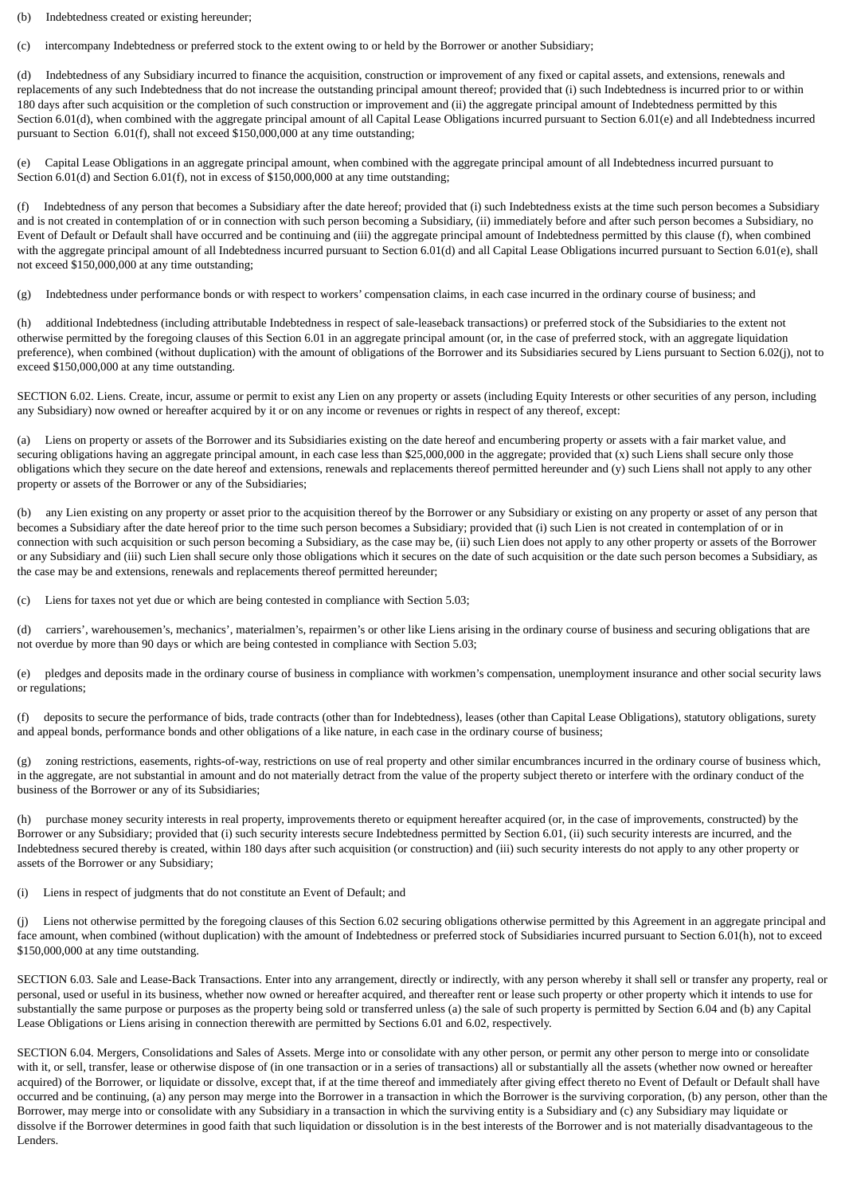(b) Indebtedness created or existing hereunder;

(c) intercompany Indebtedness or preferred stock to the extent owing to or held by the Borrower or another Subsidiary;

(d) Indebtedness of any Subsidiary incurred to finance the acquisition, construction or improvement of any fixed or capital assets, and extensions, renewals and replacements of any such Indebtedness that do not increase the outstanding principal amount thereof; provided that (i) such Indebtedness is incurred prior to or within 180 days after such acquisition or the completion of such construction or improvement and (ii) the aggregate principal amount of Indebtedness permitted by this Section 6.01(d), when combined with the aggregate principal amount of all Capital Lease Obligations incurred pursuant to Section 6.01(e) and all Indebtedness incurred pursuant to Section 6.01(f), shall not exceed $150,000,000 at any time outstanding;

(e) Capital Lease Obligations in an aggregate principal amount, when combined with the aggregate principal amount of all Indebtedness incurred pursuant to Section 6.01(d) and Section 6.01(f), not in excess of $150,000,000 at any time outstanding;

(f) Indebtedness of any person that becomes a Subsidiary after the date hereof; provided that (i) such Indebtedness exists at the time such person becomes a Subsidiary and is not created in contemplation of or in connection with such person becoming a Subsidiary, (ii) immediately before and after such person becomes a Subsidiary, no Event of Default or Default shall have occurred and be continuing and (iii) the aggregate principal amount of Indebtedness permitted by this clause (f), when combined with the aggregate principal amount of all Indebtedness incurred pursuant to Section 6.01(d) and all Capital Lease Obligations incurred pursuant to Section 6.01(e), shall not exceed $150,000,000 at any time outstanding;

(g) Indebtedness under performance bonds or with respect to workers' compensation claims, in each case incurred in the ordinary course of business; and

(h) additional Indebtedness (including attributable Indebtedness in respect of sale-leaseback transactions) or preferred stock of the Subsidiaries to the extent not otherwise permitted by the foregoing clauses of this Section 6.01 in an aggregate principal amount (or, in the case of preferred stock, with an aggregate liquidation preference), when combined (without duplication) with the amount of obligations of the Borrower and its Subsidiaries secured by Liens pursuant to Section 6.02(j), not to exceed $150,000,000 at any time outstanding.

SECTION 6.02. Liens. Create, incur, assume or permit to exist any Lien on any property or assets (including Equity Interests or other securities of any person, including any Subsidiary) now owned or hereafter acquired by it or on any income or revenues or rights in respect of any thereof, except:

(a) Liens on property or assets of the Borrower and its Subsidiaries existing on the date hereof and encumbering property or assets with a fair market value, and securing obligations having an aggregate principal amount, in each case less than $25,000,000 in the aggregate; provided that (x) such Liens shall secure only those obligations which they secure on the date hereof and extensions, renewals and replacements thereof permitted hereunder and (y) such Liens shall not apply to any other property or assets of the Borrower or any of the Subsidiaries;

(b) any Lien existing on any property or asset prior to the acquisition thereof by the Borrower or any Subsidiary or existing on any property or asset of any person that becomes a Subsidiary after the date hereof prior to the time such person becomes a Subsidiary; provided that (i) such Lien is not created in contemplation of or in connection with such acquisition or such person becoming a Subsidiary, as the case may be, (ii) such Lien does not apply to any other property or assets of the Borrower or any Subsidiary and (iii) such Lien shall secure only those obligations which it secures on the date of such acquisition or the date such person becomes a Subsidiary, as the case may be and extensions, renewals and replacements thereof permitted hereunder;

(c) Liens for taxes not yet due or which are being contested in compliance with Section 5.03;

(d) carriers', warehousemen's, mechanics', materialmen's, repairmen's or other like Liens arising in the ordinary course of business and securing obligations that are not overdue by more than 90 days or which are being contested in compliance with Section 5.03;

(e) pledges and deposits made in the ordinary course of business in compliance with workmen's compensation, unemployment insurance and other social security laws or regulations;

(f) deposits to secure the performance of bids, trade contracts (other than for Indebtedness), leases (other than Capital Lease Obligations), statutory obligations, surety and appeal bonds, performance bonds and other obligations of a like nature, in each case in the ordinary course of business;

(g) zoning restrictions, easements, rights-of-way, restrictions on use of real property and other similar encumbrances incurred in the ordinary course of business which, in the aggregate, are not substantial in amount and do not materially detract from the value of the property subject thereto or interfere with the ordinary conduct of the business of the Borrower or any of its Subsidiaries;

(h) purchase money security interests in real property, improvements thereto or equipment hereafter acquired (or, in the case of improvements, constructed) by the Borrower or any Subsidiary; provided that (i) such security interests secure Indebtedness permitted by Section 6.01, (ii) such security interests are incurred, and the Indebtedness secured thereby is created, within 180 days after such acquisition (or construction) and (iii) such security interests do not apply to any other property or assets of the Borrower or any Subsidiary;

(i) Liens in respect of judgments that do not constitute an Event of Default; and

(j) Liens not otherwise permitted by the foregoing clauses of this Section 6.02 securing obligations otherwise permitted by this Agreement in an aggregate principal and face amount, when combined (without duplication) with the amount of Indebtedness or preferred stock of Subsidiaries incurred pursuant to Section 6.01(h), not to exceed $150,000,000 at any time outstanding.

SECTION 6.03. Sale and Lease-Back Transactions. Enter into any arrangement, directly or indirectly, with any person whereby it shall sell or transfer any property, real or personal, used or useful in its business, whether now owned or hereafter acquired, and thereafter rent or lease such property or other property which it intends to use for substantially the same purpose or purposes as the property being sold or transferred unless (a) the sale of such property is permitted by Section 6.04 and (b) any Capital Lease Obligations or Liens arising in connection therewith are permitted by Sections 6.01 and 6.02, respectively.

SECTION 6.04. Mergers, Consolidations and Sales of Assets. Merge into or consolidate with any other person, or permit any other person to merge into or consolidate with it, or sell, transfer, lease or otherwise dispose of (in one transaction or in a series of transactions) all or substantially all the assets (whether now owned or hereafter acquired) of the Borrower, or liquidate or dissolve, except that, if at the time thereof and immediately after giving effect thereto no Event of Default or Default shall have occurred and be continuing, (a) any person may merge into the Borrower in a transaction in which the Borrower is the surviving corporation, (b) any person, other than the Borrower, may merge into or consolidate with any Subsidiary in a transaction in which the surviving entity is a Subsidiary and (c) any Subsidiary may liquidate or dissolve if the Borrower determines in good faith that such liquidation or dissolution is in the best interests of the Borrower and is not materially disadvantageous to the Lenders.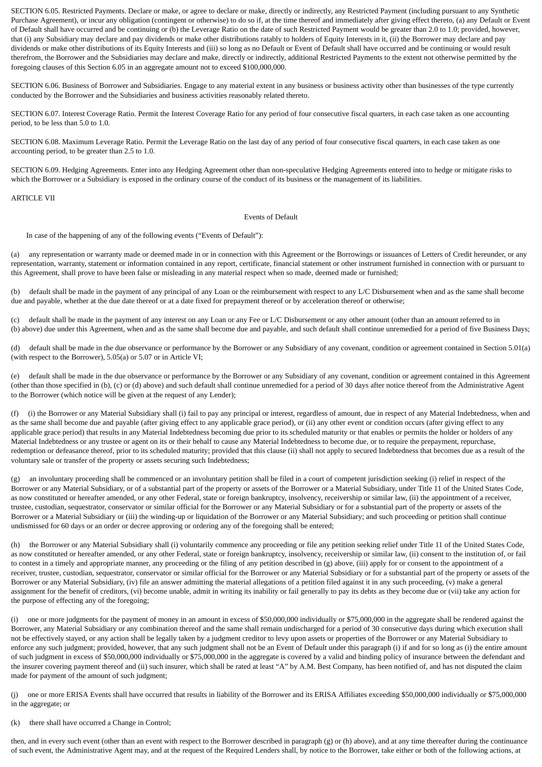SECTION 6.05. Restricted Payments. Declare or make, or agree to declare or make, directly or indirectly, any Restricted Payment (including pursuant to any Synthetic Purchase Agreement), or incur any obligation (contingent or otherwise) to do so if, at the time thereof and immediately after giving effect thereto, (a) any Default or Event of Default shall have occurred and be continuing or (b) the Leverage Ratio on the date of such Restricted Payment would be greater than 2.0 to 1.0; provided, however, that (i) any Subsidiary may declare and pay dividends or make other distributions ratably to holders of Equity Interests in it, (ii) the Borrower may declare and pay dividends or make other distributions of its Equity Interests and (iii) so long as no Default or Event of Default shall have occurred and be continuing or would result therefrom, the Borrower and the Subsidiaries may declare and make, directly or indirectly, additional Restricted Payments to the extent not otherwise permitted by the foregoing clauses of this Section 6.05 in an aggregate amount not to exceed $100,000,000.

SECTION 6.06. Business of Borrower and Subsidiaries. Engage to any material extent in any business or business activity other than businesses of the type currently conducted by the Borrower and the Subsidiaries and business activities reasonably related thereto.

SECTION 6.07. Interest Coverage Ratio. Permit the Interest Coverage Ratio for any period of four consecutive fiscal quarters, in each case taken as one accounting period, to be less than 5.0 to 1.0.

SECTION 6.08. Maximum Leverage Ratio. Permit the Leverage Ratio on the last day of any period of four consecutive fiscal quarters, in each case taken as one accounting period, to be greater than 2.5 to 1.0.

SECTION 6.09. Hedging Agreements. Enter into any Hedging Agreement other than non-speculative Hedging Agreements entered into to hedge or mitigate risks to which the Borrower or a Subsidiary is exposed in the ordinary course of the conduct of its business or the management of its liabilities.

ARTICLE VII

Events of Default

In case of the happening of any of the following events ("Events of Default"):

(a) any representation or warranty made or deemed made in or in connection with this Agreement or the Borrowings or issuances of Letters of Credit hereunder, or any representation, warranty, statement or information contained in any report, certificate, financial statement or other instrument furnished in connection with or pursuant to this Agreement, shall prove to have been false or misleading in any material respect when so made, deemed made or furnished;

(b) default shall be made in the payment of any principal of any Loan or the reimbursement with respect to any L/C Disbursement when and as the same shall become due and payable, whether at the due date thereof or at a date fixed for prepayment thereof or by acceleration thereof or otherwise;

(c) default shall be made in the payment of any interest on any Loan or any Fee or L/C Disbursement or any other amount (other than an amount referred to in (b) above) due under this Agreement, when and as the same shall become due and payable, and such default shall continue unremedied for a period of five Business Days;

(d) default shall be made in the due observance or performance by the Borrower or any Subsidiary of any covenant, condition or agreement contained in Section 5.01(a) (with respect to the Borrower), 5.05(a) or 5.07 or in Article VI;

(e) default shall be made in the due observance or performance by the Borrower or any Subsidiary of any covenant, condition or agreement contained in this Agreement (other than those specified in (b), (c) or (d) above) and such default shall continue unremedied for a period of 30 days after notice thereof from the Administrative Agent to the Borrower (which notice will be given at the request of any Lender);

(f) (i) the Borrower or any Material Subsidiary shall (i) fail to pay any principal or interest, regardless of amount, due in respect of any Material Indebtedness, when and as the same shall become due and payable (after giving effect to any applicable grace period), or (ii) any other event or condition occurs (after giving effect to any applicable grace period) that results in any Material Indebtedness becoming due prior to its scheduled maturity or that enables or permits the holder or holders of any Material Indebtedness or any trustee or agent on its or their behalf to cause any Material Indebtedness to become due, or to require the prepayment, repurchase, redemption or defeasance thereof, prior to its scheduled maturity; provided that this clause (ii) shall not apply to secured Indebtedness that becomes due as a result of the voluntary sale or transfer of the property or assets securing such Indebtedness;

(g) an involuntary proceeding shall be commenced or an involuntary petition shall be filed in a court of competent jurisdiction seeking (i) relief in respect of the Borrower or any Material Subsidiary, or of a substantial part of the property or assets of the Borrower or a Material Subsidiary, under Title 11 of the United States Code, as now constituted or hereafter amended, or any other Federal, state or foreign bankruptcy, insolvency, receivership or similar law, (ii) the appointment of a receiver, trustee, custodian, sequestrator, conservator or similar official for the Borrower or any Material Subsidiary or for a substantial part of the property or assets of the Borrower or a Material Subsidiary or (iii) the winding-up or liquidation of the Borrower or any Material Subsidiary; and such proceeding or petition shall continue undismissed for 60 days or an order or decree approving or ordering any of the foregoing shall be entered;

(h) the Borrower or any Material Subsidiary shall (i) voluntarily commence any proceeding or file any petition seeking relief under Title 11 of the United States Code, as now constituted or hereafter amended, or any other Federal, state or foreign bankruptcy, insolvency, receivership or similar law, (ii) consent to the institution of, or fail to contest in a timely and appropriate manner, any proceeding or the filing of any petition described in (g) above, (iii) apply for or consent to the appointment of a receiver, trustee, custodian, sequestrator, conservator or similar official for the Borrower or any Material Subsidiary or for a substantial part of the property or assets of the Borrower or any Material Subsidiary, (iv) file an answer admitting the material allegations of a petition filed against it in any such proceeding, (v) make a general assignment for the benefit of creditors, (vi) become unable, admit in writing its inability or fail generally to pay its debts as they become due or (vii) take any action for the purpose of effecting any of the foregoing;

(i) one or more judgments for the payment of money in an amount in excess of $50,000,000 individually or $75,000,000 in the aggregate shall be rendered against the Borrower, any Material Subsidiary or any combination thereof and the same shall remain undischarged for a period of 30 consecutive days during which execution shall not be effectively stayed, or any action shall be legally taken by a judgment creditor to levy upon assets or properties of the Borrower or any Material Subsidiary to enforce any such judgment; provided, however, that any such judgment shall not be an Event of Default under this paragraph (i) if and for so long as (i) the entire amount of such judgment in excess of $50,000,000 individually or $75,000,000 in the aggregate is covered by a valid and binding policy of insurance between the defendant and the insurer covering payment thereof and (ii) such insurer, which shall be rated at least "A" by A.M. Best Company, has been notified of, and has not disputed the claim made for payment of the amount of such judgment;

(j) one or more ERISA Events shall have occurred that results in liability of the Borrower and its ERISA Affiliates exceeding $50,000,000 individually or $75,000,000 in the aggregate; or

(k) there shall have occurred a Change in Control;

then, and in every such event (other than an event with respect to the Borrower described in paragraph (g) or (h) above), and at any time thereafter during the continuance of such event, the Administrative Agent may, and at the request of the Required Lenders shall, by notice to the Borrower, take either or both of the following actions, at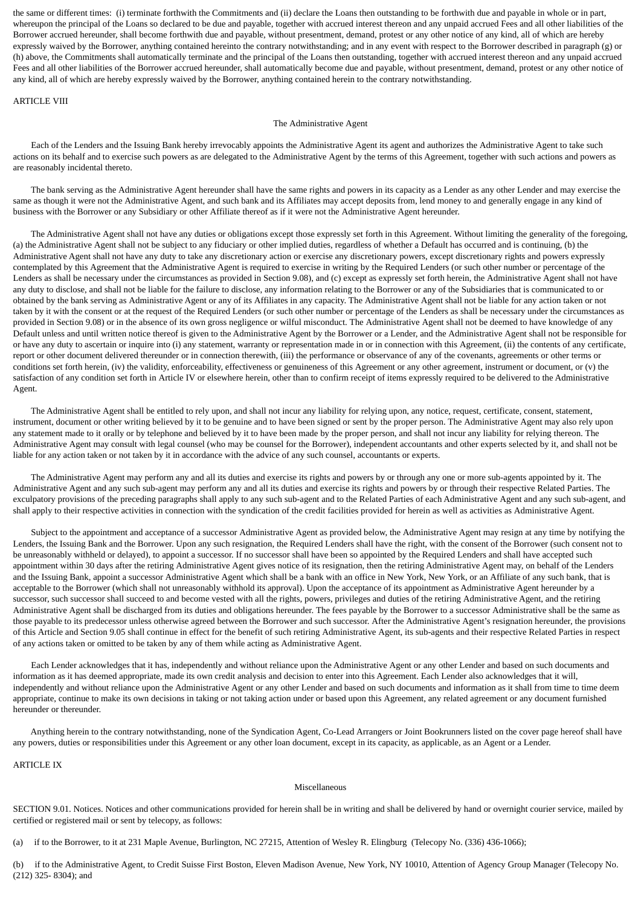the same or different times: (i) terminate forthwith the Commitments and (ii) declare the Loans then outstanding to be forthwith due and payable in whole or in part, whereupon the principal of the Loans so declared to be due and payable, together with accrued interest thereon and any unpaid accrued Fees and all other liabilities of the Borrower accrued hereunder, shall become forthwith due and payable, without presentment, demand, protest or any other notice of any kind, all of which are hereby expressly waived by the Borrower, anything contained hereinto the contrary notwithstanding; and in any event with respect to the Borrower described in paragraph (g) or (h) above, the Commitments shall automatically terminate and the principal of the Loans then outstanding, together with accrued interest thereon and any unpaid accrued Fees and all other liabilities of the Borrower accrued hereunder, shall automatically become due and payable, without presentment, demand, protest or any other notice of any kind, all of which are hereby expressly waived by the Borrower, anything contained herein to the contrary notwithstanding.

ARTICLE VIII

The Administrative Agent

Each of the Lenders and the Issuing Bank hereby irrevocably appoints the Administrative Agent its agent and authorizes the Administrative Agent to take such actions on its behalf and to exercise such powers as are delegated to the Administrative Agent by the terms of this Agreement, together with such actions and powers as are reasonably incidental thereto.

The bank serving as the Administrative Agent hereunder shall have the same rights and powers in its capacity as a Lender as any other Lender and may exercise the same as though it were not the Administrative Agent, and such bank and its Affiliates may accept deposits from, lend money to and generally engage in any kind of business with the Borrower or any Subsidiary or other Affiliate thereof as if it were not the Administrative Agent hereunder.

The Administrative Agent shall not have any duties or obligations except those expressly set forth in this Agreement. Without limiting the generality of the foregoing, (a) the Administrative Agent shall not be subject to any fiduciary or other implied duties, regardless of whether a Default has occurred and is continuing, (b) the Administrative Agent shall not have any duty to take any discretionary action or exercise any discretionary powers, except discretionary rights and powers expressly contemplated by this Agreement that the Administrative Agent is required to exercise in writing by the Required Lenders (or such other number or percentage of the Lenders as shall be necessary under the circumstances as provided in Section 9.08), and (c) except as expressly set forth herein, the Administrative Agent shall not have any duty to disclose, and shall not be liable for the failure to disclose, any information relating to the Borrower or any of the Subsidiaries that is communicated to or obtained by the bank serving as Administrative Agent or any of its Affiliates in any capacity. The Administrative Agent shall not be liable for any action taken or not taken by it with the consent or at the request of the Required Lenders (or such other number or percentage of the Lenders as shall be necessary under the circumstances as provided in Section 9.08) or in the absence of its own gross negligence or wilful misconduct. The Administrative Agent shall not be deemed to have knowledge of any Default unless and until written notice thereof is given to the Administrative Agent by the Borrower or a Lender, and the Administrative Agent shall not be responsible for or have any duty to ascertain or inquire into (i) any statement, warranty or representation made in or in connection with this Agreement, (ii) the contents of any certificate, report or other document delivered thereunder or in connection therewith, (iii) the performance or observance of any of the covenants, agreements or other terms or conditions set forth herein, (iv) the validity, enforceability, effectiveness or genuineness of this Agreement or any other agreement, instrument or document, or (v) the satisfaction of any condition set forth in Article IV or elsewhere herein, other than to confirm receipt of items expressly required to be delivered to the Administrative Agent.

The Administrative Agent shall be entitled to rely upon, and shall not incur any liability for relying upon, any notice, request, certificate, consent, statement, instrument, document or other writing believed by it to be genuine and to have been signed or sent by the proper person. The Administrative Agent may also rely upon any statement made to it orally or by telephone and believed by it to have been made by the proper person, and shall not incur any liability for relying thereon. The Administrative Agent may consult with legal counsel (who may be counsel for the Borrower), independent accountants and other experts selected by it, and shall not be liable for any action taken or not taken by it in accordance with the advice of any such counsel, accountants or experts.

The Administrative Agent may perform any and all its duties and exercise its rights and powers by or through any one or more sub-agents appointed by it. The Administrative Agent and any such sub-agent may perform any and all its duties and exercise its rights and powers by or through their respective Related Parties. The exculpatory provisions of the preceding paragraphs shall apply to any such sub-agent and to the Related Parties of each Administrative Agent and any such sub-agent, and shall apply to their respective activities in connection with the syndication of the credit facilities provided for herein as well as activities as Administrative Agent.

Subject to the appointment and acceptance of a successor Administrative Agent as provided below, the Administrative Agent may resign at any time by notifying the Lenders, the Issuing Bank and the Borrower. Upon any such resignation, the Required Lenders shall have the right, with the consent of the Borrower (such consent not to be unreasonably withheld or delayed), to appoint a successor. If no successor shall have been so appointed by the Required Lenders and shall have accepted such appointment within 30 days after the retiring Administrative Agent gives notice of its resignation, then the retiring Administrative Agent may, on behalf of the Lenders and the Issuing Bank, appoint a successor Administrative Agent which shall be a bank with an office in New York, New York, or an Affiliate of any such bank, that is acceptable to the Borrower (which shall not unreasonably withhold its approval). Upon the acceptance of its appointment as Administrative Agent hereunder by a successor, such successor shall succeed to and become vested with all the rights, powers, privileges and duties of the retiring Administrative Agent, and the retiring Administrative Agent shall be discharged from its duties and obligations hereunder. The fees payable by the Borrower to a successor Administrative shall be the same as those payable to its predecessor unless otherwise agreed between the Borrower and such successor. After the Administrative Agent's resignation hereunder, the provisions of this Article and Section 9.05 shall continue in effect for the benefit of such retiring Administrative Agent, its sub-agents and their respective Related Parties in respect of any actions taken or omitted to be taken by any of them while acting as Administrative Agent.

Each Lender acknowledges that it has, independently and without reliance upon the Administrative Agent or any other Lender and based on such documents and information as it has deemed appropriate, made its own credit analysis and decision to enter into this Agreement. Each Lender also acknowledges that it will, independently and without reliance upon the Administrative Agent or any other Lender and based on such documents and information as it shall from time to time deem appropriate, continue to make its own decisions in taking or not taking action under or based upon this Agreement, any related agreement or any document furnished hereunder or thereunder.

Anything herein to the contrary notwithstanding, none of the Syndication Agent, Co-Lead Arrangers or Joint Bookrunners listed on the cover page hereof shall have any powers, duties or responsibilities under this Agreement or any other loan document, except in its capacity, as applicable, as an Agent or a Lender.

ARTICLE IX

Miscellaneous

SECTION 9.01. Notices. Notices and other communications provided for herein shall be in writing and shall be delivered by hand or overnight courier service, mailed by certified or registered mail or sent by telecopy, as follows:

(a) if to the Borrower, to it at 231 Maple Avenue, Burlington, NC 27215, Attention of Wesley R. Elingburg (Telecopy No. (336) 436-1066);

(b) if to the Administrative Agent, to Credit Suisse First Boston, Eleven Madison Avenue, New York, NY 10010, Attention of Agency Group Manager (Telecopy No. (212) 325- 8304); and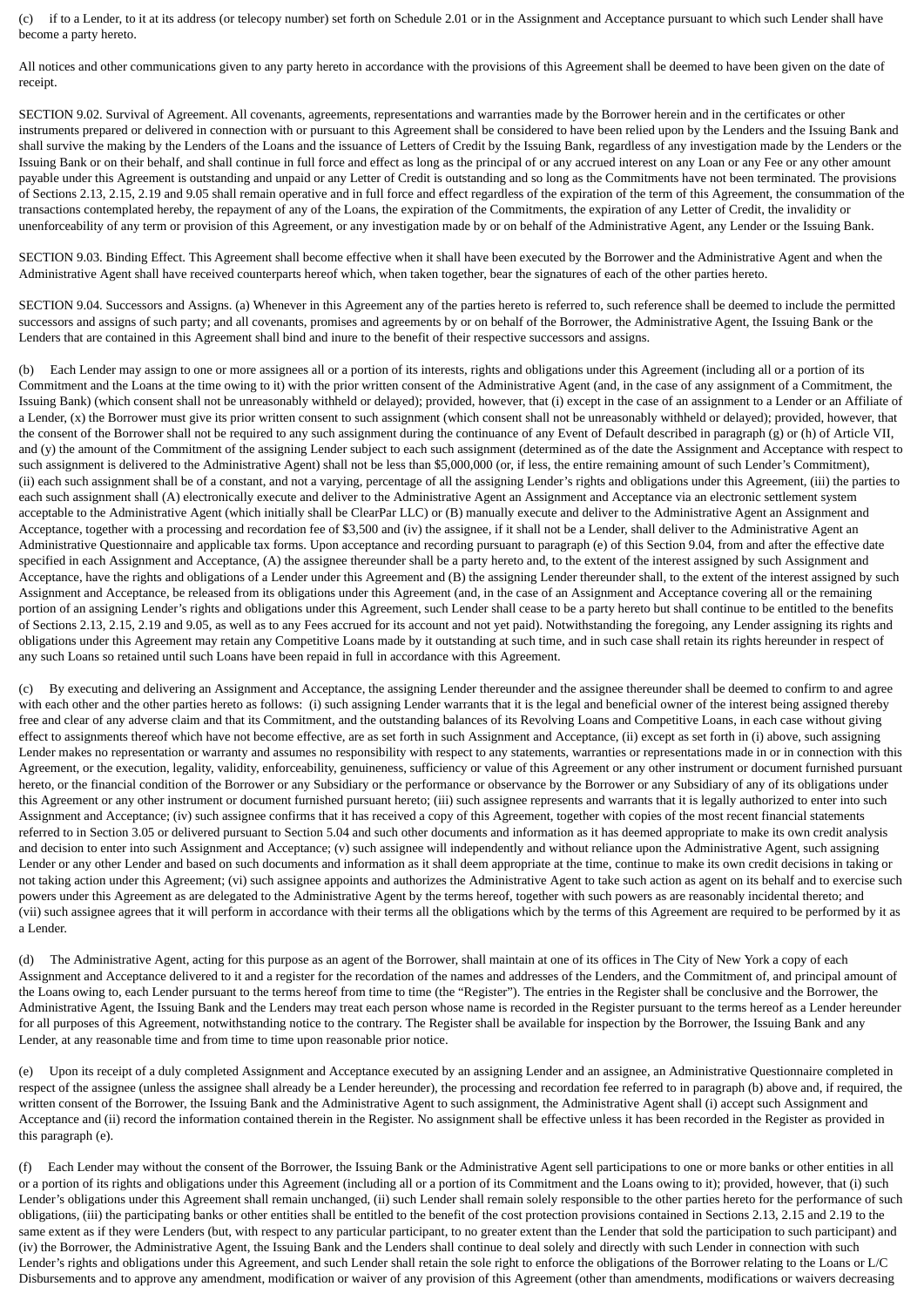(c) if to a Lender, to it at its address (or telecopy number) set forth on Schedule 2.01 or in the Assignment and Acceptance pursuant to which such Lender shall have become a party hereto.

All notices and other communications given to any party hereto in accordance with the provisions of this Agreement shall be deemed to have been given on the date of receipt.

SECTION 9.02. Survival of Agreement. All covenants, agreements, representations and warranties made by the Borrower herein and in the certificates or other instruments prepared or delivered in connection with or pursuant to this Agreement shall be considered to have been relied upon by the Lenders and the Issuing Bank and shall survive the making by the Lenders of the Loans and the issuance of Letters of Credit by the Issuing Bank, regardless of any investigation made by the Lenders or the Issuing Bank or on their behalf, and shall continue in full force and effect as long as the principal of or any accrued interest on any Loan or any Fee or any other amount payable under this Agreement is outstanding and unpaid or any Letter of Credit is outstanding and so long as the Commitments have not been terminated. The provisions of Sections 2.13, 2.15, 2.19 and 9.05 shall remain operative and in full force and effect regardless of the expiration of the term of this Agreement, the consummation of the transactions contemplated hereby, the repayment of any of the Loans, the expiration of the Commitments, the expiration of any Letter of Credit, the invalidity or unenforceability of any term or provision of this Agreement, or any investigation made by or on behalf of the Administrative Agent, any Lender or the Issuing Bank.

SECTION 9.03. Binding Effect. This Agreement shall become effective when it shall have been executed by the Borrower and the Administrative Agent and when the Administrative Agent shall have received counterparts hereof which, when taken together, bear the signatures of each of the other parties hereto.

SECTION 9.04. Successors and Assigns. (a) Whenever in this Agreement any of the parties hereto is referred to, such reference shall be deemed to include the permitted successors and assigns of such party; and all covenants, promises and agreements by or on behalf of the Borrower, the Administrative Agent, the Issuing Bank or the Lenders that are contained in this Agreement shall bind and inure to the benefit of their respective successors and assigns.

(b) Each Lender may assign to one or more assignees all or a portion of its interests, rights and obligations under this Agreement (including all or a portion of its Commitment and the Loans at the time owing to it) with the prior written consent of the Administrative Agent (and, in the case of any assignment of a Commitment, the Issuing Bank) (which consent shall not be unreasonably withheld or delayed); provided, however, that (i) except in the case of an assignment to a Lender or an Affiliate of a Lender, (x) the Borrower must give its prior written consent to such assignment (which consent shall not be unreasonably withheld or delayed); provided, however, that the consent of the Borrower shall not be required to any such assignment during the continuance of any Event of Default described in paragraph (g) or (h) of Article VII, and (y) the amount of the Commitment of the assigning Lender subject to each such assignment (determined as of the date the Assignment and Acceptance with respect to such assignment is delivered to the Administrative Agent) shall not be less than $5,000,000 (or, if less, the entire remaining amount of such Lender's Commitment), (ii) each such assignment shall be of a constant, and not a varying, percentage of all the assigning Lender's rights and obligations under this Agreement, (iii) the parties to each such assignment shall (A) electronically execute and deliver to the Administrative Agent an Assignment and Acceptance via an electronic settlement system acceptable to the Administrative Agent (which initially shall be ClearPar LLC) or (B) manually execute and deliver to the Administrative Agent an Assignment and Acceptance, together with a processing and recordation fee of $3,500 and (iv) the assignee, if it shall not be a Lender, shall deliver to the Administrative Agent an Administrative Questionnaire and applicable tax forms. Upon acceptance and recording pursuant to paragraph (e) of this Section 9.04, from and after the effective date specified in each Assignment and Acceptance, (A) the assignee thereunder shall be a party hereto and, to the extent of the interest assigned by such Assignment and Acceptance, have the rights and obligations of a Lender under this Agreement and (B) the assigning Lender thereunder shall, to the extent of the interest assigned by such Assignment and Acceptance, be released from its obligations under this Agreement (and, in the case of an Assignment and Acceptance covering all or the remaining portion of an assigning Lender's rights and obligations under this Agreement, such Lender shall cease to be a party hereto but shall continue to be entitled to the benefits of Sections 2.13, 2.15, 2.19 and 9.05, as well as to any Fees accrued for its account and not yet paid). Notwithstanding the foregoing, any Lender assigning its rights and obligations under this Agreement may retain any Competitive Loans made by it outstanding at such time, and in such case shall retain its rights hereunder in respect of any such Loans so retained until such Loans have been repaid in full in accordance with this Agreement.

(c) By executing and delivering an Assignment and Acceptance, the assigning Lender thereunder and the assignee thereunder shall be deemed to confirm to and agree with each other and the other parties hereto as follows: (i) such assigning Lender warrants that it is the legal and beneficial owner of the interest being assigned thereby free and clear of any adverse claim and that its Commitment, and the outstanding balances of its Revolving Loans and Competitive Loans, in each case without giving effect to assignments thereof which have not become effective, are as set forth in such Assignment and Acceptance, (ii) except as set forth in (i) above, such assigning Lender makes no representation or warranty and assumes no responsibility with respect to any statements, warranties or representations made in or in connection with this Agreement, or the execution, legality, validity, enforceability, genuineness, sufficiency or value of this Agreement or any other instrument or document furnished pursuant hereto, or the financial condition of the Borrower or any Subsidiary or the performance or observance by the Borrower or any Subsidiary of any of its obligations under this Agreement or any other instrument or document furnished pursuant hereto; (iii) such assignee represents and warrants that it is legally authorized to enter into such Assignment and Acceptance; (iv) such assignee confirms that it has received a copy of this Agreement, together with copies of the most recent financial statements referred to in Section 3.05 or delivered pursuant to Section 5.04 and such other documents and information as it has deemed appropriate to make its own credit analysis and decision to enter into such Assignment and Acceptance; (v) such assignee will independently and without reliance upon the Administrative Agent, such assigning Lender or any other Lender and based on such documents and information as it shall deem appropriate at the time, continue to make its own credit decisions in taking or not taking action under this Agreement; (vi) such assignee appoints and authorizes the Administrative Agent to take such action as agent on its behalf and to exercise such powers under this Agreement as are delegated to the Administrative Agent by the terms hereof, together with such powers as are reasonably incidental thereto; and (vii) such assignee agrees that it will perform in accordance with their terms all the obligations which by the terms of this Agreement are required to be performed by it as a Lender.

(d) The Administrative Agent, acting for this purpose as an agent of the Borrower, shall maintain at one of its offices in The City of New York a copy of each Assignment and Acceptance delivered to it and a register for the recordation of the names and addresses of the Lenders, and the Commitment of, and principal amount of the Loans owing to, each Lender pursuant to the terms hereof from time to time (the "Register"). The entries in the Register shall be conclusive and the Borrower, the Administrative Agent, the Issuing Bank and the Lenders may treat each person whose name is recorded in the Register pursuant to the terms hereof as a Lender hereunder for all purposes of this Agreement, notwithstanding notice to the contrary. The Register shall be available for inspection by the Borrower, the Issuing Bank and any Lender, at any reasonable time and from time to time upon reasonable prior notice.

(e) Upon its receipt of a duly completed Assignment and Acceptance executed by an assigning Lender and an assignee, an Administrative Questionnaire completed in respect of the assignee (unless the assignee shall already be a Lender hereunder), the processing and recordation fee referred to in paragraph (b) above and, if required, the written consent of the Borrower, the Issuing Bank and the Administrative Agent to such assignment, the Administrative Agent shall (i) accept such Assignment and Acceptance and (ii) record the information contained therein in the Register. No assignment shall be effective unless it has been recorded in the Register as provided in this paragraph (e).

(f) Each Lender may without the consent of the Borrower, the Issuing Bank or the Administrative Agent sell participations to one or more banks or other entities in all or a portion of its rights and obligations under this Agreement (including all or a portion of its Commitment and the Loans owing to it); provided, however, that (i) such Lender's obligations under this Agreement shall remain unchanged, (ii) such Lender shall remain solely responsible to the other parties hereto for the performance of such obligations, (iii) the participating banks or other entities shall be entitled to the benefit of the cost protection provisions contained in Sections 2.13, 2.15 and 2.19 to the same extent as if they were Lenders (but, with respect to any particular participant, to no greater extent than the Lender that sold the participation to such participant) and (iv) the Borrower, the Administrative Agent, the Issuing Bank and the Lenders shall continue to deal solely and directly with such Lender in connection with such Lender's rights and obligations under this Agreement, and such Lender shall retain the sole right to enforce the obligations of the Borrower relating to the Loans or L/C Disbursements and to approve any amendment, modification or waiver of any provision of this Agreement (other than amendments, modifications or waivers decreasing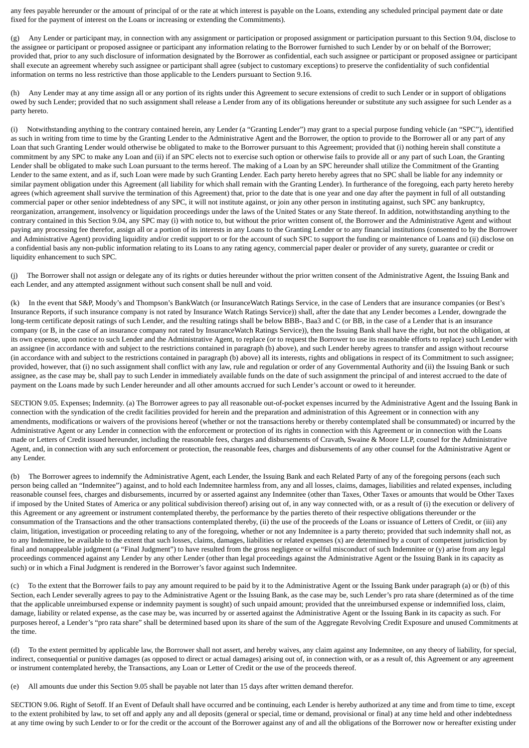any fees payable hereunder or the amount of principal of or the rate at which interest is payable on the Loans, extending any scheduled principal payment date or date fixed for the payment of interest on the Loans or increasing or extending the Commitments).

(g) Any Lender or participant may, in connection with any assignment or participation or proposed assignment or participation pursuant to this Section 9.04, disclose to the assignee or participant or proposed assignee or participant any information relating to the Borrower furnished to such Lender by or on behalf of the Borrower; provided that, prior to any such disclosure of information designated by the Borrower as confidential, each such assignee or participant or proposed assignee or participant shall execute an agreement whereby such assignee or participant shall agree (subject to customary exceptions) to preserve the confidentiality of such confidential information on terms no less restrictive than those applicable to the Lenders pursuant to Section 9.16.

(h) Any Lender may at any time assign all or any portion of its rights under this Agreement to secure extensions of credit to such Lender or in support of obligations owed by such Lender; provided that no such assignment shall release a Lender from any of its obligations hereunder or substitute any such assignee for such Lender as a party hereto.

(i) Notwithstanding anything to the contrary contained herein, any Lender (a "Granting Lender") may grant to a special purpose funding vehicle (an "SPC"), identified as such in writing from time to time by the Granting Lender to the Administrative Agent and the Borrower, the option to provide to the Borrower all or any part of any Loan that such Granting Lender would otherwise be obligated to make to the Borrower pursuant to this Agreement; provided that (i) nothing herein shall constitute a commitment by any SPC to make any Loan and (ii) if an SPC elects not to exercise such option or otherwise fails to provide all or any part of such Loan, the Granting Lender shall be obligated to make such Loan pursuant to the terms hereof. The making of a Loan by an SPC hereunder shall utilize the Commitment of the Granting Lender to the same extent, and as if, such Loan were made by such Granting Lender. Each party hereto hereby agrees that no SPC shall be liable for any indemnity or similar payment obligation under this Agreement (all liability for which shall remain with the Granting Lender). In furtherance of the foregoing, each party hereto hereby agrees (which agreement shall survive the termination of this Agreement) that, prior to the date that is one year and one day after the payment in full of all outstanding commercial paper or other senior indebtedness of any SPC, it will not institute against, or join any other person in instituting against, such SPC any bankruptcy, reorganization, arrangement, insolvency or liquidation proceedings under the laws of the United States or any State thereof. In addition, notwithstanding anything to the contrary contained in this Section 9.04, any SPC may (i) with notice to, but without the prior written consent of, the Borrower and the Administrative Agent and without paying any processing fee therefor, assign all or a portion of its interests in any Loans to the Granting Lender or to any financial institutions (consented to by the Borrower and Administrative Agent) providing liquidity and/or credit support to or for the account of such SPC to support the funding or maintenance of Loans and (ii) disclose on a confidential basis any non-public information relating to its Loans to any rating agency, commercial paper dealer or provider of any surety, guarantee or credit or liquidity enhancement to such SPC.

(j) The Borrower shall not assign or delegate any of its rights or duties hereunder without the prior written consent of the Administrative Agent, the Issuing Bank and each Lender, and any attempted assignment without such consent shall be null and void.

(k) In the event that S&P, Moody's and Thompson's BankWatch (or InsuranceWatch Ratings Service, in the case of Lenders that are insurance companies (or Best's Insurance Reports, if such insurance company is not rated by Insurance Watch Ratings Service)) shall, after the date that any Lender becomes a Lender, downgrade the long-term certificate deposit ratings of such Lender, and the resulting ratings shall be below BBB-, Baa3 and C (or BB, in the case of a Lender that is an insurance company (or B, in the case of an insurance company not rated by InsuranceWatch Ratings Service)), then the Issuing Bank shall have the right, but not the obligation, at its own expense, upon notice to such Lender and the Administrative Agent, to replace (or to request the Borrower to use its reasonable efforts to replace) such Lender with an assignee (in accordance with and subject to the restrictions contained in paragraph (b) above), and such Lender hereby agrees to transfer and assign without recourse (in accordance with and subject to the restrictions contained in paragraph (b) above) all its interests, rights and obligations in respect of its Commitment to such assignee; provided, however, that (i) no such assignment shall conflict with any law, rule and regulation or order of any Governmental Authority and (ii) the Issuing Bank or such assignee, as the case may be, shall pay to such Lender in immediately available funds on the date of such assignment the principal of and interest accrued to the date of payment on the Loans made by such Lender hereunder and all other amounts accrued for such Lender's account or owed to it hereunder.

SECTION 9.05. Expenses; Indemnity. (a) The Borrower agrees to pay all reasonable out-of-pocket expenses incurred by the Administrative Agent and the Issuing Bank in connection with the syndication of the credit facilities provided for herein and the preparation and administration of this Agreement or in connection with any amendments, modifications or waivers of the provisions hereof (whether or not the transactions hereby or thereby contemplated shall be consummated) or incurred by the Administrative Agent or any Lender in connection with the enforcement or protection of its rights in connection with this Agreement or in connection with the Loans made or Letters of Credit issued hereunder, including the reasonable fees, charges and disbursements of Cravath, Swaine & Moore LLP, counsel for the Administrative Agent, and, in connection with any such enforcement or protection, the reasonable fees, charges and disbursements of any other counsel for the Administrative Agent or any Lender.

(b) The Borrower agrees to indemnify the Administrative Agent, each Lender, the Issuing Bank and each Related Party of any of the foregoing persons (each such person being called an "Indemnitee") against, and to hold each Indemnitee harmless from, any and all losses, claims, damages, liabilities and related expenses, including reasonable counsel fees, charges and disbursements, incurred by or asserted against any Indemnitee (other than Taxes, Other Taxes or amounts that would be Other Taxes if imposed by the United States of America or any political subdivision thereof) arising out of, in any way connected with, or as a result of (i) the execution or delivery of this Agreement or any agreement or instrument contemplated thereby, the performance by the parties thereto of their respective obligations thereunder or the consummation of the Transactions and the other transactions contemplated thereby, (ii) the use of the proceeds of the Loans or issuance of Letters of Credit, or (iii) any claim, litigation, investigation or proceeding relating to any of the foregoing, whether or not any Indemnitee is a party thereto; provided that such indemnity shall not, as to any Indemnitee, be available to the extent that such losses, claims, damages, liabilities or related expenses (x) are determined by a court of competent jurisdiction by final and nonappealable judgment (a "Final Judgment") to have resulted from the gross negligence or wilful misconduct of such Indemnitee or (y) arise from any legal proceedings commenced against any Lender by any other Lender (other than legal proceedings against the Administrative Agent or the Issuing Bank in its capacity as such) or in which a Final Judgment is rendered in the Borrower's favor against such Indemnitee.

(c) To the extent that the Borrower fails to pay any amount required to be paid by it to the Administrative Agent or the Issuing Bank under paragraph (a) or (b) of this Section, each Lender severally agrees to pay to the Administrative Agent or the Issuing Bank, as the case may be, such Lender's pro rata share (determined as of the time that the applicable unreimbursed expense or indemnity payment is sought) of such unpaid amount; provided that the unreimbursed expense or indemnified loss, claim, damage, liability or related expense, as the case may be, was incurred by or asserted against the Administrative Agent or the Issuing Bank in its capacity as such. For purposes hereof, a Lender's "pro rata share" shall be determined based upon its share of the sum of the Aggregate Revolving Credit Exposure and unused Commitments at the time.

(d) To the extent permitted by applicable law, the Borrower shall not assert, and hereby waives, any claim against any Indemnitee, on any theory of liability, for special, indirect, consequential or punitive damages (as opposed to direct or actual damages) arising out of, in connection with, or as a result of, this Agreement or any agreement or instrument contemplated hereby, the Transactions, any Loan or Letter of Credit or the use of the proceeds thereof.

(e) All amounts due under this Section 9.05 shall be payable not later than 15 days after written demand therefor.

SECTION 9.06. Right of Setoff. If an Event of Default shall have occurred and be continuing, each Lender is hereby authorized at any time and from time to time, except to the extent prohibited by law, to set off and apply any and all deposits (general or special, time or demand, provisional or final) at any time held and other indebtedness at any time owing by such Lender to or for the credit or the account of the Borrower against any of and all the obligations of the Borrower now or hereafter existing under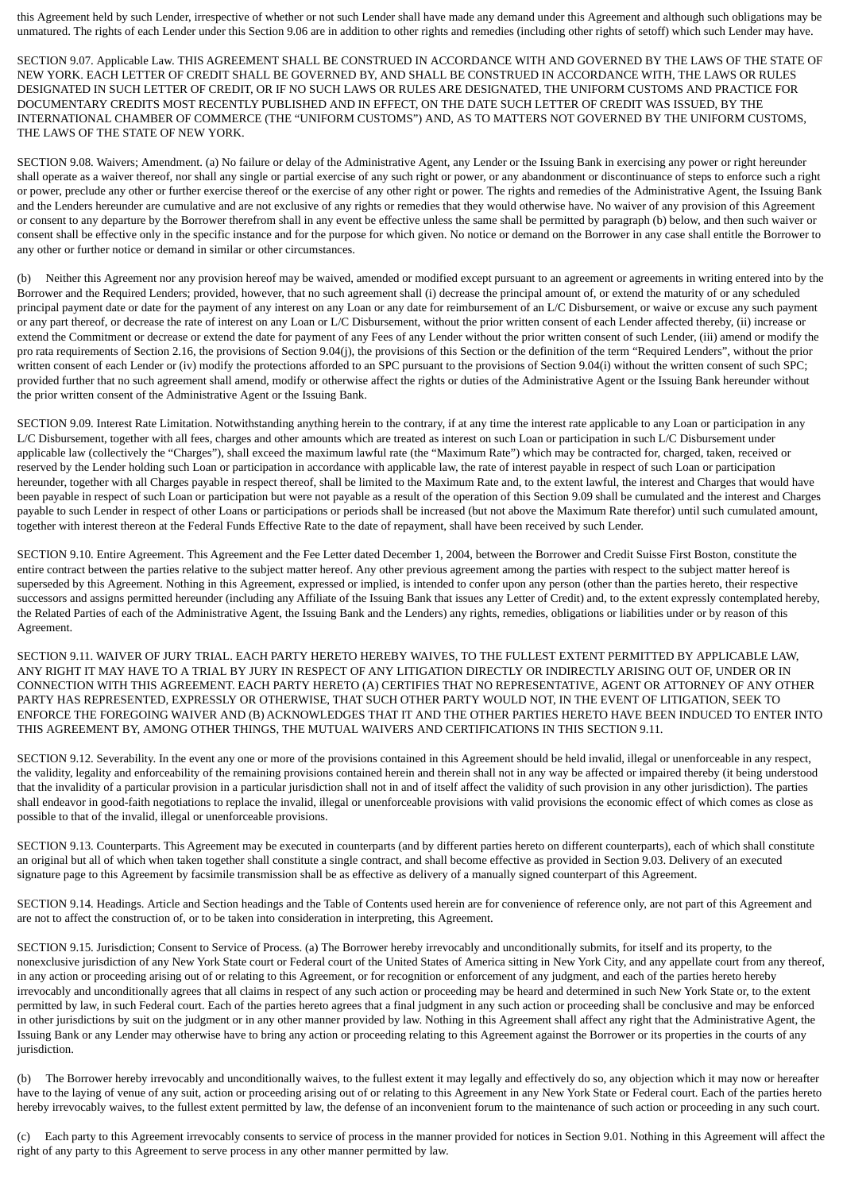this Agreement held by such Lender, irrespective of whether or not such Lender shall have made any demand under this Agreement and although such obligations may be unmatured. The rights of each Lender under this Section 9.06 are in addition to other rights and remedies (including other rights of setoff) which such Lender may have.

SECTION 9.07. Applicable Law. THIS AGREEMENT SHALL BE CONSTRUED IN ACCORDANCE WITH AND GOVERNED BY THE LAWS OF THE STATE OF NEW YORK. EACH LETTER OF CREDIT SHALL BE GOVERNED BY, AND SHALL BE CONSTRUED IN ACCORDANCE WITH, THE LAWS OR RULES DESIGNATED IN SUCH LETTER OF CREDIT, OR IF NO SUCH LAWS OR RULES ARE DESIGNATED, THE UNIFORM CUSTOMS AND PRACTICE FOR DOCUMENTARY CREDITS MOST RECENTLY PUBLISHED AND IN EFFECT, ON THE DATE SUCH LETTER OF CREDIT WAS ISSUED, BY THE INTERNATIONAL CHAMBER OF COMMERCE (THE "UNIFORM CUSTOMS") AND, AS TO MATTERS NOT GOVERNED BY THE UNIFORM CUSTOMS, THE LAWS OF THE STATE OF NEW YORK.

SECTION 9.08. Waivers; Amendment. (a) No failure or delay of the Administrative Agent, any Lender or the Issuing Bank in exercising any power or right hereunder shall operate as a waiver thereof, nor shall any single or partial exercise of any such right or power, or any abandonment or discontinuance of steps to enforce such a right or power, preclude any other or further exercise thereof or the exercise of any other right or power. The rights and remedies of the Administrative Agent, the Issuing Bank and the Lenders hereunder are cumulative and are not exclusive of any rights or remedies that they would otherwise have. No waiver of any provision of this Agreement or consent to any departure by the Borrower therefrom shall in any event be effective unless the same shall be permitted by paragraph (b) below, and then such waiver or consent shall be effective only in the specific instance and for the purpose for which given. No notice or demand on the Borrower in any case shall entitle the Borrower to any other or further notice or demand in similar or other circumstances.

(b) Neither this Agreement nor any provision hereof may be waived, amended or modified except pursuant to an agreement or agreements in writing entered into by the Borrower and the Required Lenders; provided, however, that no such agreement shall (i) decrease the principal amount of, or extend the maturity of or any scheduled principal payment date or date for the payment of any interest on any Loan or any date for reimbursement of an L/C Disbursement, or waive or excuse any such payment or any part thereof, or decrease the rate of interest on any Loan or L/C Disbursement, without the prior written consent of each Lender affected thereby, (ii) increase or extend the Commitment or decrease or extend the date for payment of any Fees of any Lender without the prior written consent of such Lender, (iii) amend or modify the pro rata requirements of Section 2.16, the provisions of Section 9.04(j), the provisions of this Section or the definition of the term "Required Lenders", without the prior written consent of each Lender or (iv) modify the protections afforded to an SPC pursuant to the provisions of Section 9.04(i) without the written consent of such SPC; provided further that no such agreement shall amend, modify or otherwise affect the rights or duties of the Administrative Agent or the Issuing Bank hereunder without the prior written consent of the Administrative Agent or the Issuing Bank.

SECTION 9.09. Interest Rate Limitation. Notwithstanding anything herein to the contrary, if at any time the interest rate applicable to any Loan or participation in any L/C Disbursement, together with all fees, charges and other amounts which are treated as interest on such Loan or participation in such L/C Disbursement under applicable law (collectively the "Charges"), shall exceed the maximum lawful rate (the "Maximum Rate") which may be contracted for, charged, taken, received or reserved by the Lender holding such Loan or participation in accordance with applicable law, the rate of interest payable in respect of such Loan or participation hereunder, together with all Charges payable in respect thereof, shall be limited to the Maximum Rate and, to the extent lawful, the interest and Charges that would have been payable in respect of such Loan or participation but were not payable as a result of the operation of this Section 9.09 shall be cumulated and the interest and Charges payable to such Lender in respect of other Loans or participations or periods shall be increased (but not above the Maximum Rate therefor) until such cumulated amount, together with interest thereon at the Federal Funds Effective Rate to the date of repayment, shall have been received by such Lender.

SECTION 9.10. Entire Agreement. This Agreement and the Fee Letter dated December 1, 2004, between the Borrower and Credit Suisse First Boston, constitute the entire contract between the parties relative to the subject matter hereof. Any other previous agreement among the parties with respect to the subject matter hereof is superseded by this Agreement. Nothing in this Agreement, expressed or implied, is intended to confer upon any person (other than the parties hereto, their respective successors and assigns permitted hereunder (including any Affiliate of the Issuing Bank that issues any Letter of Credit) and, to the extent expressly contemplated hereby, the Related Parties of each of the Administrative Agent, the Issuing Bank and the Lenders) any rights, remedies, obligations or liabilities under or by reason of this Agreement.

SECTION 9.11. WAIVER OF JURY TRIAL. EACH PARTY HERETO HEREBY WAIVES, TO THE FULLEST EXTENT PERMITTED BY APPLICABLE LAW, ANY RIGHT IT MAY HAVE TO A TRIAL BY JURY IN RESPECT OF ANY LITIGATION DIRECTLY OR INDIRECTLY ARISING OUT OF, UNDER OR IN CONNECTION WITH THIS AGREEMENT. EACH PARTY HERETO (A) CERTIFIES THAT NO REPRESENTATIVE, AGENT OR ATTORNEY OF ANY OTHER PARTY HAS REPRESENTED, EXPRESSLY OR OTHERWISE, THAT SUCH OTHER PARTY WOULD NOT, IN THE EVENT OF LITIGATION, SEEK TO ENFORCE THE FOREGOING WAIVER AND (B) ACKNOWLEDGES THAT IT AND THE OTHER PARTIES HERETO HAVE BEEN INDUCED TO ENTER INTO THIS AGREEMENT BY, AMONG OTHER THINGS, THE MUTUAL WAIVERS AND CERTIFICATIONS IN THIS SECTION 9.11.

SECTION 9.12. Severability. In the event any one or more of the provisions contained in this Agreement should be held invalid, illegal or unenforceable in any respect, the validity, legality and enforceability of the remaining provisions contained herein and therein shall not in any way be affected or impaired thereby (it being understood that the invalidity of a particular provision in a particular jurisdiction shall not in and of itself affect the validity of such provision in any other jurisdiction). The parties shall endeavor in good-faith negotiations to replace the invalid, illegal or unenforceable provisions with valid provisions the economic effect of which comes as close as possible to that of the invalid, illegal or unenforceable provisions.

SECTION 9.13. Counterparts. This Agreement may be executed in counterparts (and by different parties hereto on different counterparts), each of which shall constitute an original but all of which when taken together shall constitute a single contract, and shall become effective as provided in Section 9.03. Delivery of an executed signature page to this Agreement by facsimile transmission shall be as effective as delivery of a manually signed counterpart of this Agreement.

SECTION 9.14. Headings. Article and Section headings and the Table of Contents used herein are for convenience of reference only, are not part of this Agreement and are not to affect the construction of, or to be taken into consideration in interpreting, this Agreement.

SECTION 9.15. Jurisdiction; Consent to Service of Process. (a) The Borrower hereby irrevocably and unconditionally submits, for itself and its property, to the nonexclusive jurisdiction of any New York State court or Federal court of the United States of America sitting in New York City, and any appellate court from any thereof, in any action or proceeding arising out of or relating to this Agreement, or for recognition or enforcement of any judgment, and each of the parties hereto hereby irrevocably and unconditionally agrees that all claims in respect of any such action or proceeding may be heard and determined in such New York State or, to the extent permitted by law, in such Federal court. Each of the parties hereto agrees that a final judgment in any such action or proceeding shall be conclusive and may be enforced in other jurisdictions by suit on the judgment or in any other manner provided by law. Nothing in this Agreement shall affect any right that the Administrative Agent, the Issuing Bank or any Lender may otherwise have to bring any action or proceeding relating to this Agreement against the Borrower or its properties in the courts of any jurisdiction.

(b) The Borrower hereby irrevocably and unconditionally waives, to the fullest extent it may legally and effectively do so, any objection which it may now or hereafter have to the laying of venue of any suit, action or proceeding arising out of or relating to this Agreement in any New York State or Federal court. Each of the parties hereto hereby irrevocably waives, to the fullest extent permitted by law, the defense of an inconvenient forum to the maintenance of such action or proceeding in any such court.

(c) Each party to this Agreement irrevocably consents to service of process in the manner provided for notices in Section 9.01. Nothing in this Agreement will affect the right of any party to this Agreement to serve process in any other manner permitted by law.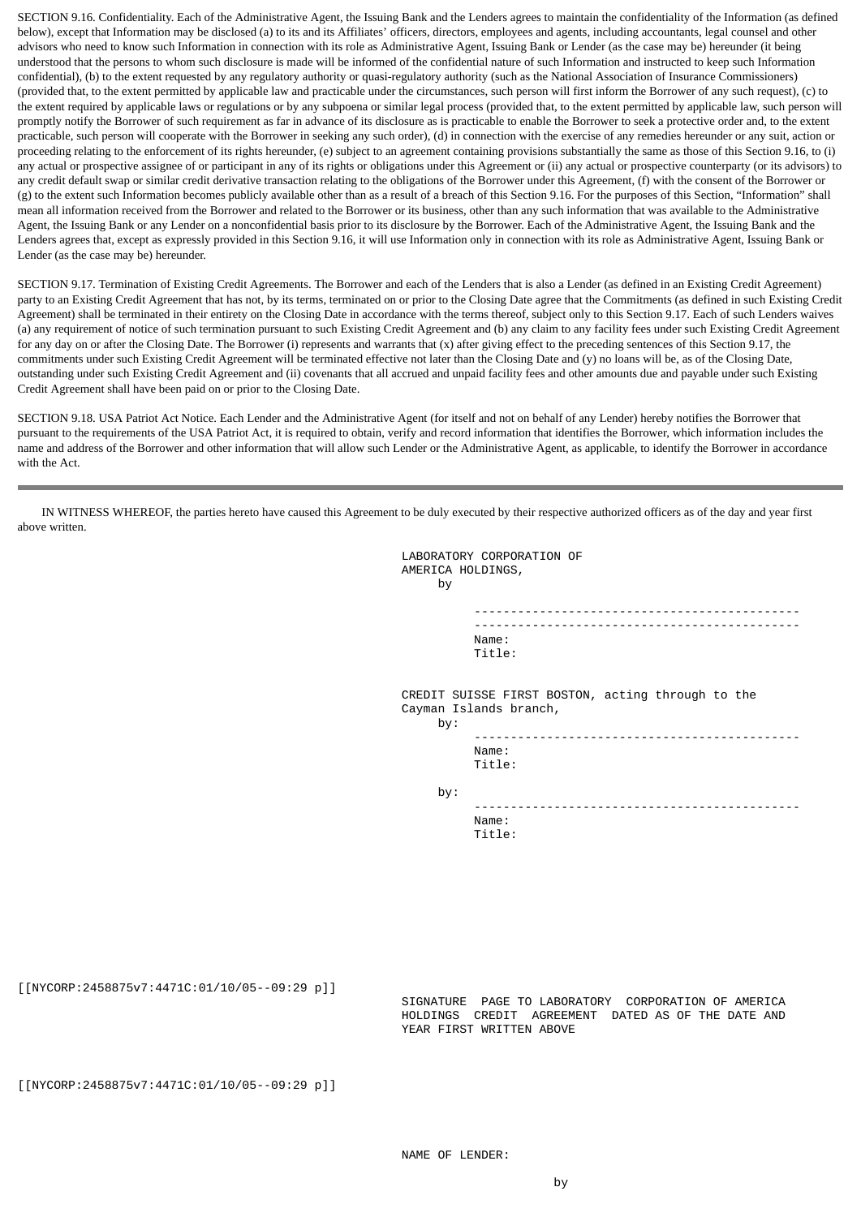SECTION 9.16. Confidentiality. Each of the Administrative Agent, the Issuing Bank and the Lenders agrees to maintain the confidentiality of the Information (as defined below), except that Information may be disclosed (a) to its and its Affiliates' officers, directors, employees and agents, including accountants, legal counsel and other advisors who need to know such Information in connection with its role as Administrative Agent, Issuing Bank or Lender (as the case may be) hereunder (it being understood that the persons to whom such disclosure is made will be informed of the confidential nature of such Information and instructed to keep such Information confidential), (b) to the extent requested by any regulatory authority or quasi-regulatory authority (such as the National Association of Insurance Commissioners) (provided that, to the extent permitted by applicable law and practicable under the circumstances, such person will first inform the Borrower of any such request), (c) to the extent required by applicable laws or regulations or by any subpoena or similar legal process (provided that, to the extent permitted by applicable law, such person will promptly notify the Borrower of such requirement as far in advance of its disclosure as is practicable to enable the Borrower to seek a protective order and, to the extent practicable, such person will cooperate with the Borrower in seeking any such order), (d) in connection with the exercise of any remedies hereunder or any suit, action or proceeding relating to the enforcement of its rights hereunder, (e) subject to an agreement containing provisions substantially the same as those of this Section 9.16, to (i) any actual or prospective assignee of or participant in any of its rights or obligations under this Agreement or (ii) any actual or prospective counterparty (or its advisors) to any credit default swap or similar credit derivative transaction relating to the obligations of the Borrower under this Agreement, (f) with the consent of the Borrower or (g) to the extent such Information becomes publicly available other than as a result of a breach of this Section 9.16. For the purposes of this Section, "Information" shall mean all information received from the Borrower and related to the Borrower or its business, other than any such information that was available to the Administrative Agent, the Issuing Bank or any Lender on a nonconfidential basis prior to its disclosure by the Borrower. Each of the Administrative Agent, the Issuing Bank and the Lenders agrees that, except as expressly provided in this Section 9.16, it will use Information only in connection with its role as Administrative Agent, Issuing Bank or Lender (as the case may be) hereunder.

SECTION 9.17. Termination of Existing Credit Agreements. The Borrower and each of the Lenders that is also a Lender (as defined in an Existing Credit Agreement) party to an Existing Credit Agreement that has not, by its terms, terminated on or prior to the Closing Date agree that the Commitments (as defined in such Existing Credit Agreement) shall be terminated in their entirety on the Closing Date in accordance with the terms thereof, subject only to this Section 9.17. Each of such Lenders waives (a) any requirement of notice of such termination pursuant to such Existing Credit Agreement and (b) any claim to any facility fees under such Existing Credit Agreement for any day on or after the Closing Date. The Borrower (i) represents and warrants that (x) after giving effect to the preceding sentences of this Section 9.17, the commitments under such Existing Credit Agreement will be terminated effective not later than the Closing Date and (y) no loans will be, as of the Closing Date, outstanding under such Existing Credit Agreement and (ii) covenants that all accrued and unpaid facility fees and other amounts due and payable under such Existing Credit Agreement shall have been paid on or prior to the Closing Date.

SECTION 9.18. USA Patriot Act Notice. Each Lender and the Administrative Agent (for itself and not on behalf of any Lender) hereby notifies the Borrower that pursuant to the requirements of the USA Patriot Act, it is required to obtain, verify and record information that identifies the Borrower, which information includes the name and address of the Borrower and other information that will allow such Lender or the Administrative Agent, as applicable, to identify the Borrower in accordance with the Act.

---

IN WITNESS WHEREOF, the parties hereto have caused this Agreement to be duly executed by their respective authorized officers as of the day and year first above written.

LABORATORY CORPORATION OF AMERICA HOLDINGS,

by

---------------------------------------------

Name:
Title:

CREDIT SUISSE FIRST BOSTON, acting through to the Cayman Islands branch,

by:

---------------------------------------------

Name:
Title:

by:

---------------------------------------------

Name:
Title:

[[NYCORP:2458875v7:4471C:01/10/05--09:29 p]]

SIGNATURE PAGE TO LABORATORY CORPORATION OF AMERICA HOLDINGS CREDIT AGREEMENT DATED AS OF THE DATE AND YEAR FIRST WRITTEN ABOVE

[[NYCORP:2458875v7:4471C:01/10/05--09:29 p]]

NAME OF LENDER:

by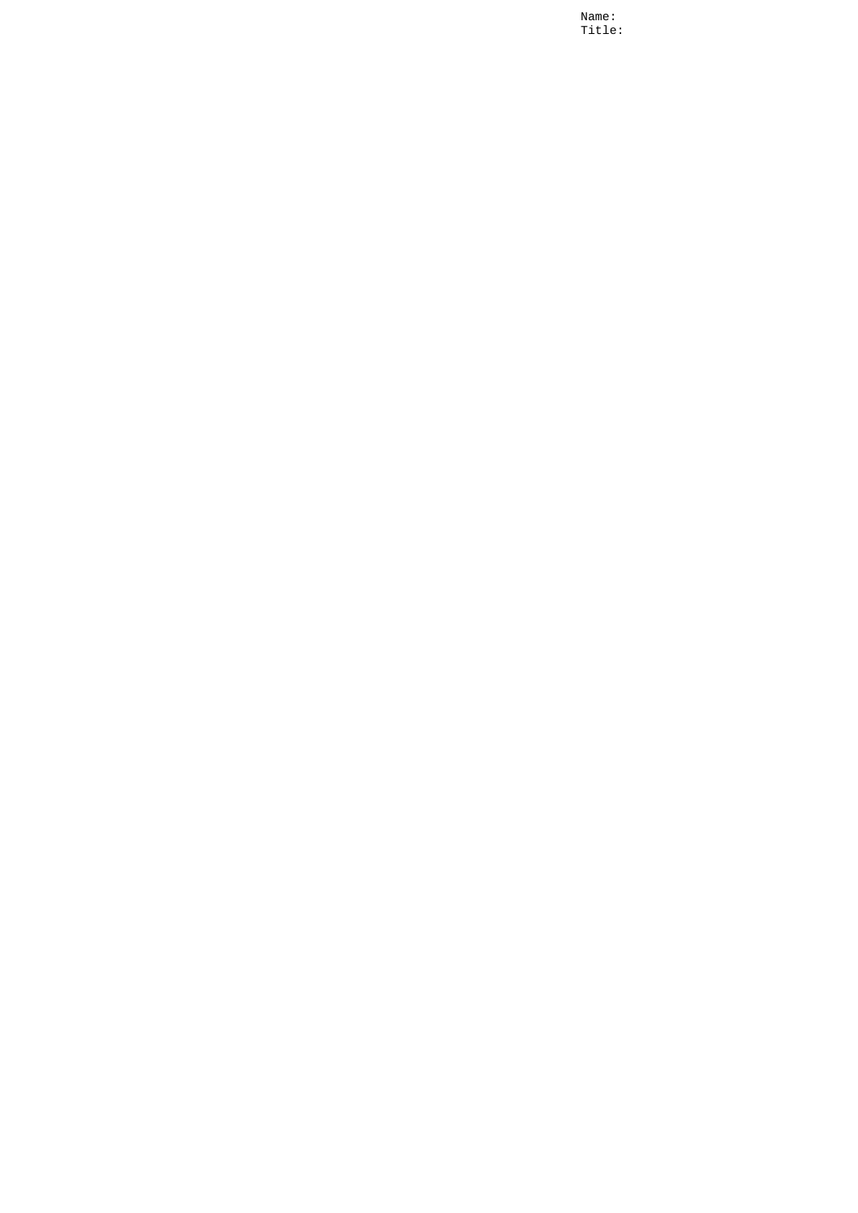Name:
Title: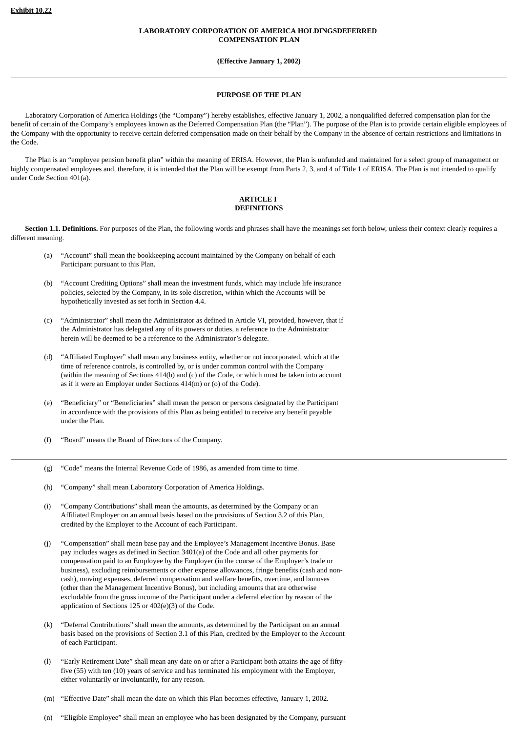**Exhibit 10.22**

# LABORATORY CORPORATION OF AMERICA HOLDINGSDEFERRED COMPENSATION PLAN

**(Effective January 1, 2002)**

---

## PURPOSE OF THE PLAN

Laboratory Corporation of America Holdings (the "Company") hereby establishes, effective January 1, 2002, a nonqualified deferred compensation plan for the benefit of certain of the Company's employees known as the Deferred Compensation Plan (the "Plan"). The purpose of the Plan is to provide certain eligible employees of the Company with the opportunity to receive certain deferred compensation made on their behalf by the Company in the absence of certain restrictions and limitations in the Code.

The Plan is an "employee pension benefit plan" within the meaning of ERISA. However, the Plan is unfunded and maintained for a select group of management or highly compensated employees and, therefore, it is intended that the Plan will be exempt from Parts 2, 3, and 4 of Title 1 of ERISA. The Plan is not intended to qualify under Code Section 401(a).

## ARTICLE I
## DEFINITIONS

**Section 1.1. Definitions.** For purposes of the Plan, the following words and phrases shall have the meanings set forth below, unless their context clearly requires a different meaning.

(a) "Account" shall mean the bookkeeping account maintained by the Company on behalf of each Participant pursuant to this Plan.

(b) "Account Crediting Options" shall mean the investment funds, which may include life insurance policies, selected by the Company, in its sole discretion, within which the Accounts will be hypothetically invested as set forth in Section 4.4.

(c) "Administrator" shall mean the Administrator as defined in Article VI, provided, however, that if the Administrator has delegated any of its powers or duties, a reference to the Administrator herein will be deemed to be a reference to the Administrator's delegate.

(d) "Affiliated Employer" shall mean any business entity, whether or not incorporated, which at the time of reference controls, is controlled by, or is under common control with the Company (within the meaning of Sections 414(b) and (c) of the Code, or which must be taken into account as if it were an Employer under Sections 414(m) or (o) of the Code).

(e) "Beneficiary" or "Beneficiaries" shall mean the person or persons designated by the Participant in accordance with the provisions of this Plan as being entitled to receive any benefit payable under the Plan.

(f) "Board" means the Board of Directors of the Company.

---

(g) "Code" means the Internal Revenue Code of 1986, as amended from time to time.

(h) "Company" shall mean Laboratory Corporation of America Holdings.

(i) "Company Contributions" shall mean the amounts, as determined by the Company or an Affiliated Employer on an annual basis based on the provisions of Section 3.2 of this Plan, credited by the Employer to the Account of each Participant.

(j) "Compensation" shall mean base pay and the Employee's Management Incentive Bonus. Base pay includes wages as defined in Section 3401(a) of the Code and all other payments for compensation paid to an Employee by the Employer (in the course of the Employer's trade or business), excluding reimbursements or other expense allowances, fringe benefits (cash and non-cash), moving expenses, deferred compensation and welfare benefits, overtime, and bonuses (other than the Management Incentive Bonus), but including amounts that are otherwise excludable from the gross income of the Participant under a deferral election by reason of the application of Sections 125 or 402(e)(3) of the Code.

(k) "Deferral Contributions" shall mean the amounts, as determined by the Participant on an annual basis based on the provisions of Section 3.1 of this Plan, credited by the Employer to the Account of each Participant.

(l) "Early Retirement Date" shall mean any date on or after a Participant both attains the age of fifty-five (55) with ten (10) years of service and has terminated his employment with the Employer, either voluntarily or involuntarily, for any reason.

(m) "Effective Date" shall mean the date on which this Plan becomes effective, January 1, 2002.

(n) "Eligible Employee" shall mean an employee who has been designated by the Company, pursuant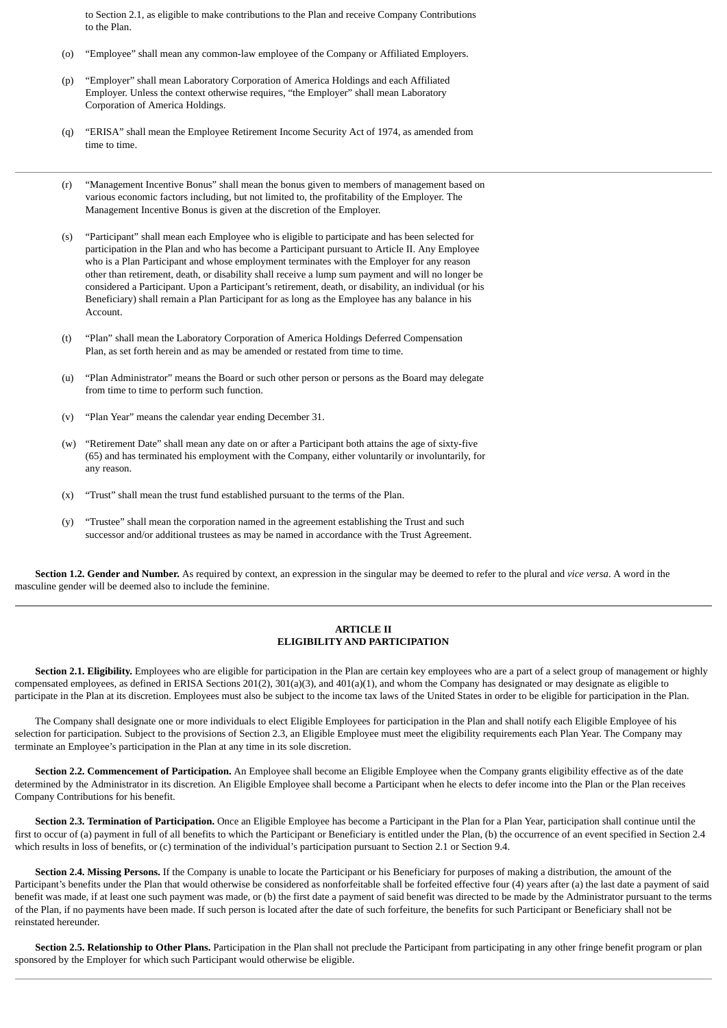to Section 2.1, as eligible to make contributions to the Plan and receive Company Contributions to the Plan.

(o) “Employee” shall mean any common-law employee of the Company or Affiliated Employers.

(p) “Employer” shall mean Laboratory Corporation of America Holdings and each Affiliated Employer. Unless the context otherwise requires, “the Employer” shall mean Laboratory Corporation of America Holdings.

(q) “ERISA” shall mean the Employee Retirement Income Security Act of 1974, as amended from time to time.

---

(r) “Management Incentive Bonus” shall mean the bonus given to members of management based on various economic factors including, but not limited to, the profitability of the Employer. The Management Incentive Bonus is given at the discretion of the Employer.

(s) “Participant” shall mean each Employee who is eligible to participate and has been selected for participation in the Plan and who has become a Participant pursuant to Article II. Any Employee who is a Plan Participant and whose employment terminates with the Employer for any reason other than retirement, death, or disability shall receive a lump sum payment and will no longer be considered a Participant. Upon a Participant’s retirement, death, or disability, an individual (or his Beneficiary) shall remain a Plan Participant for as long as the Employee has any balance in his Account.

(t) “Plan” shall mean the Laboratory Corporation of America Holdings Deferred Compensation Plan, as set forth herein and as may be amended or restated from time to time.

(u) “Plan Administrator” means the Board or such other person or persons as the Board may delegate from time to time to perform such function.

(v) “Plan Year” means the calendar year ending December 31.

(w) “Retirement Date” shall mean any date on or after a Participant both attains the age of sixty-five (65) and has terminated his employment with the Company, either voluntarily or involuntarily, for any reason.

(x) “Trust” shall mean the trust fund established pursuant to the terms of the Plan.

(y) “Trustee” shall mean the corporation named in the agreement establishing the Trust and such successor and/or additional trustees as may be named in accordance with the Trust Agreement.

**Section 1.2. Gender and Number.** As required by context, an expression in the singular may be deemed to refer to the plural and *vice versa*. A word in the masculine gender will be deemed also to include the feminine.

---

## ARTICLE II
## ELIGIBILITY AND PARTICIPATION

**Section 2.1. Eligibility.** Employees who are eligible for participation in the Plan are certain key employees who are a part of a select group of management or highly compensated employees, as defined in ERISA Sections 201(2), 301(a)(3), and 401(a)(1), and whom the Company has designated or may designate as eligible to participate in the Plan at its discretion. Employees must also be subject to the income tax laws of the United States in order to be eligible for participation in the Plan.

The Company shall designate one or more individuals to elect Eligible Employees for participation in the Plan and shall notify each Eligible Employee of his selection for participation. Subject to the provisions of Section 2.3, an Eligible Employee must meet the eligibility requirements each Plan Year. The Company may terminate an Employee’s participation in the Plan at any time in its sole discretion.

**Section 2.2. Commencement of Participation.** An Employee shall become an Eligible Employee when the Company grants eligibility effective as of the date determined by the Administrator in its discretion. An Eligible Employee shall become a Participant when he elects to defer income into the Plan or the Plan receives Company Contributions for his benefit.

**Section 2.3. Termination of Participation.** Once an Eligible Employee has become a Participant in the Plan for a Plan Year, participation shall continue until the first to occur of (a) payment in full of all benefits to which the Participant or Beneficiary is entitled under the Plan, (b) the occurrence of an event specified in Section 2.4 which results in loss of benefits, or (c) termination of the individual’s participation pursuant to Section 2.1 or Section 9.4.

**Section 2.4. Missing Persons.** If the Company is unable to locate the Participant or his Beneficiary for purposes of making a distribution, the amount of the Participant’s benefits under the Plan that would otherwise be considered as nonforfeitable shall be forfeited effective four (4) years after (a) the last date a payment of said benefit was made, if at least one such payment was made, or (b) the first date a payment of said benefit was directed to be made by the Administrator pursuant to the terms of the Plan, if no payments have been made. If such person is located after the date of such forfeiture, the benefits for such Participant or Beneficiary shall not be reinstated hereunder.

**Section 2.5. Relationship to Other Plans.** Participation in the Plan shall not preclude the Participant from participating in any other fringe benefit program or plan sponsored by the Employer for which such Participant would otherwise be eligible.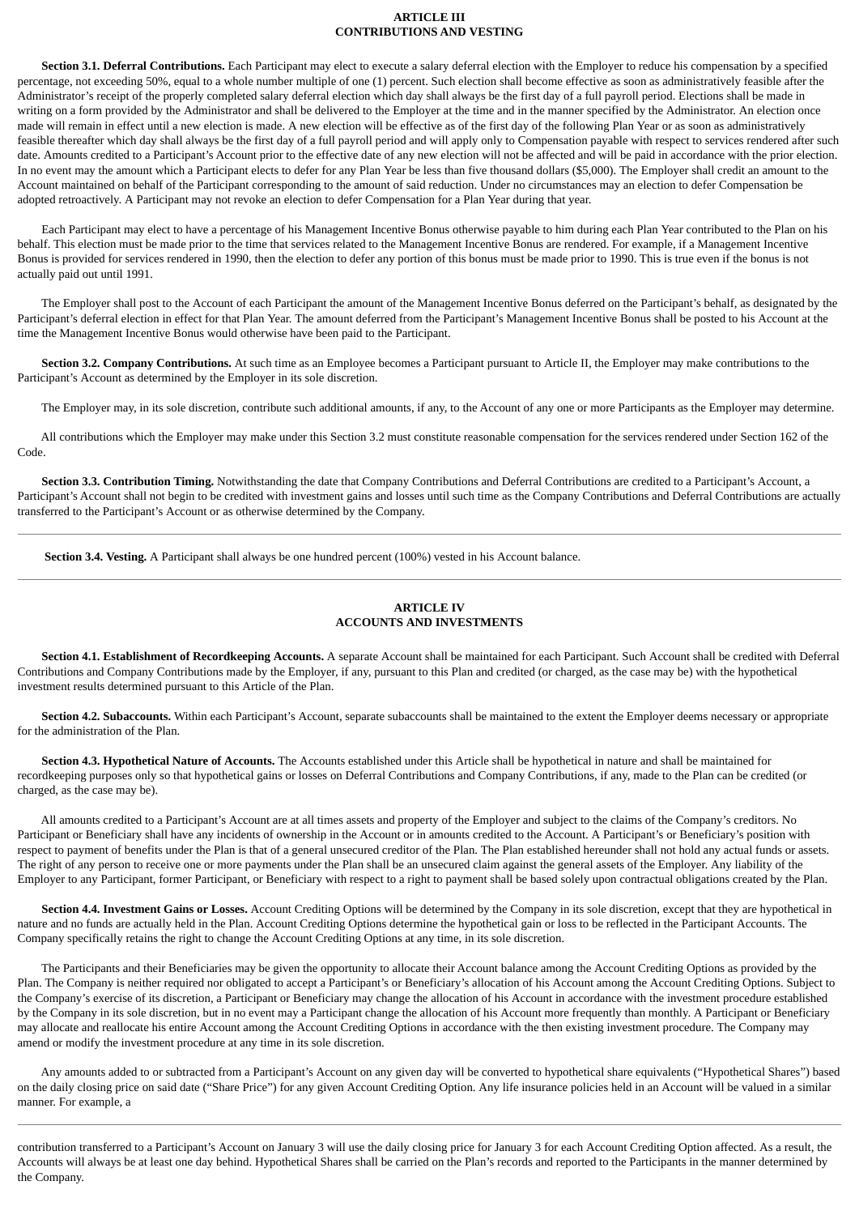## ARTICLE III
## CONTRIBUTIONS AND VESTING

**Section 3.1. Deferral Contributions.** Each Participant may elect to execute a salary deferral election with the Employer to reduce his compensation by a specified percentage, not exceeding 50%, equal to a whole number multiple of one (1) percent. Such election shall become effective as soon as administratively feasible after the Administrator's receipt of the properly completed salary deferral election which day shall always be the first day of a full payroll period. Elections shall be made in writing on a form provided by the Administrator and shall be delivered to the Employer at the time and in the manner specified by the Administrator. An election once made will remain in effect until a new election is made. A new election will be effective as of the first day of the following Plan Year or as soon as administratively feasible thereafter which day shall always be the first day of a full payroll period and will apply only to Compensation payable with respect to services rendered after such date. Amounts credited to a Participant's Account prior to the effective date of any new election will not be affected and will be paid in accordance with the prior election. In no event may the amount which a Participant elects to defer for any Plan Year be less than five thousand dollars ($5,000). The Employer shall credit an amount to the Account maintained on behalf of the Participant corresponding to the amount of said reduction. Under no circumstances may an election to defer Compensation be adopted retroactively. A Participant may not revoke an election to defer Compensation for a Plan Year during that year.

Each Participant may elect to have a percentage of his Management Incentive Bonus otherwise payable to him during each Plan Year contributed to the Plan on his behalf. This election must be made prior to the time that services related to the Management Incentive Bonus are rendered. For example, if a Management Incentive Bonus is provided for services rendered in 1990, then the election to defer any portion of this bonus must be made prior to 1990. This is true even if the bonus is not actually paid out until 1991.

The Employer shall post to the Account of each Participant the amount of the Management Incentive Bonus deferred on the Participant's behalf, as designated by the Participant's deferral election in effect for that Plan Year. The amount deferred from the Participant's Management Incentive Bonus shall be posted to his Account at the time the Management Incentive Bonus would otherwise have been paid to the Participant.

**Section 3.2. Company Contributions.** At such time as an Employee becomes a Participant pursuant to Article II, the Employer may make contributions to the Participant's Account as determined by the Employer in its sole discretion.

The Employer may, in its sole discretion, contribute such additional amounts, if any, to the Account of any one or more Participants as the Employer may determine.

All contributions which the Employer may make under this Section 3.2 must constitute reasonable compensation for the services rendered under Section 162 of the Code.

**Section 3.3. Contribution Timing.** Notwithstanding the date that Company Contributions and Deferral Contributions are credited to a Participant's Account, a Participant's Account shall not begin to be credited with investment gains and losses until such time as the Company Contributions and Deferral Contributions are actually transferred to the Participant's Account or as otherwise determined by the Company.

**Section 3.4. Vesting.** A Participant shall always be one hundred percent (100%) vested in his Account balance.

## ARTICLE IV
## ACCOUNTS AND INVESTMENTS

**Section 4.1. Establishment of Recordkeeping Accounts.** A separate Account shall be maintained for each Participant. Such Account shall be credited with Deferral Contributions and Company Contributions made by the Employer, if any, pursuant to this Plan and credited (or charged, as the case may be) with the hypothetical investment results determined pursuant to this Article of the Plan.

**Section 4.2. Subaccounts.** Within each Participant's Account, separate subaccounts shall be maintained to the extent the Employer deems necessary or appropriate for the administration of the Plan.

**Section 4.3. Hypothetical Nature of Accounts.** The Accounts established under this Article shall be hypothetical in nature and shall be maintained for recordkeeping purposes only so that hypothetical gains or losses on Deferral Contributions and Company Contributions, if any, made to the Plan can be credited (or charged, as the case may be).

All amounts credited to a Participant's Account are at all times assets and property of the Employer and subject to the claims of the Company's creditors. No Participant or Beneficiary shall have any incidents of ownership in the Account or in amounts credited to the Account. A Participant's or Beneficiary's position with respect to payment of benefits under the Plan is that of a general unsecured creditor of the Plan. The Plan established hereunder shall not hold any actual funds or assets. The right of any person to receive one or more payments under the Plan shall be an unsecured claim against the general assets of the Employer. Any liability of the Employer to any Participant, former Participant, or Beneficiary with respect to a right to payment shall be based solely upon contractual obligations created by the Plan.

**Section 4.4. Investment Gains or Losses.** Account Crediting Options will be determined by the Company in its sole discretion, except that they are hypothetical in nature and no funds are actually held in the Plan. Account Crediting Options determine the hypothetical gain or loss to be reflected in the Participant Accounts. The Company specifically retains the right to change the Account Crediting Options at any time, in its sole discretion.

The Participants and their Beneficiaries may be given the opportunity to allocate their Account balance among the Account Crediting Options as provided by the Plan. The Company is neither required nor obligated to accept a Participant's or Beneficiary's allocation of his Account among the Account Crediting Options. Subject to the Company's exercise of its discretion, a Participant or Beneficiary may change the allocation of his Account in accordance with the investment procedure established by the Company in its sole discretion, but in no event may a Participant change the allocation of his Account more frequently than monthly. A Participant or Beneficiary may allocate and reallocate his entire Account among the Account Crediting Options in accordance with the then existing investment procedure. The Company may amend or modify the investment procedure at any time in its sole discretion.

Any amounts added to or subtracted from a Participant's Account on any given day will be converted to hypothetical share equivalents ("Hypothetical Shares") based on the daily closing price on said date ("Share Price") for any given Account Crediting Option. Any life insurance policies held in an Account will be valued in a similar manner. For example, a contribution transferred to a Participant's Account on January 3 will use the daily closing price for January 3 for each Account Crediting Option affected. As a result, the Accounts will always be at least one day behind. Hypothetical Shares shall be carried on the Plan's records and reported to the Participants in the manner determined by the Company.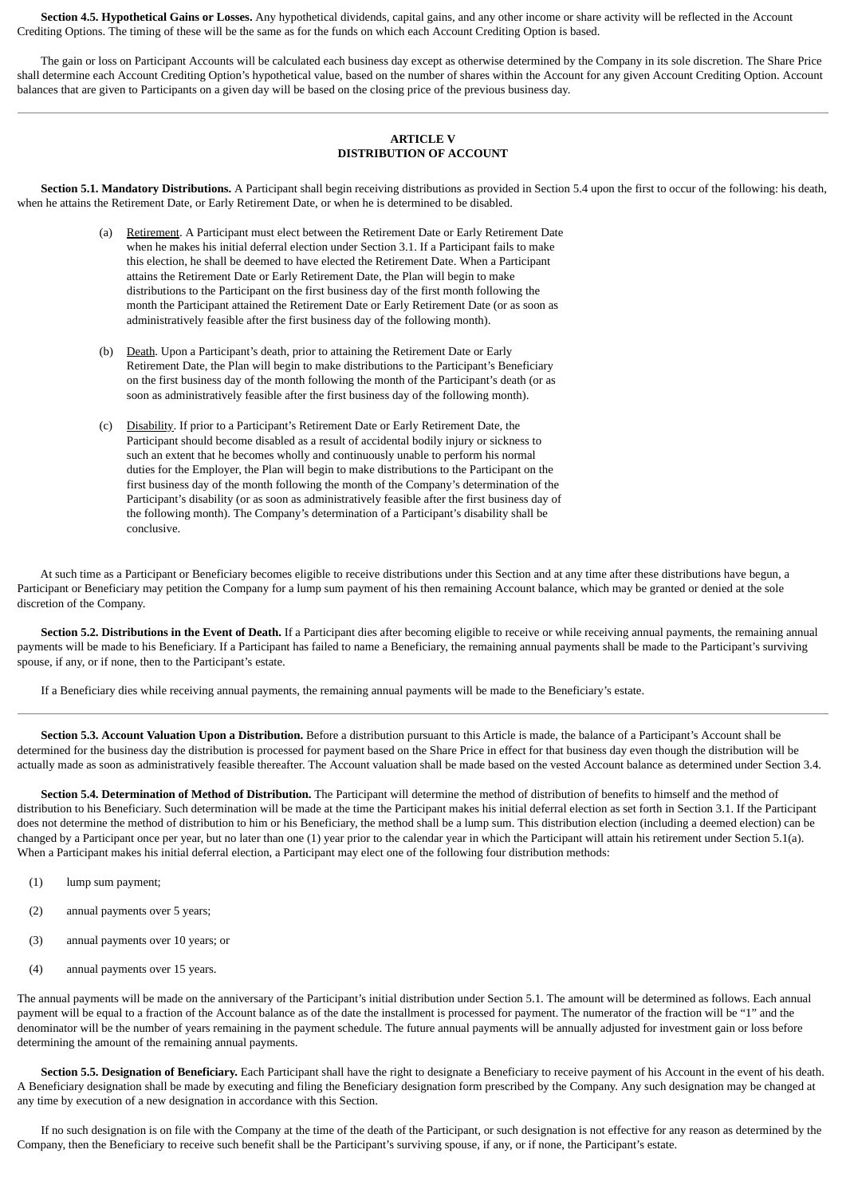**Section 4.5. Hypothetical Gains or Losses.** Any hypothetical dividends, capital gains, and any other income or share activity will be reflected in the Account Crediting Options. The timing of these will be the same as for the funds on which each Account Crediting Option is based.

The gain or loss on Participant Accounts will be calculated each business day except as otherwise determined by the Company in its sole discretion. The Share Price shall determine each Account Crediting Option's hypothetical value, based on the number of shares within the Account for any given Account Crediting Option. Account balances that are given to Participants on a given day will be based on the closing price of the previous business day.

---

## ARTICLE V
## DISTRIBUTION OF ACCOUNT

**Section 5.1. Mandatory Distributions.** A Participant shall begin receiving distributions as provided in Section 5.4 upon the first to occur of the following: his death, when he attains the Retirement Date, or Early Retirement Date, or when he is determined to be disabled.

(a) Retirement. A Participant must elect between the Retirement Date or Early Retirement Date when he makes his initial deferral election under Section 3.1. If a Participant fails to make this election, he shall be deemed to have elected the Retirement Date. When a Participant attains the Retirement Date or Early Retirement Date, the Plan will begin to make distributions to the Participant on the first business day of the first month following the month the Participant attained the Retirement Date or Early Retirement Date (or as soon as administratively feasible after the first business day of the following month).

(b) Death. Upon a Participant's death, prior to attaining the Retirement Date or Early Retirement Date, the Plan will begin to make distributions to the Participant's Beneficiary on the first business day of the month following the month of the Participant's death (or as soon as administratively feasible after the first business day of the following month).

(c) Disability. If prior to a Participant's Retirement Date or Early Retirement Date, the Participant should become disabled as a result of accidental bodily injury or sickness to such an extent that he becomes wholly and continuously unable to perform his normal duties for the Employer, the Plan will begin to make distributions to the Participant on the first business day of the month following the month of the Company's determination of the Participant's disability (or as soon as administratively feasible after the first business day of the following month). The Company's determination of a Participant's disability shall be conclusive.

At such time as a Participant or Beneficiary becomes eligible to receive distributions under this Section and at any time after these distributions have begun, a Participant or Beneficiary may petition the Company for a lump sum payment of his then remaining Account balance, which may be granted or denied at the sole discretion of the Company.

**Section 5.2. Distributions in the Event of Death.** If a Participant dies after becoming eligible to receive or while receiving annual payments, the remaining annual payments will be made to his Beneficiary. If a Participant has failed to name a Beneficiary, the remaining annual payments shall be made to the Participant's surviving spouse, if any, or if none, then to the Participant's estate.

If a Beneficiary dies while receiving annual payments, the remaining annual payments will be made to the Beneficiary's estate.

---

**Section 5.3. Account Valuation Upon a Distribution.** Before a distribution pursuant to this Article is made, the balance of a Participant's Account shall be determined for the business day the distribution is processed for payment based on the Share Price in effect for that business day even though the distribution will be actually made as soon as administratively feasible thereafter. The Account valuation shall be made based on the vested Account balance as determined under Section 3.4.

**Section 5.4. Determination of Method of Distribution.** The Participant will determine the method of distribution of benefits to himself and the method of distribution to his Beneficiary. Such determination will be made at the time the Participant makes his initial deferral election as set forth in Section 3.1. If the Participant does not determine the method of distribution to him or his Beneficiary, the method shall be a lump sum. This distribution election (including a deemed election) can be changed by a Participant once per year, but no later than one (1) year prior to the calendar year in which the Participant will attain his retirement under Section 5.1(a). When a Participant makes his initial deferral election, a Participant may elect one of the following four distribution methods:

(1) lump sum payment;

(2) annual payments over 5 years;

(3) annual payments over 10 years; or

(4) annual payments over 15 years.

The annual payments will be made on the anniversary of the Participant's initial distribution under Section 5.1. The amount will be determined as follows. Each annual payment will be equal to a fraction of the Account balance as of the date the installment is processed for payment. The numerator of the fraction will be "1" and the denominator will be the number of years remaining in the payment schedule. The future annual payments will be annually adjusted for investment gain or loss before determining the amount of the remaining annual payments.

**Section 5.5. Designation of Beneficiary.** Each Participant shall have the right to designate a Beneficiary to receive payment of his Account in the event of his death. A Beneficiary designation shall be made by executing and filing the Beneficiary designation form prescribed by the Company. Any such designation may be changed at any time by execution of a new designation in accordance with this Section.

If no such designation is on file with the Company at the time of the death of the Participant, or such designation is not effective for any reason as determined by the Company, then the Beneficiary to receive such benefit shall be the Participant's surviving spouse, if any, or if none, the Participant's estate.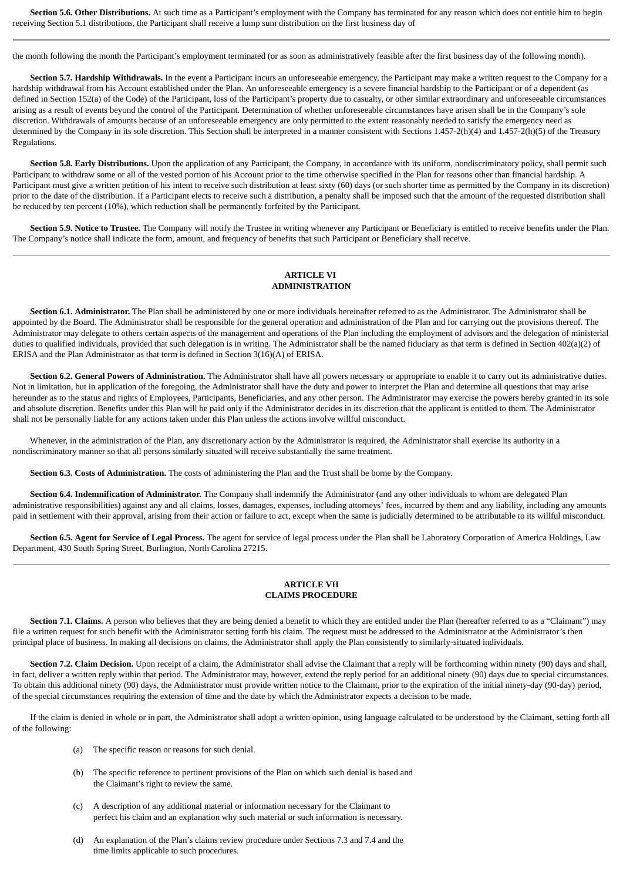**Section 5.6. Other Distributions.** At such time as a Participant's employment with the Company has terminated for any reason which does not entitle him to begin receiving Section 5.1 distributions, the Participant shall receive a lump sum distribution on the first business day of

the month following the month the Participant's employment terminated (or as soon as administratively feasible after the first business day of the following month).

**Section 5.7. Hardship Withdrawals.** In the event a Participant incurs an unforeseeable emergency, the Participant may make a written request to the Company for a hardship withdrawal from his Account established under the Plan. An unforeseeable emergency is a severe financial hardship to the Participant or of a dependent (as defined in Section 152(a) of the Code) of the Participant, loss of the Participant's property due to casualty, or other similar extraordinary and unforeseeable circumstances arising as a result of events beyond the control of the Participant. Determination of whether unforeseeable circumstances have arisen shall be in the Company's sole discretion. Withdrawals of amounts because of an unforeseeable emergency are only permitted to the extent reasonably needed to satisfy the emergency need as determined by the Company in its sole discretion. This Section shall be interpreted in a manner consistent with Sections 1.457-2(h)(4) and 1.457-2(h)(5) of the Treasury Regulations.

**Section 5.8. Early Distributions.** Upon the application of any Participant, the Company, in accordance with its uniform, nondiscriminatory policy, shall permit such Participant to withdraw some or all of the vested portion of his Account prior to the time otherwise specified in the Plan for reasons other than financial hardship. A Participant must give a written petition of his intent to receive such distribution at least sixty (60) days (or such shorter time as permitted by the Company in its discretion) prior to the date of the distribution. If a Participant elects to receive such a distribution, a penalty shall be imposed such that the amount of the requested distribution shall be reduced by ten percent (10%), which reduction shall be permanently forfeited by the Participant.

**Section 5.9. Notice to Trustee.** The Company will notify the Trustee in writing whenever any Participant or Beneficiary is entitled to receive benefits under the Plan. The Company's notice shall indicate the form, amount, and frequency of benefits that such Participant or Beneficiary shall receive.

## ARTICLE VI
## ADMINISTRATION

**Section 6.1. Administrator.** The Plan shall be administered by one or more individuals hereinafter referred to as the Administrator. The Administrator shall be appointed by the Board. The Administrator shall be responsible for the general operation and administration of the Plan and for carrying out the provisions thereof. The Administrator may delegate to others certain aspects of the management and operations of the Plan including the employment of advisors and the delegation of ministerial duties to qualified individuals, provided that such delegation is in writing. The Administrator shall be the named fiduciary as that term is defined in Section 402(a)(2) of ERISA and the Plan Administrator as that term is defined in Section 3(16)(A) of ERISA.

**Section 6.2. General Powers of Administration.** The Administrator shall have all powers necessary or appropriate to enable it to carry out its administrative duties. Not in limitation, but in application of the foregoing, the Administrator shall have the duty and power to interpret the Plan and determine all questions that may arise hereunder as to the status and rights of Employees, Participants, Beneficiaries, and any other person. The Administrator may exercise the powers hereby granted in its sole and absolute discretion. Benefits under this Plan will be paid only if the Administrator decides in its discretion that the applicant is entitled to them. The Administrator shall not be personally liable for any actions taken under this Plan unless the actions involve willful misconduct.

Whenever, in the administration of the Plan, any discretionary action by the Administrator is required, the Administrator shall exercise its authority in a nondiscriminatory manner so that all persons similarly situated will receive substantially the same treatment.

**Section 6.3. Costs of Administration.** The costs of administering the Plan and the Trust shall be borne by the Company.

**Section 6.4. Indemnification of Administrator.** The Company shall indemnify the Administrator (and any other individuals to whom are delegated Plan administrative responsibilities) against any and all claims, losses, damages, expenses, including attorneys' fees, incurred by them and any liability, including any amounts paid in settlement with their approval, arising from their action or failure to act, except when the same is judicially determined to be attributable to its willful misconduct.

**Section 6.5. Agent for Service of Legal Process.** The agent for service of legal process under the Plan shall be Laboratory Corporation of America Holdings, Law Department, 430 South Spring Street, Burlington, North Carolina 27215.

## ARTICLE VII
## CLAIMS PROCEDURE

**Section 7.1. Claims.** A person who believes that they are being denied a benefit to which they are entitled under the Plan (hereafter referred to as a "Claimant") may file a written request for such benefit with the Administrator setting forth his claim. The request must be addressed to the Administrator at the Administrator's then principal place of business. In making all decisions on claims, the Administrator shall apply the Plan consistently to similarly-situated individuals.

**Section 7.2. Claim Decision.** Upon receipt of a claim, the Administrator shall advise the Claimant that a reply will be forthcoming within ninety (90) days and shall, in fact, deliver a written reply within that period. The Administrator may, however, extend the reply period for an additional ninety (90) days due to special circumstances. To obtain this additional ninety (90) days, the Administrator must provide written notice to the Claimant, prior to the expiration of the initial ninety-day (90-day) period, of the special circumstances requiring the extension of time and the date by which the Administrator expects a decision to be made.

If the claim is denied in whole or in part, the Administrator shall adopt a written opinion, using language calculated to be understood by the Claimant, setting forth all of the following:

(a) The specific reason or reasons for such denial.

(b) The specific reference to pertinent provisions of the Plan on which such denial is based and the Claimant's right to review the same.

(c) A description of any additional material or information necessary for the Claimant to perfect his claim and an explanation why such material or such information is necessary.

(d) An explanation of the Plan's claims review procedure under Sections 7.3 and 7.4 and the time limits applicable to such procedures.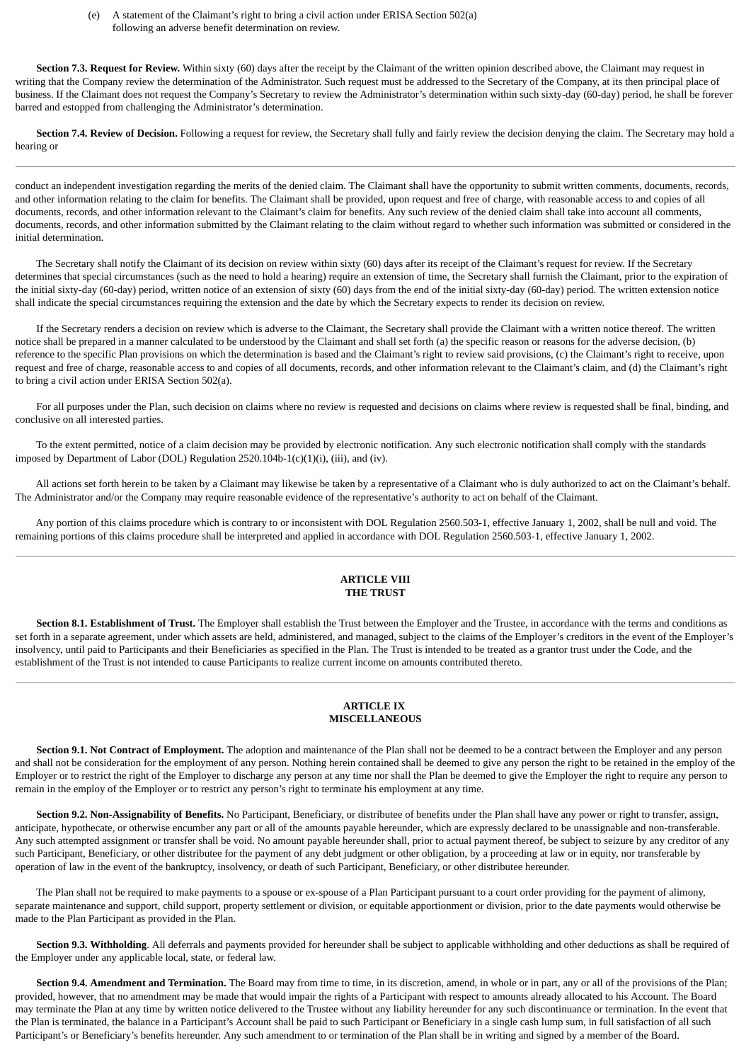(e) A statement of the Claimant's right to bring a civil action under ERISA Section 502(a) following an adverse benefit determination on review.

**Section 7.3. Request for Review.** Within sixty (60) days after the receipt by the Claimant of the written opinion described above, the Claimant may request in writing that the Company review the determination of the Administrator. Such request must be addressed to the Secretary of the Company, at its then principal place of business. If the Claimant does not request the Company's Secretary to review the Administrator's determination within such sixty-day (60-day) period, he shall be forever barred and estopped from challenging the Administrator's determination.

**Section 7.4. Review of Decision.** Following a request for review, the Secretary shall fully and fairly review the decision denying the claim. The Secretary may hold a hearing or conduct an independent investigation regarding the merits of the denied claim. The Claimant shall have the opportunity to submit written comments, documents, records, and other information relating to the claim for benefits. The Claimant shall be provided, upon request and free of charge, with reasonable access to and copies of all documents, records, and other information relevant to the Claimant's claim for benefits. Any such review of the denied claim shall take into account all comments, documents, records, and other information submitted by the Claimant relating to the claim without regard to whether such information was submitted or considered in the initial determination.

The Secretary shall notify the Claimant of its decision on review within sixty (60) days after its receipt of the Claimant's request for review. If the Secretary determines that special circumstances (such as the need to hold a hearing) require an extension of time, the Secretary shall furnish the Claimant, prior to the expiration of the initial sixty-day (60-day) period, written notice of an extension of sixty (60) days from the end of the initial sixty-day (60-day) period. The written extension notice shall indicate the special circumstances requiring the extension and the date by which the Secretary expects to render its decision on review.

If the Secretary renders a decision on review which is adverse to the Claimant, the Secretary shall provide the Claimant with a written notice thereof. The written notice shall be prepared in a manner calculated to be understood by the Claimant and shall set forth (a) the specific reason or reasons for the adverse decision, (b) reference to the specific Plan provisions on which the determination is based and the Claimant's right to review said provisions, (c) the Claimant's right to receive, upon request and free of charge, reasonable access to and copies of all documents, records, and other information relevant to the Claimant's claim, and (d) the Claimant's right to bring a civil action under ERISA Section 502(a).

For all purposes under the Plan, such decision on claims where no review is requested and decisions on claims where review is requested shall be final, binding, and conclusive on all interested parties.

To the extent permitted, notice of a claim decision may be provided by electronic notification. Any such electronic notification shall comply with the standards imposed by Department of Labor (DOL) Regulation 2520.104b-1(c)(1)(i), (iii), and (iv).

All actions set forth herein to be taken by a Claimant may likewise be taken by a representative of a Claimant who is duly authorized to act on the Claimant's behalf. The Administrator and/or the Company may require reasonable evidence of the representative's authority to act on behalf of the Claimant.

Any portion of this claims procedure which is contrary to or inconsistent with DOL Regulation 2560.503-1, effective January 1, 2002, shall be null and void. The remaining portions of this claims procedure shall be interpreted and applied in accordance with DOL Regulation 2560.503-1, effective January 1, 2002.

## ARTICLE VIII
## THE TRUST

**Section 8.1. Establishment of Trust.** The Employer shall establish the Trust between the Employer and the Trustee, in accordance with the terms and conditions as set forth in a separate agreement, under which assets are held, administered, and managed, subject to the claims of the Employer's creditors in the event of the Employer's insolvency, until paid to Participants and their Beneficiaries as specified in the Plan. The Trust is intended to be treated as a grantor trust under the Code, and the establishment of the Trust is not intended to cause Participants to realize current income on amounts contributed thereto.

## ARTICLE IX
## MISCELLANEOUS

**Section 9.1. Not Contract of Employment.** The adoption and maintenance of the Plan shall not be deemed to be a contract between the Employer and any person and shall not be consideration for the employment of any person. Nothing herein contained shall be deemed to give any person the right to be retained in the employ of the Employer or to restrict the right of the Employer to discharge any person at any time nor shall the Plan be deemed to give the Employer the right to require any person to remain in the employ of the Employer or to restrict any person's right to terminate his employment at any time.

**Section 9.2. Non-Assignability of Benefits.** No Participant, Beneficiary, or distributee of benefits under the Plan shall have any power or right to transfer, assign, anticipate, hypothecate, or otherwise encumber any part or all of the amounts payable hereunder, which are expressly declared to be unassignable and non-transferable. Any such attempted assignment or transfer shall be void. No amount payable hereunder shall, prior to actual payment thereof, be subject to seizure by any creditor of any such Participant, Beneficiary, or other distributee for the payment of any debt judgment or other obligation, by a proceeding at law or in equity, nor transferable by operation of law in the event of the bankruptcy, insolvency, or death of such Participant, Beneficiary, or other distributee hereunder.

The Plan shall not be required to make payments to a spouse or ex-spouse of a Plan Participant pursuant to a court order providing for the payment of alimony, separate maintenance and support, child support, property settlement or division, or equitable apportionment or division, prior to the date payments would otherwise be made to the Plan Participant as provided in the Plan.

**Section 9.3. Withholding**. All deferrals and payments provided for hereunder shall be subject to applicable withholding and other deductions as shall be required of the Employer under any applicable local, state, or federal law.

**Section 9.4. Amendment and Termination.** The Board may from time to time, in its discretion, amend, in whole or in part, any or all of the provisions of the Plan; provided, however, that no amendment may be made that would impair the rights of a Participant with respect to amounts already allocated to his Account. The Board may terminate the Plan at any time by written notice delivered to the Trustee without any liability hereunder for any such discontinuance or termination. In the event that the Plan is terminated, the balance in a Participant's Account shall be paid to such Participant or Beneficiary in a single cash lump sum, in full satisfaction of all such Participant's or Beneficiary's benefits hereunder. Any such amendment to or termination of the Plan shall be in writing and signed by a member of the Board.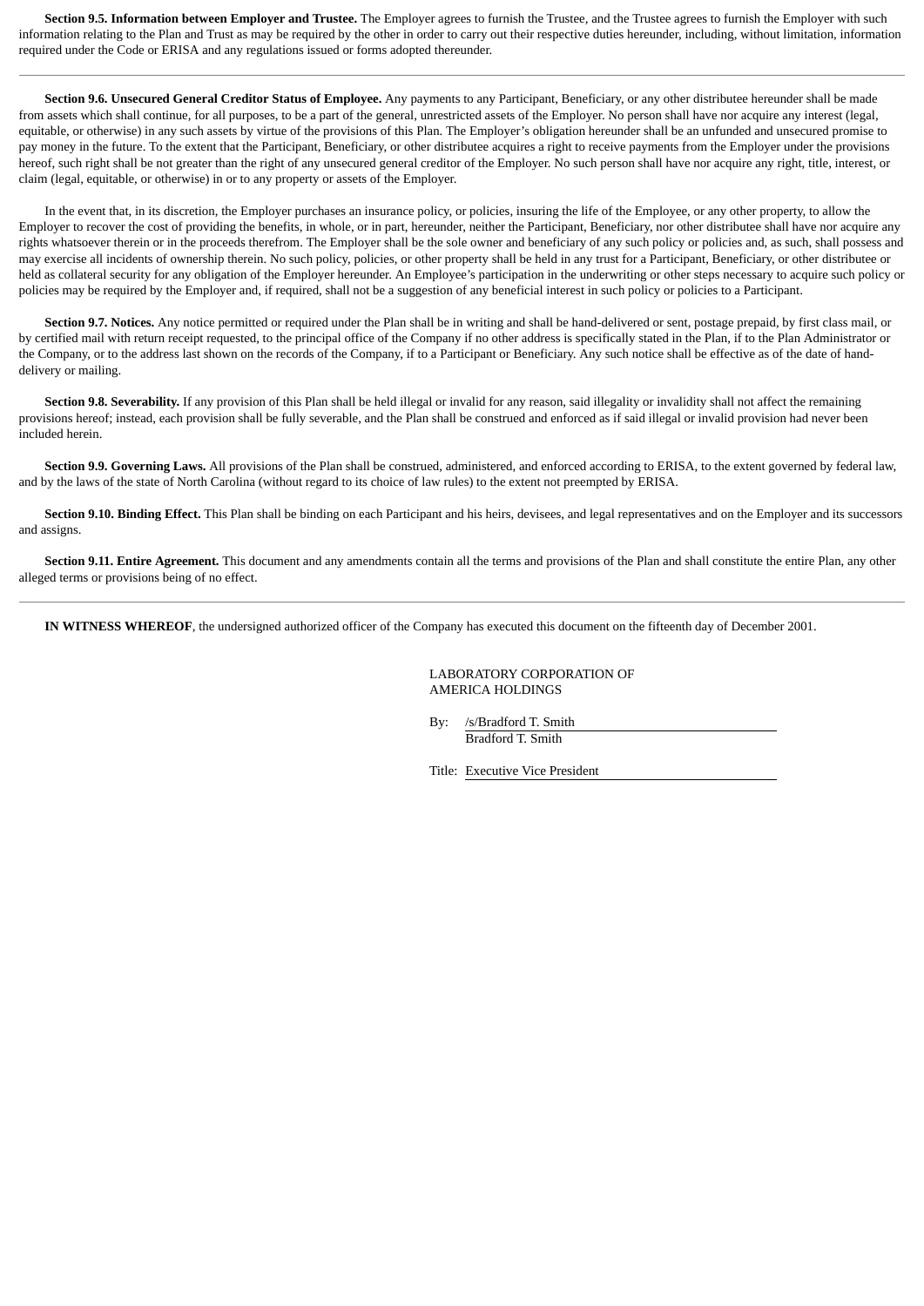**Section 9.5. Information between Employer and Trustee.** The Employer agrees to furnish the Trustee, and the Trustee agrees to furnish the Employer with such information relating to the Plan and Trust as may be required by the other in order to carry out their respective duties hereunder, including, without limitation, information required under the Code or ERISA and any regulations issued or forms adopted thereunder.

---

**Section 9.6. Unsecured General Creditor Status of Employee.** Any payments to any Participant, Beneficiary, or any other distributee hereunder shall be made from assets which shall continue, for all purposes, to be a part of the general, unrestricted assets of the Employer. No person shall have nor acquire any interest (legal, equitable, or otherwise) in any such assets by virtue of the provisions of this Plan. The Employer's obligation hereunder shall be an unfunded and unsecured promise to pay money in the future. To the extent that the Participant, Beneficiary, or other distributee acquires a right to receive payments from the Employer under the provisions hereof, such right shall be not greater than the right of any unsecured general creditor of the Employer. No such person shall have nor acquire any right, title, interest, or claim (legal, equitable, or otherwise) in or to any property or assets of the Employer.

In the event that, in its discretion, the Employer purchases an insurance policy, or policies, insuring the life of the Employee, or any other property, to allow the Employer to recover the cost of providing the benefits, in whole, or in part, hereunder, neither the Participant, Beneficiary, nor other distributee shall have nor acquire any rights whatsoever therein or in the proceeds therefrom. The Employer shall be the sole owner and beneficiary of any such policy or policies and, as such, shall possess and may exercise all incidents of ownership therein. No such policy, policies, or other property shall be held in any trust for a Participant, Beneficiary, or other distributee or held as collateral security for any obligation of the Employer hereunder. An Employee's participation in the underwriting or other steps necessary to acquire such policy or policies may be required by the Employer and, if required, shall not be a suggestion of any beneficial interest in such policy or policies to a Participant.

**Section 9.7. Notices.** Any notice permitted or required under the Plan shall be in writing and shall be hand-delivered or sent, postage prepaid, by first class mail, or by certified mail with return receipt requested, to the principal office of the Company if no other address is specifically stated in the Plan, if to the Plan Administrator or the Company, or to the address last shown on the records of the Company, if to a Participant or Beneficiary. Any such notice shall be effective as of the date of hand-delivery or mailing.

**Section 9.8. Severability.** If any provision of this Plan shall be held illegal or invalid for any reason, said illegality or invalidity shall not affect the remaining provisions hereof; instead, each provision shall be fully severable, and the Plan shall be construed and enforced as if said illegal or invalid provision had never been included herein.

**Section 9.9. Governing Laws.** All provisions of the Plan shall be construed, administered, and enforced according to ERISA, to the extent governed by federal law, and by the laws of the state of North Carolina (without regard to its choice of law rules) to the extent not preempted by ERISA.

**Section 9.10. Binding Effect.** This Plan shall be binding on each Participant and his heirs, devisees, and legal representatives and on the Employer and its successors and assigns.

**Section 9.11. Entire Agreement.** This document and any amendments contain all the terms and provisions of the Plan and shall constitute the entire Plan, any other alleged terms or provisions being of no effect.

---

**IN WITNESS WHEREOF**, the undersigned authorized officer of the Company has executed this document on the fifteenth day of December 2001.

LABORATORY CORPORATION OF AMERICA HOLDINGS

By: /s/Bradford T. Smith
Bradford T. Smith

Title: Executive Vice President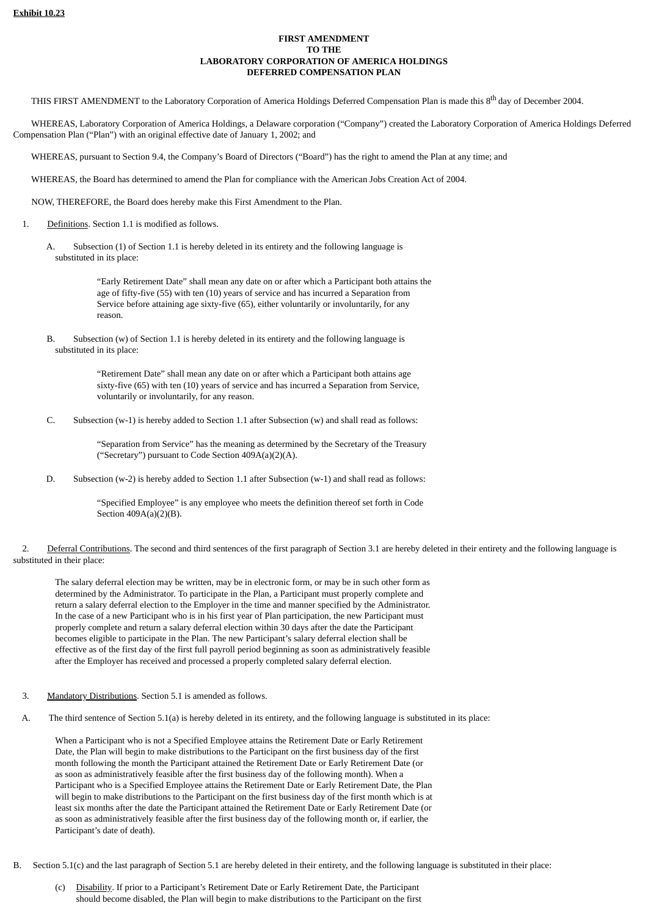**Exhibit 10.23**

**FIRST AMENDMENT**
**TO THE**
**LABORATORY CORPORATION OF AMERICA HOLDINGS**
**DEFERRED COMPENSATION PLAN**

THIS FIRST AMENDMENT to the Laboratory Corporation of America Holdings Deferred Compensation Plan is made this 8th day of December 2004.

WHEREAS, Laboratory Corporation of America Holdings, a Delaware corporation ("Company") created the Laboratory Corporation of America Holdings Deferred Compensation Plan ("Plan") with an original effective date of January 1, 2002; and

WHEREAS, pursuant to Section 9.4, the Company's Board of Directors ("Board") has the right to amend the Plan at any time; and

WHEREAS, the Board has determined to amend the Plan for compliance with the American Jobs Creation Act of 2004.

NOW, THEREFORE, the Board does hereby make this First Amendment to the Plan.

1. Definitions. Section 1.1 is modified as follows.

   A. Subsection (1) of Section 1.1 is hereby deleted in its entirety and the following language is substituted in its place:

   > "Early Retirement Date" shall mean any date on or after which a Participant both attains the age of fifty-five (55) with ten (10) years of service and has incurred a Separation from Service before attaining age sixty-five (65), either voluntarily or involuntarily, for any reason.

   B. Subsection (w) of Section 1.1 is hereby deleted in its entirety and the following language is substituted in its place:

   > "Retirement Date" shall mean any date on or after which a Participant both attains age sixty-five (65) with ten (10) years of service and has incurred a Separation from Service, voluntarily or involuntarily, for any reason.

   C. Subsection (w-1) is hereby added to Section 1.1 after Subsection (w) and shall read as follows:

   > "Separation from Service" has the meaning as determined by the Secretary of the Treasury ("Secretary") pursuant to Code Section 409A(a)(2)(A).

   D. Subsection (w-2) is hereby added to Section 1.1 after Subsection (w-1) and shall read as follows:

   > "Specified Employee" is any employee who meets the definition thereof set forth in Code Section 409A(a)(2)(B).

2. Deferral Contributions. The second and third sentences of the first paragraph of Section 3.1 are hereby deleted in their entirety and the following language is substituted in their place:

   > The salary deferral election may be written, may be in electronic form, or may be in such other form as determined by the Administrator. To participate in the Plan, a Participant must properly complete and return a salary deferral election to the Employer in the time and manner specified by the Administrator. In the case of a new Participant who is in his first year of Plan participation, the new Participant must properly complete and return a salary deferral election within 30 days after the date the Participant becomes eligible to participate in the Plan. The new Participant's salary deferral election shall be effective as of the first day of the first full payroll period beginning as soon as administratively feasible after the Employer has received and processed a properly completed salary deferral election.

3. Mandatory Distributions. Section 5.1 is amended as follows.

   A. The third sentence of Section 5.1(a) is hereby deleted in its entirety, and the following language is substituted in its place:

   > When a Participant who is not a Specified Employee attains the Retirement Date or Early Retirement Date, the Plan will begin to make distributions to the Participant on the first business day of the first month following the month the Participant attained the Retirement Date or Early Retirement Date (or as soon as administratively feasible after the first business day of the following month). When a Participant who is a Specified Employee attains the Retirement Date or Early Retirement Date, the Plan will begin to make distributions to the Participant on the first business day of the first month which is at least six months after the date the Participant attained the Retirement Date or Early Retirement Date (or as soon as administratively feasible after the first business day of the following month or, if earlier, the Participant's date of death).

B. Section 5.1(c) and the last paragraph of Section 5.1 are hereby deleted in their entirety, and the following language is substituted in their place:

   > (c) Disability. If prior to a Participant's Retirement Date or Early Retirement Date, the Participant should become disabled, the Plan will begin to make distributions to the Participant on the first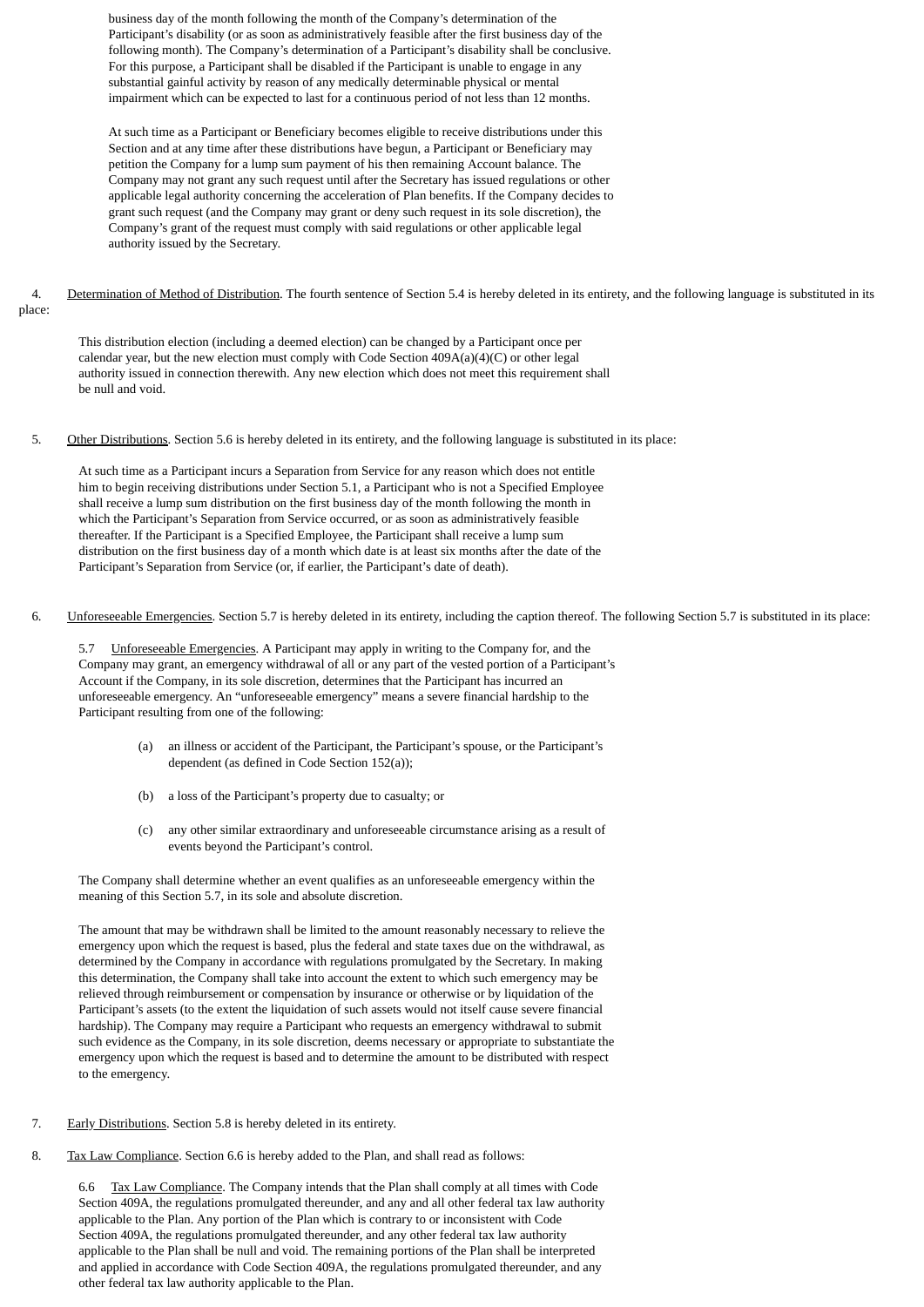business day of the month following the month of the Company's determination of the Participant's disability (or as soon as administratively feasible after the first business day of the following month). The Company's determination of a Participant's disability shall be conclusive. For this purpose, a Participant shall be disabled if the Participant is unable to engage in any substantial gainful activity by reason of any medically determinable physical or mental impairment which can be expected to last for a continuous period of not less than 12 months.

At such time as a Participant or Beneficiary becomes eligible to receive distributions under this Section and at any time after these distributions have begun, a Participant or Beneficiary may petition the Company for a lump sum payment of his then remaining Account balance. The Company may not grant any such request until after the Secretary has issued regulations or other applicable legal authority concerning the acceleration of Plan benefits. If the Company decides to grant such request (and the Company may grant or deny such request in its sole discretion), the Company's grant of the request must comply with said regulations or other applicable legal authority issued by the Secretary.

4. Determination of Method of Distribution. The fourth sentence of Section 5.4 is hereby deleted in its entirety, and the following language is substituted in its place:

This distribution election (including a deemed election) can be changed by a Participant once per calendar year, but the new election must comply with Code Section 409A(a)(4)(C) or other legal authority issued in connection therewith. Any new election which does not meet this requirement shall be null and void.

5. Other Distributions. Section 5.6 is hereby deleted in its entirety, and the following language is substituted in its place:

At such time as a Participant incurs a Separation from Service for any reason which does not entitle him to begin receiving distributions under Section 5.1, a Participant who is not a Specified Employee shall receive a lump sum distribution on the first business day of the month following the month in which the Participant's Separation from Service occurred, or as soon as administratively feasible thereafter. If the Participant is a Specified Employee, the Participant shall receive a lump sum distribution on the first business day of a month which date is at least six months after the date of the Participant's Separation from Service (or, if earlier, the Participant's date of death).

6. Unforeseeable Emergencies. Section 5.7 is hereby deleted in its entirety, including the caption thereof. The following Section 5.7 is substituted in its place:

5.7 Unforeseeable Emergencies. A Participant may apply in writing to the Company for, and the Company may grant, an emergency withdrawal of all or any part of the vested portion of a Participant's Account if the Company, in its sole discretion, determines that the Participant has incurred an unforeseeable emergency. An "unforeseeable emergency" means a severe financial hardship to the Participant resulting from one of the following:

(a) an illness or accident of the Participant, the Participant's spouse, or the Participant's dependent (as defined in Code Section 152(a));

(b) a loss of the Participant's property due to casualty; or

(c) any other similar extraordinary and unforeseeable circumstance arising as a result of events beyond the Participant's control.

The Company shall determine whether an event qualifies as an unforeseeable emergency within the meaning of this Section 5.7, in its sole and absolute discretion.

The amount that may be withdrawn shall be limited to the amount reasonably necessary to relieve the emergency upon which the request is based, plus the federal and state taxes due on the withdrawal, as determined by the Company in accordance with regulations promulgated by the Secretary. In making this determination, the Company shall take into account the extent to which such emergency may be relieved through reimbursement or compensation by insurance or otherwise or by liquidation of the Participant's assets (to the extent the liquidation of such assets would not itself cause severe financial hardship). The Company may require a Participant who requests an emergency withdrawal to submit such evidence as the Company, in its sole discretion, deems necessary or appropriate to substantiate the emergency upon which the request is based and to determine the amount to be distributed with respect to the emergency.

7. Early Distributions. Section 5.8 is hereby deleted in its entirety.

8. Tax Law Compliance. Section 6.6 is hereby added to the Plan, and shall read as follows:

6.6 Tax Law Compliance. The Company intends that the Plan shall comply at all times with Code Section 409A, the regulations promulgated thereunder, and any and all other federal tax law authority applicable to the Plan. Any portion of the Plan which is contrary to or inconsistent with Code Section 409A, the regulations promulgated thereunder, and any other federal tax law authority applicable to the Plan shall be null and void. The remaining portions of the Plan shall be interpreted and applied in accordance with Code Section 409A, the regulations promulgated thereunder, and any other federal tax law authority applicable to the Plan.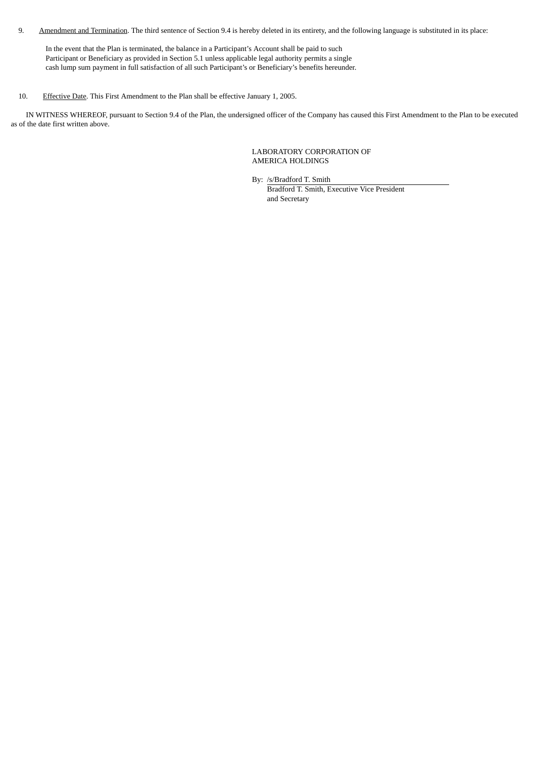9. Amendment and Termination. The third sentence of Section 9.4 is hereby deleted in its entirety, and the following language is substituted in its place:

> In the event that the Plan is terminated, the balance in a Participant's Account shall be paid to such Participant or Beneficiary as provided in Section 5.1 unless applicable legal authority permits a single cash lump sum payment in full satisfaction of all such Participant's or Beneficiary's benefits hereunder.

10. Effective Date. This First Amendment to the Plan shall be effective January 1, 2005.

IN WITNESS WHEREOF, pursuant to Section 9.4 of the Plan, the undersigned officer of the Company has caused this First Amendment to the Plan to be executed as of the date first written above.

LABORATORY CORPORATION OF AMERICA HOLDINGS

By: /s/Bradford T. Smith
Bradford T. Smith, Executive Vice President and Secretary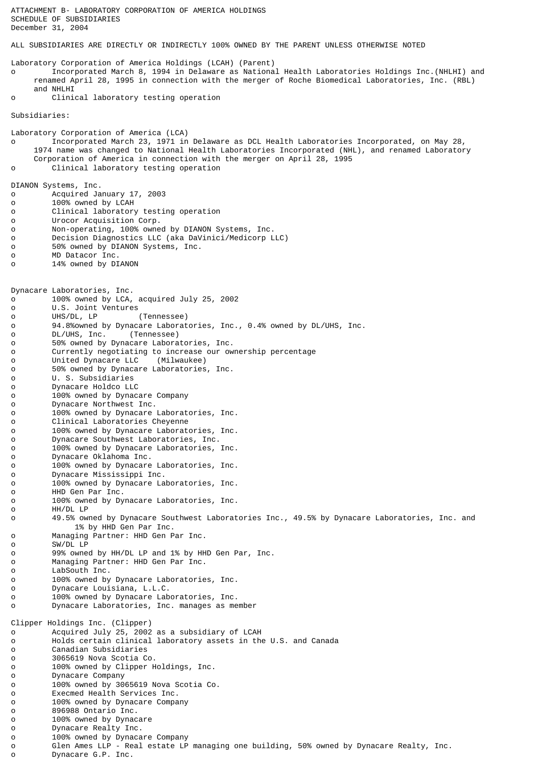ATTACHMENT B- LABORATORY CORPORATION OF AMERICA HOLDINGS
SCHEDULE OF SUBSIDIARIES
December 31, 2004

ALL SUBSIDIARIES ARE DIRECTLY OR INDIRECTLY 100% OWNED BY THE PARENT UNLESS OTHERWISE NOTED

Laboratory Corporation of America Holdings (LCAH) (Parent)

- Incorporated March 8, 1994 in Delaware as National Health Laboratories Holdings Inc.(NHLHI) and renamed April 28, 1995 in connection with the merger of Roche Biomedical Laboratories, Inc. (RBL) and NHLHI
- Clinical laboratory testing operation

Subsidiaries:

Laboratory Corporation of America (LCA)

- Incorporated March 23, 1971 in Delaware as DCL Health Laboratories Incorporated, on May 28, 1974 name was changed to National Health Laboratories Incorporated (NHL), and renamed Laboratory Corporation of America in connection with the merger on April 28, 1995
- Clinical laboratory testing operation

DIANON Systems, Inc.

- Acquired January 17, 2003
- 100% owned by LCAH
- Clinical laboratory testing operation
- Urocor Acquisition Corp.
- Non-operating, 100% owned by DIANON Systems, Inc.
- Decision Diagnostics LLC (aka DaVinici/Medicorp LLC)
- 50% owned by DIANON Systems, Inc.
- MD Datacor Inc.
- 14% owned by DIANON

Dynacare Laboratories, Inc.

- 100% owned by LCA, acquired July 25, 2002
- U.S. Joint Ventures
- UHS/DL, LP (Tennessee)
- 94.8%owned by Dynacare Laboratories, Inc., 0.4% owned by DL/UHS, Inc.
- DL/UHS, Inc. (Tennessee)
- 50% owned by Dynacare Laboratories, Inc.
- Currently negotiating to increase our ownership percentage
- United Dynacare LLC (Milwaukee)
- 50% owned by Dynacare Laboratories, Inc.
- U. S. Subsidiaries
- Dynacare Holdco LLC
- 100% owned by Dynacare Company
- Dynacare Northwest Inc.
- 100% owned by Dynacare Laboratories, Inc.
- Clinical Laboratories Cheyenne
- 100% owned by Dynacare Laboratories, Inc.
- Dynacare Southwest Laboratories, Inc.
- 100% owned by Dynacare Laboratories, Inc.
- Dynacare Oklahoma Inc.
- 100% owned by Dynacare Laboratories, Inc.
- Dynacare Mississippi Inc.
- 100% owned by Dynacare Laboratories, Inc.
- HHD Gen Par Inc.
- 100% owned by Dynacare Laboratories, Inc.
- HH/DL LP
- 49.5% owned by Dynacare Southwest Laboratories Inc., 49.5% by Dynacare Laboratories, Inc. and 1% by HHD Gen Par Inc.
- Managing Partner: HHD Gen Par Inc.
- SW/DL LP
- 99% owned by HH/DL LP and 1% by HHD Gen Par, Inc.
- Managing Partner: HHD Gen Par Inc.
- LabSouth Inc.
- 100% owned by Dynacare Laboratories, Inc.
- Dynacare Louisiana, L.L.C.
- 100% owned by Dynacare Laboratories, Inc.
- Dynacare Laboratories, Inc. manages as member

Clipper Holdings Inc. (Clipper)

- Acquired July 25, 2002 as a subsidiary of LCAH
- Holds certain clinical laboratory assets in the U.S. and Canada
- Canadian Subsidiaries
- 3065619 Nova Scotia Co.
- 100% owned by Clipper Holdings, Inc.
- Dynacare Company
- 100% owned by 3065619 Nova Scotia Co.
- Execmed Health Services Inc.
- 100% owned by Dynacare Company
- 896988 Ontario Inc.
- 100% owned by Dynacare
- Dynacare Realty Inc.
- 100% owned by Dynacare Company
- Glen Ames LLP - Real estate LP managing one building, 50% owned by Dynacare Realty, Inc.
- Dynacare G.P. Inc.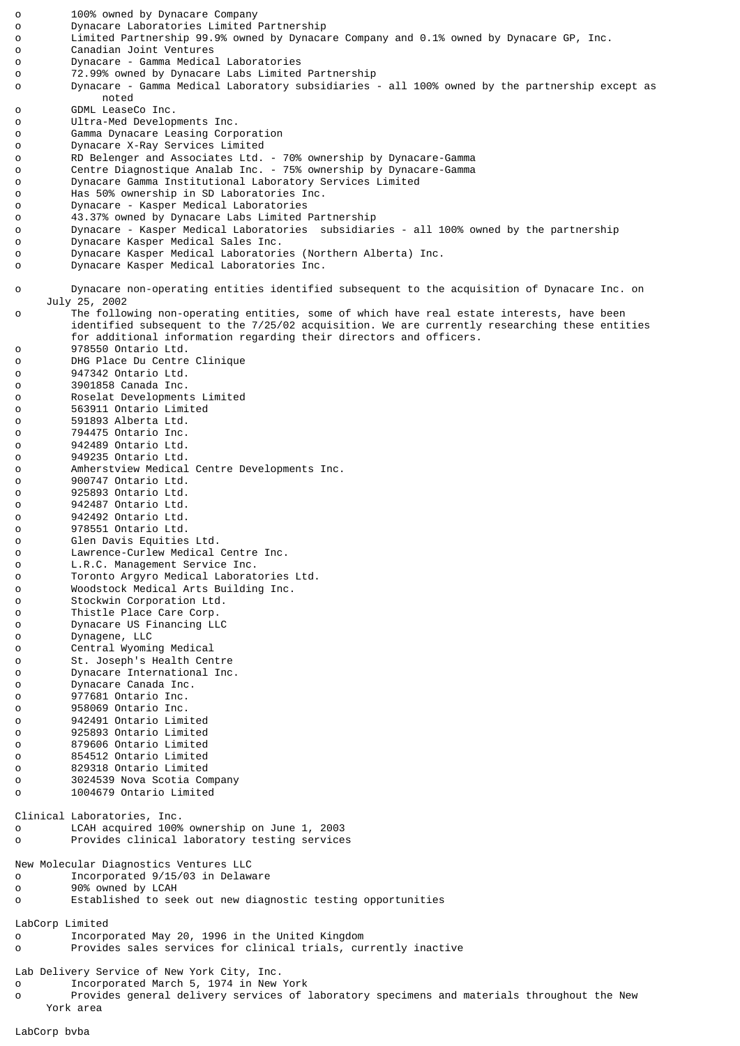- 100% owned by Dynacare Company
- Dynacare Laboratories Limited Partnership
- Limited Partnership 99.9% owned by Dynacare Company and 0.1% owned by Dynacare GP, Inc.
- Canadian Joint Ventures
- Dynacare - Gamma Medical Laboratories
- 72.99% owned by Dynacare Labs Limited Partnership
- Dynacare - Gamma Medical Laboratory subsidiaries - all 100% owned by the partnership except as noted
- GDML LeaseCo Inc.
- Ultra-Med Developments Inc.
- Gamma Dynacare Leasing Corporation
- Dynacare X-Ray Services Limited
- RD Belenger and Associates Ltd. - 70% ownership by Dynacare-Gamma
- Centre Diagnostique Analab Inc. - 75% ownership by Dynacare-Gamma
- Dynacare Gamma Institutional Laboratory Services Limited
- Has 50% ownership in SD Laboratories Inc.
- Dynacare - Kasper Medical Laboratories
- 43.37% owned by Dynacare Labs Limited Partnership
- Dynacare - Kasper Medical Laboratories subsidiaries - all 100% owned by the partnership
- Dynacare Kasper Medical Sales Inc.
- Dynacare Kasper Medical Laboratories (Northern Alberta) Inc.
- Dynacare Kasper Medical Laboratories Inc.

- Dynacare non-operating entities identified subsequent to the acquisition of Dynacare Inc. on July 25, 2002
- The following non-operating entities, some of which have real estate interests, have been identified subsequent to the 7/25/02 acquisition. We are currently researching these entities for additional information regarding their directors and officers.
- 978550 Ontario Ltd.
- DHG Place Du Centre Clinique
- 947342 Ontario Ltd.
- 3901858 Canada Inc.
- Roselat Developments Limited
- 563911 Ontario Limited
- 591893 Alberta Ltd.
- 794475 Ontario Inc.
- 942489 Ontario Ltd.
- 949235 Ontario Ltd.
- Amherstview Medical Centre Developments Inc.
- 900747 Ontario Ltd.
- 925893 Ontario Ltd.
- 942487 Ontario Ltd.
- 942492 Ontario Ltd.
- 978551 Ontario Ltd.
- Glen Davis Equities Ltd.
- Lawrence-Curlew Medical Centre Inc.
- L.R.C. Management Service Inc.
- Toronto Argyro Medical Laboratories Ltd.
- Woodstock Medical Arts Building Inc.
- Stockwin Corporation Ltd.
- Thistle Place Care Corp.
- Dynacare US Financing LLC
- Dynagene, LLC
- Central Wyoming Medical
- St. Joseph's Health Centre
- Dynacare International Inc.
- Dynacare Canada Inc.
- 977681 Ontario Inc.
- 958069 Ontario Inc.
- 942491 Ontario Limited
- 925893 Ontario Limited
- 879606 Ontario Limited
- 854512 Ontario Limited
- 829318 Ontario Limited
- 3024539 Nova Scotia Company
- 1004679 Ontario Limited

Clinical Laboratories, Inc.
- LCAH acquired 100% ownership on June 1, 2003
- Provides clinical laboratory testing services

New Molecular Diagnostics Ventures LLC
- Incorporated 9/15/03 in Delaware
- 90% owned by LCAH
- Established to seek out new diagnostic testing opportunities

LabCorp Limited
- Incorporated May 20, 1996 in the United Kingdom
- Provides sales services for clinical trials, currently inactive

Lab Delivery Service of New York City, Inc.
- Incorporated March 5, 1974 in New York
- Provides general delivery services of laboratory specimens and materials throughout the New York area

LabCorp bvba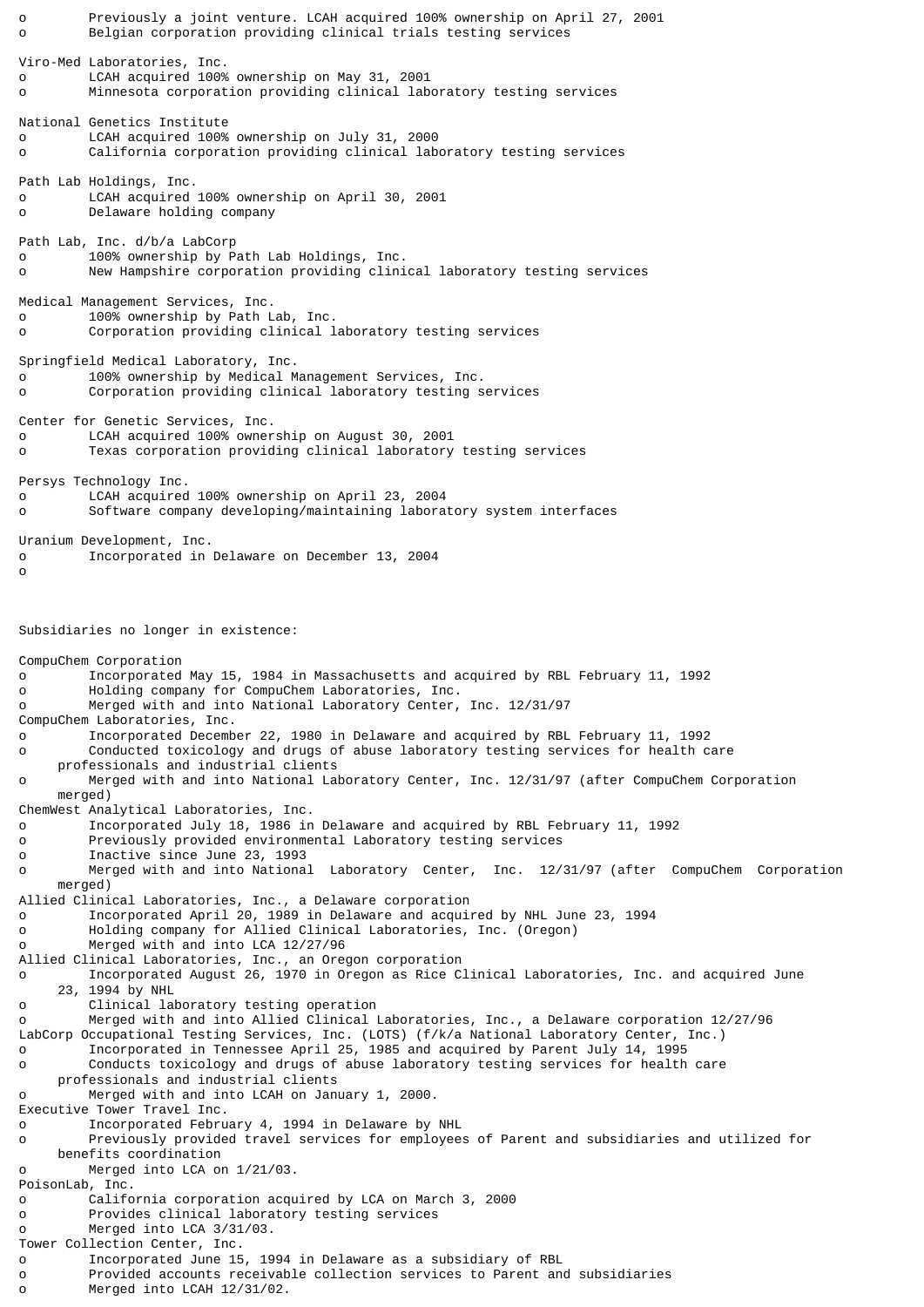- Previously a joint venture. LCAH acquired 100% ownership on April 27, 2001
- Belgian corporation providing clinical trials testing services

Viro-Med Laboratories, Inc.
- LCAH acquired 100% ownership on May 31, 2001
- Minnesota corporation providing clinical laboratory testing services

National Genetics Institute
- LCAH acquired 100% ownership on July 31, 2000
- California corporation providing clinical laboratory testing services

Path Lab Holdings, Inc.
- LCAH acquired 100% ownership on April 30, 2001
- Delaware holding company

Path Lab, Inc. d/b/a LabCorp
- 100% ownership by Path Lab Holdings, Inc.
- New Hampshire corporation providing clinical laboratory testing services

Medical Management Services, Inc.
- 100% ownership by Path Lab, Inc.
- Corporation providing clinical laboratory testing services

Springfield Medical Laboratory, Inc.
- 100% ownership by Medical Management Services, Inc.
- Corporation providing clinical laboratory testing services

Center for Genetic Services, Inc.
- LCAH acquired 100% ownership on August 30, 2001
- Texas corporation providing clinical laboratory testing services

Persys Technology Inc.
- LCAH acquired 100% ownership on April 23, 2004
- Software company developing/maintaining laboratory system interfaces

Uranium Development, Inc.
- Incorporated in Delaware on December 13, 2004
- 

Subsidiaries no longer in existence:

CompuChem Corporation
- Incorporated May 15, 1984 in Massachusetts and acquired by RBL February 11, 1992
- Holding company for CompuChem Laboratories, Inc.
- Merged with and into National Laboratory Center, Inc. 12/31/97

CompuChem Laboratories, Inc.
- Incorporated December 22, 1980 in Delaware and acquired by RBL February 11, 1992
- Conducted toxicology and drugs of abuse laboratory testing services for health care professionals and industrial clients
- Merged with and into National Laboratory Center, Inc. 12/31/97 (after CompuChem Corporation merged)

ChemWest Analytical Laboratories, Inc.
- Incorporated July 18, 1986 in Delaware and acquired by RBL February 11, 1992
- Previously provided environmental Laboratory testing services
- Inactive since June 23, 1993
- Merged with and into National Laboratory Center, Inc. 12/31/97 (after CompuChem Corporation merged)

Allied Clinical Laboratories, Inc., a Delaware corporation
- Incorporated April 20, 1989 in Delaware and acquired by NHL June 23, 1994
- Holding company for Allied Clinical Laboratories, Inc. (Oregon)
- Merged with and into LCA 12/27/96

Allied Clinical Laboratories, Inc., an Oregon corporation
- Incorporated August 26, 1970 in Oregon as Rice Clinical Laboratories, Inc. and acquired June 23, 1994 by NHL
- Clinical laboratory testing operation
- Merged with and into Allied Clinical Laboratories, Inc., a Delaware corporation 12/27/96

LabCorp Occupational Testing Services, Inc. (LOTS) (f/k/a National Laboratory Center, Inc.)
- Incorporated in Tennessee April 25, 1985 and acquired by Parent July 14, 1995
- Conducts toxicology and drugs of abuse laboratory testing services for health care professionals and industrial clients
- Merged with and into LCAH on January 1, 2000.

Executive Tower Travel Inc.
- Incorporated February 4, 1994 in Delaware by NHL
- Previously provided travel services for employees of Parent and subsidiaries and utilized for benefits coordination
- Merged into LCA on 1/21/03.

PoisonLab, Inc.
- California corporation acquired by LCA on March 3, 2000
- Provides clinical laboratory testing services
- Merged into LCA 3/31/03.

Tower Collection Center, Inc.
- Incorporated June 15, 1994 in Delaware as a subsidiary of RBL
- Provided accounts receivable collection services to Parent and subsidiaries
- Merged into LCAH 12/31/02.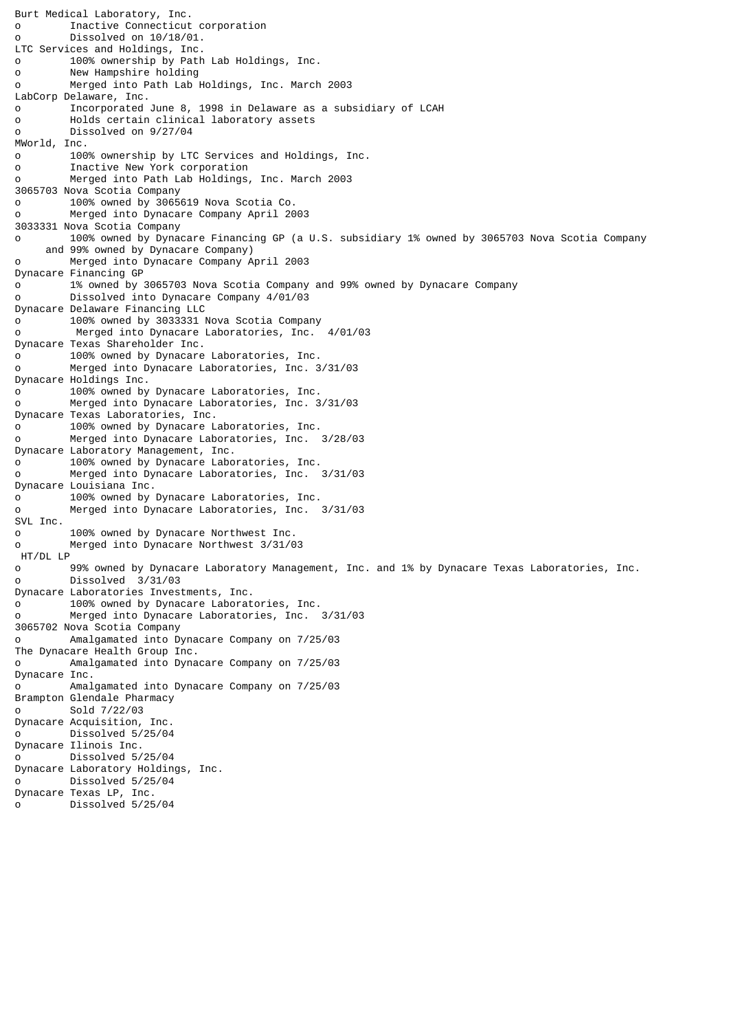Burt Medical Laboratory, Inc.
- Inactive Connecticut corporation
- Dissolved on 10/18/01.

LTC Services and Holdings, Inc.
- 100% ownership by Path Lab Holdings, Inc.
- New Hampshire holding
- Merged into Path Lab Holdings, Inc. March 2003

LabCorp Delaware, Inc.
- Incorporated June 8, 1998 in Delaware as a subsidiary of LCAH
- Holds certain clinical laboratory assets
- Dissolved on 9/27/04

MWorld, Inc.
- 100% ownership by LTC Services and Holdings, Inc.
- Inactive New York corporation
- Merged into Path Lab Holdings, Inc. March 2003

3065703 Nova Scotia Company
- 100% owned by 3065619 Nova Scotia Co.
- Merged into Dynacare Company April 2003

3033331 Nova Scotia Company
- 100% owned by Dynacare Financing GP (a U.S. subsidiary 1% owned by 3065703 Nova Scotia Company and 99% owned by Dynacare Company)
- Merged into Dynacare Company April 2003

Dynacare Financing GP
- 1% owned by 3065703 Nova Scotia Company and 99% owned by Dynacare Company
- Dissolved into Dynacare Company 4/01/03

Dynacare Delaware Financing LLC
- 100% owned by 3033331 Nova Scotia Company
- Merged into Dynacare Laboratories, Inc. 4/01/03

Dynacare Texas Shareholder Inc.
- 100% owned by Dynacare Laboratories, Inc.
- Merged into Dynacare Laboratories, Inc. 3/31/03

Dynacare Holdings Inc.
- 100% owned by Dynacare Laboratories, Inc.
- Merged into Dynacare Laboratories, Inc. 3/31/03

Dynacare Texas Laboratories, Inc.
- 100% owned by Dynacare Laboratories, Inc.
- Merged into Dynacare Laboratories, Inc. 3/28/03

Dynacare Laboratory Management, Inc.
- 100% owned by Dynacare Laboratories, Inc.
- Merged into Dynacare Laboratories, Inc. 3/31/03

Dynacare Louisiana Inc.
- 100% owned by Dynacare Laboratories, Inc.
- Merged into Dynacare Laboratories, Inc. 3/31/03

SVL Inc.
- 100% owned by Dynacare Northwest Inc.
- Merged into Dynacare Northwest 3/31/03

HT/DL LP
- 99% owned by Dynacare Laboratory Management, Inc. and 1% by Dynacare Texas Laboratories, Inc.
- Dissolved 3/31/03

Dynacare Laboratories Investments, Inc.
- 100% owned by Dynacare Laboratories, Inc.
- Merged into Dynacare Laboratories, Inc. 3/31/03

3065702 Nova Scotia Company
- Amalgamated into Dynacare Company on 7/25/03

The Dynacare Health Group Inc.
- Amalgamated into Dynacare Company on 7/25/03

Dynacare Inc.
- Amalgamated into Dynacare Company on 7/25/03

Brampton Glendale Pharmacy
- Sold 7/22/03

Dynacare Acquisition, Inc.
- Dissolved 5/25/04

Dynacare Ilinois Inc.
- Dissolved 5/25/04

Dynacare Laboratory Holdings, Inc.
- Dissolved 5/25/04

Dynacare Texas LP, Inc.
- Dissolved 5/25/04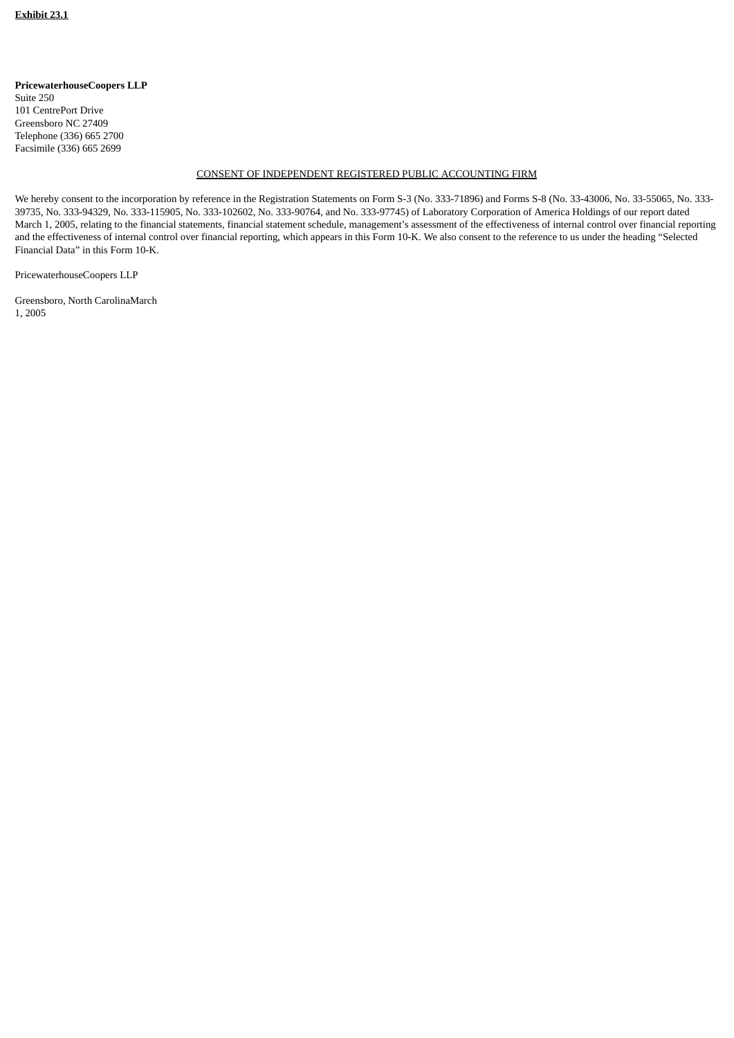**Exhibit 23.1**

**PricewaterhouseCoopers LLP**
Suite 250
101 CentrePort Drive
Greensboro NC 27409
Telephone (336) 665 2700
Facsimile (336) 665 2699

CONSENT OF INDEPENDENT REGISTERED PUBLIC ACCOUNTING FIRM

We hereby consent to the incorporation by reference in the Registration Statements on Form S-3 (No. 333-71896) and Forms S-8 (No. 33-43006, No. 33-55065, No. 333-39735, No. 333-94329, No. 333-115905, No. 333-102602, No. 333-90764, and No. 333-97745) of Laboratory Corporation of America Holdings of our report dated March 1, 2005, relating to the financial statements, financial statement schedule, management's assessment of the effectiveness of internal control over financial reporting and the effectiveness of internal control over financial reporting, which appears in this Form 10-K. We also consent to the reference to us under the heading "Selected Financial Data" in this Form 10-K.

PricewaterhouseCoopers LLP

Greensboro, North Carolina
March 1, 2005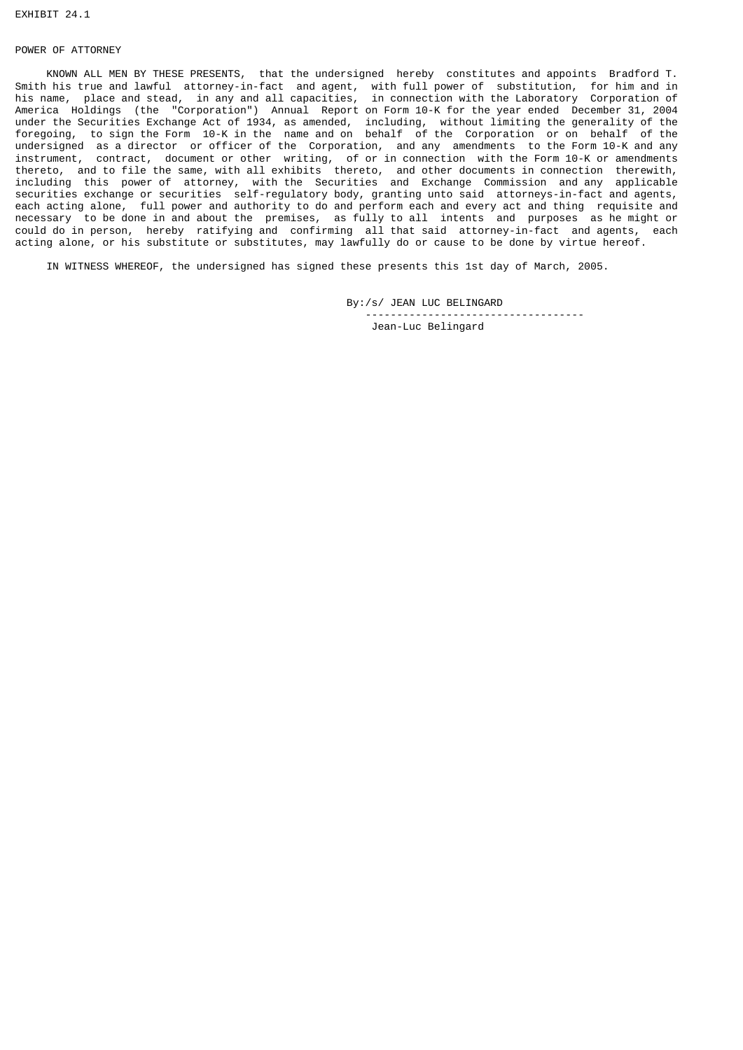EXHIBIT 24.1

POWER OF ATTORNEY

KNOWN ALL MEN BY THESE PRESENTS, that the undersigned hereby constitutes and appoints Bradford T. Smith his true and lawful attorney-in-fact and agent, with full power of substitution, for him and in his name, place and stead, in any and all capacities, in connection with the Laboratory Corporation of America Holdings (the "Corporation") Annual Report on Form 10-K for the year ended December 31, 2004 under the Securities Exchange Act of 1934, as amended, including, without limiting the generality of the foregoing, to sign the Form 10-K in the name and on behalf of the Corporation or on behalf of the undersigned as a director or officer of the Corporation, and any amendments to the Form 10-K and any instrument, contract, document or other writing, of or in connection with the Form 10-K or amendments thereto, and to file the same, with all exhibits thereto, and other documents in connection therewith, including this power of attorney, with the Securities and Exchange Commission and any applicable securities exchange or securities self-regulatory body, granting unto said attorneys-in-fact and agents, each acting alone, full power and authority to do and perform each and every act and thing requisite and necessary to be done in and about the premises, as fully to all intents and purposes as he might or could do in person, hereby ratifying and confirming all that said attorney-in-fact and agents, each acting alone, or his substitute or substitutes, may lawfully do or cause to be done by virtue hereof.

IN WITNESS WHEREOF, the undersigned has signed these presents this 1st day of March, 2005.

By:/s/ JEAN LUC BELINGARD

----------------------------------

Jean-Luc Belingard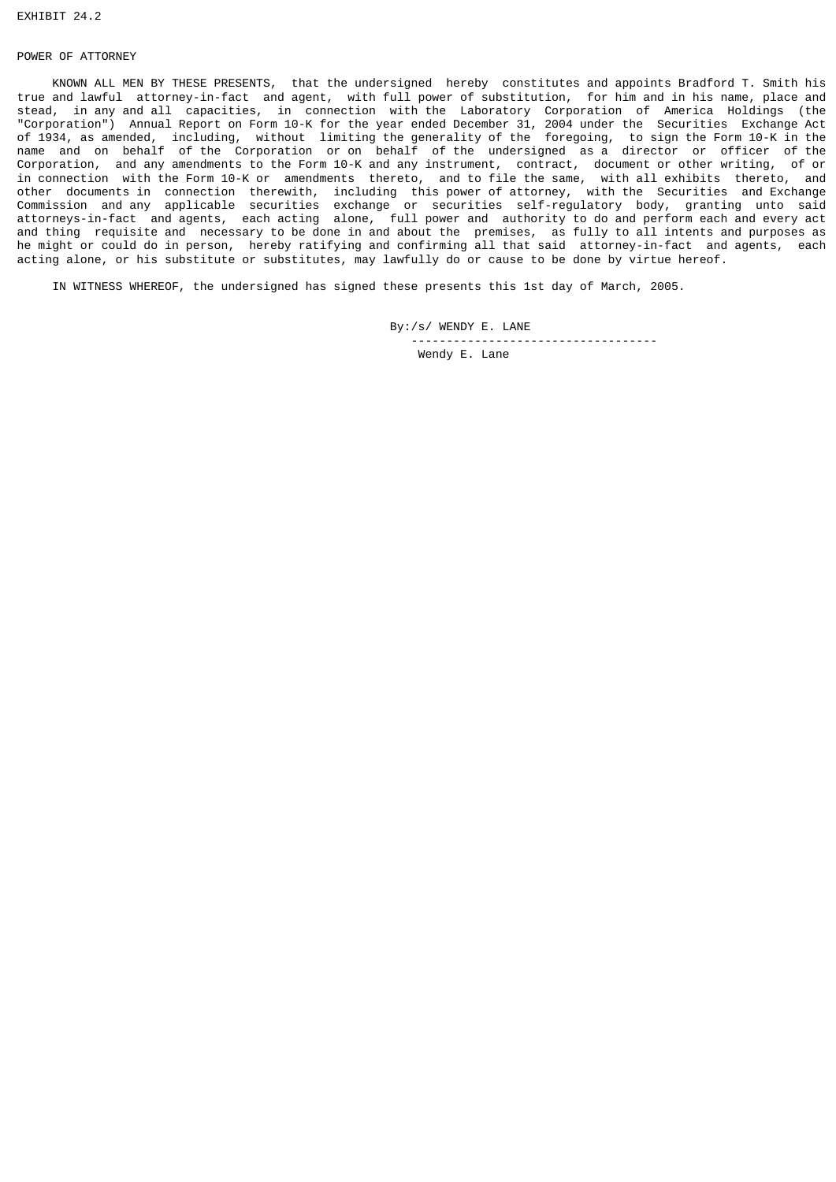EXHIBIT 24.2

POWER OF ATTORNEY

KNOWN ALL MEN BY THESE PRESENTS, that the undersigned hereby constitutes and appoints Bradford T. Smith his true and lawful attorney-in-fact and agent, with full power of substitution, for him and in his name, place and stead, in any and all capacities, in connection with the Laboratory Corporation of America Holdings (the "Corporation") Annual Report on Form 10-K for the year ended December 31, 2004 under the Securities Exchange Act of 1934, as amended, including, without limiting the generality of the foregoing, to sign the Form 10-K in the name and on behalf of the Corporation or on behalf of the undersigned as a director or officer of the Corporation, and any amendments to the Form 10-K and any instrument, contract, document or other writing, of or in connection with the Form 10-K or amendments thereto, and to file the same, with all exhibits thereto, and other documents in connection therewith, including this power of attorney, with the Securities and Exchange Commission and any applicable securities exchange or securities self-regulatory body, granting unto said attorneys-in-fact and agents, each acting alone, full power and authority to do and perform each and every act and thing requisite and necessary to be done in and about the premises, as fully to all intents and purposes as he might or could do in person, hereby ratifying and confirming all that said attorney-in-fact and agents, each acting alone, or his substitute or substitutes, may lawfully do or cause to be done by virtue hereof.

IN WITNESS WHEREOF, the undersigned has signed these presents this 1st day of March, 2005.

By:/s/ WENDY E. LANE

-----------------------------------

Wendy E. Lane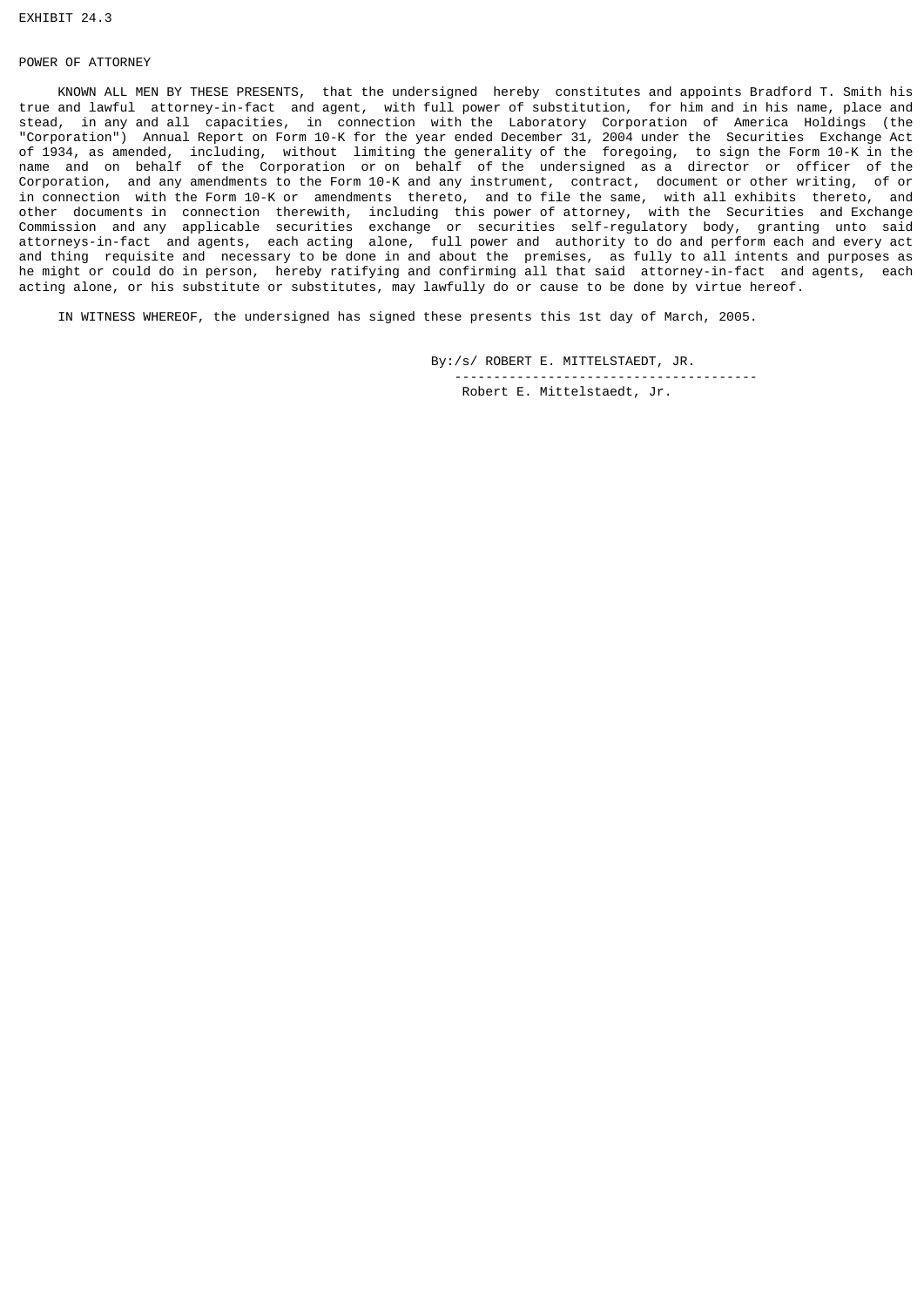EXHIBIT 24.3

POWER OF ATTORNEY

KNOWN ALL MEN BY THESE PRESENTS, that the undersigned hereby constitutes and appoints Bradford T. Smith his true and lawful attorney-in-fact and agent, with full power of substitution, for him and in his name, place and stead, in any and all capacities, in connection with the Laboratory Corporation of America Holdings (the "Corporation") Annual Report on Form 10-K for the year ended December 31, 2004 under the Securities Exchange Act of 1934, as amended, including, without limiting the generality of the foregoing, to sign the Form 10-K in the name and on behalf of the Corporation or on behalf of the undersigned as a director or officer of the Corporation, and any amendments to the Form 10-K and any instrument, contract, document or other writing, of or in connection with the Form 10-K or amendments thereto, and to file the same, with all exhibits thereto, and other documents in connection therewith, including this power of attorney, with the Securities and Exchange Commission and any applicable securities exchange or securities self-regulatory body, granting unto said attorneys-in-fact and agents, each acting alone, full power and authority to do and perform each and every act and thing requisite and necessary to be done in and about the premises, as fully to all intents and purposes as he might or could do in person, hereby ratifying and confirming all that said attorney-in-fact and agents, each acting alone, or his substitute or substitutes, may lawfully do or cause to be done by virtue hereof.

IN WITNESS WHEREOF, the undersigned has signed these presents this 1st day of March, 2005.

By:/s/ ROBERT E. MITTELSTAEDT, JR.

---

Robert E. Mittelstaedt, Jr.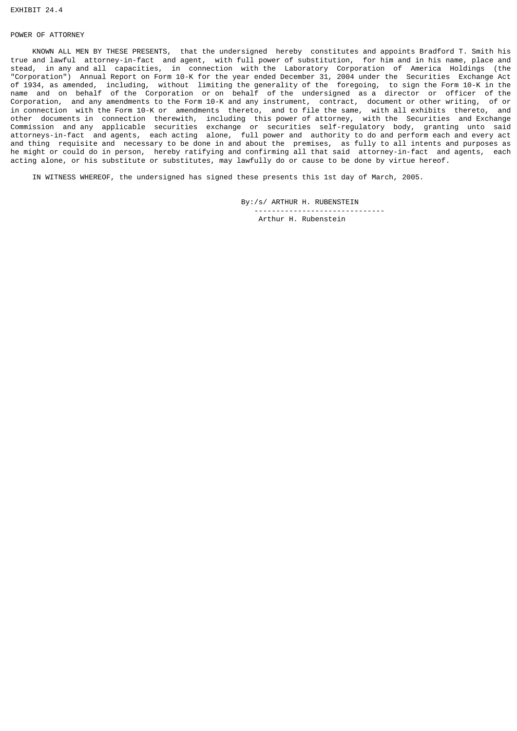EXHIBIT 24.4

POWER OF ATTORNEY

KNOWN ALL MEN BY THESE PRESENTS, that the undersigned hereby constitutes and appoints Bradford T. Smith his true and lawful attorney-in-fact and agent, with full power of substitution, for him and in his name, place and stead, in any and all capacities, in connection with the Laboratory Corporation of America Holdings (the "Corporation") Annual Report on Form 10-K for the year ended December 31, 2004 under the Securities Exchange Act of 1934, as amended, including, without limiting the generality of the foregoing, to sign the Form 10-K in the name and on behalf of the Corporation or on behalf of the undersigned as a director or officer of the Corporation, and any amendments to the Form 10-K and any instrument, contract, document or other writing, of or in connection with the Form 10-K or amendments thereto, and to file the same, with all exhibits thereto, and other documents in connection therewith, including this power of attorney, with the Securities and Exchange Commission and any applicable securities exchange or securities self-regulatory body, granting unto said attorneys-in-fact and agents, each acting alone, full power and authority to do and perform each and every act and thing requisite and necessary to be done in and about the premises, as fully to all intents and purposes as he might or could do in person, hereby ratifying and confirming all that said attorney-in-fact and agents, each acting alone, or his substitute or substitutes, may lawfully do or cause to be done by virtue hereof.

IN WITNESS WHEREOF, the undersigned has signed these presents this 1st day of March, 2005.

By:/s/ ARTHUR H. RUBENSTEIN

Arthur H. Rubenstein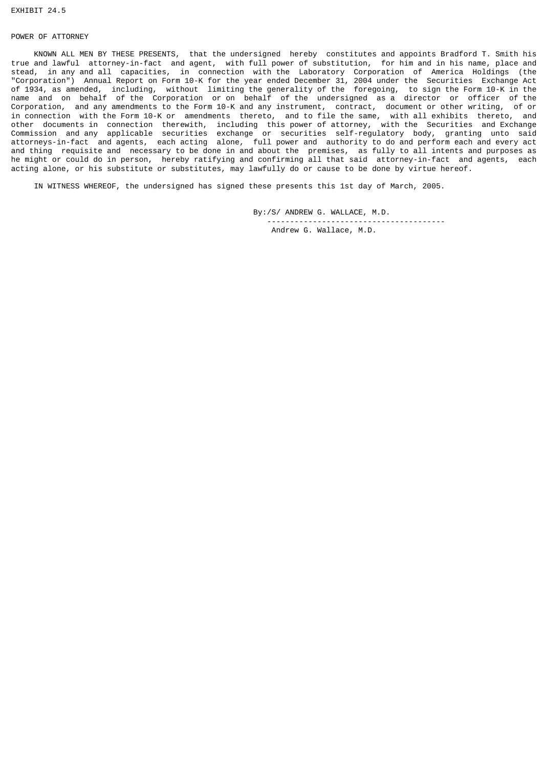EXHIBIT 24.5

POWER OF ATTORNEY

KNOWN ALL MEN BY THESE PRESENTS, that the undersigned hereby constitutes and appoints Bradford T. Smith his true and lawful attorney-in-fact and agent, with full power of substitution, for him and in his name, place and stead, in any and all capacities, in connection with the Laboratory Corporation of America Holdings (the "Corporation") Annual Report on Form 10-K for the year ended December 31, 2004 under the Securities Exchange Act of 1934, as amended, including, without limiting the generality of the foregoing, to sign the Form 10-K in the name and on behalf of the Corporation or on behalf of the undersigned as a director or officer of the Corporation, and any amendments to the Form 10-K and any instrument, contract, document or other writing, of or in connection with the Form 10-K or amendments thereto, and to file the same, with all exhibits thereto, and other documents in connection therewith, including this power of attorney, with the Securities and Exchange Commission and any applicable securities exchange or securities self-regulatory body, granting unto said attorneys-in-fact and agents, each acting alone, full power and authority to do and perform each and every act and thing requisite and necessary to be done in and about the premises, as fully to all intents and purposes as he might or could do in person, hereby ratifying and confirming all that said attorney-in-fact and agents, each acting alone, or his substitute or substitutes, may lawfully do or cause to be done by virtue hereof.

IN WITNESS WHEREOF, the undersigned has signed these presents this 1st day of March, 2005.

By:/S/ ANDREW G. WALLACE, M.D.

---------------------------------------

Andrew G. Wallace, M.D.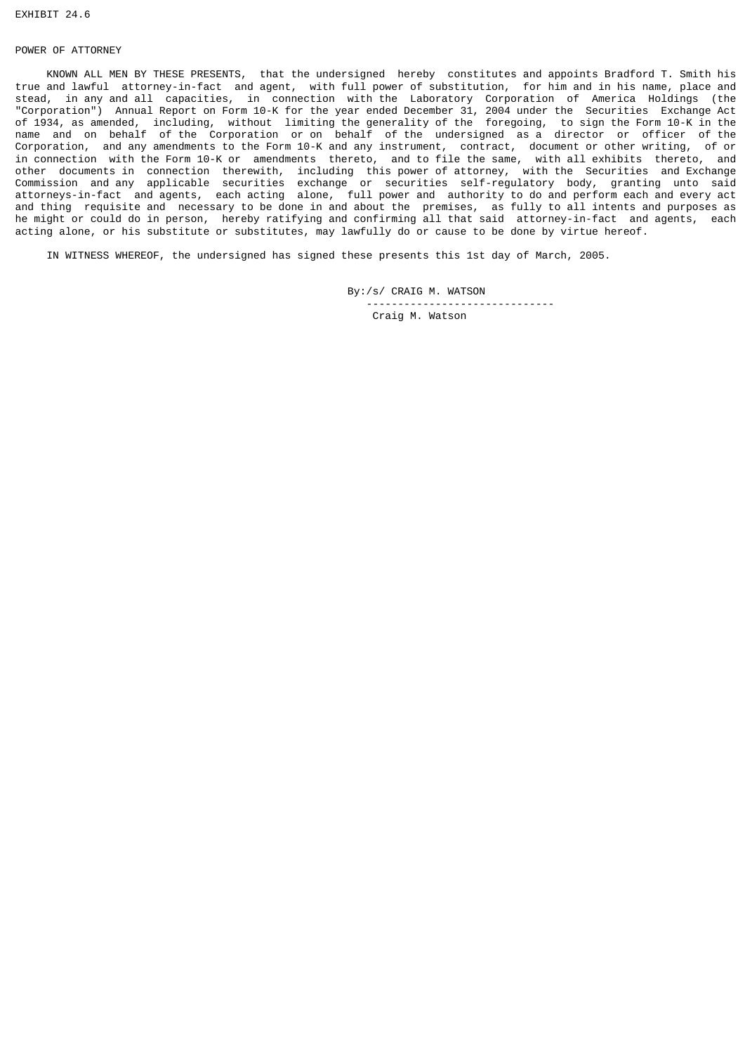EXHIBIT 24.6

POWER OF ATTORNEY

KNOWN ALL MEN BY THESE PRESENTS, that the undersigned hereby constitutes and appoints Bradford T. Smith his true and lawful attorney-in-fact and agent, with full power of substitution, for him and in his name, place and stead, in any and all capacities, in connection with the Laboratory Corporation of America Holdings (the "Corporation") Annual Report on Form 10-K for the year ended December 31, 2004 under the Securities Exchange Act of 1934, as amended, including, without limiting the generality of the foregoing, to sign the Form 10-K in the name and on behalf of the Corporation or on behalf of the undersigned as a director or officer of the Corporation, and any amendments to the Form 10-K and any instrument, contract, document or other writing, of or in connection with the Form 10-K or amendments thereto, and to file the same, with all exhibits thereto, and other documents in connection therewith, including this power of attorney, with the Securities and Exchange Commission and any applicable securities exchange or securities self-regulatory body, granting unto said attorneys-in-fact and agents, each acting alone, full power and authority to do and perform each and every act and thing requisite and necessary to be done in and about the premises, as fully to all intents and purposes as he might or could do in person, hereby ratifying and confirming all that said attorney-in-fact and agents, each acting alone, or his substitute or substitutes, may lawfully do or cause to be done by virtue hereof.

IN WITNESS WHEREOF, the undersigned has signed these presents this 1st day of March, 2005.

By:/s/ CRAIG M. WATSON

------------------------------

Craig M. Watson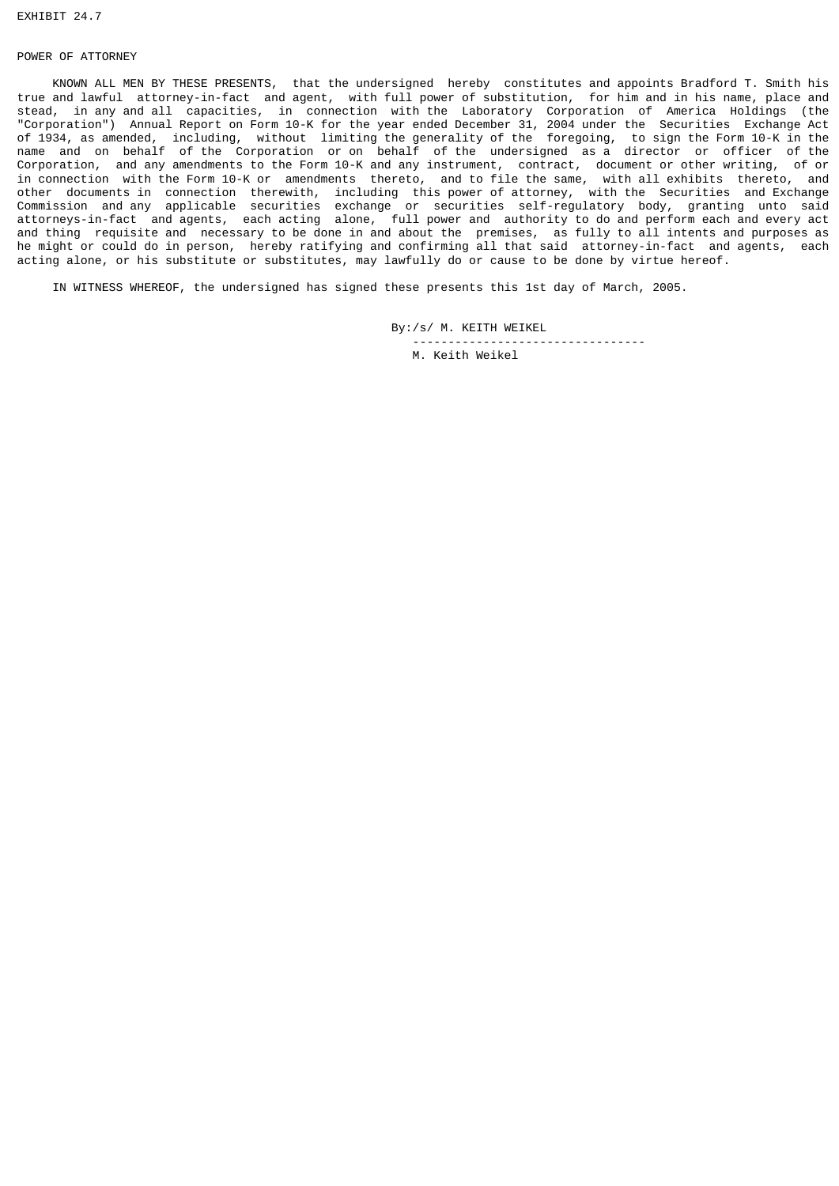EXHIBIT 24.7

POWER OF ATTORNEY

KNOWN ALL MEN BY THESE PRESENTS, that the undersigned hereby constitutes and appoints Bradford T. Smith his true and lawful attorney-in-fact and agent, with full power of substitution, for him and in his name, place and stead, in any and all capacities, in connection with the Laboratory Corporation of America Holdings (the "Corporation") Annual Report on Form 10-K for the year ended December 31, 2004 under the Securities Exchange Act of 1934, as amended, including, without limiting the generality of the foregoing, to sign the Form 10-K in the name and on behalf of the Corporation or on behalf of the undersigned as a director or officer of the Corporation, and any amendments to the Form 10-K and any instrument, contract, document or other writing, of or in connection with the Form 10-K or amendments thereto, and to file the same, with all exhibits thereto, and other documents in connection therewith, including this power of attorney, with the Securities and Exchange Commission and any applicable securities exchange or securities self-regulatory body, granting unto said attorneys-in-fact and agents, each acting alone, full power and authority to do and perform each and every act and thing requisite and necessary to be done in and about the premises, as fully to all intents and purposes as he might or could do in person, hereby ratifying and confirming all that said attorney-in-fact and agents, each acting alone, or his substitute or substitutes, may lawfully do or cause to be done by virtue hereof.

IN WITNESS WHEREOF, the undersigned has signed these presents this 1st day of March, 2005.

By:/s/ M. KEITH WEIKEL

---------------------------------

M. Keith Weikel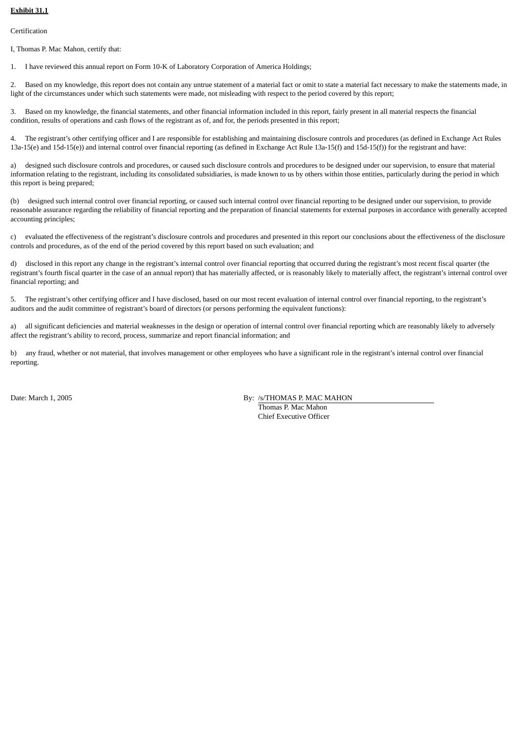**Exhibit 31.1**

Certification

I, Thomas P. Mac Mahon, certify that:

1. I have reviewed this annual report on Form 10-K of Laboratory Corporation of America Holdings;

2. Based on my knowledge, this report does not contain any untrue statement of a material fact or omit to state a material fact necessary to make the statements made, in light of the circumstances under which such statements were made, not misleading with respect to the period covered by this report;

3. Based on my knowledge, the financial statements, and other financial information included in this report, fairly present in all material respects the financial condition, results of operations and cash flows of the registrant as of, and for, the periods presented in this report;

4. The registrant's other certifying officer and I are responsible for establishing and maintaining disclosure controls and procedures (as defined in Exchange Act Rules 13a-15(e) and 15d-15(e)) and internal control over financial reporting (as defined in Exchange Act Rule 13a-15(f) and 15d-15(f)) for the registrant and have:

a) designed such disclosure controls and procedures, or caused such disclosure controls and procedures to be designed under our supervision, to ensure that material information relating to the registrant, including its consolidated subsidiaries, is made known to us by others within those entities, particularly during the period in which this report is being prepared;

(b) designed such internal control over financial reporting, or caused such internal control over financial reporting to be designed under our supervision, to provide reasonable assurance regarding the reliability of financial reporting and the preparation of financial statements for external purposes in accordance with generally accepted accounting principles;

c) evaluated the effectiveness of the registrant's disclosure controls and procedures and presented in this report our conclusions about the effectiveness of the disclosure controls and procedures, as of the end of the period covered by this report based on such evaluation; and

d) disclosed in this report any change in the registrant's internal control over financial reporting that occurred during the registrant's most recent fiscal quarter (the registrant's fourth fiscal quarter in the case of an annual report) that has materially affected, or is reasonably likely to materially affect, the registrant's internal control over financial reporting; and

5. The registrant's other certifying officer and I have disclosed, based on our most recent evaluation of internal control over financial reporting, to the registrant's auditors and the audit committee of registrant's board of directors (or persons performing the equivalent functions):

a) all significant deficiencies and material weaknesses in the design or operation of internal control over financial reporting which are reasonably likely to adversely affect the registrant's ability to record, process, summarize and report financial information; and

b) any fraud, whether or not material, that involves management or other employees who have a significant role in the registrant's internal control over financial reporting.

Date: March 1, 2005

By: /s/THOMAS P. MAC MAHON
Thomas P. Mac Mahon
Chief Executive Officer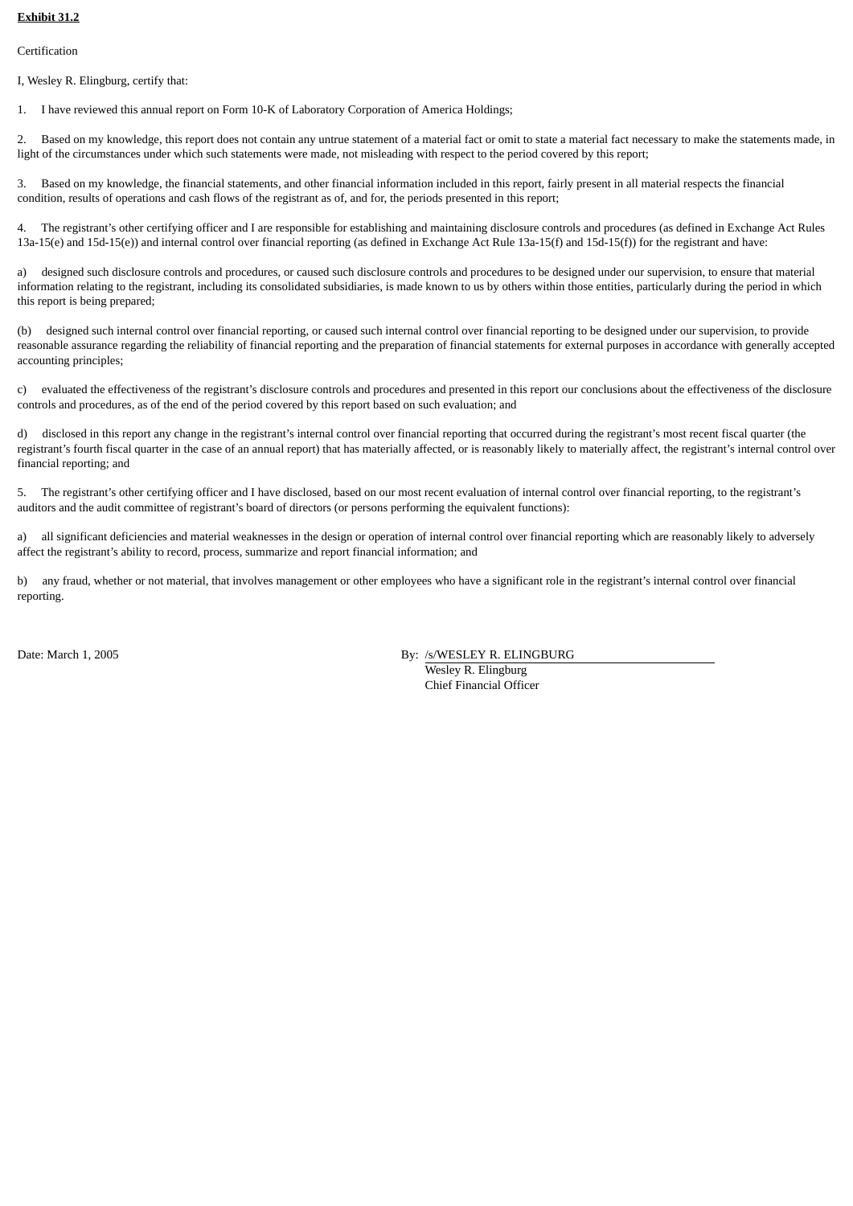**Exhibit 31.2**

Certification

I, Wesley R. Elingburg, certify that:

1. I have reviewed this annual report on Form 10-K of Laboratory Corporation of America Holdings;

2. Based on my knowledge, this report does not contain any untrue statement of a material fact or omit to state a material fact necessary to make the statements made, in light of the circumstances under which such statements were made, not misleading with respect to the period covered by this report;

3. Based on my knowledge, the financial statements, and other financial information included in this report, fairly present in all material respects the financial condition, results of operations and cash flows of the registrant as of, and for, the periods presented in this report;

4. The registrant's other certifying officer and I are responsible for establishing and maintaining disclosure controls and procedures (as defined in Exchange Act Rules 13a-15(e) and 15d-15(e)) and internal control over financial reporting (as defined in Exchange Act Rule 13a-15(f) and 15d-15(f)) for the registrant and have:

a) designed such disclosure controls and procedures, or caused such disclosure controls and procedures to be designed under our supervision, to ensure that material information relating to the registrant, including its consolidated subsidiaries, is made known to us by others within those entities, particularly during the period in which this report is being prepared;

(b) designed such internal control over financial reporting, or caused such internal control over financial reporting to be designed under our supervision, to provide reasonable assurance regarding the reliability of financial reporting and the preparation of financial statements for external purposes in accordance with generally accepted accounting principles;

c) evaluated the effectiveness of the registrant's disclosure controls and procedures and presented in this report our conclusions about the effectiveness of the disclosure controls and procedures, as of the end of the period covered by this report based on such evaluation; and

d) disclosed in this report any change in the registrant's internal control over financial reporting that occurred during the registrant's most recent fiscal quarter (the registrant's fourth fiscal quarter in the case of an annual report) that has materially affected, or is reasonably likely to materially affect, the registrant's internal control over financial reporting; and

5. The registrant's other certifying officer and I have disclosed, based on our most recent evaluation of internal control over financial reporting, to the registrant's auditors and the audit committee of registrant's board of directors (or persons performing the equivalent functions):

a) all significant deficiencies and material weaknesses in the design or operation of internal control over financial reporting which are reasonably likely to adversely affect the registrant's ability to record, process, summarize and report financial information; and

b) any fraud, whether or not material, that involves management or other employees who have a significant role in the registrant's internal control over financial reporting.

Date: March 1, 2005

By: /s/WESLEY R. ELINGBURG
Wesley R. Elingburg
Chief Financial Officer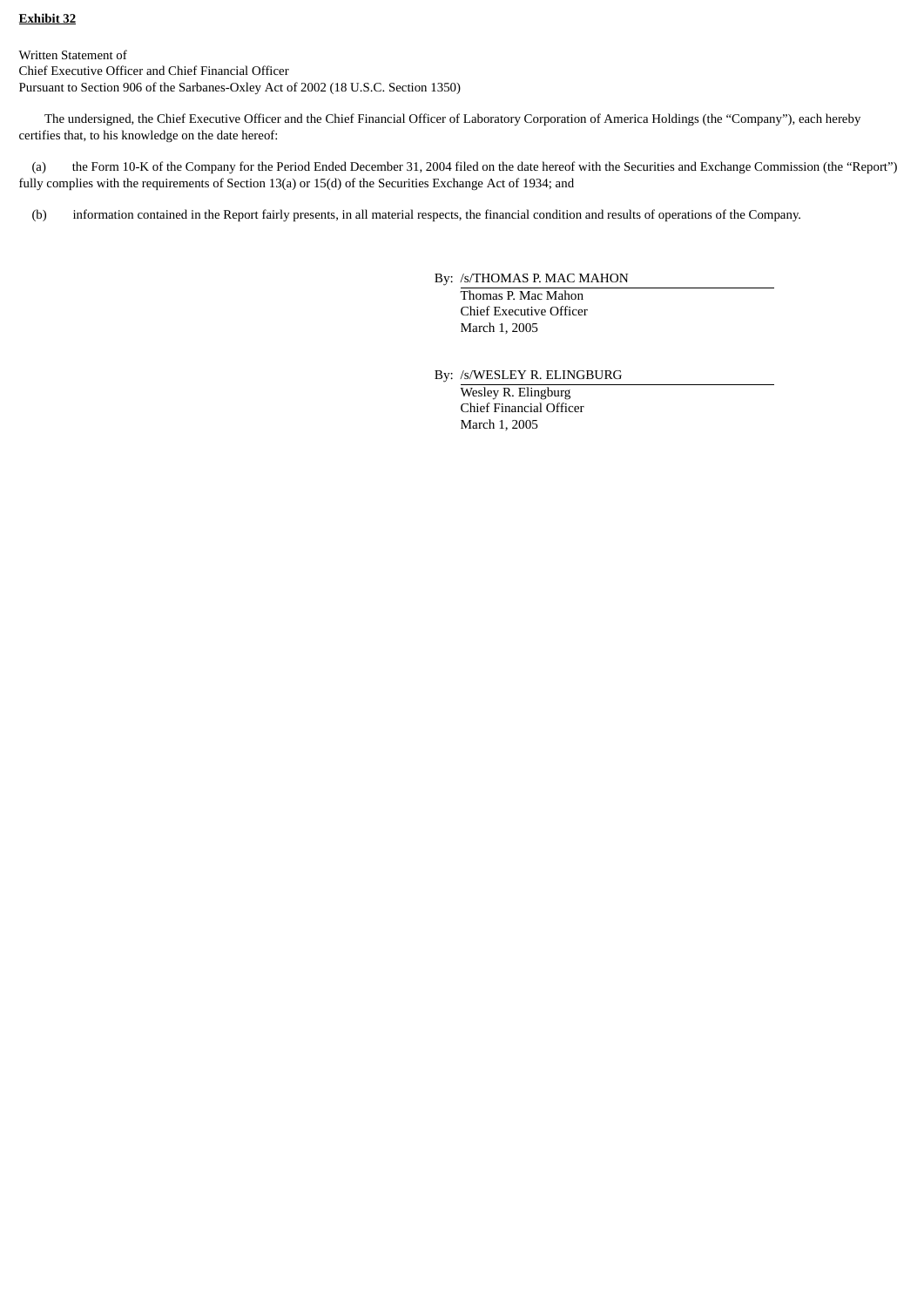**Exhibit 32**

Written Statement of
Chief Executive Officer and Chief Financial Officer
Pursuant to Section 906 of the Sarbanes-Oxley Act of 2002 (18 U.S.C. Section 1350)

The undersigned, the Chief Executive Officer and the Chief Financial Officer of Laboratory Corporation of America Holdings (the "Company"), each hereby certifies that, to his knowledge on the date hereof:

(a) the Form 10-K of the Company for the Period Ended December 31, 2004 filed on the date hereof with the Securities and Exchange Commission (the "Report") fully complies with the requirements of Section 13(a) or 15(d) of the Securities Exchange Act of 1934; and

(b) information contained in the Report fairly presents, in all material respects, the financial condition and results of operations of the Company.

By: /s/THOMAS P. MAC MAHON
Thomas P. Mac Mahon
Chief Executive Officer
March 1, 2005

By: /s/WESLEY R. ELINGBURG
Wesley R. Elingburg
Chief Financial Officer
March 1, 2005